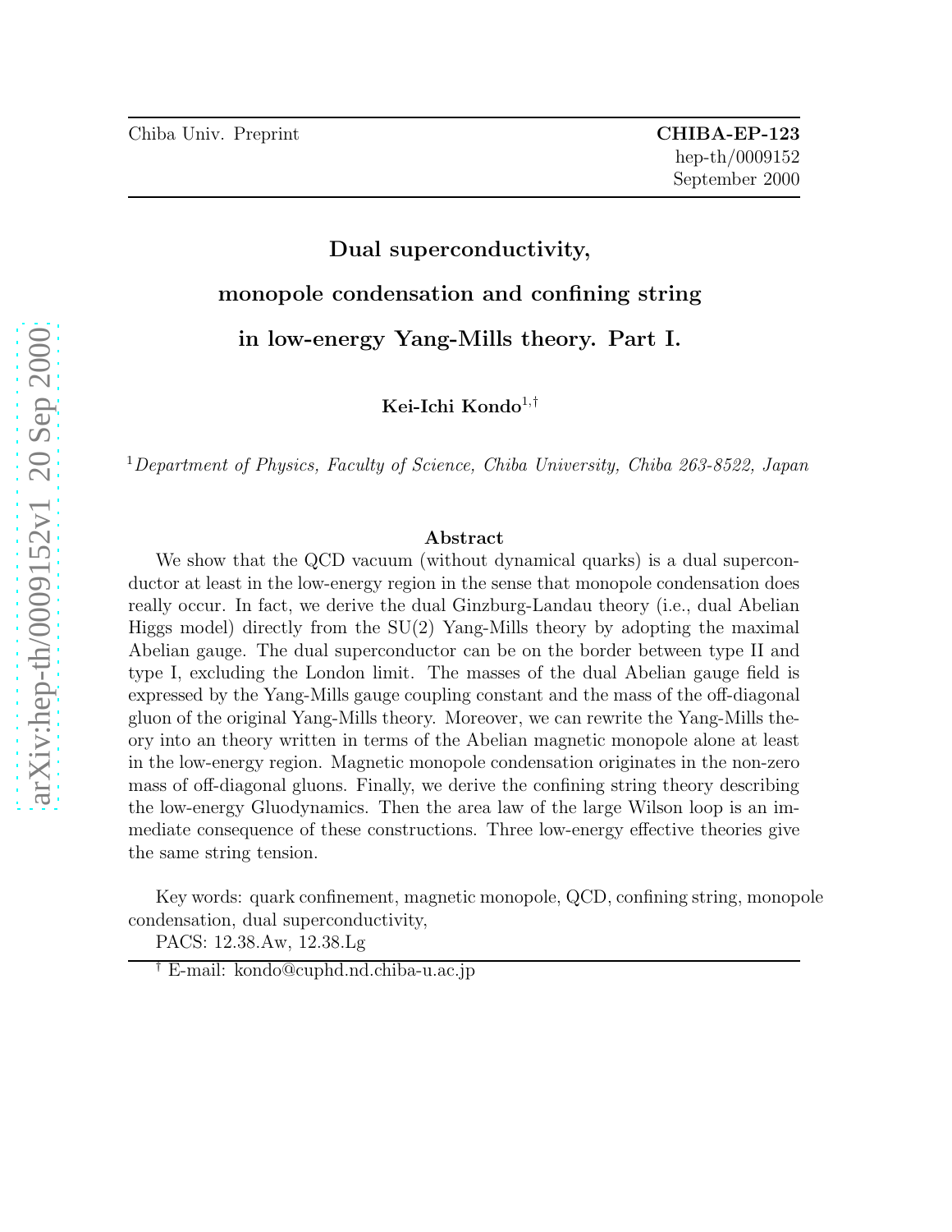Chiba Univ. Preprint **CHIBA-EP-123**
hep-th/0009152
September 2000

# Dual superconductivity, monopole condensation and confining string in low-energy Yang-Mills theory. Part I.

**Kei-Ichi Kondo**[1,†]

[1]*Department of Physics, Faculty of Science, Chiba University, Chiba 263-8522, Japan*

## Abstract

We show that the QCD vacuum (without dynamical quarks) is a dual superconductor at least in the low-energy region in the sense that monopole condensation does really occur. In fact, we derive the dual Ginzburg-Landau theory (i.e., dual Abelian Higgs model) directly from the SU(2) Yang-Mills theory by adopting the maximal Abelian gauge. The dual superconductor can be on the border between type II and type I, excluding the London limit. The masses of the dual Abelian gauge field is expressed by the Yang-Mills gauge coupling constant and the mass of the off-diagonal gluon of the original Yang-Mills theory. Moreover, we can rewrite the Yang-Mills theory into an theory written in terms of the Abelian magnetic monopole alone at least in the low-energy region. Magnetic monopole condensation originates in the non-zero mass of off-diagonal gluons. Finally, we derive the confining string theory describing the low-energy Gluodynamics. Then the area law of the large Wilson loop is an immediate consequence of these constructions. Three low-energy effective theories give the same string tension.

Key words: quark confinement, magnetic monopole, QCD, confining string, monopole condensation, dual superconductivity,

PACS: 12.38.Aw, 12.38.Lg

† E-mail: kondo@cuphd.nd.chiba-u.ac.jp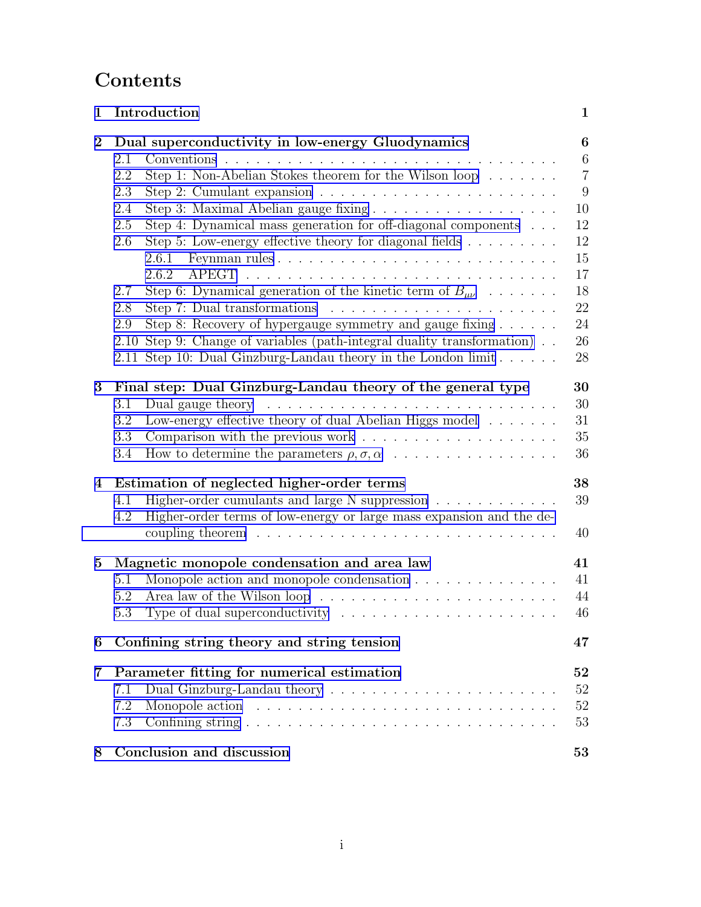# Contents

| | | |
|---|---|---|
| **1** | **Introduction** | **1** |
| **2** | **Dual superconductivity in low-energy Gluodynamics** | **6** |
| 2.1 | Conventions | 6 |
| 2.2 | Step 1: Non-Abelian Stokes theorem for the Wilson loop | 7 |
| 2.3 | Step 2: Cumulant expansion | 9 |
| 2.4 | Step 3: Maximal Abelian gauge fixing | 10 |
| 2.5 | Step 4: Dynamical mass generation for off-diagonal components | 12 |
| 2.6 | Step 5: Low-energy effective theory for diagonal fields | 12 |
| 2.6.1 | Feynman rules | 15 |
| 2.6.2 | APEGT | 17 |
| 2.7 | Step 6: Dynamical generation of the kinetic term of $B_{\mu\nu}$ | 18 |
| 2.8 | Step 7: Dual transformations | 22 |
| 2.9 | Step 8: Recovery of hypergauge symmetry and gauge fixing | 24 |
| 2.10 | Step 9: Change of variables (path-integral duality transformation) | 26 |
| 2.11 | Step 10: Dual Ginzburg-Landau theory in the London limit | 28 |
| **3** | **Final step: Dual Ginzburg-Landau theory of the general type** | **30** |
| 3.1 | Dual gauge theory | 30 |
| 3.2 | Low-energy effective theory of dual Abelian Higgs model | 31 |
| 3.3 | Comparison with the previous work | 35 |
| 3.4 | How to determine the parameters $\rho, \sigma, \alpha$ | 36 |
| **4** | **Estimation of neglected higher-order terms** | **38** |
| 4.1 | Higher-order cumulants and large N suppression | 39 |
| 4.2 | Higher-order terms of low-energy or large mass expansion and the decoupling theorem | 40 |
| **5** | **Magnetic monopole condensation and area law** | **41** |
| 5.1 | Monopole action and monopole condensation | 41 |
| 5.2 | Area law of the Wilson loop | 44 |
| 5.3 | Type of dual superconductivity | 46 |
| **6** | **Confining string theory and string tension** | **47** |
| **7** | **Parameter fitting for numerical estimation** | **52** |
| 7.1 | Dual Ginzburg-Landau theory | 52 |
| 7.2 | Monopole action | 52 |
| 7.3 | Confining string | 53 |
| **8** | **Conclusion and discussion** | **53** |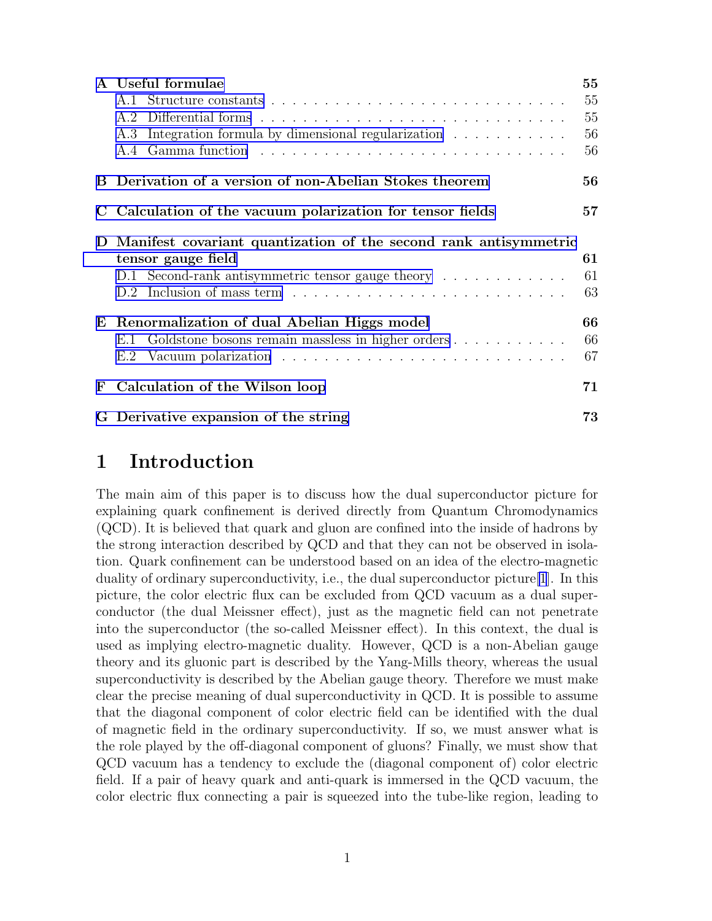**A Useful formulae** 55

- A.1 Structure constants . . . . . . . . . . . . . . . . . . . . . . . . . . . . 55
- A.2 Differential forms . . . . . . . . . . . . . . . . . . . . . . . . . . . . 55
- A.3 Integration formula by dimensional regularization . . . . . . . . . . . . 56
- A.4 Gamma function . . . . . . . . . . . . . . . . . . . . . . . . . . . . 56

**B Derivation of a version of non-Abelian Stokes theorem** 56

**C Calculation of the vacuum polarization for tensor fields** 57

**D Manifest covariant quantization of the second rank antisymmetric tensor gauge field** 61

- D.1 Second-rank antisymmetric tensor gauge theory . . . . . . . . . . . . . 61
- D.2 Inclusion of mass term . . . . . . . . . . . . . . . . . . . . . . . . . . 63

**E Renormalization of dual Abelian Higgs model** 66

- E.1 Goldstone bosons remain massless in higher orders . . . . . . . . . . . 66
- E.2 Vacuum polarization . . . . . . . . . . . . . . . . . . . . . . . . . . . 67

**F Calculation of the Wilson loop** 71

**G Derivative expansion of the string** 73

# 1 Introduction

The main aim of this paper is to discuss how the dual superconductor picture for explaining quark confinement is derived directly from Quantum Chromodynamics (QCD). It is believed that quark and gluon are confined into the inside of hadrons by the strong interaction described by QCD and that they can not be observed in isolation. Quark confinement can be understood based on an idea of the electro-magnetic duality of ordinary superconductivity, i.e., the dual superconductor picture[1]. In this picture, the color electric flux can be excluded from QCD vacuum as a dual superconductor (the dual Meissner effect), just as the magnetic field can not penetrate into the superconductor (the so-called Meissner effect). In this context, the dual is used as implying electro-magnetic duality. However, QCD is a non-Abelian gauge theory and its gluonic part is described by the Yang-Mills theory, whereas the usual superconductivity is described by the Abelian gauge theory. Therefore we must make clear the precise meaning of dual superconductivity in QCD. It is possible to assume that the diagonal component of color electric field can be identified with the dual of magnetic field in the ordinary superconductivity. If so, we must answer what is the role played by the off-diagonal component of gluons? Finally, we must show that QCD vacuum has a tendency to exclude the (diagonal component of) color electric field. If a pair of heavy quark and anti-quark is immersed in the QCD vacuum, the color electric flux connecting a pair is squeezed into the tube-like region, leading to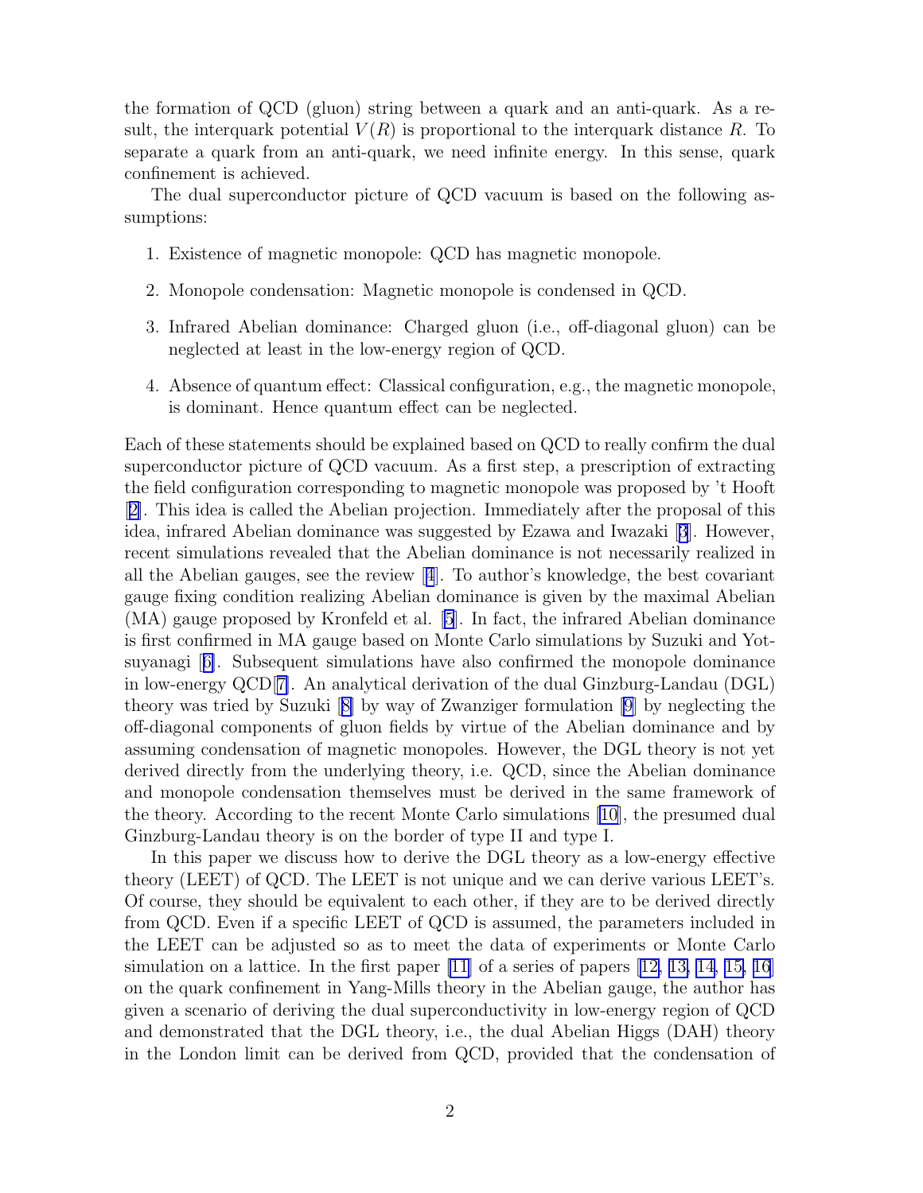the formation of QCD (gluon) string between a quark and an anti-quark. As a result, the interquark potential $V(R)$ is proportional to the interquark distance $R$. To separate a quark from an anti-quark, we need infinite energy. In this sense, quark confinement is achieved.

The dual superconductor picture of QCD vacuum is based on the following assumptions:

1. Existence of magnetic monopole: QCD has magnetic monopole.
2. Monopole condensation: Magnetic monopole is condensed in QCD.
3. Infrared Abelian dominance: Charged gluon (i.e., off-diagonal gluon) can be neglected at least in the low-energy region of QCD.
4. Absence of quantum effect: Classical configuration, e.g., the magnetic monopole, is dominant. Hence quantum effect can be neglected.

Each of these statements should be explained based on QCD to really confirm the dual superconductor picture of QCD vacuum. As a first step, a prescription of extracting the field configuration corresponding to magnetic monopole was proposed by 't Hooft [2]. This idea is called the Abelian projection. Immediately after the proposal of this idea, infrared Abelian dominance was suggested by Ezawa and Iwazaki [3]. However, recent simulations revealed that the Abelian dominance is not necessarily realized in all the Abelian gauges, see the review [4]. To author's knowledge, the best covariant gauge fixing condition realizing Abelian dominance is given by the maximal Abelian (MA) gauge proposed by Kronfeld et al. [5]. In fact, the infrared Abelian dominance is first confirmed in MA gauge based on Monte Carlo simulations by Suzuki and Yotsuyanagi [6]. Subsequent simulations have also confirmed the monopole dominance in low-energy QCD[7]. An analytical derivation of the dual Ginzburg-Landau (DGL) theory was tried by Suzuki [8] by way of Zwanziger formulation [9] by neglecting the off-diagonal components of gluon fields by virtue of the Abelian dominance and by assuming condensation of magnetic monopoles. However, the DGL theory is not yet derived directly from the underlying theory, i.e. QCD, since the Abelian dominance and monopole condensation themselves must be derived in the same framework of the theory. According to the recent Monte Carlo simulations [10], the presumed dual Ginzburg-Landau theory is on the border of type II and type I.

In this paper we discuss how to derive the DGL theory as a low-energy effective theory (LEET) of QCD. The LEET is not unique and we can derive various LEET's. Of course, they should be equivalent to each other, if they are to be derived directly from QCD. Even if a specific LEET of QCD is assumed, the parameters included in the LEET can be adjusted so as to meet the data of experiments or Monte Carlo simulation on a lattice. In the first paper [11] of a series of papers [12, 13, 14, 15, 16] on the quark confinement in Yang-Mills theory in the Abelian gauge, the author has given a scenario of deriving the dual superconductivity in low-energy region of QCD and demonstrated that the DGL theory, i.e., the dual Abelian Higgs (DAH) theory in the London limit can be derived from QCD, provided that the condensation of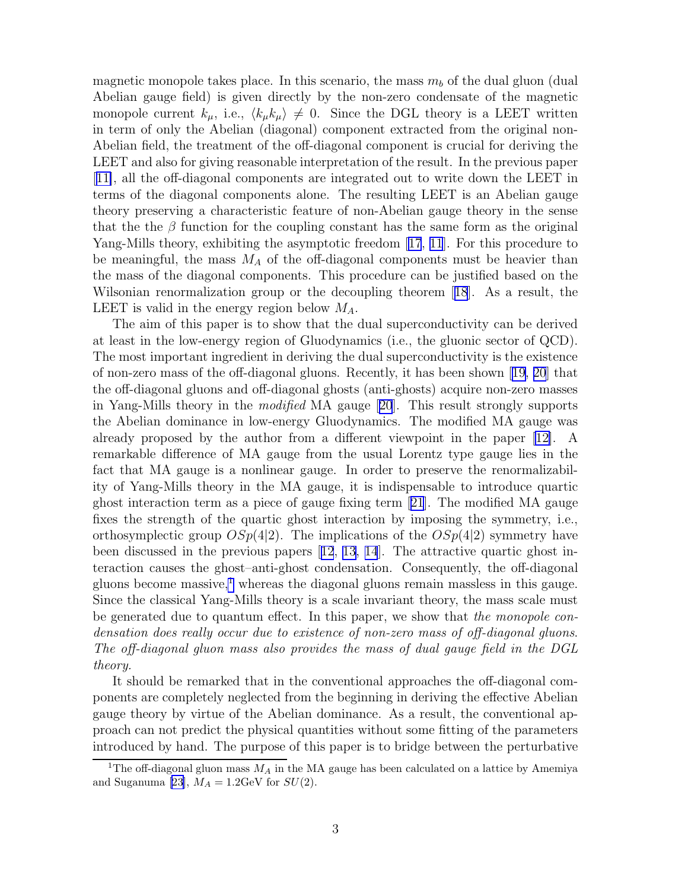magnetic monopole takes place. In this scenario, the mass $m_b$ of the dual gluon (dual Abelian gauge field) is given directly by the non-zero condensate of the magnetic monopole current $k_\mu$, i.e., $\langle k_\mu k_\mu \rangle \neq 0$. Since the DGL theory is a LEET written in term of only the Abelian (diagonal) component extracted from the original non-Abelian field, the treatment of the off-diagonal component is crucial for deriving the LEET and also for giving reasonable interpretation of the result. In the previous paper [11], all the off-diagonal components are integrated out to write down the LEET in terms of the diagonal components alone. The resulting LEET is an Abelian gauge theory preserving a characteristic feature of non-Abelian gauge theory in the sense that the the $\beta$ function for the coupling constant has the same form as the original Yang-Mills theory, exhibiting the asymptotic freedom [17, 11]. For this procedure to be meaningful, the mass $M_A$ of the off-diagonal components must be heavier than the mass of the diagonal components. This procedure can be justified based on the Wilsonian renormalization group or the decoupling theorem [18]. As a result, the LEET is valid in the energy region below $M_A$.

The aim of this paper is to show that the dual superconductivity can be derived at least in the low-energy region of Gluodynamics (i.e., the gluonic sector of QCD). The most important ingredient in deriving the dual superconductivity is the existence of non-zero mass of the off-diagonal gluons. Recently, it has been shown [19, 20] that the off-diagonal gluons and off-diagonal ghosts (anti-ghosts) acquire non-zero masses in Yang-Mills theory in the *modified* MA gauge [20]. This result strongly supports the Abelian dominance in low-energy Gluodynamics. The modified MA gauge was already proposed by the author from a different viewpoint in the paper [12]. A remarkable difference of MA gauge from the usual Lorentz type gauge lies in the fact that MA gauge is a nonlinear gauge. In order to preserve the renormalizability of Yang-Mills theory in the MA gauge, it is indispensable to introduce quartic ghost interaction term as a piece of gauge fixing term [21]. The modified MA gauge fixes the strength of the quartic ghost interaction by imposing the symmetry, i.e., orthosymplectic group $OSp(4|2)$. The implications of the $OSp(4|2)$ symmetry have been discussed in the previous papers [12, 13, 14]. The attractive quartic ghost interaction causes the ghost–anti-ghost condensation. Consequently, the off-diagonal gluons become massive,[1] whereas the diagonal gluons remain massless in this gauge. Since the classical Yang-Mills theory is a scale invariant theory, the mass scale must be generated due to quantum effect. In this paper, we show that *the monopole condensation does really occur due to existence of non-zero mass of off-diagonal gluons. The off-diagonal gluon mass also provides the mass of dual gauge field in the DGL theory.*

It should be remarked that in the conventional approaches the off-diagonal components are completely neglected from the beginning in deriving the effective Abelian gauge theory by virtue of the Abelian dominance. As a result, the conventional approach can not predict the physical quantities without some fitting of the parameters introduced by hand. The purpose of this paper is to bridge between the perturbative

[1] The off-diagonal gluon mass $M_A$ in the MA gauge has been calculated on a lattice by Amemiya and Suganuma [23], $M_A = 1.2$GeV for $SU(2)$.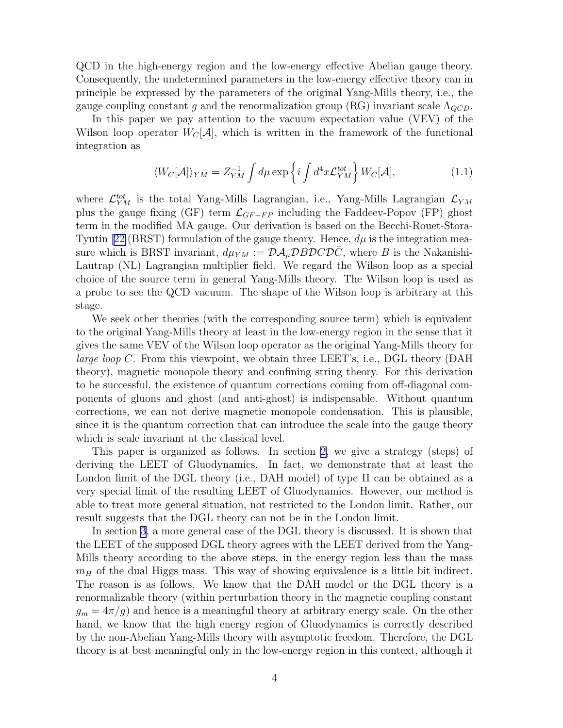QCD in the high-energy region and the low-energy effective Abelian gauge theory. Consequently, the undetermined parameters in the low-energy effective theory can in principle be expressed by the parameters of the original Yang-Mills theory, i.e., the gauge coupling constant $g$ and the renormalization group (RG) invariant scale $\Lambda_{QCD}$.

In this paper we pay attention to the vacuum expectation value (VEV) of the Wilson loop operator $W_C[\mathcal{A}]$, which is written in the framework of the functional integration as

$$\langle W_C[\mathcal{A}] \rangle_{YM} = Z_{YM}^{-1} \int d\mu \exp\left\{ i \int d^4x \mathcal{L}_{YM}^{tot} \right\} W_C[\mathcal{A}], \tag{1.1}$$

where $\mathcal{L}_{YM}^{tot}$ is the total Yang-Mills Lagrangian, i.e., Yang-Mills Lagrangian $\mathcal{L}_{YM}$ plus the gauge fixing (GF) term $\mathcal{L}_{GF+FP}$ including the Faddeev-Popov (FP) ghost term in the modified MA gauge. Our derivation is based on the Becchi-Rouet-Stora-Tyutin [22] (BRST) formulation of the gauge theory. Hence, $d\mu$ is the integration measure which is BRST invariant, $d\mu_{YM} := \mathcal{D}\mathcal{A}_\mu \mathcal{D}B \mathcal{D}C \mathcal{D}\bar{C}$, where $B$ is the Nakanishi-Lautrap (NL) Lagrangian multiplier field. We regard the Wilson loop as a special choice of the source term in general Yang-Mills theory. The Wilson loop is used as a probe to see the QCD vacuum. The shape of the Wilson loop is arbitrary at this stage.

We seek other theories (with the corresponding source term) which is equivalent to the original Yang-Mills theory at least in the low-energy region in the sense that it gives the same VEV of the Wilson loop operator as the original Yang-Mills theory for *large loop* $C$. From this viewpoint, we obtain three LEET's, i.e., DGL theory (DAH theory), magnetic monopole theory and confining string theory. For this derivation to be successful, the existence of quantum corrections coming from off-diagonal components of gluons and ghost (and anti-ghost) is indispensable. Without quantum corrections, we can not derive magnetic monopole condensation. This is plausible, since it is the quantum correction that can introduce the scale into the gauge theory which is scale invariant at the classical level.

This paper is organized as follows. In section 2, we give a strategy (steps) of deriving the LEET of Gluodynamics. In fact, we demonstrate that at least the London limit of the DGL theory (i.e., DAH model) of type II can be obtained as a very special limit of the resulting LEET of Gluodynamics. However, our method is able to treat more general situation, not restricted to the London limit. Rather, our result suggests that the DGL theory can not be in the London limit.

In section 3, a more general case of the DGL theory is discussed. It is shown that the LEET of the supposed DGL theory agrees with the LEET derived from the Yang-Mills theory according to the above steps, in the energy region less than the mass $m_H$ of the dual Higgs mass. This way of showing equivalence is a little bit indirect. The reason is as follows. We know that the DAH model or the DGL theory is a renormalizable theory (within perturbation theory in the magnetic coupling constant $g_m = 4\pi/g$) and hence is a meaningful theory at arbitrary energy scale. On the other hand, we know that the high energy region of Gluodynamics is correctly described by the non-Abelian Yang-Mills theory with asymptotic freedom. Therefore, the DGL theory is at best meaningful only in the low-energy region in this context, although it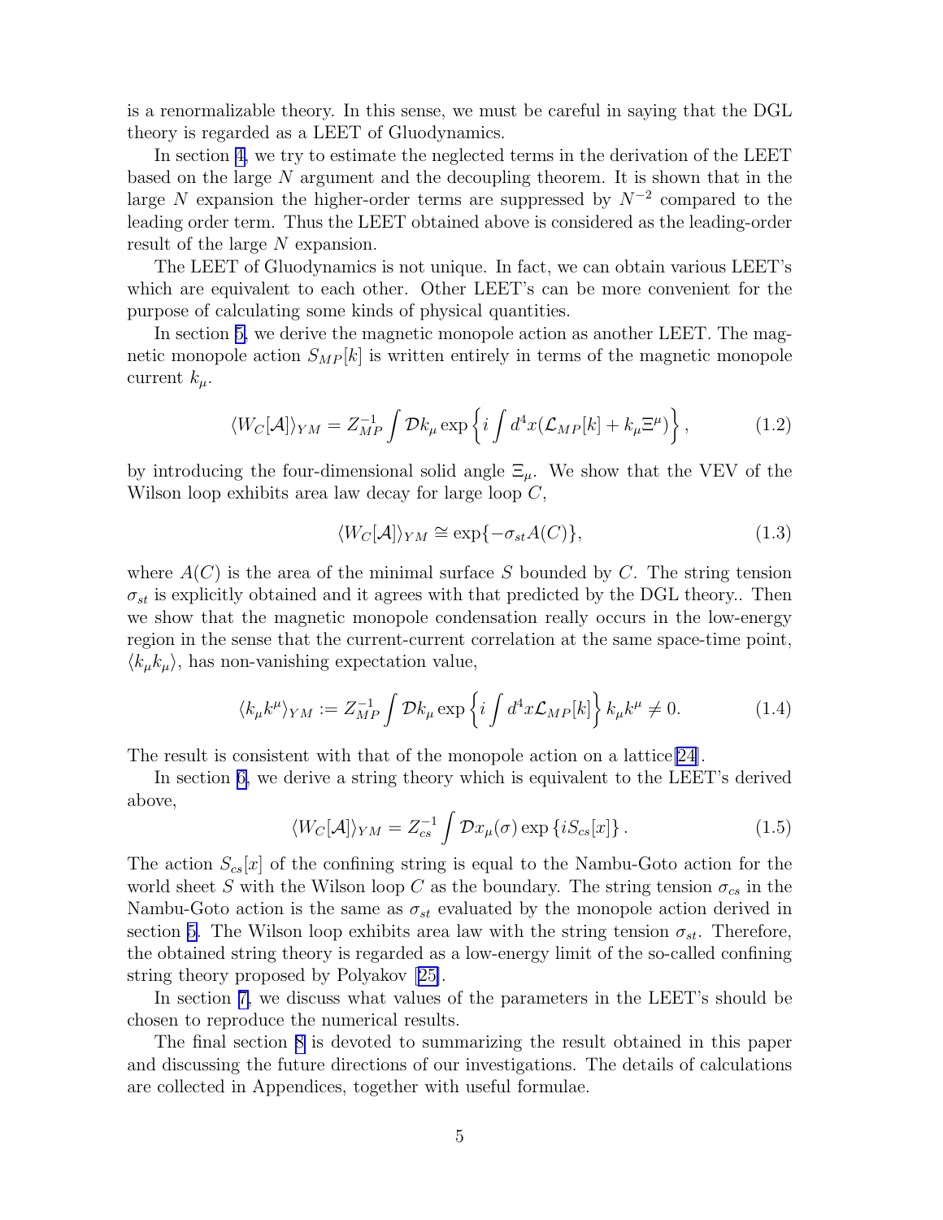is a renormalizable theory. In this sense, we must be careful in saying that the DGL theory is regarded as a LEET of Gluodynamics.

In section 4, we try to estimate the neglected terms in the derivation of the LEET based on the large $N$ argument and the decoupling theorem. It is shown that in the large $N$ expansion the higher-order terms are suppressed by $N^{-2}$ compared to the leading order term. Thus the LEET obtained above is considered as the leading-order result of the large $N$ expansion.

The LEET of Gluodynamics is not unique. In fact, we can obtain various LEET's which are equivalent to each other. Other LEET's can be more convenient for the purpose of calculating some kinds of physical quantities.

In section 5, we derive the magnetic monopole action as another LEET. The magnetic monopole action $S_{MP}[k]$ is written entirely in terms of the magnetic monopole current $k_\mu$.

$$\langle W_C[\mathcal{A}]\rangle_{YM} = Z_{MP}^{-1} \int \mathcal{D}k_\mu \exp\left\{ i \int d^4x (\mathcal{L}_{MP}[k] + k_\mu \Xi^\mu) \right\}, \tag{1.2}$$

by introducing the four-dimensional solid angle $\Xi_\mu$. We show that the VEV of the Wilson loop exhibits area law decay for large loop $C$,

$$\langle W_C[\mathcal{A}]\rangle_{YM} \cong \exp\{-\sigma_{st} A(C)\}, \tag{1.3}$$

where $A(C)$ is the area of the minimal surface $S$ bounded by $C$. The string tension $\sigma_{st}$ is explicitly obtained and it agrees with that predicted by the DGL theory.. Then we show that the magnetic monopole condensation really occurs in the low-energy region in the sense that the current-current correlation at the same space-time point, $\langle k_\mu k_\mu \rangle$, has non-vanishing expectation value,

$$\langle k_\mu k^\mu \rangle_{YM} := Z_{MP}^{-1} \int \mathcal{D}k_\mu \exp\left\{ i \int d^4x \mathcal{L}_{MP}[k] \right\} k_\mu k^\mu \neq 0. \tag{1.4}$$

The result is consistent with that of the monopole action on a lattice[24].

In section 6, we derive a string theory which is equivalent to the LEET's derived above,

$$\langle W_C[\mathcal{A}]\rangle_{YM} = Z_{cs}^{-1} \int \mathcal{D}x_\mu(\sigma) \exp\left\{ i S_{cs}[x] \right\}. \tag{1.5}$$

The action $S_{cs}[x]$ of the confining string is equal to the Nambu-Goto action for the world sheet $S$ with the Wilson loop $C$ as the boundary. The string tension $\sigma_{cs}$ in the Nambu-Goto action is the same as $\sigma_{st}$ evaluated by the monopole action derived in section 5. The Wilson loop exhibits area law with the string tension $\sigma_{st}$. Therefore, the obtained string theory is regarded as a low-energy limit of the so-called confining string theory proposed by Polyakov [25].

In section 7, we discuss what values of the parameters in the LEET's should be chosen to reproduce the numerical results.

The final section 8 is devoted to summarizing the result obtained in this paper and discussing the future directions of our investigations. The details of calculations are collected in Appendices, together with useful formulae.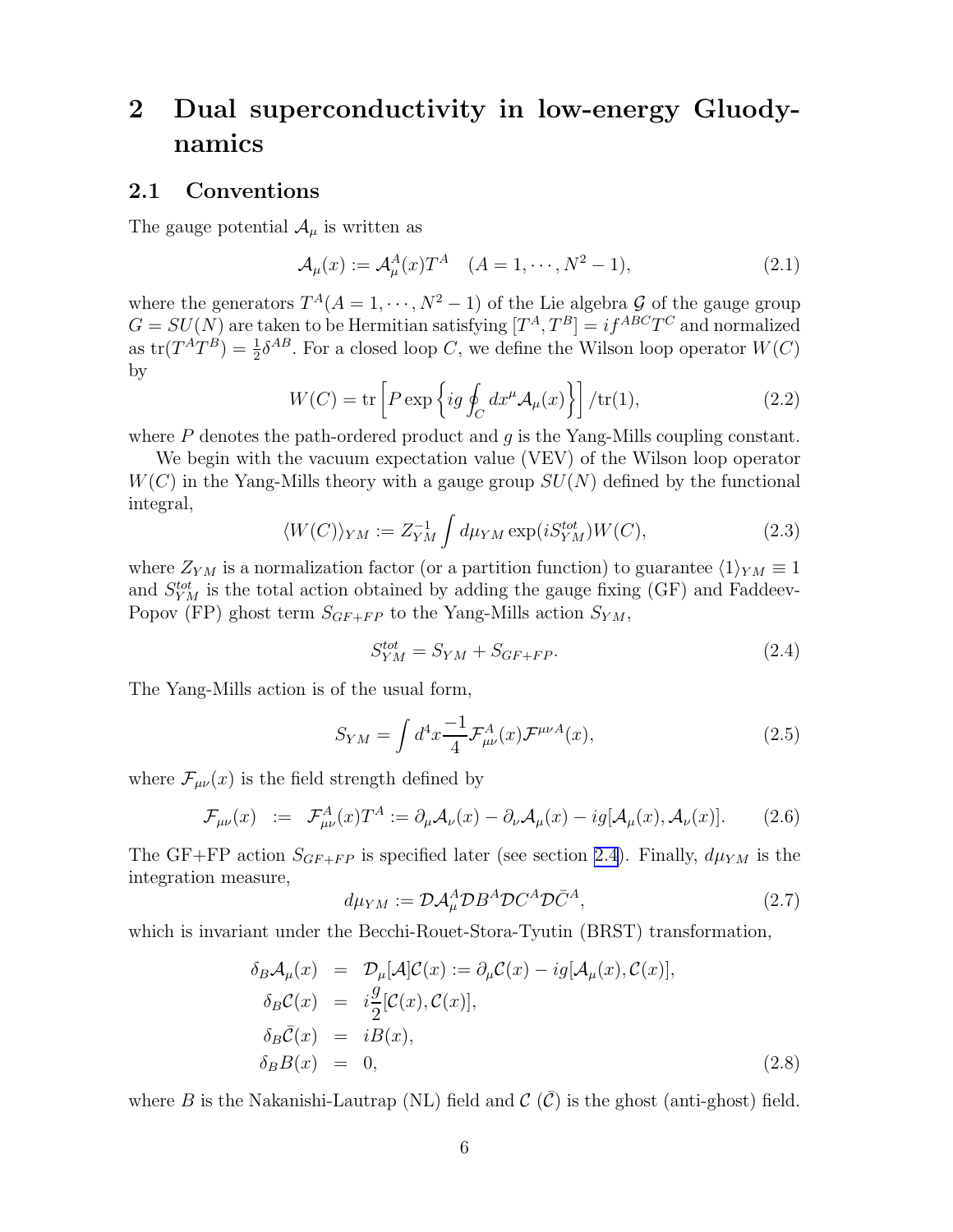## 2 Dual superconductivity in low-energy Gluodynamics

### 2.1 Conventions

The gauge potential $\mathcal{A}_\mu$ is written as

$$\mathcal{A}_\mu(x) := \mathcal{A}_\mu^A(x) T^A \quad (A = 1, \cdots, N^2-1), \tag{2.1}$$

where the generators $T^A (A = 1, \cdots, N^2-1)$ of the Lie algebra $\mathcal{G}$ of the gauge group $G = SU(N)$ are taken to be Hermitian satisfying $[T^A, T^B] = i f^{ABC} T^C$ and normalized as $\mathrm{tr}(T^A T^B) = \frac{1}{2}\delta^{AB}$. For a closed loop $C$, we define the Wilson loop operator $W(C)$ by

$$W(C) = \mathrm{tr}\left[ P \exp \left\{ ig \oint_C dx^\mu \mathcal{A}_\mu(x) \right\} \right] / \mathrm{tr}(1), \tag{2.2}$$

where $P$ denotes the path-ordered product and $g$ is the Yang-Mills coupling constant.

We begin with the vacuum expectation value (VEV) of the Wilson loop operator $W(C)$ in the Yang-Mills theory with a gauge group $SU(N)$ defined by the functional integral,

$$\langle W(C) \rangle_{YM} := Z_{YM}^{-1} \int d\mu_{YM} \exp(i S_{YM}^{tot}) W(C), \tag{2.3}$$

where $Z_{YM}$ is a normalization factor (or a partition function) to guarantee $\langle 1 \rangle_{YM} \equiv 1$ and $S_{YM}^{tot}$ is the total action obtained by adding the gauge fixing (GF) and Faddeev-Popov (FP) ghost term $S_{GF+FP}$ to the Yang-Mills action $S_{YM}$,

$$S_{YM}^{tot} = S_{YM} + S_{GF+FP}. \tag{2.4}$$

The Yang-Mills action is of the usual form,

$$S_{YM} = \int d^4x \frac{-1}{4} \mathcal{F}_{\mu\nu}^A(x) \mathcal{F}^{\mu\nu A}(x), \tag{2.5}$$

where $\mathcal{F}_{\mu\nu}(x)$ is the field strength defined by

$$\mathcal{F}_{\mu\nu}(x) \;:=\; \mathcal{F}_{\mu\nu}^A(x) T^A := \partial_\mu \mathcal{A}_\nu(x) - \partial_\nu \mathcal{A}_\mu(x) - ig[\mathcal{A}_\mu(x), \mathcal{A}_\nu(x)]. \tag{2.6}$$

The GF+FP action $S_{GF+FP}$ is specified later (see section 2.4). Finally, $d\mu_{YM}$ is the integration measure,

$$d\mu_{YM} := \mathcal{D}\mathcal{A}_\mu^A \mathcal{D}B^A \mathcal{D}C^A \mathcal{D}\bar{C}^A, \tag{2.7}$$

which is invariant under the Becchi-Rouet-Stora-Tyutin (BRST) transformation,

$$\begin{aligned}
\delta_B \mathcal{A}_\mu(x) &= \mathcal{D}_\mu[\mathcal{A}]\mathcal{C}(x) := \partial_\mu \mathcal{C}(x) - ig[\mathcal{A}_\mu(x), \mathcal{C}(x)], \\
\delta_B \mathcal{C}(x) &= i\frac{g}{2}[\mathcal{C}(x), \mathcal{C}(x)], \\
\delta_B \bar{\mathcal{C}}(x) &= iB(x), \\
\delta_B B(x) &= 0,
\end{aligned} \tag{2.8}$$

where $B$ is the Nakanishi-Lautrap (NL) field and $\mathcal{C}$ ($\bar{\mathcal{C}}$) is the ghost (anti-ghost) field.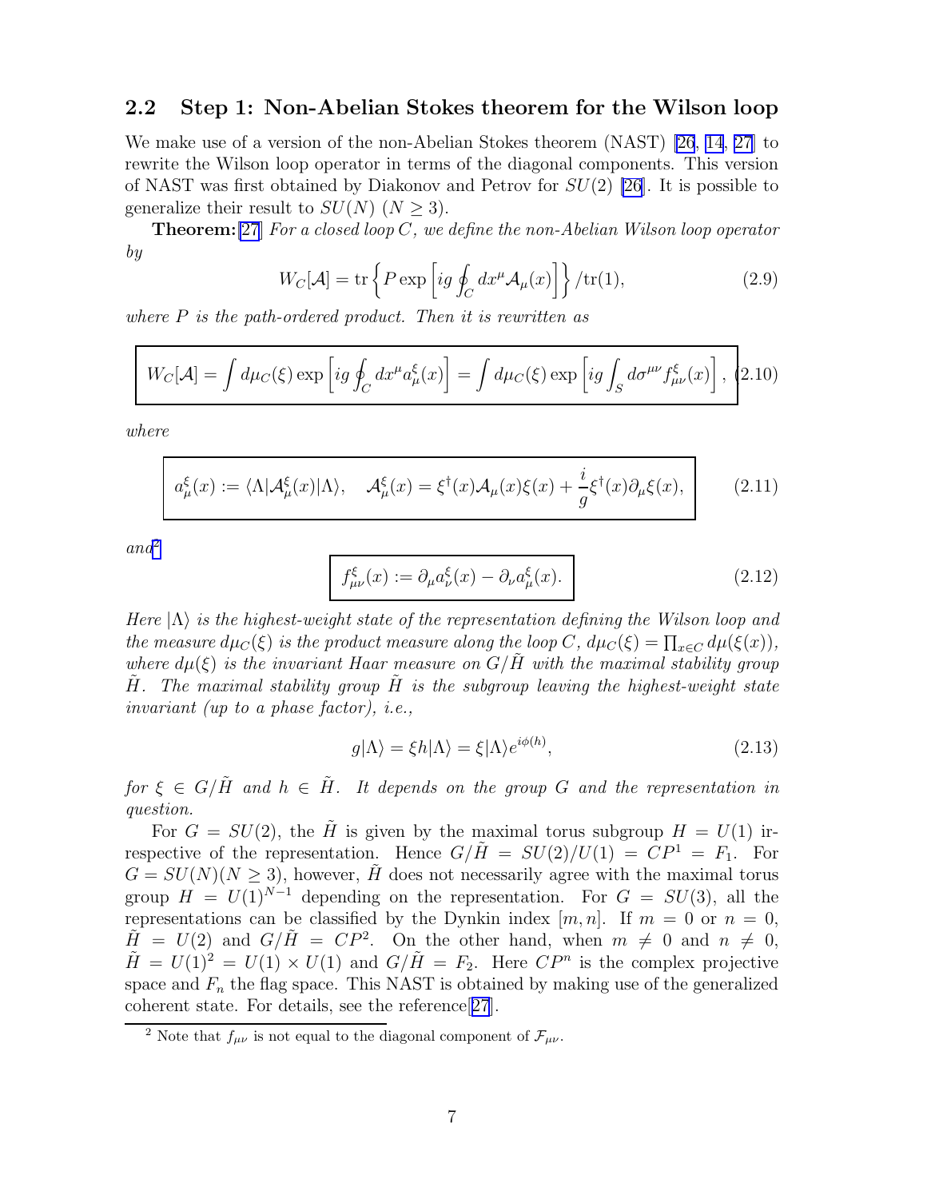## 2.2 Step 1: Non-Abelian Stokes theorem for the Wilson loop

We make use of a version of the non-Abelian Stokes theorem (NAST) [26, 14, 27] to rewrite the Wilson loop operator in terms of the diagonal components. This version of NAST was first obtained by Diakonov and Petrov for $SU(2)$ [26]. It is possible to generalize their result to $SU(N)$ $(N \geq 3)$.

**Theorem:**[27] *For a closed loop $C$, we define the non-Abelian Wilson loop operator by*

$$W_C[\mathcal{A}] = \mathrm{tr}\left\{ P \exp\left[ ig \oint_C dx^\mu \mathcal{A}_\mu(x) \right] \right\} / \mathrm{tr}(1), \tag{2.9}$$

*where $P$ is the path-ordered product. Then it is rewritten as*

$$\boxed{W_C[\mathcal{A}] = \int d\mu_C(\xi) \exp\left[ ig \oint_C dx^\mu a_\mu^\xi(x) \right] = \int d\mu_C(\xi) \exp\left[ ig \int_S d\sigma^{\mu\nu} f_{\mu\nu}^\xi(x) \right],} \tag{2.10}$$

*where*

$$\boxed{a_\mu^\xi(x) := \langle \Lambda | \mathcal{A}_\mu^\xi(x) | \Lambda \rangle, \quad \mathcal{A}_\mu^\xi(x) = \xi^\dagger(x) \mathcal{A}_\mu(x) \xi(x) + \frac{i}{g} \xi^\dagger(x) \partial_\mu \xi(x),} \tag{2.11}$$

*and*[2]

$$\boxed{f_{\mu\nu}^\xi(x) := \partial_\mu a_\nu^\xi(x) - \partial_\nu a_\mu^\xi(x).} \tag{2.12}$$

*Here $|\Lambda\rangle$ is the highest-weight state of the representation defining the Wilson loop and the measure $d\mu_C(\xi)$ is the product measure along the loop $C$, $d\mu_C(\xi) = \prod_{x \in C} d\mu(\xi(x))$, where $d\mu(\xi)$ is the invariant Haar measure on $G/\tilde{H}$ with the maximal stability group $\tilde{H}$. The maximal stability group $\tilde{H}$ is the subgroup leaving the highest-weight state invariant (up to a phase factor), i.e.,*

$$g|\Lambda\rangle = \xi h |\Lambda\rangle = \xi |\Lambda\rangle e^{i\phi(h)}, \tag{2.13}$$

*for $\xi \in G/\tilde{H}$ and $h \in \tilde{H}$. It depends on the group $G$ and the representation in question.*

For $G = SU(2)$, the $\tilde{H}$ is given by the maximal torus subgroup $H = U(1)$ irrespective of the representation. Hence $G/\tilde{H} = SU(2)/U(1) = CP^1 = F_1$. For $G = SU(N) (N \geq 3)$, however, $\tilde{H}$ does not necessarily agree with the maximal torus group $H = U(1)^{N-1}$ depending on the representation. For $G = SU(3)$, all the representations can be classified by the Dynkin index $[m, n]$. If $m = 0$ or $n = 0$, $\tilde{H} = U(2)$ and $G/\tilde{H} = CP^2$. On the other hand, when $m \neq 0$ and $n \neq 0$, $\tilde{H} = U(1)^2 = U(1) \times U(1)$ and $G/\tilde{H} = F_2$. Here $CP^n$ is the complex projective space and $F_n$ the flag space. This NAST is obtained by making use of the generalized coherent state. For details, see the reference[27].

[2] Note that $f_{\mu\nu}$ is not equal to the diagonal component of $\mathcal{F}_{\mu\nu}$.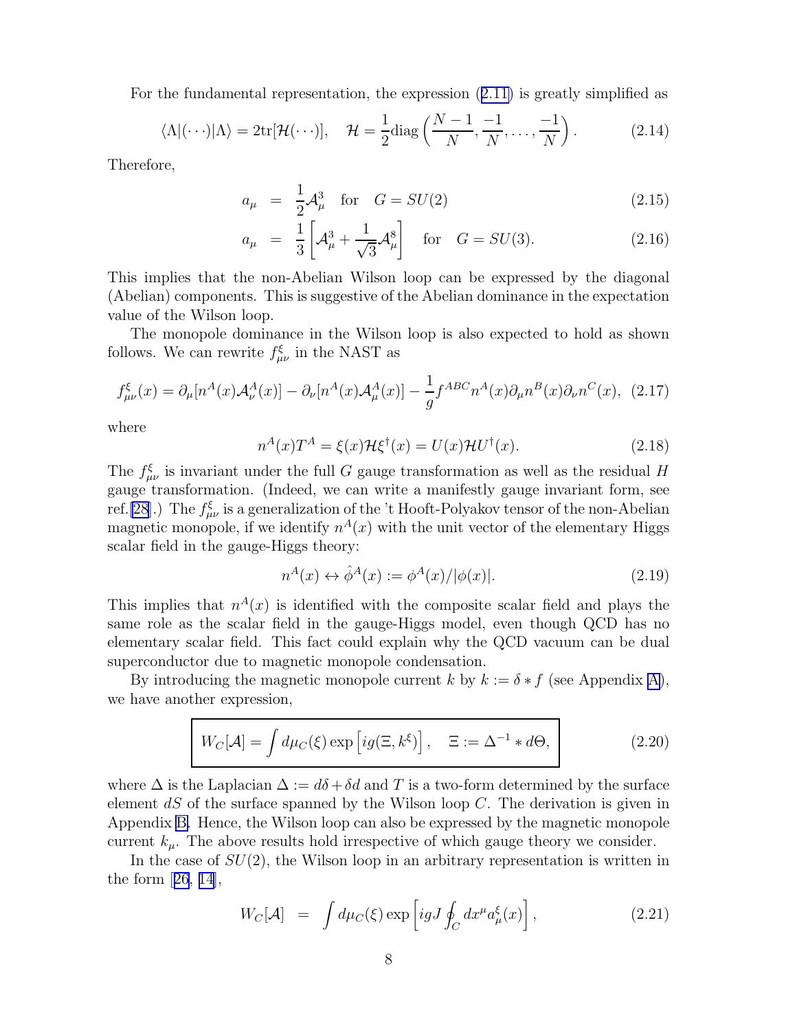For the fundamental representation, the expression (2.11) is greatly simplified as

$$\langle\Lambda|(\cdots)|\Lambda\rangle = 2\mathrm{tr}[\mathcal{H}(\cdots)], \quad \mathcal{H} = \frac{1}{2}\mathrm{diag}\left(\frac{N-1}{N}, \frac{-1}{N}, \ldots, \frac{-1}{N}\right). \tag{2.14}$$

Therefore,

$$a_\mu = \frac{1}{2}\mathcal{A}_\mu^3 \quad \text{for} \quad G = SU(2) \tag{2.15}$$

$$a_\mu = \frac{1}{3}\left[\mathcal{A}_\mu^3 + \frac{1}{\sqrt{3}}\mathcal{A}_\mu^8\right] \quad \text{for} \quad G = SU(3). \tag{2.16}$$

This implies that the non-Abelian Wilson loop can be expressed by the diagonal (Abelian) components. This is suggestive of the Abelian dominance in the expectation value of the Wilson loop.

The monopole dominance in the Wilson loop is also expected to hold as shown follows. We can rewrite $f_{\mu\nu}^\xi$ in the NAST as

$$f_{\mu\nu}^\xi(x) = \partial_\mu[n^A(x)\mathcal{A}_\nu^A(x)] - \partial_\nu[n^A(x)\mathcal{A}_\mu^A(x)] - \frac{1}{g}f^{ABC}n^A(x)\partial_\mu n^B(x)\partial_\nu n^C(x), \tag{2.17}$$

where

$$n^A(x)T^A = \xi(x)\mathcal{H}\xi^\dagger(x) = U(x)\mathcal{H}U^\dagger(x). \tag{2.18}$$

The $f_{\mu\nu}^\xi$ is invariant under the full $G$ gauge transformation as well as the residual $H$ gauge transformation. (Indeed, we can write a manifestly gauge invariant form, see ref.[28].) The $f_{\mu\nu}^\xi$ is a generalization of the 't Hooft-Polyakov tensor of the non-Abelian magnetic monopole, if we identify $n^A(x)$ with the unit vector of the elementary Higgs scalar field in the gauge-Higgs theory:

$$n^A(x) \leftrightarrow \hat{\phi}^A(x) := \phi^A(x)/|\phi(x)|. \tag{2.19}$$

This implies that $n^A(x)$ is identified with the composite scalar field and plays the same role as the scalar field in the gauge-Higgs model, even though QCD has no elementary scalar field. This fact could explain why the QCD vacuum can be dual superconductor due to magnetic monopole condensation.

By introducing the magnetic monopole current $k$ by $k := \delta * f$ (see Appendix A), we have another expression,

$$\boxed{W_C[\mathcal{A}] = \int d\mu_C(\xi)\exp\left[ig(\Xi, k^\xi)\right], \quad \Xi := \Delta^{-1} * d\Theta,} \tag{2.20}$$

where $\Delta$ is the Laplacian $\Delta := d\delta + \delta d$ and $T$ is a two-form determined by the surface element $dS$ of the surface spanned by the Wilson loop $C$. The derivation is given in Appendix B. Hence, the Wilson loop can also be expressed by the magnetic monopole current $k_\mu$. The above results hold irrespective of which gauge theory we consider.

In the case of $SU(2)$, the Wilson loop in an arbitrary representation is written in the form [26, 14],

$$W_C[\mathcal{A}] = \int d\mu_C(\xi)\exp\left[igJ\oint_C dx^\mu a_\mu^\xi(x)\right], \tag{2.21}$$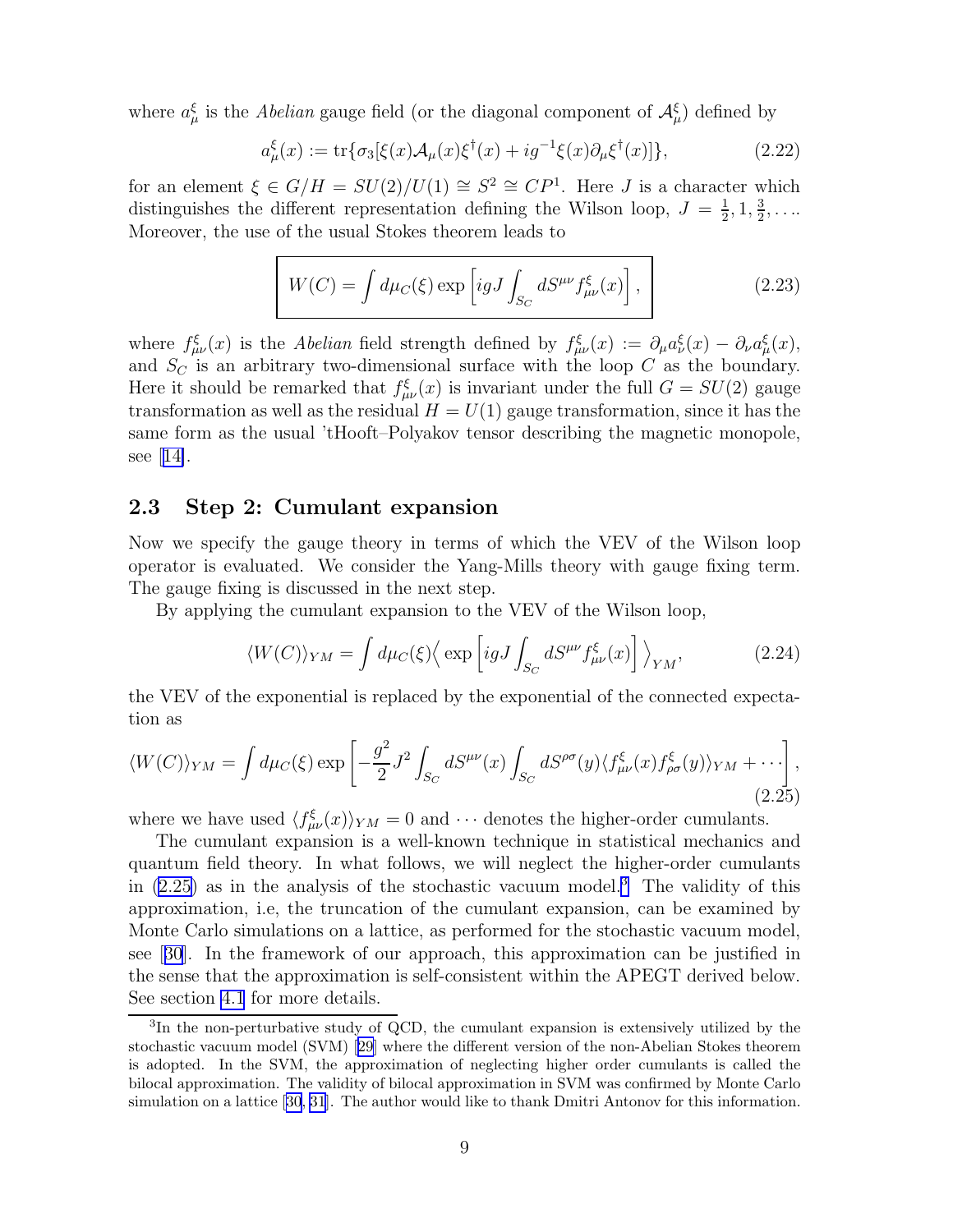where $a^\xi_\mu$ is the *Abelian* gauge field (or the diagonal component of $\mathcal{A}^\xi_\mu$) defined by

$$a^\xi_\mu(x) := \mathrm{tr}\{\sigma_3[\xi(x)\mathcal{A}_\mu(x)\xi^\dagger(x) + ig^{-1}\xi(x)\partial_\mu\xi^\dagger(x)]\}, \tag{2.22}$$

for an element $\xi \in G/H = SU(2)/U(1) \cong S^2 \cong CP^1$. Here $J$ is a character which distinguishes the different representation defining the Wilson loop, $J = \frac{1}{2}, 1, \frac{3}{2}, \ldots$. Moreover, the use of the usual Stokes theorem leads to

$$\boxed{W(C) = \int d\mu_C(\xi) \exp\left[igJ\int_{S_C} dS^{\mu\nu} f^\xi_{\mu\nu}(x)\right],} \tag{2.23}$$

where $f^\xi_{\mu\nu}(x)$ is the *Abelian* field strength defined by $f^\xi_{\mu\nu}(x) := \partial_\mu a^\xi_\nu(x) - \partial_\nu a^\xi_\mu(x)$, and $S_C$ is an arbitrary two-dimensional surface with the loop $C$ as the boundary. Here it should be remarked that $f^\xi_{\mu\nu}(x)$ is invariant under the full $G = SU(2)$ gauge transformation as well as the residual $H = U(1)$ gauge transformation, since it has the same form as the usual 'tHooft–Polyakov tensor describing the magnetic monopole, see [14].

## 2.3 Step 2: Cumulant expansion

Now we specify the gauge theory in terms of which the VEV of the Wilson loop operator is evaluated. We consider the Yang-Mills theory with gauge fixing term. The gauge fixing is discussed in the next step.

By applying the cumulant expansion to the VEV of the Wilson loop,

$$\langle W(C)\rangle_{YM} = \int d\mu_C(\xi) \Big\langle \exp\left[igJ\int_{S_C} dS^{\mu\nu} f^\xi_{\mu\nu}(x)\right]\Big\rangle_{YM}, \tag{2.24}$$

the VEV of the exponential is replaced by the exponential of the connected expectation as

$$\langle W(C)\rangle_{YM} = \int d\mu_C(\xi) \exp\left[-\frac{g^2}{2}J^2\int_{S_C} dS^{\mu\nu}(x)\int_{S_C} dS^{\rho\sigma}(y)\langle f^\xi_{\mu\nu}(x) f^\xi_{\rho\sigma}(y)\rangle_{YM} + \cdots\right], \tag{2.25}$$

where we have used $\langle f^\xi_{\mu\nu}(x)\rangle_{YM} = 0$ and $\cdots$ denotes the higher-order cumulants.

The cumulant expansion is a well-known technique in statistical mechanics and quantum field theory. In what follows, we will neglect the higher-order cumulants in (2.25) as in the analysis of the stochastic vacuum model.[3] The validity of this approximation, i.e, the truncation of the cumulant expansion, can be examined by Monte Carlo simulations on a lattice, as performed for the stochastic vacuum model, see [30]. In the framework of our approach, this approximation can be justified in the sense that the approximation is self-consistent within the APEGT derived below. See section 4.1 for more details.

[3] In the non-perturbative study of QCD, the cumulant expansion is extensively utilized by the stochastic vacuum model (SVM) [29] where the different version of the non-Abelian Stokes theorem is adopted. In the SVM, the approximation of neglecting higher order cumulants is called the bilocal approximation. The validity of bilocal approximation in SVM was confirmed by Monte Carlo simulation on a lattice [30, 31]. The author would like to thank Dmitri Antonov for this information.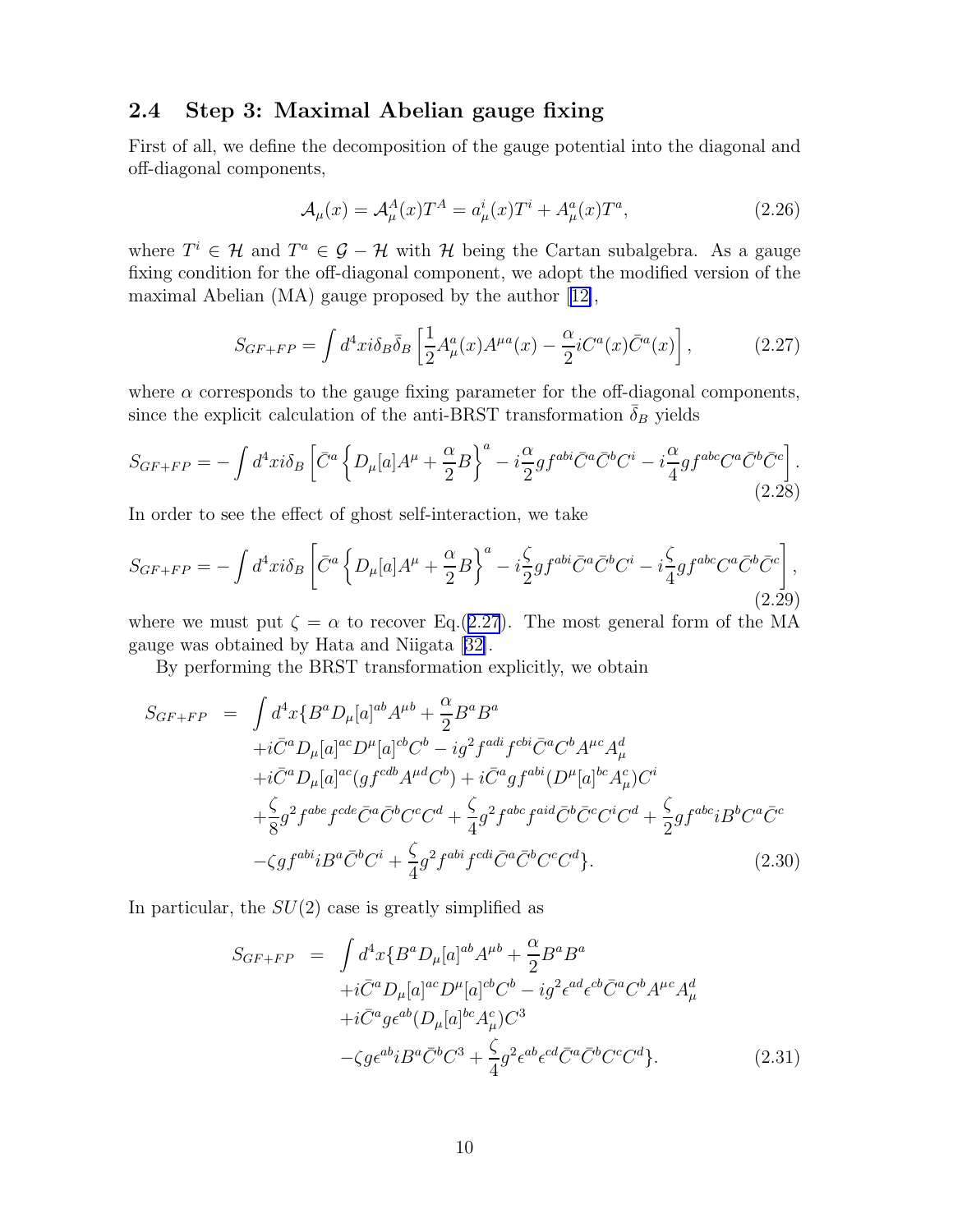### 2.4 Step 3: Maximal Abelian gauge fixing

First of all, we define the decomposition of the gauge potential into the diagonal and off-diagonal components,

$$\mathcal{A}_\mu(x) = \mathcal{A}_\mu^A(x) T^A = a_\mu^i(x) T^i + A_\mu^a(x) T^a, \tag{2.26}$$

where $T^i \in \mathcal{H}$ and $T^a \in \mathcal{G} - \mathcal{H}$ with $\mathcal{H}$ being the Cartan subalgebra. As a gauge fixing condition for the off-diagonal component, we adopt the modified version of the maximal Abelian (MA) gauge proposed by the author [12],

$$S_{GF+FP} = \int d^4x i\delta_B \bar{\delta}_B \left[ \frac{1}{2} A_\mu^a(x) A^{\mu a}(x) - \frac{\alpha}{2} i C^a(x) \bar{C}^a(x) \right], \tag{2.27}$$

where $\alpha$ corresponds to the gauge fixing parameter for the off-diagonal components, since the explicit calculation of the anti-BRST transformation $\bar{\delta}_B$ yields

$$S_{GF+FP} = -\int d^4x i\delta_B \left[ \bar{C}^a \left\{ D_\mu[a] A^\mu + \frac{\alpha}{2} B \right\}^a - i\frac{\alpha}{2} g f^{abi} \bar{C}^a \bar{C}^b C^i - i\frac{\alpha}{4} g f^{abc} C^a \bar{C}^b \bar{C}^c \right]. \tag{2.28}$$

In order to see the effect of ghost self-interaction, we take

$$S_{GF+FP} = -\int d^4x i\delta_B \left[ \bar{C}^a \left\{ D_\mu[a] A^\mu + \frac{\alpha}{2} B \right\}^a - i\frac{\zeta}{2} g f^{abi} \bar{C}^a \bar{C}^b C^i - i\frac{\zeta}{4} g f^{abc} C^a \bar{C}^b \bar{C}^c \right], \tag{2.29}$$

where we must put $\zeta = \alpha$ to recover Eq.(2.27). The most general form of the MA gauge was obtained by Hata and Niigata [32].

By performing the BRST transformation explicitly, we obtain

$$\begin{aligned}
S_{GF+FP} = \int d^4x \{ & B^a D_\mu[a]^{ab} A^{\mu b} + \frac{\alpha}{2} B^a B^a \\
& + i\bar{C}^a D_\mu[a]^{ac} D^\mu[a]^{cb} C^b - ig^2 f^{adi} f^{cbi} \bar{C}^a C^b A^{\mu c} A_\mu^d \\
& + i\bar{C}^a D_\mu[a]^{ac} (g f^{cdb} A^{\mu d} C^b) + i\bar{C}^a g f^{abi} (D^\mu[a]^{bc} A_\mu^c) C^i \\
& + \frac{\zeta}{8} g^2 f^{abe} f^{cde} \bar{C}^a \bar{C}^b C^c C^d + \frac{\zeta}{4} g^2 f^{abc} f^{aid} \bar{C}^b \bar{C}^c C^i C^d + \frac{\zeta}{2} g f^{abc} i B^b C^a \bar{C}^c \\
& - \zeta g f^{abi} i B^a \bar{C}^b C^i + \frac{\zeta}{4} g^2 f^{abi} f^{cdi} \bar{C}^a \bar{C}^b C^c C^d \}.
\end{aligned} \tag{2.30}$$

In particular, the $SU(2)$ case is greatly simplified as

$$\begin{aligned}
S_{GF+FP} = \int d^4x \{ & B^a D_\mu[a]^{ab} A^{\mu b} + \frac{\alpha}{2} B^a B^a \\
& + i\bar{C}^a D_\mu[a]^{ac} D^\mu[a]^{cb} C^b - ig^2 \epsilon^{ad} \epsilon^{cb} \bar{C}^a C^b A^{\mu c} A_\mu^d \\
& + i\bar{C}^a g \epsilon^{ab} (D_\mu[a]^{bc} A_\mu^c) C^3 \\
& - \zeta g \epsilon^{ab} i B^a \bar{C}^b C^3 + \frac{\zeta}{4} g^2 \epsilon^{ab} \epsilon^{cd} \bar{C}^a \bar{C}^b C^c C^d \}.
\end{aligned} \tag{2.31}$$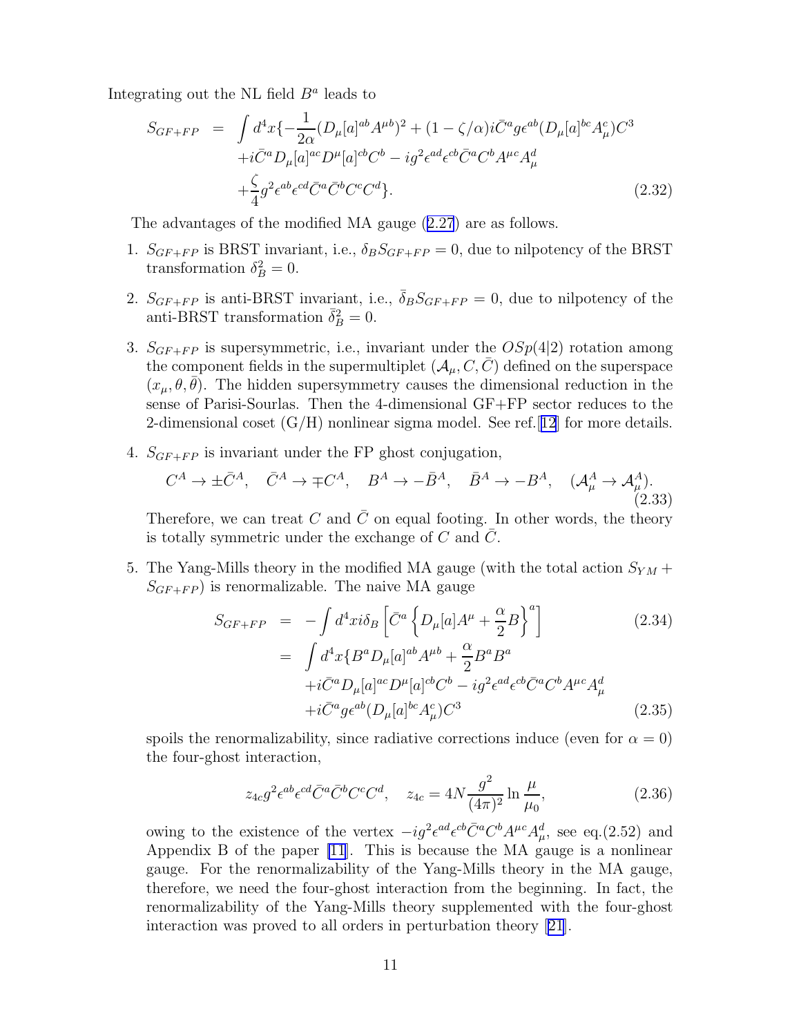Integrating out the NL field $B^a$ leads to

$$
\begin{aligned}
S_{GF+FP} &= \int d^4x\{-\frac{1}{2\alpha}(D_\mu[a]^{ab}A^{\mu b})^2 + (1-\zeta/\alpha)i\bar{C}^a g\epsilon^{ab}(D_\mu[a]^{bc}A_\mu^c)C^3 \\
&\quad + i\bar{C}^a D_\mu[a]^{ac}D^\mu[a]^{cb}C^b - ig^2\epsilon^{ad}\epsilon^{cb}\bar{C}^a C^b A^{\mu c}A_\mu^d \\
&\quad + \frac{\zeta}{4}g^2\epsilon^{ab}\epsilon^{cd}\bar{C}^a\bar{C}^b C^c C^d\}. 
\end{aligned}
\tag{2.32}
$$

The advantages of the modified MA gauge (2.27) are as follows.

1. $S_{GF+FP}$ is BRST invariant, i.e., $\delta_B S_{GF+FP} = 0$, due to nilpotency of the BRST transformation $\delta_B^2 = 0$.

2. $S_{GF+FP}$ is anti-BRST invariant, i.e., $\bar{\delta}_B S_{GF+FP} = 0$, due to nilpotency of the anti-BRST transformation $\bar{\delta}_B^2 = 0$.

3. $S_{GF+FP}$ is supersymmetric, i.e., invariant under the $OSp(4|2)$ rotation among the component fields in the supermultiplet $(\mathcal{A}_\mu, C, \bar{C})$ defined on the superspace $(x_\mu, \theta, \bar{\theta})$. The hidden supersymmetry causes the dimensional reduction in the sense of Parisi-Sourlas. Then the 4-dimensional GF+FP sector reduces to the 2-dimensional coset (G/H) nonlinear sigma model. See ref.[12] for more details.

4. $S_{GF+FP}$ is invariant under the FP ghost conjugation,
$$
C^A \to \pm\bar{C}^A, \quad \bar{C}^A \to \mp C^A, \quad B^A \to -\bar{B}^A, \quad \bar{B}^A \to -B^A, \quad (\mathcal{A}_\mu^A \to \mathcal{A}_\mu^A).
\tag{2.33}
$$
Therefore, we can treat $C$ and $\bar{C}$ on equal footing. In other words, the theory is totally symmetric under the exchange of $C$ and $\bar{C}$.

5. The Yang-Mills theory in the modified MA gauge (with the total action $S_{YM} + S_{GF+FP}$) is renormalizable. The naive MA gauge
$$
S_{GF+FP} = -\int d^4x i\delta_B\left[\bar{C}^a\left\{D_\mu[a]A^\mu + \frac{\alpha}{2}B\right\}^a\right] \tag{2.34}
$$
$$
\begin{aligned}
&= \int d^4x\{B^a D_\mu[a]^{ab}A^{\mu b} + \frac{\alpha}{2}B^a B^a \\
&\quad + i\bar{C}^a D_\mu[a]^{ac}D^\mu[a]^{cb}C^b - ig^2\epsilon^{ad}\epsilon^{cb}\bar{C}^a C^b A^{\mu c}A_\mu^d \\
&\quad + i\bar{C}^a g\epsilon^{ab}(D_\mu[a]^{bc}A_\mu^c)C^3
\end{aligned}
\tag{2.35}
$$
spoils the renormalizability, since radiative corrections induce (even for $\alpha = 0$) the four-ghost interaction,
$$
z_{4c}g^2\epsilon^{ab}\epsilon^{cd}\bar{C}^a\bar{C}^b C^c C^d, \quad z_{4c} = 4N\frac{g^2}{(4\pi)^2}\ln\frac{\mu}{\mu_0},
\tag{2.36}
$$
owing to the existence of the vertex $-ig^2\epsilon^{ad}\epsilon^{cb}\bar{C}^a C^b A^{\mu c}A_\mu^d$, see eq.(2.52) and Appendix B of the paper [11]. This is because the MA gauge is a nonlinear gauge. For the renormalizability of the Yang-Mills theory in the MA gauge, therefore, we need the four-ghost interaction from the beginning. In fact, the renormalizability of the Yang-Mills theory supplemented with the four-ghost interaction was proved to all orders in perturbation theory [21].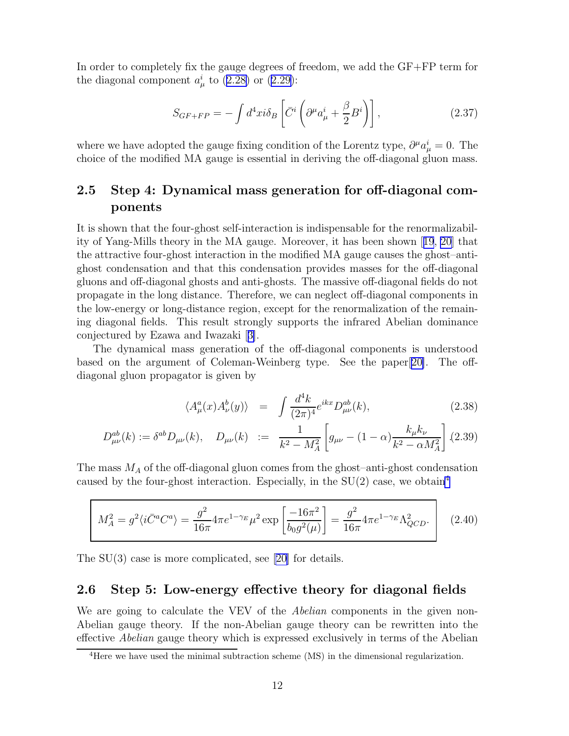In order to completely fix the gauge degrees of freedom, we add the GF+FP term for the diagonal component $a_\mu^i$ to (2.28) or (2.29):

$$S_{GF+FP} = -\int d^4x i\delta_B \left[ \bar{C}^i \left( \partial^\mu a_\mu^i + \frac{\beta}{2} B^i \right) \right], \tag{2.37}$$

where we have adopted the gauge fixing condition of the Lorentz type, $\partial^\mu a_\mu^i = 0$. The choice of the modified MA gauge is essential in deriving the off-diagonal gluon mass.

## 2.5 Step 4: Dynamical mass generation for off-diagonal components

It is shown that the four-ghost self-interaction is indispensable for the renormalizability of Yang-Mills theory in the MA gauge. Moreover, it has been shown [19, 20] that the attractive four-ghost interaction in the modified MA gauge causes the ghost–anti-ghost condensation and that this condensation provides masses for the off-diagonal gluons and off-diagonal ghosts and anti-ghosts. The massive off-diagonal fields do not propagate in the long distance. Therefore, we can neglect off-diagonal components in the low-energy or long-distance region, except for the renormalization of the remaining diagonal fields. This result strongly supports the infrared Abelian dominance conjectured by Ezawa and Iwazaki [3].

The dynamical mass generation of the off-diagonal components is understood based on the argument of Coleman-Weinberg type. See the paper[20]. The off-diagonal gluon propagator is given by

$$\langle A_\mu^a(x) A_\nu^b(y) \rangle = \int \frac{d^4k}{(2\pi)^4} e^{ikx} D_{\mu\nu}^{ab}(k), \tag{2.38}$$

$$D_{\mu\nu}^{ab}(k) := \delta^{ab} D_{\mu\nu}(k), \quad D_{\mu\nu}(k) := \frac{1}{k^2 - M_A^2} \left[ g_{\mu\nu} - (1-\alpha) \frac{k_\mu k_\nu}{k^2 - \alpha M_A^2} \right]. \tag{2.39}$$

The mass $M_A$ of the off-diagonal gluon comes from the ghost–anti-ghost condensation caused by the four-ghost interaction. Especially, in the SU(2) case, we obtain[4]

$$M_A^2 = g^2 \langle i\bar{C}^a C^a \rangle = \frac{g^2}{16\pi} 4\pi e^{1-\gamma_E} \mu^2 \exp\left[ \frac{-16\pi^2}{b_0 g^2(\mu)} \right] = \frac{g^2}{16\pi} 4\pi e^{1-\gamma_E} \Lambda_{QCD}^2. \tag{2.40}$$

The SU(3) case is more complicated, see [20] for details.

## 2.6 Step 5: Low-energy effective theory for diagonal fields

We are going to calculate the VEV of the *Abelian* components in the given non-Abelian gauge theory. If the non-Abelian gauge theory can be rewritten into the effective *Abelian* gauge theory which is expressed exclusively in terms of the Abelian

[4] Here we have used the minimal subtraction scheme (MS) in the dimensional regularization.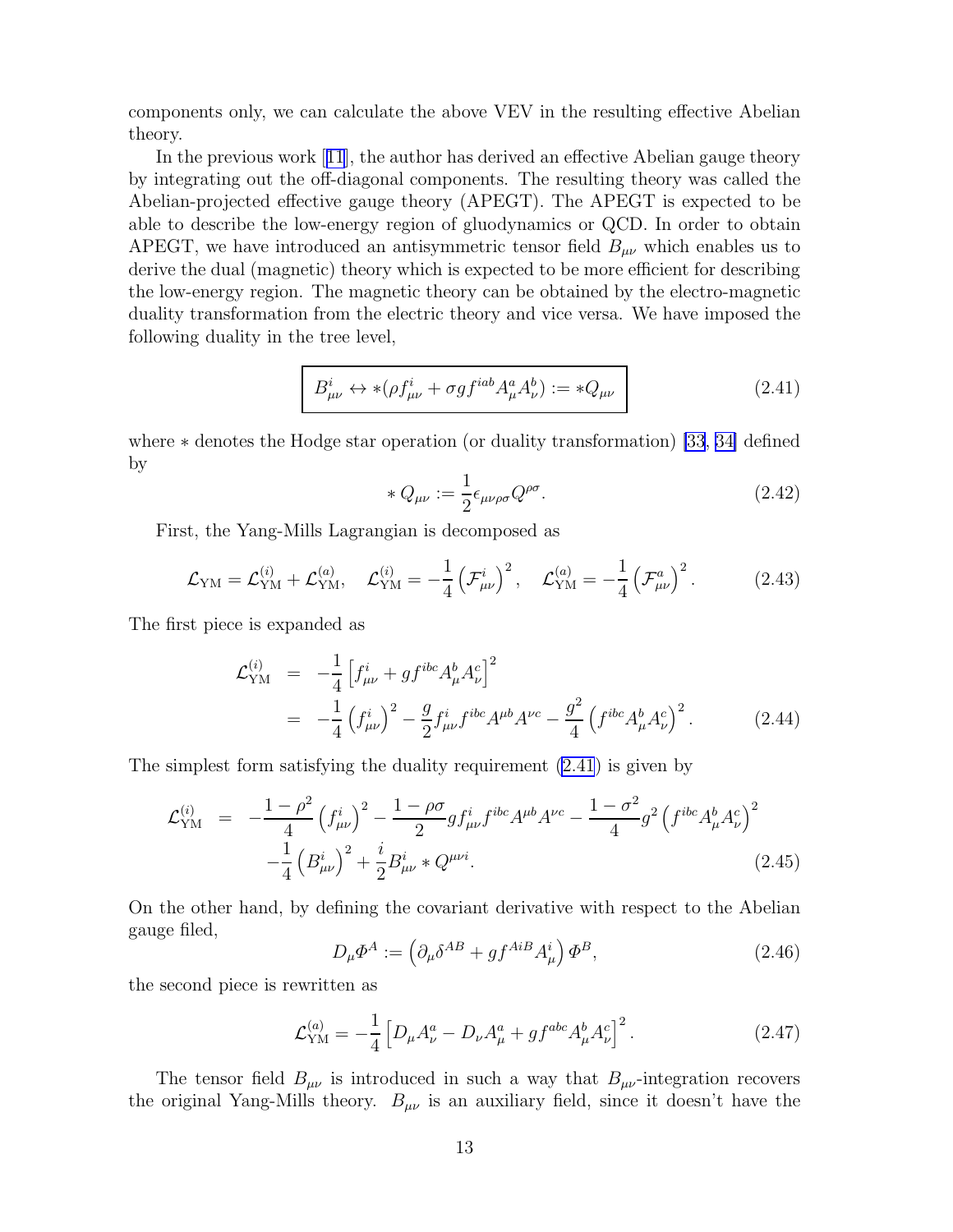components only, we can calculate the above VEV in the resulting effective Abelian theory.

In the previous work [11], the author has derived an effective Abelian gauge theory by integrating out the off-diagonal components. The resulting theory was called the Abelian-projected effective gauge theory (APEGT). The APEGT is expected to be able to describe the low-energy region of gluodynamics or QCD. In order to obtain APEGT, we have introduced an antisymmetric tensor field $B_{\mu\nu}$ which enables us to derive the dual (magnetic) theory which is expected to be more efficient for describing the low-energy region. The magnetic theory can be obtained by the electro-magnetic duality transformation from the electric theory and vice versa. We have imposed the following duality in the tree level,

$$\boxed{B^i_{\mu\nu} \leftrightarrow *(\rho f^i_{\mu\nu} + \sigma g f^{iab} A^a_\mu A^b_\nu) := *Q_{\mu\nu}} \tag{2.41}$$

where $*$ denotes the Hodge star operation (or duality transformation) [33, 34] defined by

$$* Q_{\mu\nu} := \frac{1}{2}\epsilon_{\mu\nu\rho\sigma} Q^{\rho\sigma}. \tag{2.42}$$

First, the Yang-Mills Lagrangian is decomposed as

$$\mathcal{L}_{\rm YM} = \mathcal{L}^{(i)}_{\rm YM} + \mathcal{L}^{(a)}_{\rm YM}, \quad \mathcal{L}^{(i)}_{\rm YM} = -\frac{1}{4}\left(\mathcal{F}^i_{\mu\nu}\right)^2, \quad \mathcal{L}^{(a)}_{\rm YM} = -\frac{1}{4}\left(\mathcal{F}^a_{\mu\nu}\right)^2. \tag{2.43}$$

The first piece is expanded as

$$\begin{aligned}
\mathcal{L}^{(i)}_{\rm YM} &= -\frac{1}{4}\left[f^i_{\mu\nu} + g f^{ibc} A^b_\mu A^c_\nu\right]^2 \\
&= -\frac{1}{4}\left(f^i_{\mu\nu}\right)^2 - \frac{g}{2} f^i_{\mu\nu} f^{ibc} A^{\mu b} A^{\nu c} - \frac{g^2}{4}\left(f^{ibc} A^b_\mu A^c_\nu\right)^2.
\end{aligned} \tag{2.44}$$

The simplest form satisfying the duality requirement (2.41) is given by

$$\begin{aligned}
\mathcal{L}^{(i)}_{\rm YM} &= -\frac{1-\rho^2}{4}\left(f^i_{\mu\nu}\right)^2 - \frac{1-\rho\sigma}{2} g f^i_{\mu\nu} f^{ibc} A^{\mu b} A^{\nu c} - \frac{1-\sigma^2}{4} g^2 \left(f^{ibc} A^b_\mu A^c_\nu\right)^2 \\
&\quad -\frac{1}{4}\left(B^i_{\mu\nu}\right)^2 + \frac{i}{2} B^i_{\mu\nu} * Q^{\mu\nu i}.
\end{aligned} \tag{2.45}$$

On the other hand, by defining the covariant derivative with respect to the Abelian gauge filed,

$$D_\mu \Phi^A := \left(\partial_\mu \delta^{AB} + g f^{AiB} A^i_\mu\right) \Phi^B, \tag{2.46}$$

the second piece is rewritten as

$$\mathcal{L}^{(a)}_{\rm YM} = -\frac{1}{4}\left[D_\mu A^a_\nu - D_\nu A^a_\mu + g f^{abc} A^b_\mu A^c_\nu\right]^2. \tag{2.47}$$

The tensor field $B_{\mu\nu}$ is introduced in such a way that $B_{\mu\nu}$-integration recovers the original Yang-Mills theory. $B_{\mu\nu}$ is an auxiliary field, since it doesn't have the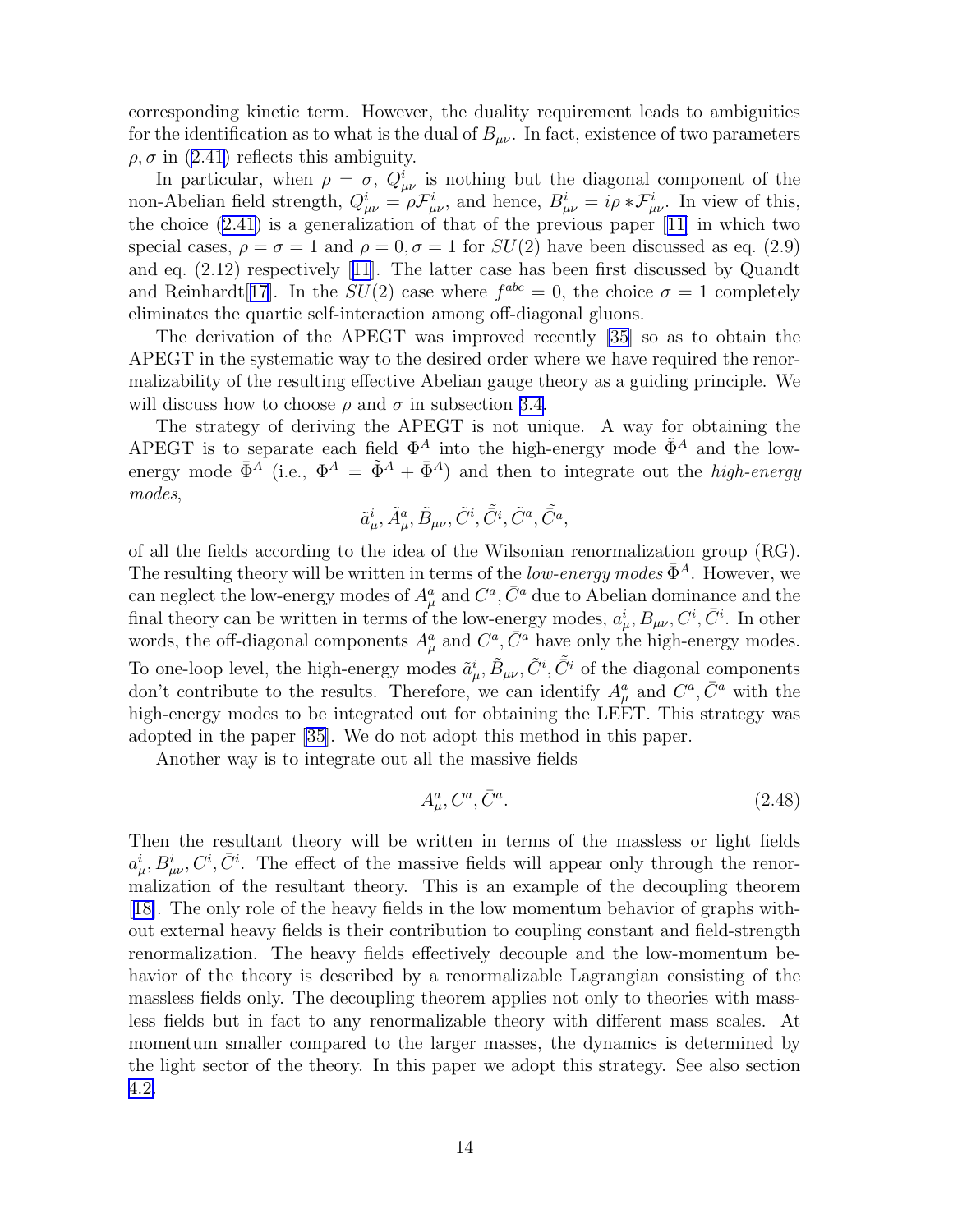corresponding kinetic term. However, the duality requirement leads to ambiguities for the identification as to what is the dual of $B_{\mu\nu}$. In fact, existence of two parameters $\rho, \sigma$ in (2.41) reflects this ambiguity.

In particular, when $\rho = \sigma$, $Q^i_{\mu\nu}$ is nothing but the diagonal component of the non-Abelian field strength, $Q^i_{\mu\nu} = \rho \mathcal{F}^i_{\mu\nu}$, and hence, $B^i_{\mu\nu} = i\rho * \mathcal{F}^i_{\mu\nu}$. In view of this, the choice (2.41) is a generalization of that of the previous paper [11] in which two special cases, $\rho = \sigma = 1$ and $\rho = 0, \sigma = 1$ for $SU(2)$ have been discussed as eq. (2.9) and eq. (2.12) respectively [11]. The latter case has been first discussed by Quandt and Reinhardt[17]. In the $SU(2)$ case where $f^{abc} = 0$, the choice $\sigma = 1$ completely eliminates the quartic self-interaction among off-diagonal gluons.

The derivation of the APEGT was improved recently [35] so as to obtain the APEGT in the systematic way to the desired order where we have required the renormalizability of the resulting effective Abelian gauge theory as a guiding principle. We will discuss how to choose $\rho$ and $\sigma$ in subsection 3.4.

The strategy of deriving the APEGT is not unique. A way for obtaining the APEGT is to separate each field $\Phi^A$ into the high-energy mode $\tilde{\Phi}^A$ and the low-energy mode $\bar{\Phi}^A$ (i.e., $\Phi^A = \tilde{\Phi}^A + \bar{\Phi}^A$) and then to integrate out the *high-energy modes*,

$$\tilde{a}^i_\mu, \tilde{A}^a_\mu, \tilde{B}_{\mu\nu}, \tilde{C}^i, \tilde{\bar{C}}^i, \tilde{C}^a, \tilde{\bar{C}}^a,$$

of all the fields according to the idea of the Wilsonian renormalization group (RG). The resulting theory will be written in terms of the *low-energy modes* $\bar{\Phi}^A$. However, we can neglect the low-energy modes of $A^a_\mu$ and $C^a, \bar{C}^a$ due to Abelian dominance and the final theory can be written in terms of the low-energy modes, $a^i_\mu, B_{\mu\nu}, C^i, \bar{C}^i$. In other words, the off-diagonal components $A^a_\mu$ and $C^a, \bar{C}^a$ have only the high-energy modes. To one-loop level, the high-energy modes $\tilde{a}^i_\mu, \tilde{B}_{\mu\nu}, \tilde{C}^i, \tilde{\bar{C}}^i$ of the diagonal components don't contribute to the results. Therefore, we can identify $A^a_\mu$ and $C^a, \bar{C}^a$ with the high-energy modes to be integrated out for obtaining the LEET. This strategy was adopted in the paper [35]. We do not adopt this method in this paper.

Another way is to integrate out all the massive fields

$$A^a_\mu, C^a, \bar{C}^a. \tag{2.48}$$

Then the resultant theory will be written in terms of the massless or light fields $a^i_\mu, B^i_{\mu\nu}, C^i, \bar{C}^i$. The effect of the massive fields will appear only through the renormalization of the resultant theory. This is an example of the decoupling theorem [18]. The only role of the heavy fields in the low momentum behavior of graphs without external heavy fields is their contribution to coupling constant and field-strength renormalization. The heavy fields effectively decouple and the low-momentum behavior of the theory is described by a renormalizable Lagrangian consisting of the massless fields only. The decoupling theorem applies not only to theories with massless fields but in fact to any renormalizable theory with different mass scales. At momentum smaller compared to the larger masses, the dynamics is determined by the light sector of the theory. In this paper we adopt this strategy. See also section 4.2.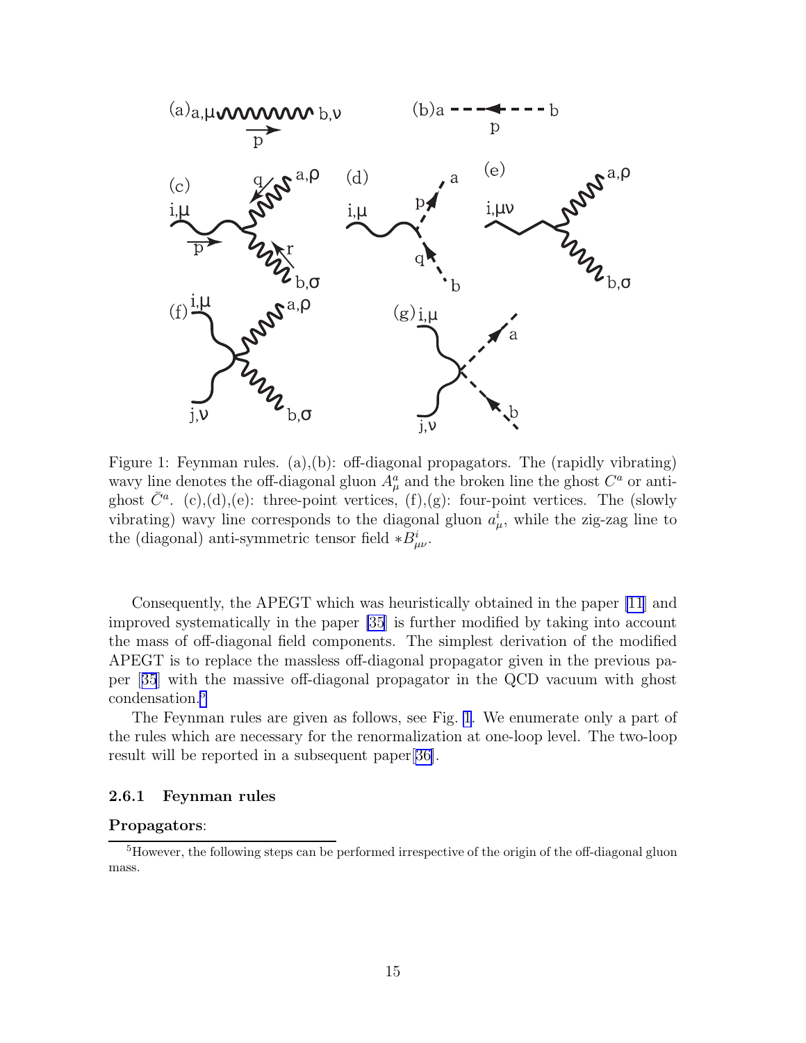Figure 1: Feynman rules. (a),(b): off-diagonal propagators. The (rapidly vibrating) wavy line denotes the off-diagonal gluon $A^a_\mu$ and the broken line the ghost $C^a$ or anti-ghost $\bar{C}^a$. (c),(d),(e): three-point vertices, (f),(g): four-point vertices. The (slowly vibrating) wavy line corresponds to the diagonal gluon $a^i_\mu$, while the zig-zag line to the (diagonal) anti-symmetric tensor field $*B^i_{\mu\nu}$.

Consequently, the APEGT which was heuristically obtained in the paper [11] and improved systematically in the paper [35] is further modified by taking into account the mass of off-diagonal field components. The simplest derivation of the modified APEGT is to replace the massless off-diagonal propagator given in the previous paper [35] with the massive off-diagonal propagator in the QCD vacuum with ghost condensation.[5]

The Feynman rules are given as follows, see Fig. 1. We enumerate only a part of the rules which are necessary for the renormalization at one-loop level. The two-loop result will be reported in a subsequent paper[36].

### 2.6.1 Feynman rules

**Propagators**:

[5] However, the following steps can be performed irrespective of the origin of the off-diagonal gluon mass.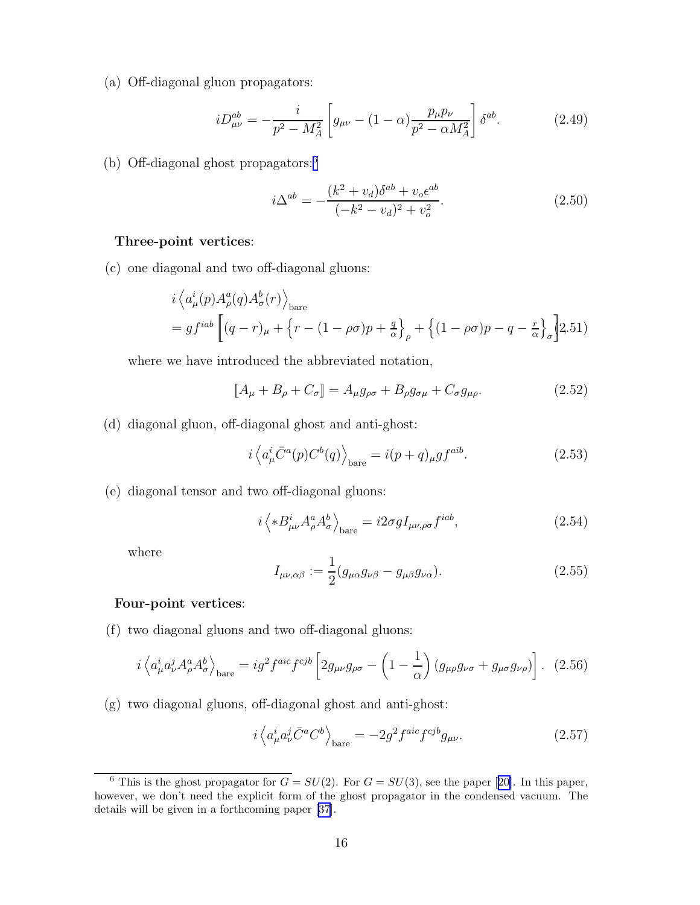(a) Off-diagonal gluon propagators:

$$iD_{\mu\nu}^{ab} = -\frac{i}{p^2 - M_A^2}\left[g_{\mu\nu} - (1-\alpha)\frac{p_\mu p_\nu}{p^2 - \alpha M_A^2}\right]\delta^{ab}. \tag{2.49}$$

(b) Off-diagonal ghost propagators:[6]

$$i\Delta^{ab} = -\frac{(k^2 + v_d)\delta^{ab} + v_o\epsilon^{ab}}{(-k^2 - v_d)^2 + v_o^2}. \tag{2.50}$$

**Three-point vertices**:

(c) one diagonal and two off-diagonal gluons:

$$\begin{aligned} &i\left\langle a_\mu^i(p) A_\rho^a(q) A_\sigma^b(r)\right\rangle_{\text{bare}} \\ &= g f^{iab}\left[\!\left[(q-r)_\mu + \left\{r - (1-\rho\sigma)p + \tfrac{q}{\alpha}\right\}_\rho + \left\{(1-\rho\sigma)p - q - \tfrac{r}{\alpha}\right\}_\sigma\right]\!\right] \end{aligned} \tag{2.51}$$

where we have introduced the abbreviated notation,

$$[\![A_\mu + B_\rho + C_\sigma]\!] = A_\mu g_{\rho\sigma} + B_\rho g_{\sigma\mu} + C_\sigma g_{\mu\rho}. \tag{2.52}$$

(d) diagonal gluon, off-diagonal ghost and anti-ghost:

$$i\left\langle a_\mu^i \bar{C}^a(p) C^b(q)\right\rangle_{\text{bare}} = i(p+q)_\mu g f^{aib}. \tag{2.53}$$

(e) diagonal tensor and two off-diagonal gluons:

$$i\left\langle *B_{\mu\nu}^i A_\rho^a A_\sigma^b\right\rangle_{\text{bare}} = i2\sigma g I_{\mu\nu,\rho\sigma} f^{iab}, \tag{2.54}$$

where

$$I_{\mu\nu,\alpha\beta} := \frac{1}{2}(g_{\mu\alpha}g_{\nu\beta} - g_{\mu\beta}g_{\nu\alpha}). \tag{2.55}$$

**Four-point vertices**:

(f) two diagonal gluons and two off-diagonal gluons:

$$i\left\langle a_\mu^i a_\nu^j A_\rho^a A_\sigma^b\right\rangle_{\text{bare}} = ig^2 f^{aic} f^{cjb}\left[2g_{\mu\nu}g_{\rho\sigma} - \left(1 - \frac{1}{\alpha}\right)(g_{\mu\rho}g_{\nu\sigma} + g_{\mu\sigma}g_{\nu\rho})\right]. \tag{2.56}$$

(g) two diagonal gluons, off-diagonal ghost and anti-ghost:

$$i\left\langle a_\mu^i a_\nu^j \bar{C}^a C^b\right\rangle_{\text{bare}} = -2g^2 f^{aic} f^{cjb} g_{\mu\nu}. \tag{2.57}$$

---

[6] This is the ghost propagator for $G = SU(2)$. For $G = SU(3)$, see the paper [20]. In this paper, however, we don't need the explicit form of the ghost propagator in the condensed vacuum. The details will be given in a forthcoming paper [37].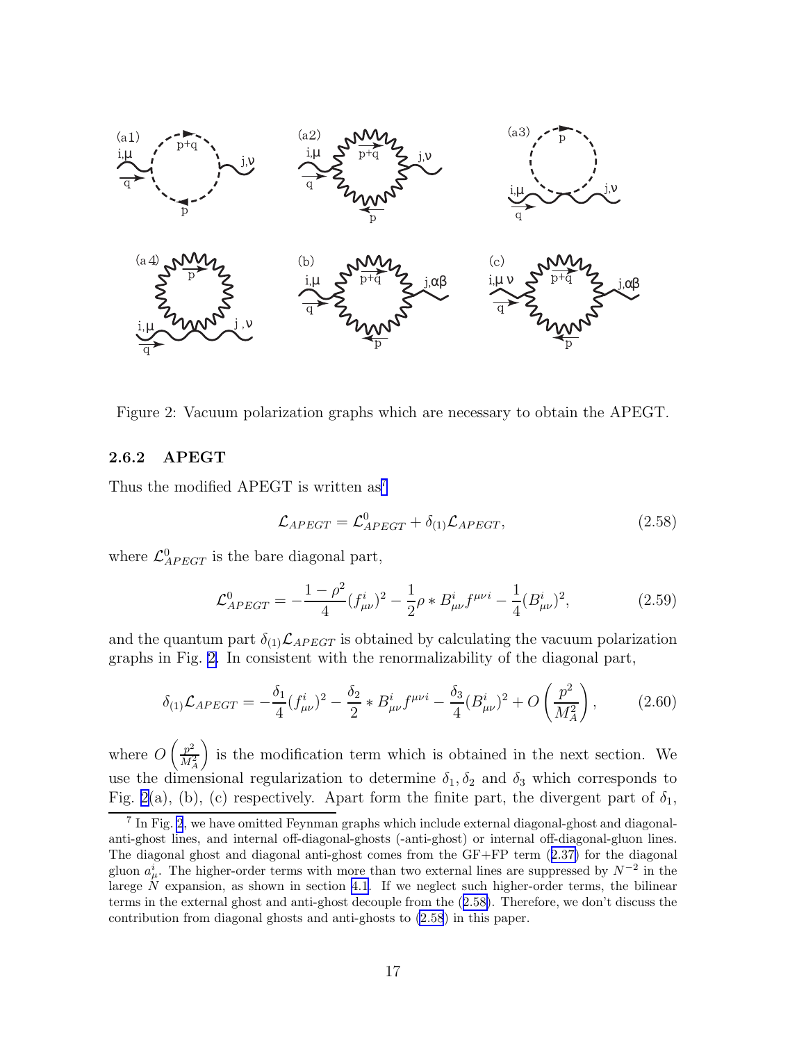Figure 2: Vacuum polarization graphs which are necessary to obtain the APEGT.

### 2.6.2 APEGT

Thus the modified APEGT is written as[7]

$$\mathcal{L}_{APEGT} = \mathcal{L}^0_{APEGT} + \delta_{(1)}\mathcal{L}_{APEGT}, \tag{2.58}$$

where $\mathcal{L}^0_{APEGT}$ is the bare diagonal part,

$$\mathcal{L}^0_{APEGT} = -\frac{1-\rho^2}{4}(f^i_{\mu\nu})^2 - \frac{1}{2}\rho * B^i_{\mu\nu} f^{\mu\nu i} - \frac{1}{4}(B^i_{\mu\nu})^2, \tag{2.59}$$

and the quantum part $\delta_{(1)}\mathcal{L}_{APEGT}$ is obtained by calculating the vacuum polarization graphs in Fig. 2. In consistent with the renormalizability of the diagonal part,

$$\delta_{(1)}\mathcal{L}_{APEGT} = -\frac{\delta_1}{4}(f^i_{\mu\nu})^2 - \frac{\delta_2}{2} * B^i_{\mu\nu} f^{\mu\nu i} - \frac{\delta_3}{4}(B^i_{\mu\nu})^2 + O\left(\frac{p^2}{M_A^2}\right), \tag{2.60}$$

where $O\left(\frac{p^2}{M_A^2}\right)$ is the modification term which is obtained in the next section. We use the dimensional regularization to determine $\delta_1, \delta_2$ and $\delta_3$ which corresponds to Fig. 2(a), (b), (c) respectively. Apart form the finite part, the divergent part of $\delta_1$,

[7] In Fig. 2, we have omitted Feynman graphs which include external diagonal-ghost and diagonal-anti-ghost lines, and internal off-diagonal-ghosts (-anti-ghost) or internal off-diagonal-gluon lines. The diagonal ghost and diagonal anti-ghost comes from the GF+FP term (2.37) for the diagonal gluon $a^i_\mu$. The higher-order terms with more than two external lines are suppressed by $N^{-2}$ in the larege $N$ expansion, as shown in section 4.1. If we neglect such higher-order terms, the bilinear terms in the external ghost and anti-ghost decouple from the (2.58). Therefore, we don't discuss the contribution from diagonal ghosts and anti-ghosts to (2.58) in this paper.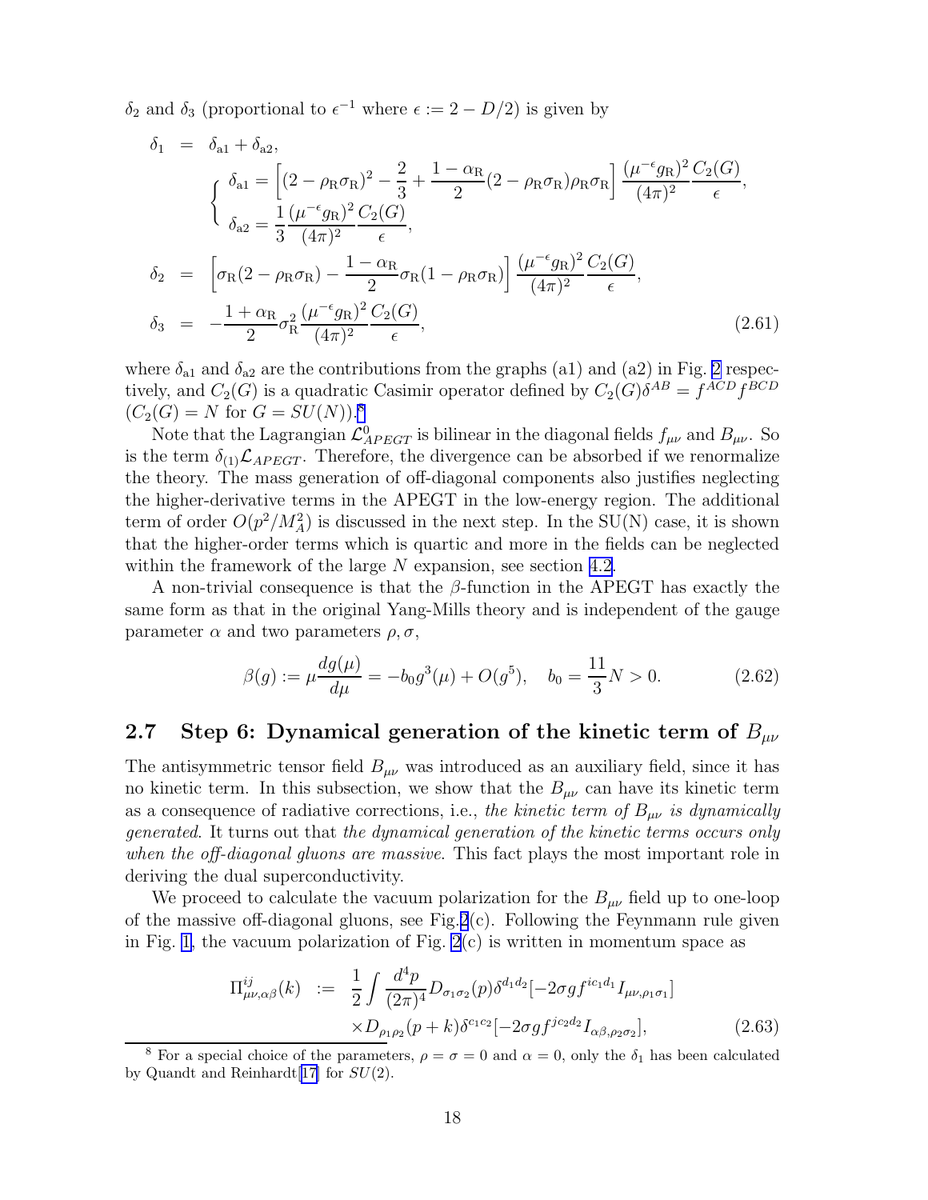$\delta_2$ and $\delta_3$ (proportional to $\epsilon^{-1}$ where $\epsilon := 2 - D/2$) is given by

$$
\begin{aligned}
\delta_1 &= \delta_{a1} + \delta_{a2}, \\
&\left\{ \begin{array}{l}
\delta_{a1} = \left[ (2 - \rho_R \sigma_R)^2 - \dfrac{2}{3} + \dfrac{1 - \alpha_R}{2} (2 - \rho_R \sigma_R) \rho_R \sigma_R \right] \dfrac{(\mu^{-\epsilon} g_R)^2}{(4\pi)^2} \dfrac{C_2(G)}{\epsilon}, \\
\delta_{a2} = \dfrac{1}{3} \dfrac{(\mu^{-\epsilon} g_R)^2}{(4\pi)^2} \dfrac{C_2(G)}{\epsilon},
\end{array} \right. \\
\delta_2 &= \left[ \sigma_R (2 - \rho_R \sigma_R) - \frac{1 - \alpha_R}{2} \sigma_R (1 - \rho_R \sigma_R) \right] \frac{(\mu^{-\epsilon} g_R)^2}{(4\pi)^2} \frac{C_2(G)}{\epsilon}, \\
\delta_3 &= -\frac{1 + \alpha_R}{2} \sigma_R^2 \frac{(\mu^{-\epsilon} g_R)^2}{(4\pi)^2} \frac{C_2(G)}{\epsilon},
\end{aligned}
\tag{2.61}
$$

where $\delta_{a1}$ and $\delta_{a2}$ are the contributions from the graphs (a1) and (a2) in Fig. 2 respectively, and $C_2(G)$ is a quadratic Casimir operator defined by $C_2(G)\delta^{AB} = f^{ACD} f^{BCD}$ ($C_2(G) = N$ for $G = SU(N)$).[8]

Note that the Lagrangian $\mathcal{L}^0_{APEGT}$ is bilinear in the diagonal fields $f_{\mu\nu}$ and $B_{\mu\nu}$. So is the term $\delta_{(1)}\mathcal{L}_{APEGT}$. Therefore, the divergence can be absorbed if we renormalize the theory. The mass generation of off-diagonal components also justifies neglecting the higher-derivative terms in the APEGT in the low-energy region. The additional term of order $O(p^2/M_A^2)$ is discussed in the next step. In the SU(N) case, it is shown that the higher-order terms which is quartic and more in the fields can be neglected within the framework of the large $N$ expansion, see section 4.2.

A non-trivial consequence is that the $\beta$-function in the APEGT has exactly the same form as that in the original Yang-Mills theory and is independent of the gauge parameter $\alpha$ and two parameters $\rho, \sigma$,

$$
\beta(g) := \mu \frac{dg(\mu)}{d\mu} = -b_0 g^3(\mu) + O(g^5), \quad b_0 = \frac{11}{3} N > 0. \tag{2.62}
$$

## 2.7 Step 6: Dynamical generation of the kinetic term of $B_{\mu\nu}$

The antisymmetric tensor field $B_{\mu\nu}$ was introduced as an auxiliary field, since it has no kinetic term. In this subsection, we show that the $B_{\mu\nu}$ can have its kinetic term as a consequence of radiative corrections, i.e., *the kinetic term of $B_{\mu\nu}$ is dynamically generated*. It turns out that *the dynamical generation of the kinetic terms occurs only when the off-diagonal gluons are massive*. This fact plays the most important role in deriving the dual superconductivity.

We proceed to calculate the vacuum polarization for the $B_{\mu\nu}$ field up to one-loop of the massive off-diagonal gluons, see Fig.2(c). Following the Feynmann rule given in Fig. 1, the vacuum polarization of Fig. 2(c) is written in momentum space as

$$
\begin{aligned}
\Pi^{ij}_{\mu\nu,\alpha\beta}(k) := \; & \frac{1}{2} \int \frac{d^4 p}{(2\pi)^4} D_{\sigma_1 \sigma_2}(p) \delta^{d_1 d_2} [-2\sigma g f^{i c_1 d_1} I_{\mu\nu,\rho_1 \sigma_1}] \\
& \times D_{\rho_1 \rho_2}(p + k) \delta^{c_1 c_2} [-2\sigma g f^{j c_2 d_2} I_{\alpha\beta,\rho_2 \sigma_2}],
\end{aligned}
\tag{2.63}
$$

[8] For a special choice of the parameters, $\rho = \sigma = 0$ and $\alpha = 0$, only the $\delta_1$ has been calculated by Quandt and Reinhardt[17] for $SU(2)$.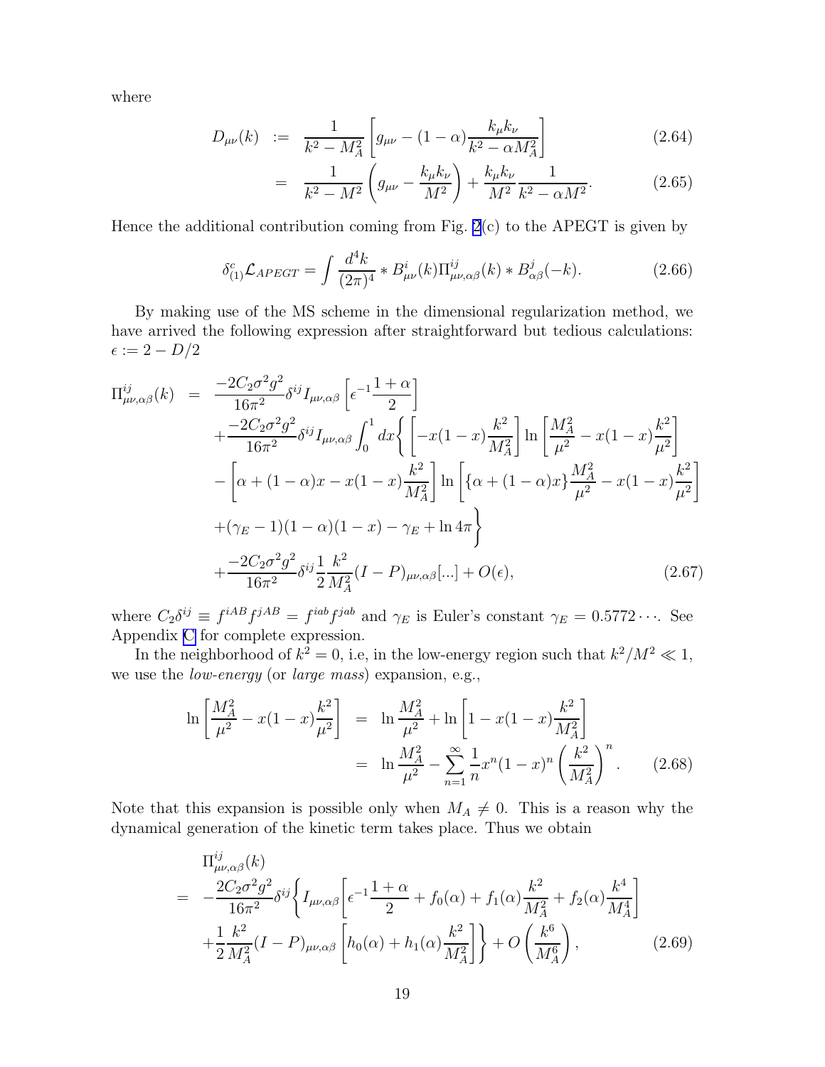where

$$
\begin{aligned}
D_{\mu\nu}(k) &:= \frac{1}{k^2 - M_A^2}\left[g_{\mu\nu} - (1-\alpha)\frac{k_\mu k_\nu}{k^2 - \alpha M_A^2}\right] &(2.64)\\
&= \frac{1}{k^2 - M^2}\left(g_{\mu\nu} - \frac{k_\mu k_\nu}{M^2}\right) + \frac{k_\mu k_\nu}{M^2}\frac{1}{k^2 - \alpha M^2}. &(2.65)
\end{aligned}
$$

Hence the additional contribution coming from Fig. 2(c) to the APEGT is given by

$$
\delta^c_{(1)}\mathcal{L}_{APEGT} = \int \frac{d^4k}{(2\pi)^4} * B^i_{\mu\nu}(k)\Pi^{ij}_{\mu\nu,\alpha\beta}(k) * B^j_{\alpha\beta}(-k). \tag{2.66}
$$

By making use of the MS scheme in the dimensional regularization method, we have arrived the following expression after straightforward but tedious calculations: $\epsilon := 2 - D/2$

$$
\begin{aligned}
\Pi^{ij}_{\mu\nu,\alpha\beta}(k) &= \frac{-2C_2\sigma^2 g^2}{16\pi^2}\delta^{ij} I_{\mu\nu,\alpha\beta}\left[\epsilon^{-1}\frac{1+\alpha}{2}\right] \\
&+ \frac{-2C_2\sigma^2 g^2}{16\pi^2}\delta^{ij} I_{\mu\nu,\alpha\beta}\int_0^1 dx\Bigg\{\left[-x(1-x)\frac{k^2}{M_A^2}\right]\ln\left[\frac{M_A^2}{\mu^2} - x(1-x)\frac{k^2}{\mu^2}\right] \\
&- \left[\alpha + (1-\alpha)x - x(1-x)\frac{k^2}{M_A^2}\right]\ln\left[\{\alpha + (1-\alpha)x\}\frac{M_A^2}{\mu^2} - x(1-x)\frac{k^2}{\mu^2}\right] \\
&+ (\gamma_E - 1)(1-\alpha)(1-x) - \gamma_E + \ln 4\pi\Bigg\} \\
&+ \frac{-2C_2\sigma^2 g^2}{16\pi^2}\delta^{ij}\frac{1}{2}\frac{k^2}{M_A^2}(I-P)_{\mu\nu,\alpha\beta}[...] + O(\epsilon),
\end{aligned} \tag{2.67}
$$

where $C_2\delta^{ij} \equiv f^{iAB}f^{jAB} = f^{iab}f^{jab}$ and $\gamma_E$ is Euler's constant $\gamma_E = 0.5772\cdots$. See Appendix C for complete expression.

In the neighborhood of $k^2 = 0$, i.e, in the low-energy region such that $k^2/M^2 \ll 1$, we use the *low-energy* (or *large mass*) expansion, e.g.,

$$
\begin{aligned}
\ln\left[\frac{M_A^2}{\mu^2} - x(1-x)\frac{k^2}{\mu^2}\right] &= \ln\frac{M_A^2}{\mu^2} + \ln\left[1 - x(1-x)\frac{k^2}{M_A^2}\right] \\
&= \ln\frac{M_A^2}{\mu^2} - \sum_{n=1}^{\infty}\frac{1}{n}x^n(1-x)^n\left(\frac{k^2}{M_A^2}\right)^n.
\end{aligned} \tag{2.68}
$$

Note that this expansion is possible only when $M_A \neq 0$. This is a reason why the dynamical generation of the kinetic term takes place. Thus we obtain

$$
\begin{aligned}
&\Pi^{ij}_{\mu\nu,\alpha\beta}(k) \\
&= -\frac{2C_2\sigma^2 g^2}{16\pi^2}\delta^{ij}\Bigg\{I_{\mu\nu,\alpha\beta}\left[\epsilon^{-1}\frac{1+\alpha}{2} + f_0(\alpha) + f_1(\alpha)\frac{k^2}{M_A^2} + f_2(\alpha)\frac{k^4}{M_A^4}\right] \\
&+ \frac{1}{2}\frac{k^2}{M_A^2}(I-P)_{\mu\nu,\alpha\beta}\left[h_0(\alpha) + h_1(\alpha)\frac{k^2}{M_A^2}\right]\Bigg\} + O\left(\frac{k^6}{M_A^6}\right),
\end{aligned} \tag{2.69}
$$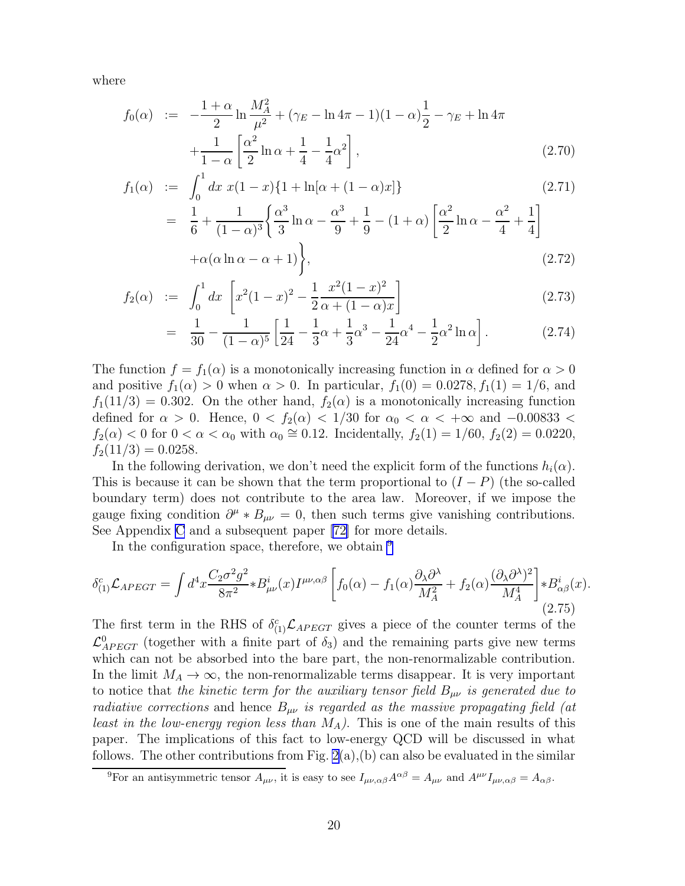where

$$
\begin{aligned}
f_0(\alpha) &:= -\frac{1+\alpha}{2}\ln\frac{M_A^2}{\mu^2} + (\gamma_E - \ln 4\pi - 1)(1-\alpha)\frac{1}{2} - \gamma_E + \ln 4\pi \\
&\quad + \frac{1}{1-\alpha}\left[\frac{\alpha^2}{2}\ln\alpha + \frac{1}{4} - \frac{1}{4}\alpha^2\right], \qquad (2.70)
\end{aligned}
$$

$$
\begin{aligned}
f_1(\alpha) &:= \int_0^1 dx\ x(1-x)\{1 + \ln[\alpha + (1-\alpha)x]\} \qquad (2.71)\\
&= \frac{1}{6} + \frac{1}{(1-\alpha)^3}\Bigg\{\frac{\alpha^3}{3}\ln\alpha - \frac{\alpha^3}{9} + \frac{1}{9} - (1+\alpha)\left[\frac{\alpha^2}{2}\ln\alpha - \frac{\alpha^2}{4} + \frac{1}{4}\right] \\
&\quad + \alpha(\alpha\ln\alpha - \alpha + 1)\Bigg\}, \qquad (2.72)
\end{aligned}
$$

$$
\begin{aligned}
f_2(\alpha) &:= \int_0^1 dx\ \left[x^2(1-x)^2 - \frac{1}{2}\frac{x^2(1-x)^2}{\alpha + (1-\alpha)x}\right] \qquad (2.73)\\
&= \frac{1}{30} - \frac{1}{(1-\alpha)^5}\left[\frac{1}{24} - \frac{1}{3}\alpha + \frac{1}{3}\alpha^3 - \frac{1}{24}\alpha^4 - \frac{1}{2}\alpha^2\ln\alpha\right]. \qquad (2.74)
\end{aligned}
$$

The function $f = f_1(\alpha)$ is a monotonically increasing function in $\alpha$ defined for $\alpha > 0$ and positive $f_1(\alpha) > 0$ when $\alpha > 0$. In particular, $f_1(0) = 0.0278, f_1(1) = 1/6$, and $f_1(11/3) = 0.302$. On the other hand, $f_2(\alpha)$ is a monotonically increasing function defined for $\alpha > 0$. Hence, $0 < f_2(\alpha) < 1/30$ for $\alpha_0 < \alpha < +\infty$ and $-0.00833 < f_2(\alpha) < 0$ for $0 < \alpha < \alpha_0$ with $\alpha_0 \cong 0.12$. Incidentally, $f_2(1) = 1/60$, $f_2(2) = 0.0220$, $f_2(11/3) = 0.0258$.

In the following derivation, we don't need the explicit form of the functions $h_i(\alpha)$. This is because it can be shown that the term proportional to $(I - P)$ (the so-called boundary term) does not contribute to the area law. Moreover, if we impose the gauge fixing condition $\partial^\mu * B_{\mu\nu} = 0$, then such terms give vanishing contributions. See Appendix C and a subsequent paper [72] for more details.

In the configuration space, therefore, we obtain [9]

$$
\delta^c_{(1)}\mathcal{L}_{APEGT} = \int d^4x \frac{C_2\sigma^2 g^2}{8\pi^2} {*B}^i_{\mu\nu}(x) I^{\mu\nu,\alpha\beta}\left[f_0(\alpha) - f_1(\alpha)\frac{\partial_\lambda\partial^\lambda}{M_A^2} + f_2(\alpha)\frac{(\partial_\lambda\partial^\lambda)^2}{M_A^4}\right] {*B}^i_{\alpha\beta}(x). \qquad (2.75)
$$

The first term in the RHS of $\delta^c_{(1)}\mathcal{L}_{APEGT}$ gives a piece of the counter terms of the $\mathcal{L}^0_{APEGT}$ (together with a finite part of $\delta_3$) and the remaining parts give new terms which can not be absorbed into the bare part, the non-renormalizable contribution. In the limit $M_A \to \infty$, the non-renormalizable terms disappear. It is very important to notice that *the kinetic term for the auxiliary tensor field $B_{\mu\nu}$ is generated due to radiative corrections* and hence *$B_{\mu\nu}$ is regarded as the massive propagating field (at least in the low-energy region less than $M_A$)*. This is one of the main results of this paper. The implications of this fact to low-energy QCD will be discussed in what follows. The other contributions from Fig. 2(a),(b) can also be evaluated in the similar

[9] For an antisymmetric tensor $A_{\mu\nu}$, it is easy to see $I_{\mu\nu,\alpha\beta}A^{\alpha\beta} = A_{\mu\nu}$ and $A^{\mu\nu}I_{\mu\nu,\alpha\beta} = A_{\alpha\beta}$.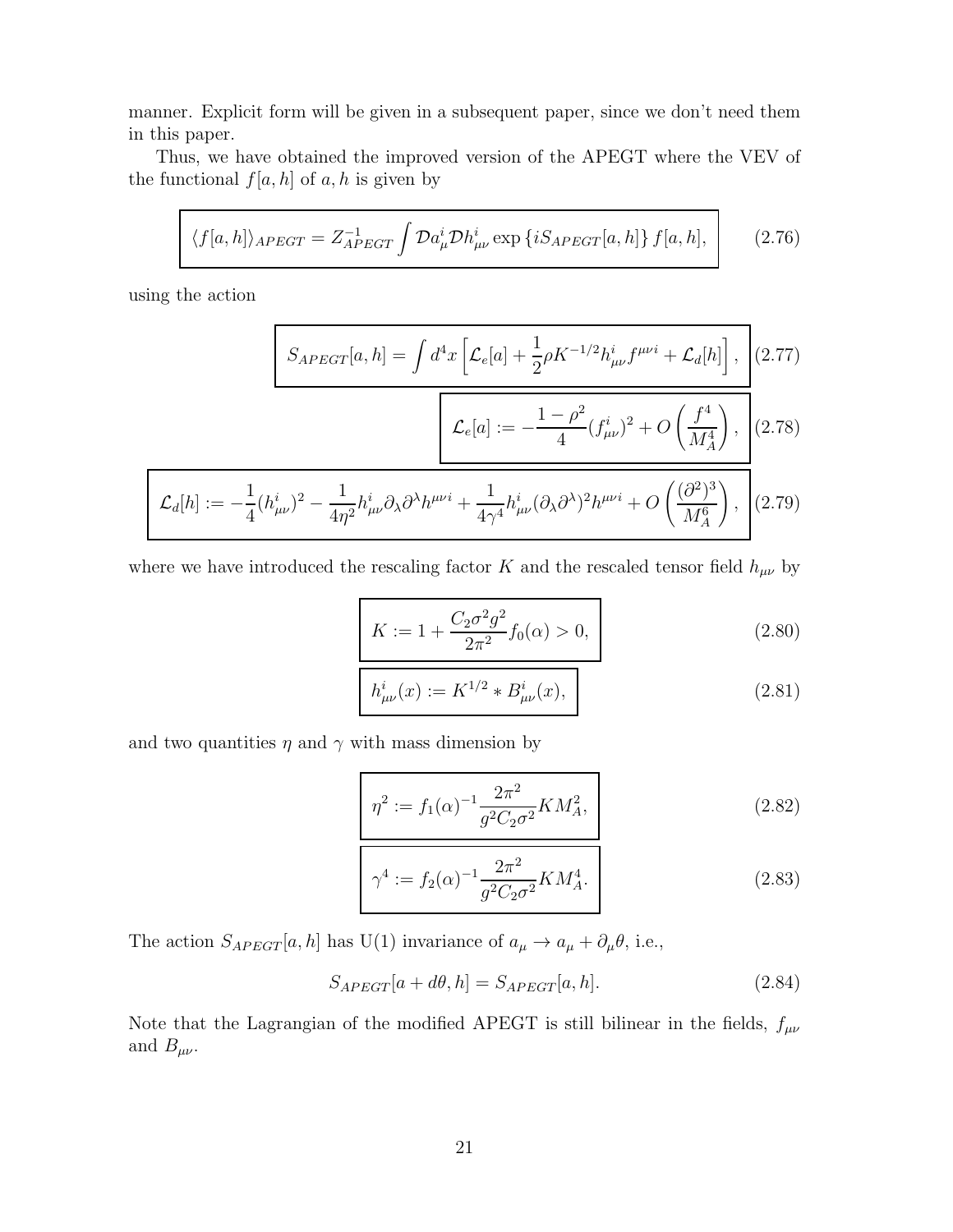manner. Explicit form will be given in a subsequent paper, since we don't need them in this paper.

Thus, we have obtained the improved version of the APEGT where the VEV of the functional $f[a,h]$ of $a, h$ is given by

$$\boxed{\langle f[a,h]\rangle_{APEGT} = Z_{APEGT}^{-1} \int \mathcal{D}a_\mu^i \mathcal{D}h_{\mu\nu}^i \exp\{iS_{APEGT}[a,h]\} f[a,h],} \tag{2.76}$$

using the action

$$\boxed{S_{APEGT}[a,h] = \int d^4x \left[\mathcal{L}_e[a] + \frac{1}{2}\rho K^{-1/2} h_{\mu\nu}^i f^{\mu\nu i} + \mathcal{L}_d[h]\right],} \tag{2.77}$$

$$\boxed{\mathcal{L}_e[a] := -\frac{1-\rho^2}{4}(f_{\mu\nu}^i)^2 + O\left(\frac{f^4}{M_A^4}\right),} \tag{2.78}$$

$$\boxed{\mathcal{L}_d[h] := -\frac{1}{4}(h_{\mu\nu}^i)^2 - \frac{1}{4\eta^2} h_{\mu\nu}^i \partial_\lambda \partial^\lambda h^{\mu\nu i} + \frac{1}{4\gamma^4} h_{\mu\nu}^i (\partial_\lambda \partial^\lambda)^2 h^{\mu\nu i} + O\left(\frac{(\partial^2)^3}{M_A^6}\right),} \tag{2.79}$$

where we have introduced the rescaling factor $K$ and the rescaled tensor field $h_{\mu\nu}$ by

$$\boxed{K := 1 + \frac{C_2 \sigma^2 g^2}{2\pi^2} f_0(\alpha) > 0,} \tag{2.80}$$

$$\boxed{h_{\mu\nu}^i(x) := K^{1/2} * B_{\mu\nu}^i(x),} \tag{2.81}$$

and two quantities $\eta$ and $\gamma$ with mass dimension by

$$\boxed{\eta^2 := f_1(\alpha)^{-1} \frac{2\pi^2}{g^2 C_2 \sigma^2} K M_A^2,} \tag{2.82}$$

$$\boxed{\gamma^4 := f_2(\alpha)^{-1} \frac{2\pi^2}{g^2 C_2 \sigma^2} K M_A^4.} \tag{2.83}$$

The action $S_{APEGT}[a,h]$ has U(1) invariance of $a_\mu \to a_\mu + \partial_\mu \theta$, i.e.,

$$S_{APEGT}[a + d\theta, h] = S_{APEGT}[a,h]. \tag{2.84}$$

Note that the Lagrangian of the modified APEGT is still bilinear in the fields, $f_{\mu\nu}$ and $B_{\mu\nu}$.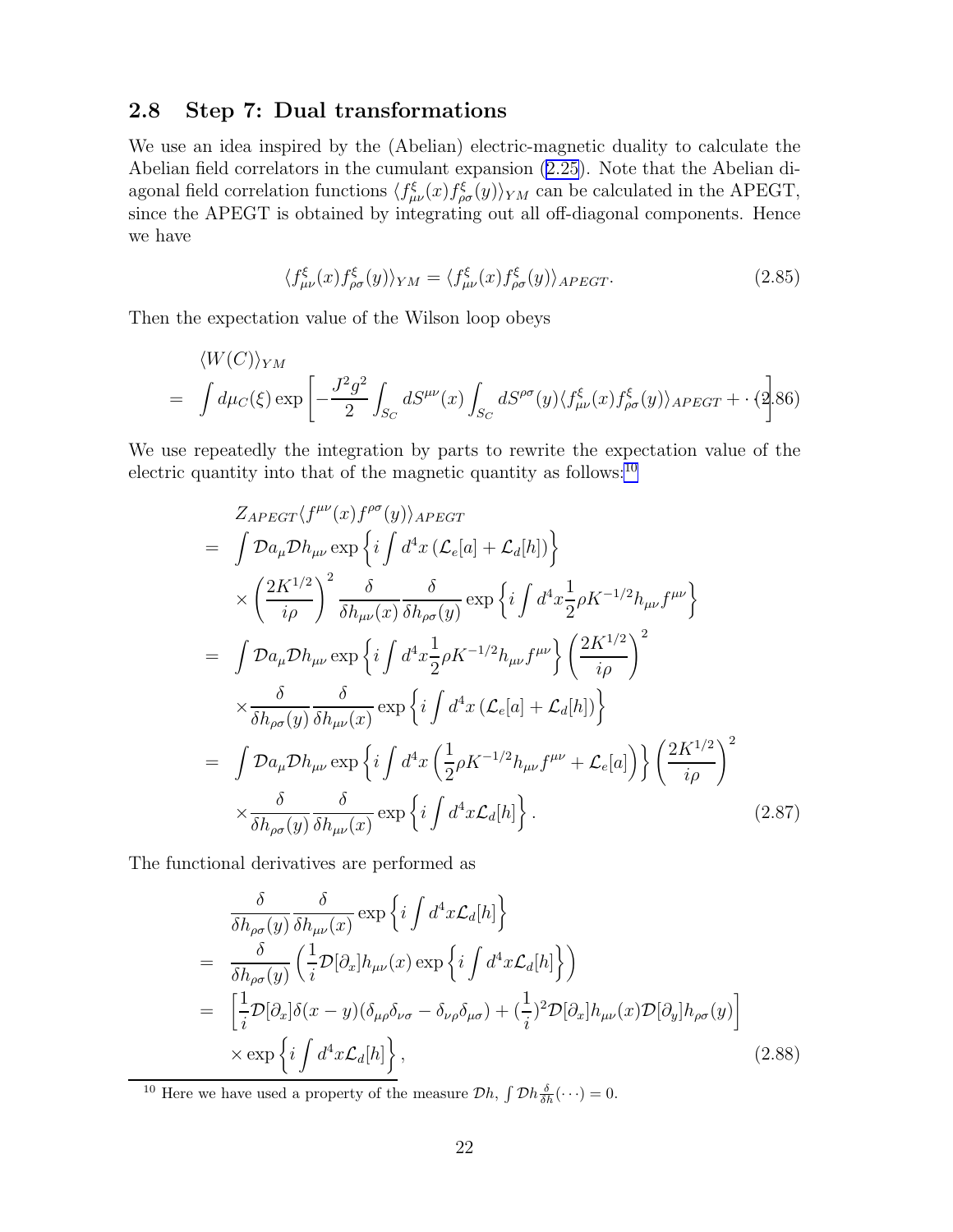## 2.8 Step 7: Dual transformations

We use an idea inspired by the (Abelian) electric-magnetic duality to calculate the Abelian field correlators in the cumulant expansion (2.25). Note that the Abelian diagonal field correlation functions $\langle f^{\xi}_{\mu\nu}(x) f^{\xi}_{\rho\sigma}(y)\rangle_{YM}$ can be calculated in the APEGT, since the APEGT is obtained by integrating out all off-diagonal components. Hence we have

$$
\langle f^{\xi}_{\mu\nu}(x) f^{\xi}_{\rho\sigma}(y)\rangle_{YM} = \langle f^{\xi}_{\mu\nu}(x) f^{\xi}_{\rho\sigma}(y)\rangle_{APEGT}. \tag{2.85}
$$

Then the expectation value of the Wilson loop obeys

$$
\begin{aligned}
&\langle W(C)\rangle_{YM} \\
= &\int d\mu_C(\xi) \exp\left[ -\frac{J^2 g^2}{2} \int_{S_C} dS^{\mu\nu}(x) \int_{S_C} dS^{\rho\sigma}(y) \langle f^{\xi}_{\mu\nu}(x) f^{\xi}_{\rho\sigma}(y)\rangle_{APEGT} + \cdots \right]
\end{aligned} \tag{2.86}
$$

We use repeatedly the integration by parts to rewrite the expectation value of the electric quantity into that of the magnetic quantity as follows:[10]

$$
\begin{aligned}
& Z_{APEGT} \langle f^{\mu\nu}(x) f^{\rho\sigma}(y)\rangle_{APEGT} \\
= & \int \mathcal{D}a_\mu \mathcal{D}h_{\mu\nu} \exp\left\{ i \int d^4x \left( \mathcal{L}_e[a] + \mathcal{L}_d[h] \right) \right\} \\
& \times \left( \frac{2K^{1/2}}{i\rho} \right)^2 \frac{\delta}{\delta h_{\mu\nu}(x)} \frac{\delta}{\delta h_{\rho\sigma}(y)} \exp\left\{ i \int d^4x \frac{1}{2} \rho K^{-1/2} h_{\mu\nu} f^{\mu\nu} \right\} \\
= & \int \mathcal{D}a_\mu \mathcal{D}h_{\mu\nu} \exp\left\{ i \int d^4x \frac{1}{2} \rho K^{-1/2} h_{\mu\nu} f^{\mu\nu} \right\} \left( \frac{2K^{1/2}}{i\rho} \right)^2 \\
& \times \frac{\delta}{\delta h_{\rho\sigma}(y)} \frac{\delta}{\delta h_{\mu\nu}(x)} \exp\left\{ i \int d^4x \left( \mathcal{L}_e[a] + \mathcal{L}_d[h] \right) \right\} \\
= & \int \mathcal{D}a_\mu \mathcal{D}h_{\mu\nu} \exp\left\{ i \int d^4x \left( \frac{1}{2} \rho K^{-1/2} h_{\mu\nu} f^{\mu\nu} + \mathcal{L}_e[a] \right) \right\} \left( \frac{2K^{1/2}}{i\rho} \right)^2 \\
& \times \frac{\delta}{\delta h_{\rho\sigma}(y)} \frac{\delta}{\delta h_{\mu\nu}(x)} \exp\left\{ i \int d^4x \mathcal{L}_d[h] \right\}.
\end{aligned} \tag{2.87}
$$

The functional derivatives are performed as

$$
\begin{aligned}
& \frac{\delta}{\delta h_{\rho\sigma}(y)} \frac{\delta}{\delta h_{\mu\nu}(x)} \exp\left\{ i \int d^4x \mathcal{L}_d[h] \right\} \\
= & \frac{\delta}{\delta h_{\rho\sigma}(y)} \left( \frac{1}{i} \mathcal{D}[\partial_x] h_{\mu\nu}(x) \exp\left\{ i \int d^4x \mathcal{L}_d[h] \right\} \right) \\
= & \left[ \frac{1}{i} \mathcal{D}[\partial_x] \delta(x-y) (\delta_{\mu\rho}\delta_{\nu\sigma} - \delta_{\nu\rho}\delta_{\mu\sigma}) + (\frac{1}{i})^2 \mathcal{D}[\partial_x] h_{\mu\nu}(x) \mathcal{D}[\partial_y] h_{\rho\sigma}(y) \right] \\
& \times \exp\left\{ i \int d^4x \mathcal{L}_d[h] \right\},
\end{aligned} \tag{2.88}
$$

[10] Here we have used a property of the measure $\mathcal{D}h$, $\int \mathcal{D}h \frac{\delta}{\delta h}(\cdots) = 0$.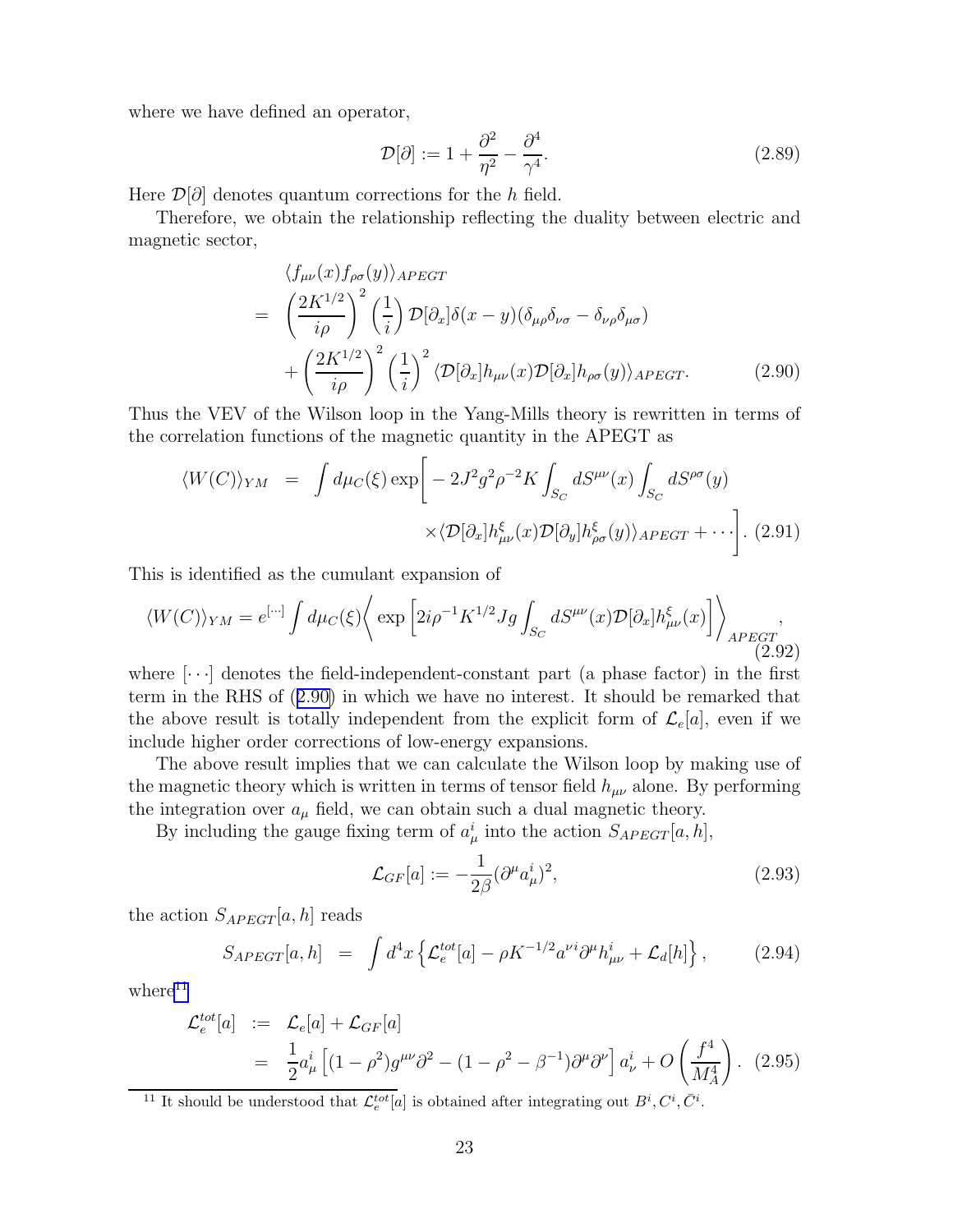where we have defined an operator,

$$\mathcal{D}[\partial] := 1 + \frac{\partial^2}{\eta^2} - \frac{\partial^4}{\gamma^4}. \tag{2.89}$$

Here $\mathcal{D}[\partial]$ denotes quantum corrections for the $h$ field.

Therefore, we obtain the relationship reflecting the duality between electric and magnetic sector,

$$\begin{aligned}
&\langle f_{\mu\nu}(x) f_{\rho\sigma}(y)\rangle_{APEGT} \\
&= \left(\frac{2K^{1/2}}{i\rho}\right)^2 \left(\frac{1}{i}\right) \mathcal{D}[\partial_x]\delta(x-y)(\delta_{\mu\rho}\delta_{\nu\sigma} - \delta_{\nu\rho}\delta_{\mu\sigma}) \\
&\quad + \left(\frac{2K^{1/2}}{i\rho}\right)^2 \left(\frac{1}{i}\right)^2 \langle \mathcal{D}[\partial_x] h_{\mu\nu}(x) \mathcal{D}[\partial_x] h_{\rho\sigma}(y)\rangle_{APEGT}.
\end{aligned} \tag{2.90}$$

Thus the VEV of the Wilson loop in the Yang-Mills theory is rewritten in terms of the correlation functions of the magnetic quantity in the APEGT as

$$\begin{aligned}
\langle W(C)\rangle_{YM} &= \int d\mu_C(\xi) \exp\Bigg[ -2J^2 g^2 \rho^{-2} K \int_{S_C} dS^{\mu\nu}(x) \int_{S_C} dS^{\rho\sigma}(y) \\
&\qquad \times \langle \mathcal{D}[\partial_x] h^{\xi}_{\mu\nu}(x) \mathcal{D}[\partial_y] h^{\xi}_{\rho\sigma}(y)\rangle_{APEGT} + \cdots \Bigg].
\end{aligned} \tag{2.91}$$

This is identified as the cumulant expansion of

$$\langle W(C)\rangle_{YM} = e^{[\cdots]} \int d\mu_C(\xi) \left\langle \exp\left[2i\rho^{-1} K^{1/2} J g \int_{S_C} dS^{\mu\nu}(x) \mathcal{D}[\partial_x] h^{\xi}_{\mu\nu}(x)\right] \right\rangle_{APEGT}, \tag{2.92}$$

where $[\cdots]$ denotes the field-independent-constant part (a phase factor) in the first term in the RHS of (2.90) in which we have no interest. It should be remarked that the above result is totally independent from the explicit form of $\mathcal{L}_e[a]$, even if we include higher order corrections of low-energy expansions.

The above result implies that we can calculate the Wilson loop by making use of the magnetic theory which is written in terms of tensor field $h_{\mu\nu}$ alone. By performing the integration over $a_\mu$ field, we can obtain such a dual magnetic theory.

By including the gauge fixing term of $a^i_\mu$ into the action $S_{APEGT}[a,h]$,

$$\mathcal{L}_{GF}[a] := -\frac{1}{2\beta}(\partial^\mu a^i_\mu)^2, \tag{2.93}$$

the action $S_{APEGT}[a,h]$ reads

$$S_{APEGT}[a,h] = \int d^4x \left\{ \mathcal{L}^{tot}_e[a] - \rho K^{-1/2} a^{\nu i} \partial^\mu h^i_{\mu\nu} + \mathcal{L}_d[h] \right\}, \tag{2.94}$$

where[11]

$$\begin{aligned}
\mathcal{L}^{tot}_e[a] &:= \mathcal{L}_e[a] + \mathcal{L}_{GF}[a] \\
&= \frac{1}{2} a^i_\mu \left[ (1-\rho^2) g^{\mu\nu} \partial^2 - (1 - \rho^2 - \beta^{-1}) \partial^\mu \partial^\nu \right] a^i_\nu + O\left(\frac{f^4}{M_A^4}\right).
\end{aligned} \tag{2.95}$$

[11] It should be understood that $\mathcal{L}^{tot}_e[a]$ is obtained after integrating out $B^i, C^i, \bar{C}^i$.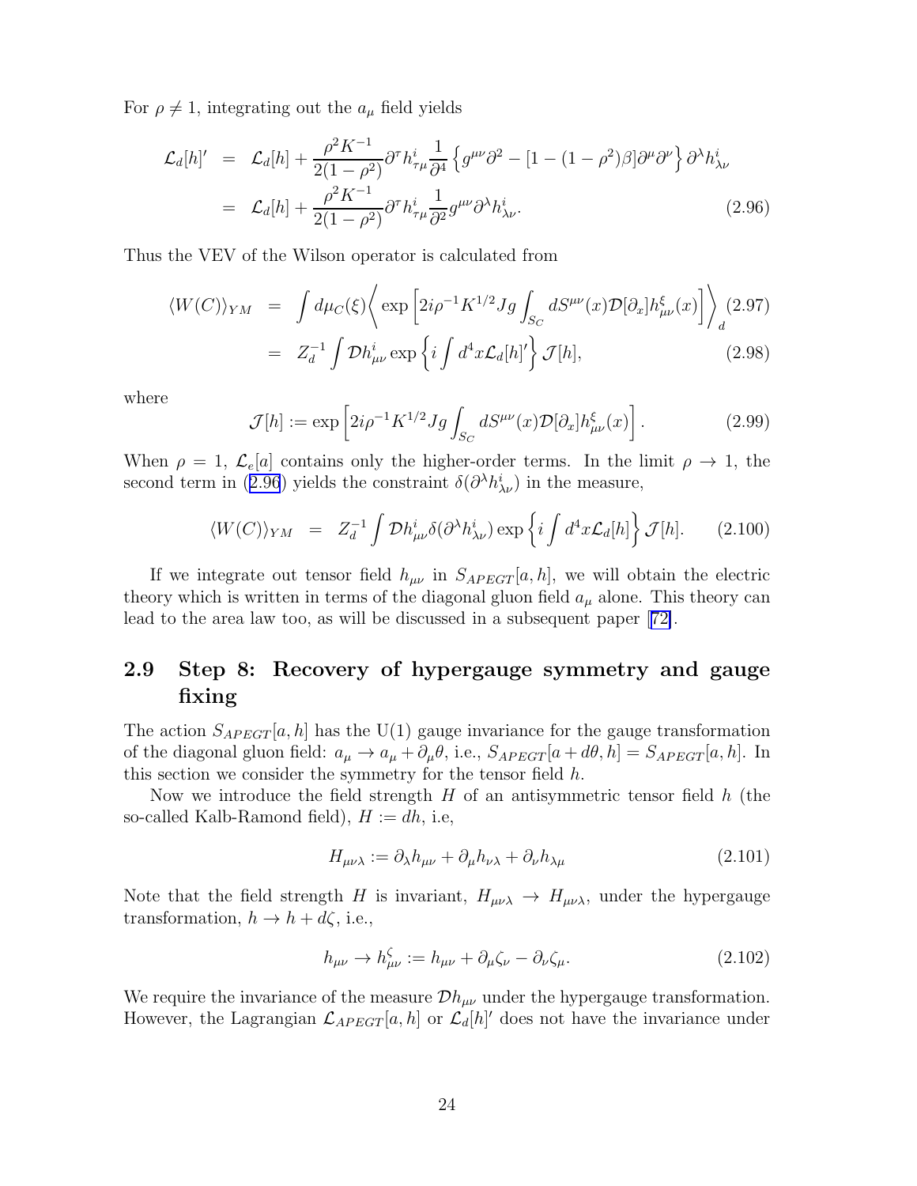For $\rho \neq 1$, integrating out the $a_\mu$ field yields

$$
\begin{aligned}
\mathcal{L}_d[h]' &= \mathcal{L}_d[h] + \frac{\rho^2 K^{-1}}{2(1-\rho^2)} \partial^\tau h^i_{\tau\mu} \frac{1}{\partial^4} \left\{ g^{\mu\nu}\partial^2 - [1-(1-\rho^2)\beta]\partial^\mu\partial^\nu \right\} \partial^\lambda h^i_{\lambda\nu} \\
&= \mathcal{L}_d[h] + \frac{\rho^2 K^{-1}}{2(1-\rho^2)} \partial^\tau h^i_{\tau\mu} \frac{1}{\partial^2} g^{\mu\nu} \partial^\lambda h^i_{\lambda\nu}. \qquad (2.96)
\end{aligned}
$$

Thus the VEV of the Wilson operator is calculated from

$$
\begin{aligned}
\langle W(C) \rangle_{YM} &= \int d\mu_C(\xi) \left\langle \exp\left[ 2i\rho^{-1} K^{1/2} J g \int_{S_C} dS^{\mu\nu}(x) \mathcal{D}[\partial_x] h^\xi_{\mu\nu}(x) \right] \right\rangle_d \qquad (2.97) \\
&= Z_d^{-1} \int \mathcal{D}h^i_{\mu\nu} \exp\left\{ i \int d^4x \mathcal{L}_d[h]' \right\} \mathcal{J}[h], \qquad (2.98)
\end{aligned}
$$

where

$$
\mathcal{J}[h] := \exp\left[ 2i\rho^{-1} K^{1/2} J g \int_{S_C} dS^{\mu\nu}(x) \mathcal{D}[\partial_x] h^\xi_{\mu\nu}(x) \right]. \qquad (2.99)
$$

When $\rho = 1$, $\mathcal{L}_e[a]$ contains only the higher-order terms. In the limit $\rho \to 1$, the second term in (2.96) yields the constraint $\delta(\partial^\lambda h^i_{\lambda\nu})$ in the measure,

$$
\langle W(C) \rangle_{YM} = Z_d^{-1} \int \mathcal{D}h^i_{\mu\nu} \delta(\partial^\lambda h^i_{\lambda\nu}) \exp\left\{ i \int d^4x \mathcal{L}_d[h] \right\} \mathcal{J}[h]. \qquad (2.100)
$$

If we integrate out tensor field $h_{\mu\nu}$ in $S_{APEGT}[a,h]$, we will obtain the electric theory which is written in terms of the diagonal gluon field $a_\mu$ alone. This theory can lead to the area law too, as will be discussed in a subsequent paper [72].

## 2.9 Step 8: Recovery of hypergauge symmetry and gauge fixing

The action $S_{APEGT}[a,h]$ has the U(1) gauge invariance for the gauge transformation of the diagonal gluon field: $a_\mu \to a_\mu + \partial_\mu\theta$, i.e., $S_{APEGT}[a + d\theta, h] = S_{APEGT}[a,h]$. In this section we consider the symmetry for the tensor field $h$.

Now we introduce the field strength $H$ of an antisymmetric tensor field $h$ (the so-called Kalb-Ramond field), $H := dh$, i.e,

$$
H_{\mu\nu\lambda} := \partial_\lambda h_{\mu\nu} + \partial_\mu h_{\nu\lambda} + \partial_\nu h_{\lambda\mu} \qquad (2.101)
$$

Note that the field strength $H$ is invariant, $H_{\mu\nu\lambda} \to H_{\mu\nu\lambda}$, under the hypergauge transformation, $h \to h + d\zeta$, i.e.,

$$
h_{\mu\nu} \to h^\zeta_{\mu\nu} := h_{\mu\nu} + \partial_\mu\zeta_\nu - \partial_\nu\zeta_\mu. \qquad (2.102)
$$

We require the invariance of the measure $\mathcal{D}h_{\mu\nu}$ under the hypergauge transformation. However, the Lagrangian $\mathcal{L}_{APEGT}[a,h]$ or $\mathcal{L}_d[h]'$ does not have the invariance under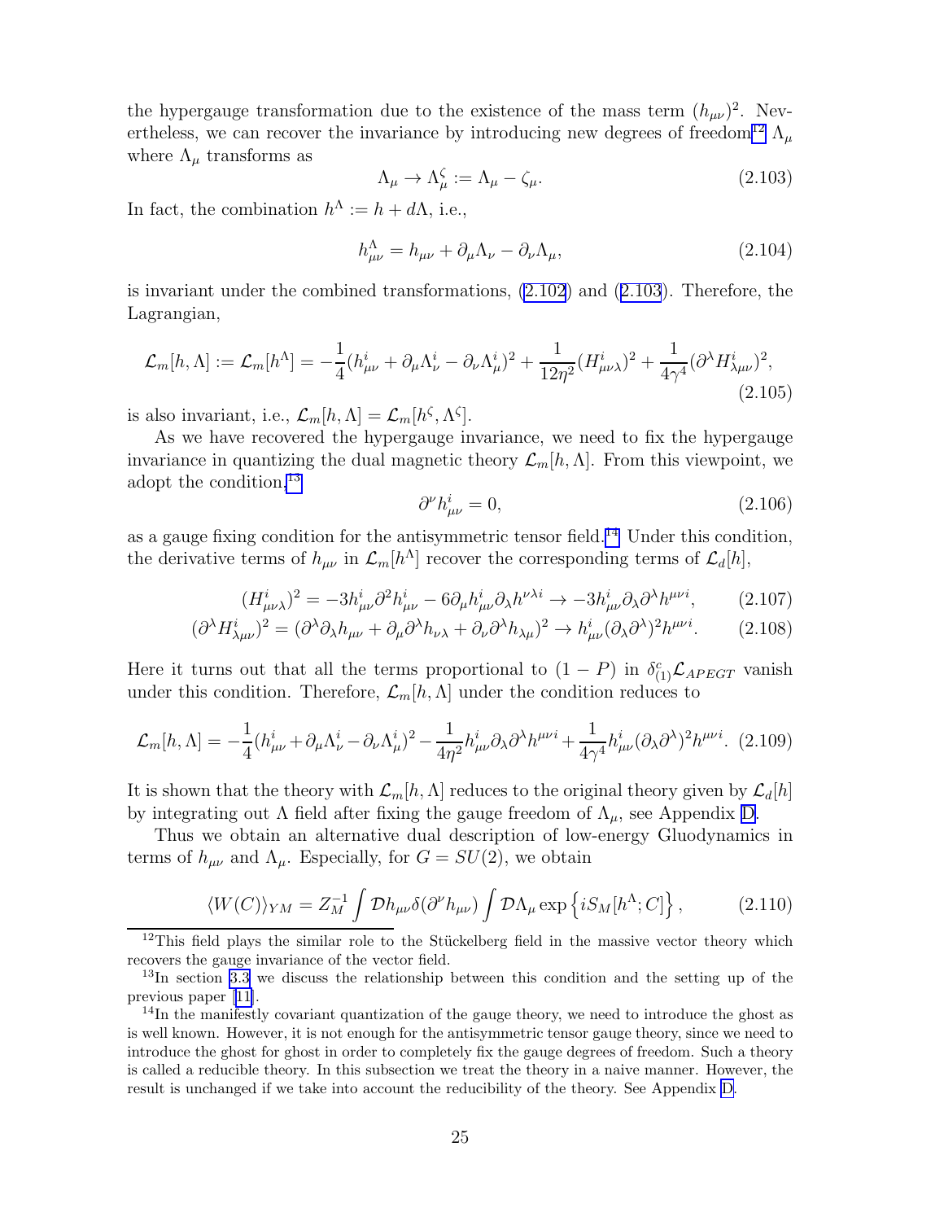the hypergauge transformation due to the existence of the mass term $(h_{\mu\nu})^2$. Nevertheless, we can recover the invariance by introducing new degrees of freedom[12] $\Lambda_\mu$ where $\Lambda_\mu$ transforms as

$$\Lambda_\mu \to \Lambda_\mu^\zeta := \Lambda_\mu - \zeta_\mu. \tag{2.103}$$

In fact, the combination $h^\Lambda := h + d\Lambda$, i.e.,

$$h_{\mu\nu}^\Lambda = h_{\mu\nu} + \partial_\mu \Lambda_\nu - \partial_\nu \Lambda_\mu, \tag{2.104}$$

is invariant under the combined transformations, (2.102) and (2.103). Therefore, the Lagrangian,

$$\mathcal{L}_m[h,\Lambda] := \mathcal{L}_m[h^\Lambda] = -\frac{1}{4}(h_{\mu\nu}^i + \partial_\mu \Lambda_\nu^i - \partial_\nu \Lambda_\mu^i)^2 + \frac{1}{12\eta^2}(H_{\mu\nu\lambda}^i)^2 + \frac{1}{4\gamma^4}(\partial^\lambda H_{\lambda\mu\nu}^i)^2, \tag{2.105}$$

is also invariant, i.e., $\mathcal{L}_m[h,\Lambda] = \mathcal{L}_m[h^\zeta, \Lambda^\zeta]$.

As we have recovered the hypergauge invariance, we need to fix the hypergauge invariance in quantizing the dual magnetic theory $\mathcal{L}_m[h,\Lambda]$. From this viewpoint, we adopt the condition[13]

$$\partial^\nu h_{\mu\nu}^i = 0, \tag{2.106}$$

as a gauge fixing condition for the antisymmetric tensor field.[14] Under this condition, the derivative terms of $h_{\mu\nu}$ in $\mathcal{L}_m[h^\Lambda]$ recover the corresponding terms of $\mathcal{L}_d[h]$,

$$(H_{\mu\nu\lambda}^i)^2 = -3h_{\mu\nu}^i \partial^2 h_{\mu\nu}^i - 6\partial_\mu h_{\mu\nu}^i \partial_\lambda h^{\nu\lambda i} \to -3h_{\mu\nu}^i \partial_\lambda \partial^\lambda h^{\mu\nu i}, \tag{2.107}$$

$$(\partial^\lambda H_{\lambda\mu\nu}^i)^2 = (\partial^\lambda \partial_\lambda h_{\mu\nu} + \partial_\mu \partial^\lambda h_{\nu\lambda} + \partial_\nu \partial^\lambda h_{\lambda\mu})^2 \to h_{\mu\nu}^i (\partial_\lambda \partial^\lambda)^2 h^{\mu\nu i}. \tag{2.108}$$

Here it turns out that all the terms proportional to $(1-P)$ in $\delta_{(1)}^c \mathcal{L}_{APEGT}$ vanish under this condition. Therefore, $\mathcal{L}_m[h,\Lambda]$ under the condition reduces to

$$\mathcal{L}_m[h,\Lambda] = -\frac{1}{4}(h_{\mu\nu}^i + \partial_\mu \Lambda_\nu^i - \partial_\nu \Lambda_\mu^i)^2 - \frac{1}{4\eta^2} h_{\mu\nu}^i \partial_\lambda \partial^\lambda h^{\mu\nu i} + \frac{1}{4\gamma^4} h_{\mu\nu}^i (\partial_\lambda \partial^\lambda)^2 h^{\mu\nu i}. \tag{2.109}$$

It is shown that the theory with $\mathcal{L}_m[h,\Lambda]$ reduces to the original theory given by $\mathcal{L}_d[h]$ by integrating out $\Lambda$ field after fixing the gauge freedom of $\Lambda_\mu$, see Appendix D.

Thus we obtain an alternative dual description of low-energy Gluodynamics in terms of $h_{\mu\nu}$ and $\Lambda_\mu$. Especially, for $G = SU(2)$, we obtain

$$\langle W(C) \rangle_{YM} = Z_M^{-1} \int \mathcal{D}h_{\mu\nu} \delta(\partial^\nu h_{\mu\nu}) \int \mathcal{D}\Lambda_\mu \exp\left\{ iS_M[h^\Lambda; C] \right\}, \tag{2.110}$$

[12] This field plays the similar role to the Stückelberg field in the massive vector theory which recovers the gauge invariance of the vector field.

[13] In section 3.3 we discuss the relationship between this condition and the setting up of the previous paper [11].

[14] In the manifestly covariant quantization of the gauge theory, we need to introduce the ghost as is well known. However, it is not enough for the antisymmetric tensor gauge theory, since we need to introduce the ghost for ghost in order to completely fix the gauge degrees of freedom. Such a theory is called a reducible theory. In this subsection we treat the theory in a naive manner. However, the result is unchanged if we take into account the reducibility of the theory. See Appendix D.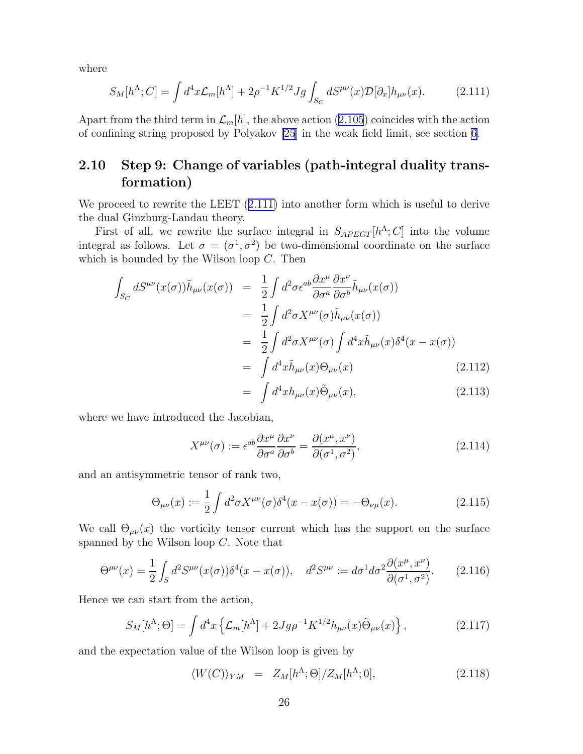where

$$S_M[h^\Lambda; C] = \int d^4x \mathcal{L}_m[h^\Lambda] + 2\rho^{-1}K^{1/2}Jg \int_{S_C} dS^{\mu\nu}(x)\mathcal{D}[\partial_x]h_{\mu\nu}(x). \tag{2.111}$$

Apart from the third term in $\mathcal{L}_m[h]$, the above action (2.105) coincides with the action of confining string proposed by Polyakov [25] in the weak field limit, see section 6.

## 2.10 Step 9: Change of variables (path-integral duality transformation)

We proceed to rewrite the LEET (2.111) into another form which is useful to derive the dual Ginzburg-Landau theory.

First of all, we rewrite the surface integral in $S_{APEGT}[h^\Lambda; C]$ into the volume integral as follows. Let $\sigma = (\sigma^1, \sigma^2)$ be two-dimensional coordinate on the surface which is bounded by the Wilson loop $C$. Then

$$\begin{aligned}
\int_{S_C} dS^{\mu\nu}(x(\sigma))\tilde{h}_{\mu\nu}(x(\sigma)) &= \frac{1}{2}\int d^2\sigma \epsilon^{ab}\frac{\partial x^\mu}{\partial \sigma^a}\frac{\partial x^\nu}{\partial \sigma^b}\tilde{h}_{\mu\nu}(x(\sigma)) \\
&= \frac{1}{2}\int d^2\sigma X^{\mu\nu}(\sigma)\tilde{h}_{\mu\nu}(x(\sigma)) \\
&= \frac{1}{2}\int d^2\sigma X^{\mu\nu}(\sigma)\int d^4x \tilde{h}_{\mu\nu}(x)\delta^4(x - x(\sigma)) \\
&= \int d^4x \tilde{h}_{\mu\nu}(x)\Theta_{\mu\nu}(x) \qquad (2.112) \\
&= \int d^4x h_{\mu\nu}(x)\tilde{\Theta}_{\mu\nu}(x), \qquad (2.113)
\end{aligned}$$

where we have introduced the Jacobian,

$$X^{\mu\nu}(\sigma) := \epsilon^{ab}\frac{\partial x^\mu}{\partial \sigma^a}\frac{\partial x^\nu}{\partial \sigma^b} = \frac{\partial(x^\mu, x^\nu)}{\partial(\sigma^1, \sigma^2)}, \tag{2.114}$$

and an antisymmetric tensor of rank two,

$$\Theta_{\mu\nu}(x) := \frac{1}{2}\int d^2\sigma X^{\mu\nu}(\sigma)\delta^4(x - x(\sigma)) = -\Theta_{\nu\mu}(x). \tag{2.115}$$

We call $\Theta_{\mu\nu}(x)$ the vorticity tensor current which has the support on the surface spanned by the Wilson loop $C$. Note that

$$\Theta^{\mu\nu}(x) = \frac{1}{2}\int_S d^2S^{\mu\nu}(x(\sigma))\delta^4(x - x(\sigma)), \quad d^2S^{\mu\nu} := d\sigma^1 d\sigma^2 \frac{\partial(x^\mu, x^\nu)}{\partial(\sigma^1, \sigma^2)}. \tag{2.116}$$

Hence we can start from the action,

$$S_M[h^\Lambda; \Theta] = \int d^4x \left\{\mathcal{L}_m[h^\Lambda] + 2Jg\rho^{-1}K^{1/2}h_{\mu\nu}(x)\tilde{\Theta}_{\mu\nu}(x)\right\}, \tag{2.117}$$

and the expectation value of the Wilson loop is given by

$$\langle W(C)\rangle_{YM} \;=\; Z_M[h^\Lambda; \Theta]/Z_M[h^\Lambda; 0], \tag{2.118}$$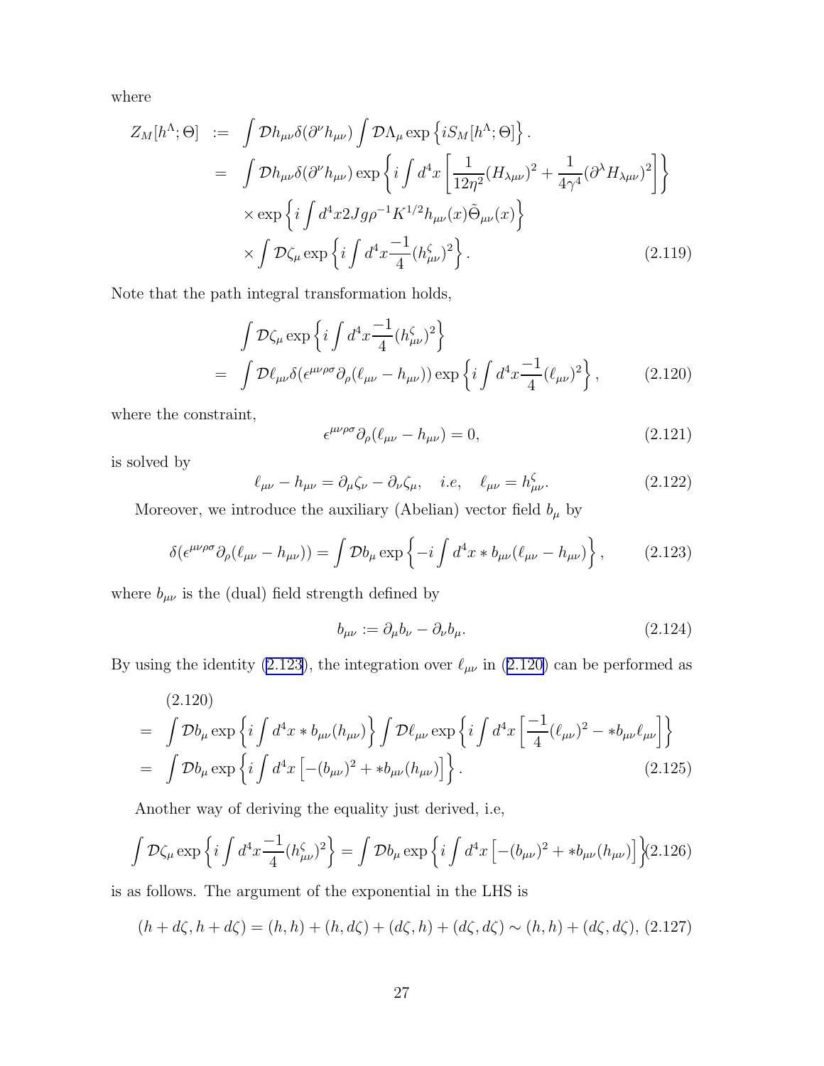where

$$
\begin{aligned}
Z_M[h^\Lambda;\Theta] &:= \int \mathcal{D}h_{\mu\nu}\delta(\partial^\nu h_{\mu\nu}) \int \mathcal{D}\Lambda_\mu \exp\left\{iS_M[h^\Lambda;\Theta]\right\}. \\
&= \int \mathcal{D}h_{\mu\nu}\delta(\partial^\nu h_{\mu\nu}) \exp\left\{i\int d^4x \left[\frac{1}{12\eta^2}(H_{\lambda\mu\nu})^2 + \frac{1}{4\gamma^4}(\partial^\lambda H_{\lambda\mu\nu})^2\right]\right\} \\
&\quad \times \exp\left\{i\int d^4x 2Jg\rho^{-1}K^{1/2}h_{\mu\nu}(x)\tilde{\Theta}_{\mu\nu}(x)\right\} \\
&\quad \times \int \mathcal{D}\zeta_\mu \exp\left\{i\int d^4x \frac{-1}{4}(h^\zeta_{\mu\nu})^2\right\}. \qquad (2.119)
\end{aligned}
$$

Note that the path integral transformation holds,

$$
\begin{aligned}
&\int \mathcal{D}\zeta_\mu \exp\left\{i\int d^4x \frac{-1}{4}(h^\zeta_{\mu\nu})^2\right\} \\
=& \int \mathcal{D}\ell_{\mu\nu}\delta(\epsilon^{\mu\nu\rho\sigma}\partial_\rho(\ell_{\mu\nu}-h_{\mu\nu})) \exp\left\{i\int d^4x \frac{-1}{4}(\ell_{\mu\nu})^2\right\}, \qquad (2.120)
\end{aligned}
$$

where the constraint,

$$\epsilon^{\mu\nu\rho\sigma}\partial_\rho(\ell_{\mu\nu}-h_{\mu\nu}) = 0, \qquad (2.121)$$

is solved by

$$\ell_{\mu\nu} - h_{\mu\nu} = \partial_\mu\zeta_\nu - \partial_\nu\zeta_\mu, \quad i.e, \quad \ell_{\mu\nu} = h^\zeta_{\mu\nu}. \qquad (2.122)$$

Moreover, we introduce the auxiliary (Abelian) vector field $b_\mu$ by

$$\delta(\epsilon^{\mu\nu\rho\sigma}\partial_\rho(\ell_{\mu\nu}-h_{\mu\nu})) = \int \mathcal{D}b_\mu \exp\left\{-i\int d^4x * b_{\mu\nu}(\ell_{\mu\nu}-h_{\mu\nu})\right\}, \qquad (2.123)$$

where $b_{\mu\nu}$ is the (dual) field strength defined by

$$b_{\mu\nu} := \partial_\mu b_\nu - \partial_\nu b_\mu. \qquad (2.124)$$

By using the identity (2.123), the integration over $\ell_{\mu\nu}$ in (2.120) can be performed as

$$
\begin{aligned}
&(2.120) \\
=& \int \mathcal{D}b_\mu \exp\left\{i\int d^4x * b_{\mu\nu}(h_{\mu\nu})\right\} \int \mathcal{D}\ell_{\mu\nu} \exp\left\{i\int d^4x \left[\frac{-1}{4}(\ell_{\mu\nu})^2 - *b_{\mu\nu}\ell_{\mu\nu}\right]\right\} \\
=& \int \mathcal{D}b_\mu \exp\left\{i\int d^4x \left[-(b_{\mu\nu})^2 + *b_{\mu\nu}(h_{\mu\nu})\right]\right\}. \qquad (2.125)
\end{aligned}
$$

Another way of deriving the equality just derived, i.e,

$$\int \mathcal{D}\zeta_\mu \exp\left\{i\int d^4x \frac{-1}{4}(h^\zeta_{\mu\nu})^2\right\} = \int \mathcal{D}b_\mu \exp\left\{i\int d^4x \left[-(b_{\mu\nu})^2 + *b_{\mu\nu}(h_{\mu\nu})\right]\right\} \qquad (2.126)$$

is as follows. The argument of the exponential in the LHS is

$$(h+d\zeta, h+d\zeta) = (h,h) + (h,d\zeta) + (d\zeta,h) + (d\zeta,d\zeta) \sim (h,h) + (d\zeta,d\zeta), \qquad (2.127)$$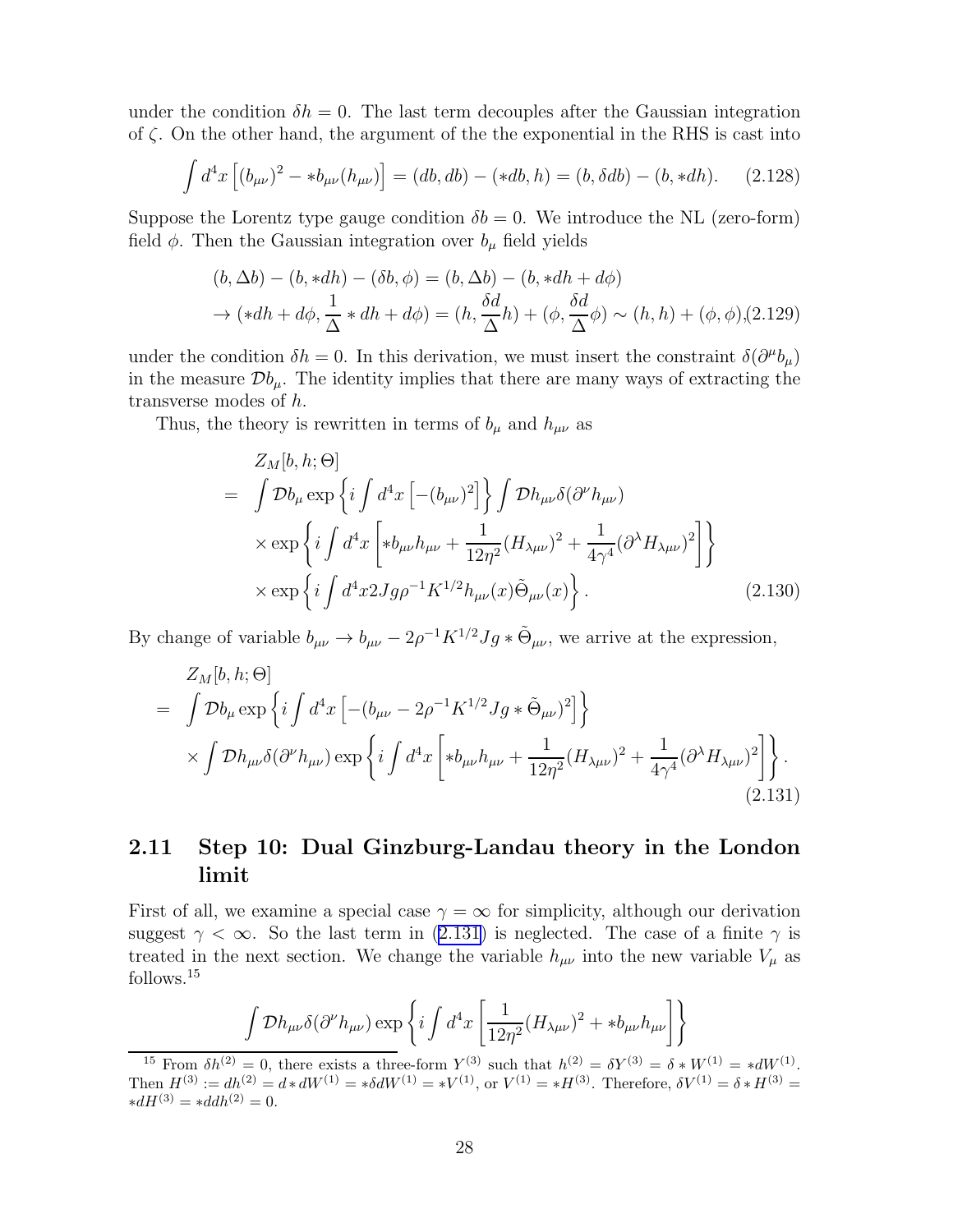under the condition $\delta h = 0$. The last term decouples after the Gaussian integration of $\zeta$. On the other hand, the argument of the the exponential in the RHS is cast into

$$\int d^4x \left[(b_{\mu\nu})^2 - *b_{\mu\nu}(h_{\mu\nu})\right] = (db, db) - (*db, h) = (b, \delta db) - (b, *dh). \quad (2.128)$$

Suppose the Lorentz type gauge condition $\delta b = 0$. We introduce the NL (zero-form) field $\phi$. Then the Gaussian integration over $b_\mu$ field yields

$$\begin{aligned}
&(b, \Delta b) - (b, *dh) - (\delta b, \phi) = (b, \Delta b) - (b, *dh + d\phi) \\
&\to (*dh + d\phi, \frac{1}{\Delta} * dh + d\phi) = (h, \frac{\delta d}{\Delta} h) + (\phi, \frac{\delta d}{\Delta}\phi) \sim (h, h) + (\phi, \phi), \quad (2.129)
\end{aligned}$$

under the condition $\delta h = 0$. In this derivation, we must insert the constraint $\delta(\partial^\mu b_\mu)$ in the measure $\mathcal{D}b_\mu$. The identity implies that there are many ways of extracting the transverse modes of $h$.

Thus, the theory is rewritten in terms of $b_\mu$ and $h_{\mu\nu}$ as

$$\begin{aligned}
& Z_M[b, h; \Theta] \\
= \quad & \int \mathcal{D}b_\mu \exp\left\{i \int d^4x \left[-(b_{\mu\nu})^2\right]\right\} \int \mathcal{D}h_{\mu\nu}\delta(\partial^\nu h_{\mu\nu}) \\
& \times \exp\left\{i \int d^4x \left[*b_{\mu\nu}h_{\mu\nu} + \frac{1}{12\eta^2}(H_{\lambda\mu\nu})^2 + \frac{1}{4\gamma^4}(\partial^\lambda H_{\lambda\mu\nu})^2\right]\right\} \\
& \times \exp\left\{i \int d^4x 2Jg\rho^{-1}K^{1/2}h_{\mu\nu}(x)\tilde{\Theta}_{\mu\nu}(x)\right\}. \quad (2.130)
\end{aligned}$$

By change of variable $b_{\mu\nu} \to b_{\mu\nu} - 2\rho^{-1}K^{1/2}Jg * \tilde{\Theta}_{\mu\nu}$, we arrive at the expression,

$$\begin{aligned}
& Z_M[b, h; \Theta] \\
= \quad & \int \mathcal{D}b_\mu \exp\left\{i \int d^4x \left[-(b_{\mu\nu} - 2\rho^{-1}K^{1/2}Jg * \tilde{\Theta}_{\mu\nu})^2\right]\right\} \\
& \times \int \mathcal{D}h_{\mu\nu}\delta(\partial^\nu h_{\mu\nu}) \exp\left\{i \int d^4x \left[*b_{\mu\nu}h_{\mu\nu} + \frac{1}{12\eta^2}(H_{\lambda\mu\nu})^2 + \frac{1}{4\gamma^4}(\partial^\lambda H_{\lambda\mu\nu})^2\right]\right\}. \\
& \quad (2.131)
\end{aligned}$$

## 2.11 Step 10: Dual Ginzburg-Landau theory in the London limit

First of all, we examine a special case $\gamma = \infty$ for simplicity, although our derivation suggest $\gamma < \infty$. So the last term in (2.131) is neglected. The case of a finite $\gamma$ is treated in the next section. We change the variable $h_{\mu\nu}$ into the new variable $V_\mu$ as follows.[15]

$$\int \mathcal{D}h_{\mu\nu}\delta(\partial^\nu h_{\mu\nu}) \exp\left\{i \int d^4x \left[\frac{1}{12\eta^2}(H_{\lambda\mu\nu})^2 + *b_{\mu\nu}h_{\mu\nu}\right]\right\}$$

[15] From $\delta h^{(2)} = 0$, there exists a three-form $Y^{(3)}$ such that $h^{(2)} = \delta Y^{(3)} = \delta * W^{(1)} = *dW^{(1)}$. Then $H^{(3)} := dh^{(2)} = d * dW^{(1)} = *\delta dW^{(1)} = *V^{(1)}$, or $V^{(1)} = *H^{(3)}$. Therefore, $\delta V^{(1)} = \delta * H^{(3)} = *dH^{(3)} = *ddh^{(2)} = 0$.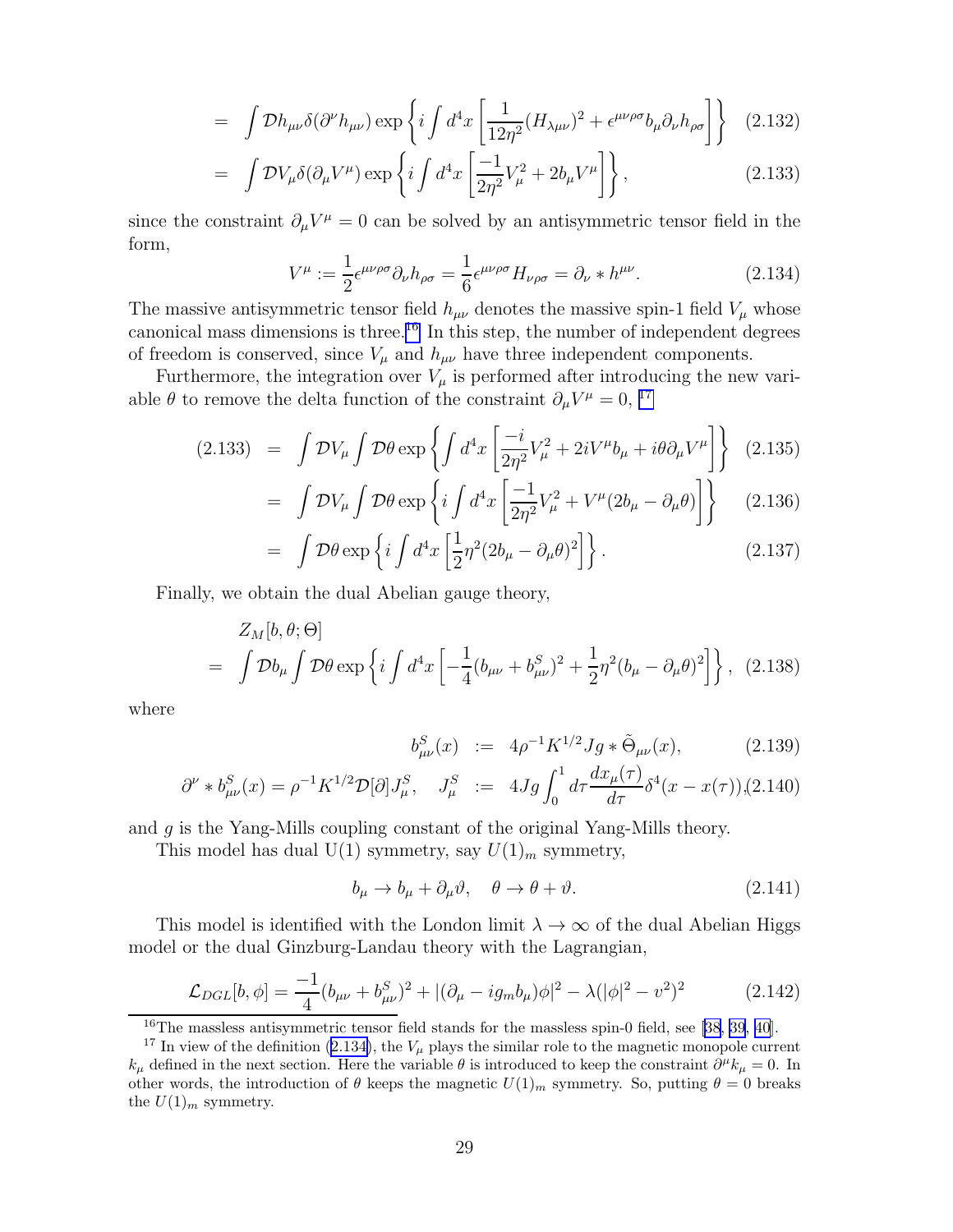$$= \int \mathcal{D}h_{\mu\nu}\delta(\partial^\nu h_{\mu\nu}) \exp\left\{ i\int d^4x \left[ \frac{1}{12\eta^2}(H_{\lambda\mu\nu})^2 + \epsilon^{\mu\nu\rho\sigma} b_\mu \partial_\nu h_{\rho\sigma} \right] \right\} \quad (2.132)$$

$$= \int \mathcal{D}V_\mu \delta(\partial_\mu V^\mu) \exp\left\{ i\int d^4x \left[ \frac{-1}{2\eta^2} V_\mu^2 + 2 b_\mu V^\mu \right] \right\}, \quad (2.133)$$

since the constraint $\partial_\mu V^\mu = 0$ can be solved by an antisymmetric tensor field in the form,

$$V^\mu := \frac{1}{2}\epsilon^{\mu\nu\rho\sigma}\partial_\nu h_{\rho\sigma} = \frac{1}{6}\epsilon^{\mu\nu\rho\sigma} H_{\nu\rho\sigma} = \partial_\nu * h^{\mu\nu}. \quad (2.134)$$

The massive antisymmetric tensor field $h_{\mu\nu}$ denotes the massive spin-1 field $V_\mu$ whose canonical mass dimensions is three.[16] In this step, the number of independent degrees of freedom is conserved, since $V_\mu$ and $h_{\mu\nu}$ have three independent components.

Furthermore, the integration over $V_\mu$ is performed after introducing the new variable $\theta$ to remove the delta function of the constraint $\partial_\mu V^\mu = 0$, [17]

$$(2.133) = \int \mathcal{D}V_\mu \int \mathcal{D}\theta \exp\left\{ \int d^4x \left[ \frac{-i}{2\eta^2} V_\mu^2 + 2iV^\mu b_\mu + i\theta \partial_\mu V^\mu \right] \right\} \quad (2.135)$$

$$= \int \mathcal{D}V_\mu \int \mathcal{D}\theta \exp\left\{ i\int d^4x \left[ \frac{-1}{2\eta^2} V_\mu^2 + V^\mu (2b_\mu - \partial_\mu \theta) \right] \right\} \quad (2.136)$$

$$= \int \mathcal{D}\theta \exp\left\{ i\int d^4x \left[ \frac{1}{2}\eta^2 (2b_\mu - \partial_\mu\theta)^2 \right] \right\}. \quad (2.137)$$

Finally, we obtain the dual Abelian gauge theory,

$$Z_M[b,\theta;\Theta] = \int \mathcal{D}b_\mu \int \mathcal{D}\theta \exp\left\{ i\int d^4x \left[ -\frac{1}{4}(b_{\mu\nu} + b_{\mu\nu}^S)^2 + \frac{1}{2}\eta^2 (b_\mu - \partial_\mu \theta)^2 \right] \right\}, \quad (2.138)$$

where

$$b_{\mu\nu}^S(x) := 4\rho^{-1} K^{1/2} Jg * \tilde{\Theta}_{\mu\nu}(x), \quad (2.139)$$

$$\partial^\nu * b_{\mu\nu}^S(x) = \rho^{-1} K^{1/2} \mathcal{D}[\partial] J_\mu^S, \quad J_\mu^S := 4Jg \int_0^1 d\tau \frac{dx_\mu(\tau)}{d\tau} \delta^4(x - x(\tau)), \quad (2.140)$$

and $g$ is the Yang-Mills coupling constant of the original Yang-Mills theory.

This model has dual U(1) symmetry, say $U(1)_m$ symmetry,

$$b_\mu \to b_\mu + \partial_\mu \vartheta, \quad \theta \to \theta + \vartheta. \quad (2.141)$$

This model is identified with the London limit $\lambda \to \infty$ of the dual Abelian Higgs model or the dual Ginzburg-Landau theory with the Lagrangian,

$$\mathcal{L}_{DGL}[b,\phi] = \frac{-1}{4}(b_{\mu\nu} + b_{\mu\nu}^S)^2 + |(\partial_\mu - ig_m b_\mu)\phi|^2 - \lambda(|\phi|^2 - v^2)^2 \quad (2.142)$$

[16] The massless antisymmetric tensor field stands for the massless spin-0 field, see [38, 39, 40].

[17] In view of the definition (2.134), the $V_\mu$ plays the similar role to the magnetic monopole current $k_\mu$ defined in the next section. Here the variable $\theta$ is introduced to keep the constraint $\partial^\mu k_\mu = 0$. In other words, the introduction of $\theta$ keeps the magnetic $U(1)_m$ symmetry. So, putting $\theta = 0$ breaks the $U(1)_m$ symmetry.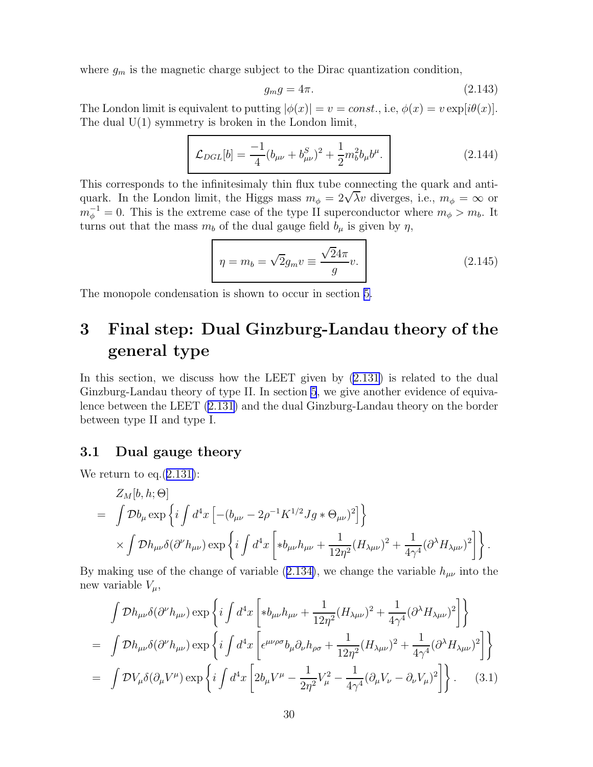where $g_m$ is the magnetic charge subject to the Dirac quantization condition,

$$g_m g = 4\pi. \tag{2.143}$$

The London limit is equivalent to putting $|\phi(x)| = v = const.$, i.e, $\phi(x) = v \exp[i\theta(x)]$. The dual U(1) symmetry is broken in the London limit,

$$\boxed{\mathcal{L}_{DGL}[b] = \frac{-1}{4}(b_{\mu\nu} + b^S_{\mu\nu})^2 + \frac{1}{2}m_b^2 b_\mu b^\mu.} \tag{2.144}$$

This corresponds to the infinitesimaly thin flux tube connecting the quark and antiquark. In the London limit, the Higgs mass $m_\phi = 2\sqrt{\lambda}v$ diverges, i.e., $m_\phi = \infty$ or $m_\phi^{-1} = 0$. This is the extreme case of the type II superconductor where $m_\phi > m_b$. It turns out that the mass $m_b$ of the dual gauge field $b_\mu$ is given by $\eta$,

$$\boxed{\eta = m_b = \sqrt{2} g_m v \equiv \frac{\sqrt{2}4\pi}{g} v.} \tag{2.145}$$

The monopole condensation is shown to occur in section 5.

# 3 Final step: Dual Ginzburg-Landau theory of the general type

In this section, we discuss how the LEET given by (2.131) is related to the dual Ginzburg-Landau theory of type II. In section 5, we give another evidence of equivalence between the LEET (2.131) and the dual Ginzburg-Landau theory on the border between type II and type I.

## 3.1 Dual gauge theory

We return to eq.(2.131):

$$\begin{aligned}
& Z_M[b, h; \Theta] \\
= & \int \mathcal{D}b_\mu \exp\left\{ i \int d^4x \left[ -(b_{\mu\nu} - 2\rho^{-1} K^{1/2} J g * \Theta_{\mu\nu})^2 \right] \right\} \\
& \times \int \mathcal{D}h_{\mu\nu} \delta(\partial^\nu h_{\mu\nu}) \exp\left\{ i \int d^4x \left[ *b_{\mu\nu} h_{\mu\nu} + \frac{1}{12\eta^2}(H_{\lambda\mu\nu})^2 + \frac{1}{4\gamma^4}(\partial^\lambda H_{\lambda\mu\nu})^2 \right] \right\}.
\end{aligned}$$

By making use of the change of variable (2.134), we change the variable $h_{\mu\nu}$ into the new variable $V_\mu$,

$$\begin{aligned}
& \int \mathcal{D}h_{\mu\nu} \delta(\partial^\nu h_{\mu\nu}) \exp\left\{ i \int d^4x \left[ *b_{\mu\nu} h_{\mu\nu} + \frac{1}{12\eta^2}(H_{\lambda\mu\nu})^2 + \frac{1}{4\gamma^4}(\partial^\lambda H_{\lambda\mu\nu})^2 \right] \right\} \\
= & \int \mathcal{D}h_{\mu\nu} \delta(\partial^\nu h_{\mu\nu}) \exp\left\{ i \int d^4x \left[ \epsilon^{\mu\nu\rho\sigma} b_\mu \partial_\nu h_{\rho\sigma} + \frac{1}{12\eta^2}(H_{\lambda\mu\nu})^2 + \frac{1}{4\gamma^4}(\partial^\lambda H_{\lambda\mu\nu})^2 \right] \right\} \\
= & \int \mathcal{D}V_\mu \delta(\partial_\mu V^\mu) \exp\left\{ i \int d^4x \left[ 2 b_\mu V^\mu - \frac{1}{2\eta^2} V_\mu^2 - \frac{1}{4\gamma^4}(\partial_\mu V_\nu - \partial_\nu V_\mu)^2 \right] \right\}. \qquad (3.1)
\end{aligned}$$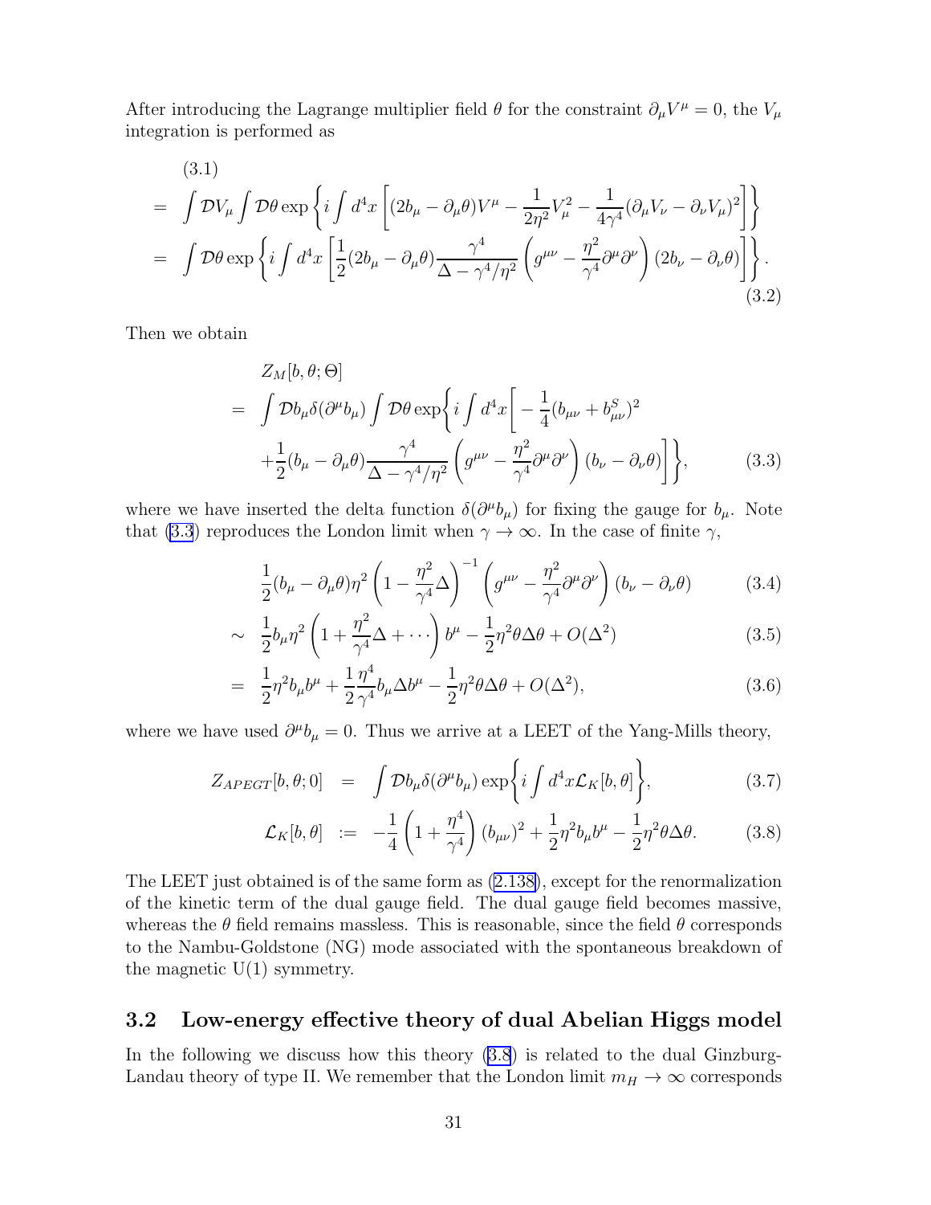After introducing the Lagrange multiplier field $\theta$ for the constraint $\partial_\mu V^\mu = 0$, the $V_\mu$ integration is performed as

$$
\begin{aligned}
&(3.1) \\
&= \int \mathcal{D}V_\mu \int \mathcal{D}\theta \exp\left\{ i \int d^4x \left[ (2b_\mu - \partial_\mu \theta) V^\mu - \frac{1}{2\eta^2} V_\mu^2 - \frac{1}{4\gamma^4} (\partial_\mu V_\nu - \partial_\nu V_\mu)^2 \right] \right\} \\
&= \int \mathcal{D}\theta \exp\left\{ i \int d^4x \left[ \frac{1}{2} (2b_\mu - \partial_\mu \theta) \frac{\gamma^4}{\Delta - \gamma^4/\eta^2} \left( g^{\mu\nu} - \frac{\eta^2}{\gamma^4} \partial^\mu \partial^\nu \right) (2b_\nu - \partial_\nu \theta) \right] \right\}.
\end{aligned} \tag{3.2}
$$

Then we obtain

$$
\begin{aligned}
& Z_M[b, \theta; \Theta] \\
&= \int \mathcal{D}b_\mu \delta(\partial^\mu b_\mu) \int \mathcal{D}\theta \exp\bigg\{ i \int d^4x \bigg[ -\frac{1}{4} (b_{\mu\nu} + b^S_{\mu\nu})^2 \\
&\quad + \frac{1}{2} (b_\mu - \partial_\mu \theta) \frac{\gamma^4}{\Delta - \gamma^4/\eta^2} \left( g^{\mu\nu} - \frac{\eta^2}{\gamma^4} \partial^\mu \partial^\nu \right) (b_\nu - \partial_\nu \theta) \bigg] \bigg\},
\end{aligned} \tag{3.3}
$$

where we have inserted the delta function $\delta(\partial^\mu b_\mu)$ for fixing the gauge for $b_\mu$. Note that (3.3) reproduces the London limit when $\gamma \to \infty$. In the case of finite $\gamma$,

$$
\frac{1}{2} (b_\mu - \partial_\mu \theta) \eta^2 \left( 1 - \frac{\eta^2}{\gamma^4} \Delta \right)^{-1} \left( g^{\mu\nu} - \frac{\eta^2}{\gamma^4} \partial^\mu \partial^\nu \right) (b_\nu - \partial_\nu \theta) \tag{3.4}
$$

$$
\sim \frac{1}{2} b_\mu \eta^2 \left( 1 + \frac{\eta^2}{\gamma^4} \Delta + \cdots \right) b^\mu - \frac{1}{2} \eta^2 \theta \Delta \theta + O(\Delta^2) \tag{3.5}
$$

$$
= \frac{1}{2} \eta^2 b_\mu b^\mu + \frac{1}{2} \frac{\eta^4}{\gamma^4} b_\mu \Delta b^\mu - \frac{1}{2} \eta^2 \theta \Delta \theta + O(\Delta^2), \tag{3.6}
$$

where we have used $\partial^\mu b_\mu = 0$. Thus we arrive at a LEET of the Yang-Mills theory,

$$
Z_{APEGT}[b, \theta; 0] = \int \mathcal{D}b_\mu \delta(\partial^\mu b_\mu) \exp\bigg\{ i \int d^4x \mathcal{L}_K[b, \theta] \bigg\}, \tag{3.7}
$$

$$
\mathcal{L}_K[b, \theta] := -\frac{1}{4} \left( 1 + \frac{\eta^4}{\gamma^4} \right) (b_{\mu\nu})^2 + \frac{1}{2} \eta^2 b_\mu b^\mu - \frac{1}{2} \eta^2 \theta \Delta \theta. \tag{3.8}
$$

The LEET just obtained is of the same form as (2.138), except for the renormalization of the kinetic term of the dual gauge field. The dual gauge field becomes massive, whereas the $\theta$ field remains massless. This is reasonable, since the field $\theta$ corresponds to the Nambu-Goldstone (NG) mode associated with the spontaneous breakdown of the magnetic U(1) symmetry.

## 3.2 Low-energy effective theory of dual Abelian Higgs model

In the following we discuss how this theory (3.8) is related to the dual Ginzburg-Landau theory of type II. We remember that the London limit $m_H \to \infty$ corresponds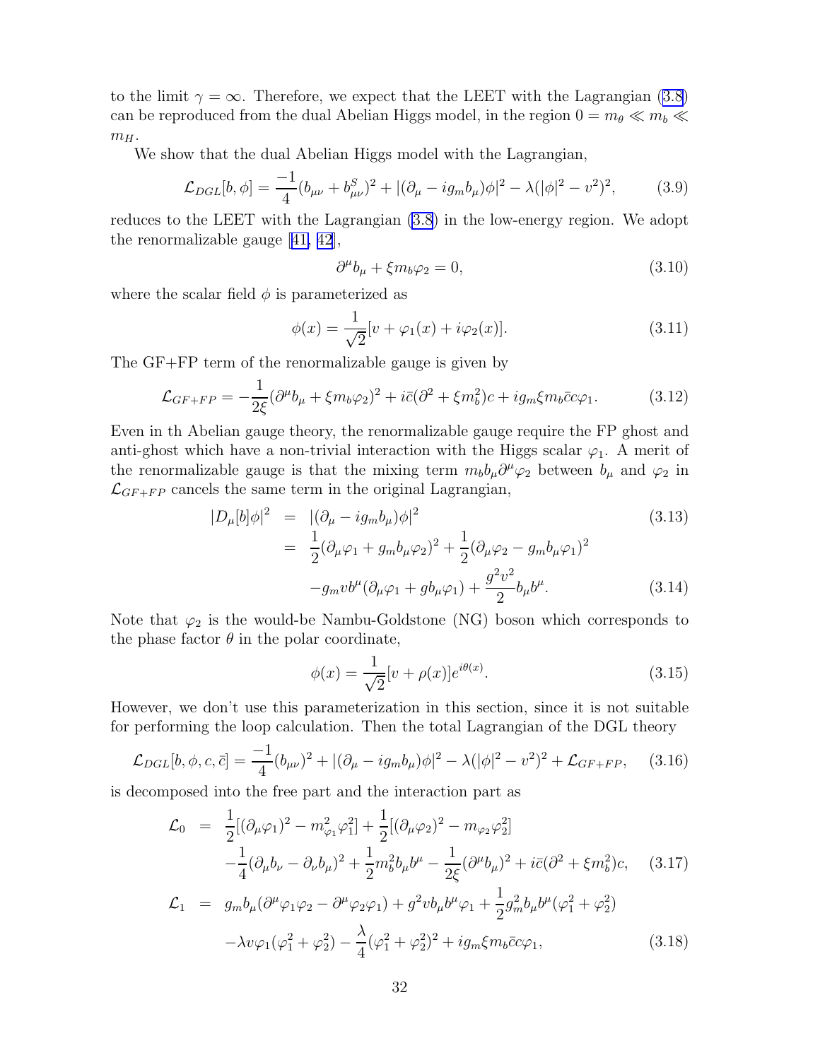to the limit $\gamma = \infty$. Therefore, we expect that the LEET with the Lagrangian (3.8) can be reproduced from the dual Abelian Higgs model, in the region $0 = m_\theta \ll m_b \ll m_H$.

We show that the dual Abelian Higgs model with the Lagrangian,

$$
\mathcal{L}_{DGL}[b, \phi] = \frac{-1}{4}(b_{\mu\nu} + b^S_{\mu\nu})^2 + |(\partial_\mu - ig_m b_\mu)\phi|^2 - \lambda(|\phi|^2 - v^2)^2, \tag{3.9}
$$

reduces to the LEET with the Lagrangian (3.8) in the low-energy region. We adopt the renormalizable gauge [41, 42],

$$
\partial^\mu b_\mu + \xi m_b \varphi_2 = 0, \tag{3.10}
$$

where the scalar field $\phi$ is parameterized as

$$
\phi(x) = \frac{1}{\sqrt{2}}[v + \varphi_1(x) + i\varphi_2(x)]. \tag{3.11}
$$

The GF+FP term of the renormalizable gauge is given by

$$
\mathcal{L}_{GF+FP} = -\frac{1}{2\xi}(\partial^\mu b_\mu + \xi m_b \varphi_2)^2 + i\bar{c}(\partial^2 + \xi m_b^2)c + ig_m \xi m_b \bar{c} c \varphi_1. \tag{3.12}
$$

Even in th Abelian gauge theory, the renormalizable gauge require the FP ghost and anti-ghost which have a non-trivial interaction with the Higgs scalar $\varphi_1$. A merit of the renormalizable gauge is that the mixing term $m_b b_\mu \partial^\mu \varphi_2$ between $b_\mu$ and $\varphi_2$ in $\mathcal{L}_{GF+FP}$ cancels the same term in the original Lagrangian,

$$
\begin{aligned}
|D_\mu[b]\phi|^2 &= |(\partial_\mu - ig_m b_\mu)\phi|^2 & (3.13)\\
&= \frac{1}{2}(\partial_\mu \varphi_1 + g_m b_\mu \varphi_2)^2 + \frac{1}{2}(\partial_\mu \varphi_2 - g_m b_\mu \varphi_1)^2 \\
&\quad - g_m v b^\mu(\partial_\mu \varphi_1 + g b_\mu \varphi_1) + \frac{g^2 v^2}{2} b_\mu b^\mu. & (3.14)
\end{aligned}
$$

Note that $\varphi_2$ is the would-be Nambu-Goldstone (NG) boson which corresponds to the phase factor $\theta$ in the polar coordinate,

$$
\phi(x) = \frac{1}{\sqrt{2}}[v + \rho(x)]e^{i\theta(x)}. \tag{3.15}
$$

However, we don't use this parameterization in this section, since it is not suitable for performing the loop calculation. Then the total Lagrangian of the DGL theory

$$
\mathcal{L}_{DGL}[b, \phi, c, \bar{c}] = \frac{-1}{4}(b_{\mu\nu})^2 + |(\partial_\mu - ig_m b_\mu)\phi|^2 - \lambda(|\phi|^2 - v^2)^2 + \mathcal{L}_{GF+FP}, \tag{3.16}
$$

is decomposed into the free part and the interaction part as

$$
\begin{aligned}
\mathcal{L}_0 &= \frac{1}{2}[(\partial_\mu \varphi_1)^2 - m_{\varphi_1}^2 \varphi_1^2] + \frac{1}{2}[(\partial_\mu \varphi_2)^2 - m_{\varphi_2}\varphi_2^2] \\
&\quad - \frac{1}{4}(\partial_\mu b_\nu - \partial_\nu b_\mu)^2 + \frac{1}{2}m_b^2 b_\mu b^\mu - \frac{1}{2\xi}(\partial^\mu b_\mu)^2 + i\bar{c}(\partial^2 + \xi m_b^2)c, & (3.17)\\
\mathcal{L}_1 &= g_m b_\mu(\partial^\mu \varphi_1 \varphi_2 - \partial^\mu \varphi_2 \varphi_1) + g^2 v b_\mu b^\mu \varphi_1 + \frac{1}{2}g_m^2 b_\mu b^\mu(\varphi_1^2 + \varphi_2^2) \\
&\quad - \lambda v \varphi_1(\varphi_1^2 + \varphi_2^2) - \frac{\lambda}{4}(\varphi_1^2 + \varphi_2^2)^2 + ig_m \xi m_b \bar{c} c \varphi_1, & (3.18)
\end{aligned}
$$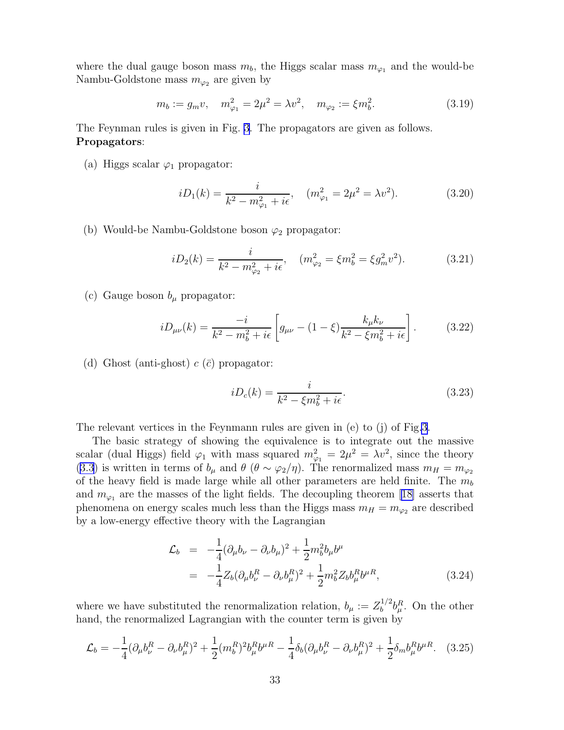where the dual gauge boson mass $m_b$, the Higgs scalar mass $m_{\varphi_1}$ and the would-be Nambu-Goldstone mass $m_{\varphi_2}$ are given by

$$m_b := g_m v, \quad m_{\varphi_1}^2 = 2\mu^2 = \lambda v^2, \quad m_{\varphi_2} := \xi m_b^2. \tag{3.19}$$

The Feynman rules is given in Fig. 3. The propagators are given as follows.
**Propagators**:

(a) Higgs scalar $\varphi_1$ propagator:

$$iD_1(k) = \frac{i}{k^2 - m_{\varphi_1}^2 + i\epsilon}, \quad (m_{\varphi_1}^2 = 2\mu^2 = \lambda v^2). \tag{3.20}$$

(b) Would-be Nambu-Goldstone boson $\varphi_2$ propagator:

$$iD_2(k) = \frac{i}{k^2 - m_{\varphi_2}^2 + i\epsilon}, \quad (m_{\varphi_2}^2 = \xi m_b^2 = \xi g_m^2 v^2). \tag{3.21}$$

(c) Gauge boson $b_\mu$ propagator:

$$iD_{\mu\nu}(k) = \frac{-i}{k^2 - m_b^2 + i\epsilon}\left[g_{\mu\nu} - (1-\xi)\frac{k_\mu k_\nu}{k^2 - \xi m_b^2 + i\epsilon}\right]. \tag{3.22}$$

(d) Ghost (anti-ghost) $c$ ($\bar{c}$) propagator:

$$iD_c(k) = \frac{i}{k^2 - \xi m_b^2 + i\epsilon}. \tag{3.23}$$

The relevant vertices in the Feynmann rules are given in (e) to (j) of Fig.3.

The basic strategy of showing the equivalence is to integrate out the massive scalar (dual Higgs) field $\varphi_1$ with mass squared $m_{\varphi_1}^2 = 2\mu^2 = \lambda v^2$, since the theory (3.3) is written in terms of $b_\mu$ and $\theta$ ($\theta \sim \varphi_2/\eta$). The renormalized mass $m_H = m_{\varphi_2}$ of the heavy field is made large while all other parameters are held finite. The $m_b$ and $m_{\varphi_1}$ are the masses of the light fields. The decoupling theorem [18] asserts that phenomena on energy scales much less than the Higgs mass $m_H = m_{\varphi_2}$ are described by a low-energy effective theory with the Lagrangian

$$\begin{aligned}
\mathcal{L}_b &= -\frac{1}{4}(\partial_\mu b_\nu - \partial_\nu b_\mu)^2 + \frac{1}{2}m_b^2 b_\mu b^\mu \\
&= -\frac{1}{4}Z_b(\partial_\mu b_\nu^R - \partial_\nu b_\mu^R)^2 + \frac{1}{2}m_b^2 Z_b b_\mu^R b^{\mu R},
\end{aligned} \tag{3.24}$$

where we have substituted the renormalization relation, $b_\mu := Z_b^{1/2} b_\mu^R$. On the other hand, the renormalized Lagrangian with the counter term is given by

$$\mathcal{L}_b = -\frac{1}{4}(\partial_\mu b_\nu^R - \partial_\nu b_\mu^R)^2 + \frac{1}{2}(m_b^R)^2 b_\mu^R b^{\mu R} - \frac{1}{4}\delta_b(\partial_\mu b_\nu^R - \partial_\nu b_\mu^R)^2 + \frac{1}{2}\delta_m b_\mu^R b^{\mu R}. \tag{3.25}$$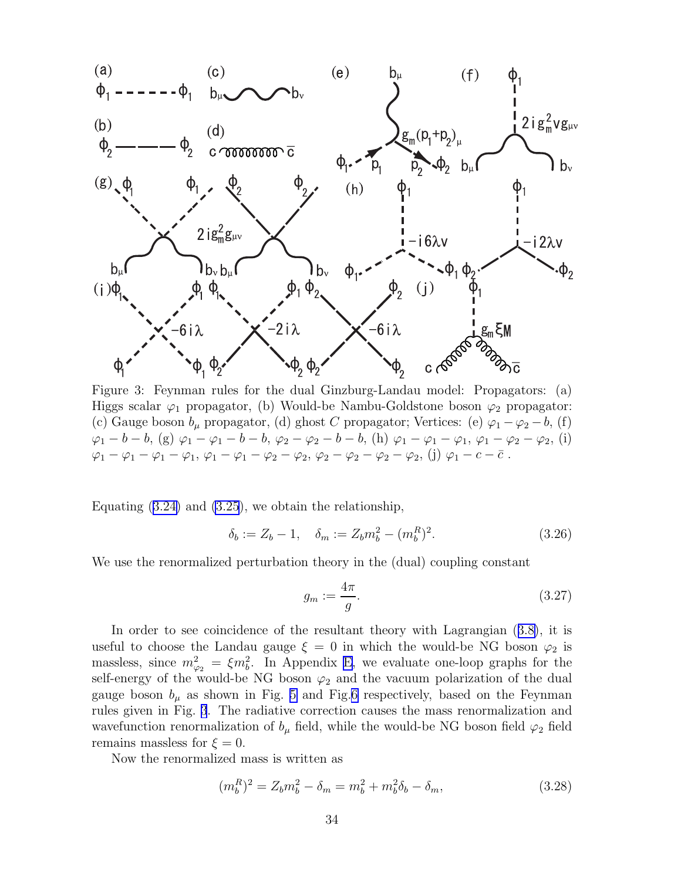Figure 3: Feynman rules for the dual Ginzburg-Landau model: Propagators: (a) Higgs scalar $\varphi_1$ propagator, (b) Would-be Nambu-Goldstone boson $\varphi_2$ propagator: (c) Gauge boson $b_\mu$ propagator, (d) ghost $C$ propagator; Vertices: (e) $\varphi_1 - \varphi_2 - b$, (f) $\varphi_1 - b - b$, (g) $\varphi_1 - \varphi_1 - b - b$, $\varphi_2 - \varphi_2 - b - b$, (h) $\varphi_1 - \varphi_1 - \varphi_1$, $\varphi_1 - \varphi_2 - \varphi_2$, (i) $\varphi_1 - \varphi_1 - \varphi_1 - \varphi_1$, $\varphi_1 - \varphi_1 - \varphi_2 - \varphi_2$, $\varphi_2 - \varphi_2 - \varphi_2 - \varphi_2$, (j) $\varphi_1 - c - \bar{c}$ .

Equating (3.24) and (3.25), we obtain the relationship,

$$\delta_b := Z_b - 1, \quad \delta_m := Z_b m_b^2 - (m_b^R)^2. \tag{3.26}$$

We use the renormalized perturbation theory in the (dual) coupling constant

$$g_m := \frac{4\pi}{g}. \tag{3.27}$$

In order to see coincidence of the resultant theory with Lagrangian (3.8), it is useful to choose the Landau gauge $\xi = 0$ in which the would-be NG boson $\varphi_2$ is massless, since $m_{\varphi_2}^2 = \xi m_b^2$. In Appendix E, we evaluate one-loop graphs for the self-energy of the would-be NG boson $\varphi_2$ and the vacuum polarization of the dual gauge boson $b_\mu$ as shown in Fig. 5 and Fig.6 respectively, based on the Feynman rules given in Fig. 3. The radiative correction causes the mass renormalization and wavefunction renormalization of $b_\mu$ field, while the would-be NG boson field $\varphi_2$ field remains massless for $\xi = 0$.

Now the renormalized mass is written as

$$(m_b^R)^2 = Z_b m_b^2 - \delta_m = m_b^2 + m_b^2 \delta_b - \delta_m, \tag{3.28}$$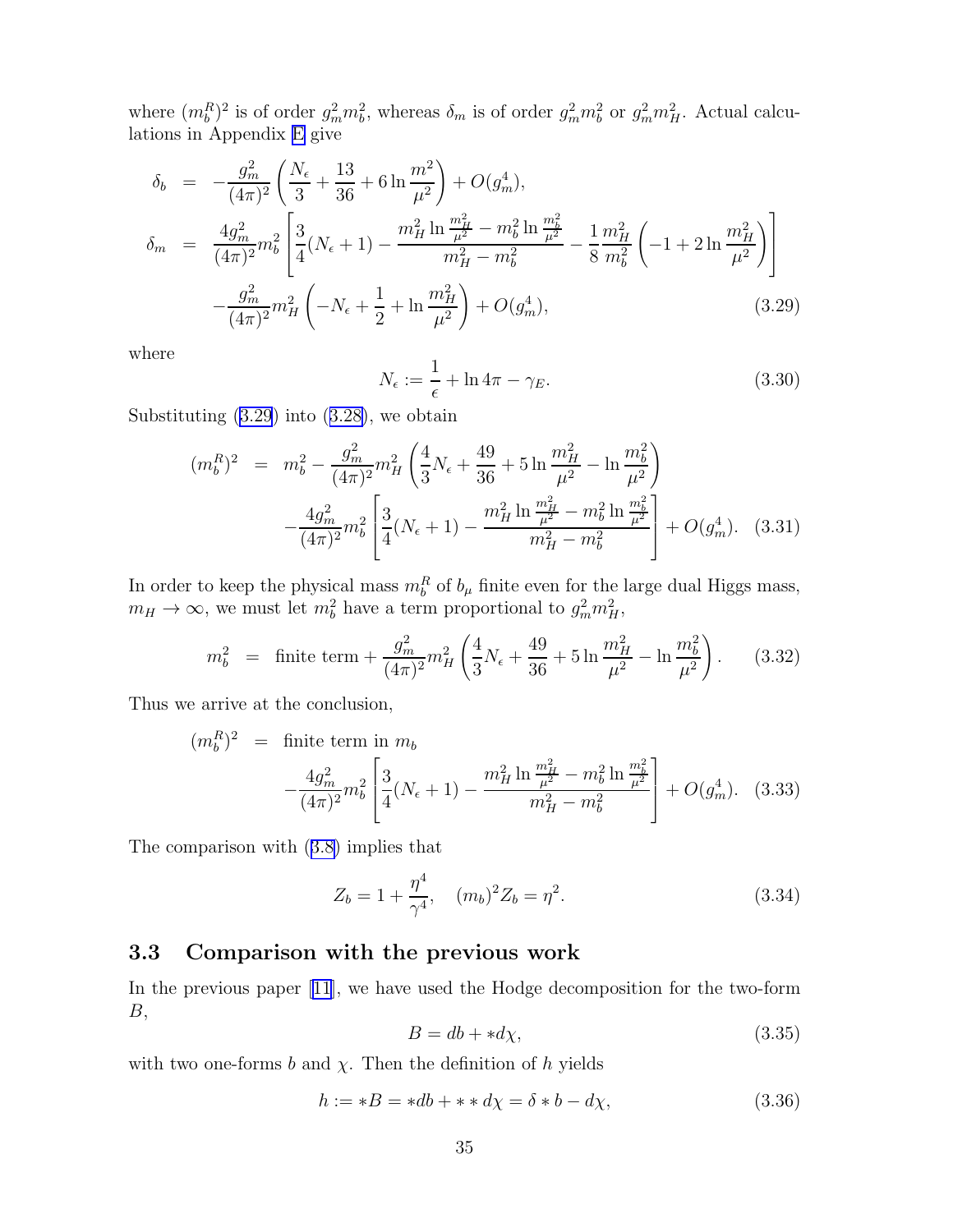where $(m_b^R)^2$ is of order $g_m^2 m_b^2$, whereas $\delta_m$ is of order $g_m^2 m_b^2$ or $g_m^2 m_H^2$. Actual calculations in Appendix E give

$$
\begin{aligned}
\delta_b &= -\frac{g_m^2}{(4\pi)^2}\left(\frac{N_\epsilon}{3} + \frac{13}{36} + 6\ln\frac{m^2}{\mu^2}\right) + O(g_m^4), \\
\delta_m &= \frac{4g_m^2}{(4\pi)^2} m_b^2 \left[\frac{3}{4}(N_\epsilon + 1) - \frac{m_H^2 \ln\frac{m_H^2}{\mu^2} - m_b^2 \ln\frac{m_b^2}{\mu^2}}{m_H^2 - m_b^2} - \frac{1}{8}\frac{m_H^2}{m_b^2}\left(-1 + 2\ln\frac{m_H^2}{\mu^2}\right)\right] \\
&\quad - \frac{g_m^2}{(4\pi)^2} m_H^2 \left(-N_\epsilon + \frac{1}{2} + \ln\frac{m_H^2}{\mu^2}\right) + O(g_m^4),
\end{aligned} \tag{3.29}
$$

where

$$
N_\epsilon := \frac{1}{\epsilon} + \ln 4\pi - \gamma_E. \tag{3.30}
$$

Substituting (3.29) into (3.28), we obtain

$$
\begin{aligned}
(m_b^R)^2 &= m_b^2 - \frac{g_m^2}{(4\pi)^2} m_H^2 \left(\frac{4}{3}N_\epsilon + \frac{49}{36} + 5\ln\frac{m_H^2}{\mu^2} - \ln\frac{m_b^2}{\mu^2}\right) \\
&\quad - \frac{4g_m^2}{(4\pi)^2} m_b^2 \left[\frac{3}{4}(N_\epsilon + 1) - \frac{m_H^2 \ln\frac{m_H^2}{\mu^2} - m_b^2 \ln\frac{m_b^2}{\mu^2}}{m_H^2 - m_b^2}\right] + O(g_m^4).
\end{aligned} \tag{3.31}
$$

In order to keep the physical mass $m_b^R$ of $b_\mu$ finite even for the large dual Higgs mass, $m_H \to \infty$, we must let $m_b^2$ have a term proportional to $g_m^2 m_H^2$,

$$
m_b^2 = \text{finite term} + \frac{g_m^2}{(4\pi)^2} m_H^2 \left(\frac{4}{3}N_\epsilon + \frac{49}{36} + 5\ln\frac{m_H^2}{\mu^2} - \ln\frac{m_b^2}{\mu^2}\right). \tag{3.32}
$$

Thus we arrive at the conclusion,

$$
\begin{aligned}
(m_b^R)^2 &= \text{finite term in } m_b \\
&\quad - \frac{4g_m^2}{(4\pi)^2} m_b^2 \left[\frac{3}{4}(N_\epsilon + 1) - \frac{m_H^2 \ln\frac{m_H^2}{\mu^2} - m_b^2 \ln\frac{m_b^2}{\mu^2}}{m_H^2 - m_b^2}\right] + O(g_m^4).
\end{aligned} \tag{3.33}
$$

The comparison with (3.8) implies that

$$
Z_b = 1 + \frac{\eta^4}{\gamma^4}, \quad (m_b)^2 Z_b = \eta^2. \tag{3.34}
$$

### 3.3 Comparison with the previous work

In the previous paper [11], we have used the Hodge decomposition for the two-form $B$,

$$
B = db + * d\chi, \tag{3.35}
$$

with two one-forms $b$ and $\chi$. Then the definition of $h$ yields

$$
h := *B = *db + **d\chi = \delta * b - d\chi, \tag{3.36}
$$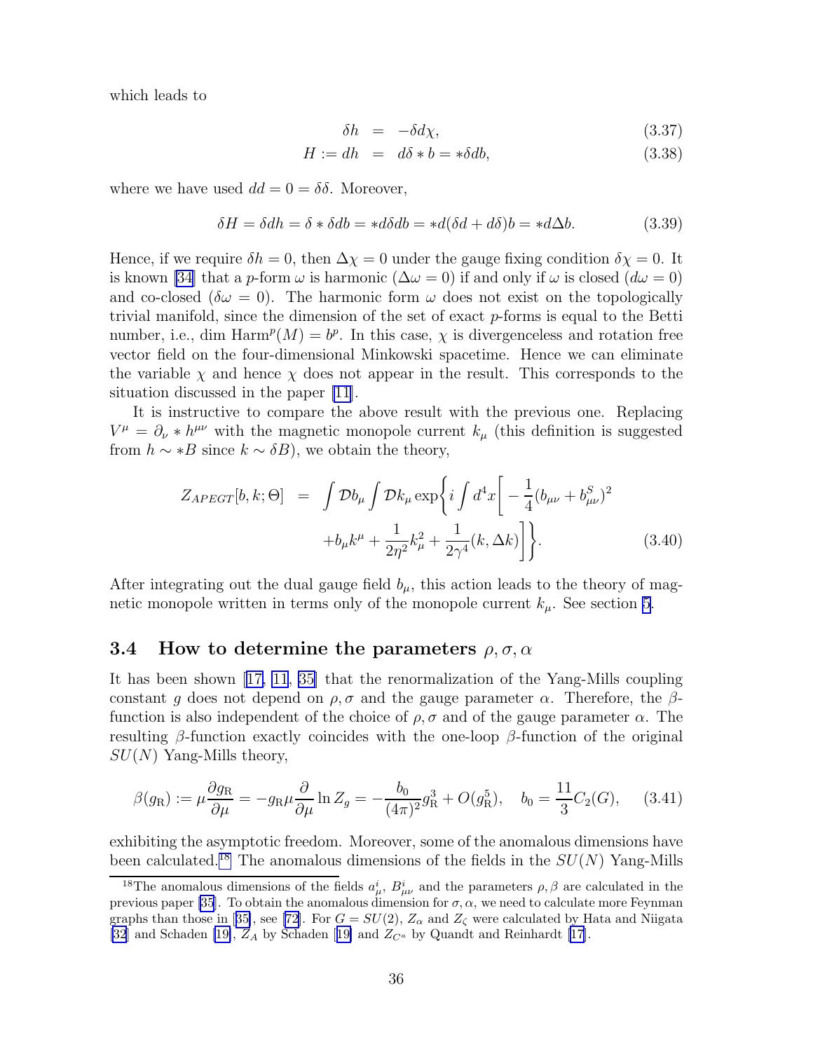which leads to

$$
\begin{aligned}
\delta h &= -\delta d\chi, &(3.37)\\
H := dh &= d\delta * b = *\delta db, &(3.38)
\end{aligned}
$$

where we have used $dd = 0 = \delta\delta$. Moreover,

$$
\delta H = \delta dh = \delta * \delta db = *d\delta db = *d(\delta d + d\delta)b = *d\Delta b. \tag{3.39}
$$

Hence, if we require $\delta h = 0$, then $\Delta\chi = 0$ under the gauge fixing condition $\delta\chi = 0$. It is known [34] that a $p$-form $\omega$ is harmonic ($\Delta\omega = 0$) if and only if $\omega$ is closed ($d\omega = 0$) and co-closed ($\delta\omega = 0$). The harmonic form $\omega$ does not exist on the topologically trivial manifold, since the dimension of the set of exact $p$-forms is equal to the Betti number, i.e., $\dim \mathrm{Harm}^p(M) = b^p$. In this case, $\chi$ is divergenceless and rotation free vector field on the four-dimensional Minkowski spacetime. Hence we can eliminate the variable $\chi$ and hence $\chi$ does not appear in the result. This corresponds to the situation discussed in the paper [11].

It is instructive to compare the above result with the previous one. Replacing $V^\mu = \partial_\nu * h^{\mu\nu}$ with the magnetic monopole current $k_\mu$ (this definition is suggested from $h \sim *B$ since $k \sim \delta B$), we obtain the theory,

$$
\begin{aligned}
Z_{APEGT}[b,k;\Theta] &= \int \mathcal{D}b_\mu \int \mathcal{D}k_\mu \exp\Bigg\{ i\int d^4x \Bigg[ -\frac{1}{4}(b_{\mu\nu} + b^S_{\mu\nu})^2 \\
&\quad + b_\mu k^\mu + \frac{1}{2\eta^2}k_\mu^2 + \frac{1}{2\gamma^4}(k,\Delta k) \Bigg] \Bigg\}. \qquad (3.40)
\end{aligned}
$$

After integrating out the dual gauge field $b_\mu$, this action leads to the theory of magnetic monopole written in terms only of the monopole current $k_\mu$. See section 5.

### 3.4 How to determine the parameters $\rho, \sigma, \alpha$

It has been shown [17, 11, 35] that the renormalization of the Yang-Mills coupling constant $g$ does not depend on $\rho, \sigma$ and the gauge parameter $\alpha$. Therefore, the $\beta$-function is also independent of the choice of $\rho, \sigma$ and of the gauge parameter $\alpha$. The resulting $\beta$-function exactly coincides with the one-loop $\beta$-function of the original $SU(N)$ Yang-Mills theory,

$$
\beta(g_{\mathrm{R}}) := \mu\frac{\partial g_{\mathrm{R}}}{\partial \mu} = -g_{\mathrm{R}}\mu\frac{\partial}{\partial\mu}\ln Z_g = -\frac{b_0}{(4\pi)^2}g_{\mathrm{R}}^3 + O(g_{\mathrm{R}}^5), \quad b_0 = \frac{11}{3}C_2(G), \tag{3.41}
$$

exhibiting the asymptotic freedom. Moreover, some of the anomalous dimensions have been calculated.[18] The anomalous dimensions of the fields in the $SU(N)$ Yang-Mills

[18] The anomalous dimensions of the fields $a^i_\mu$, $B^i_{\mu\nu}$ and the parameters $\rho, \beta$ are calculated in the previous paper [35]. To obtain the anomalous dimension for $\sigma, \alpha$, we need to calculate more Feynman graphs than those in [35], see [72]. For $G = SU(2)$, $Z_\alpha$ and $Z_\zeta$ were calculated by Hata and Niigata [32] and Schaden [19], $Z_A$ by Schaden [19] and $Z_{C^a}$ by Quandt and Reinhardt [17].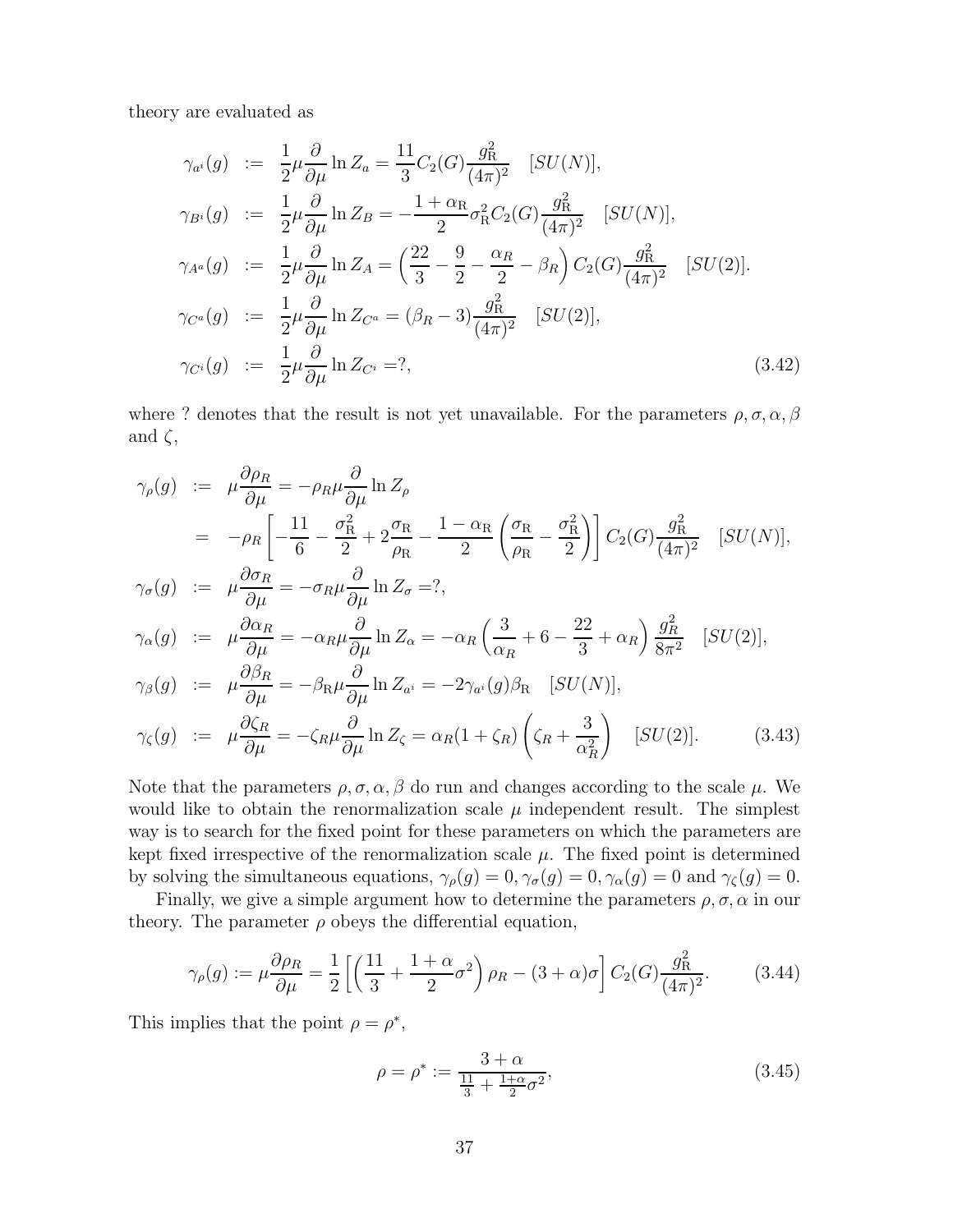theory are evaluated as

$$
\begin{aligned}
\gamma_{a^i}(g) &:= \frac{1}{2}\mu\frac{\partial}{\partial\mu}\ln Z_a = \frac{11}{3}C_2(G)\frac{g_{\rm R}^2}{(4\pi)^2} \quad [SU(N)], \\
\gamma_{B^i}(g) &:= \frac{1}{2}\mu\frac{\partial}{\partial\mu}\ln Z_B = -\frac{1+\alpha_{\rm R}}{2}\sigma_{\rm R}^2 C_2(G)\frac{g_{\rm R}^2}{(4\pi)^2} \quad [SU(N)], \\
\gamma_{A^a}(g) &:= \frac{1}{2}\mu\frac{\partial}{\partial\mu}\ln Z_A = \left(\frac{22}{3}-\frac{9}{2}-\frac{\alpha_R}{2}-\beta_R\right)C_2(G)\frac{g_{\rm R}^2}{(4\pi)^2} \quad [SU(2)]. \\
\gamma_{C^a}(g) &:= \frac{1}{2}\mu\frac{\partial}{\partial\mu}\ln Z_{C^a} = (\beta_R - 3)\frac{g_{\rm R}^2}{(4\pi)^2} \quad [SU(2)], \\
\gamma_{C^i}(g) &:= \frac{1}{2}\mu\frac{\partial}{\partial\mu}\ln Z_{C^i} = ?,
\end{aligned}
\tag{3.42}
$$

where ? denotes that the result is not yet unavailable. For the parameters $\rho, \sigma, \alpha, \beta$ and $\zeta$,

$$
\begin{aligned}
\gamma_\rho(g) &:= \mu\frac{\partial\rho_R}{\partial\mu} = -\rho_R\mu\frac{\partial}{\partial\mu}\ln Z_\rho \\
&= -\rho_R\left[-\frac{11}{6}-\frac{\sigma_{\rm R}^2}{2}+2\frac{\sigma_{\rm R}}{\rho_{\rm R}}-\frac{1-\alpha_{\rm R}}{2}\left(\frac{\sigma_{\rm R}}{\rho_{\rm R}}-\frac{\sigma_{\rm R}^2}{2}\right)\right]C_2(G)\frac{g_{\rm R}^2}{(4\pi)^2} \quad [SU(N)], \\
\gamma_\sigma(g) &:= \mu\frac{\partial\sigma_R}{\partial\mu} = -\sigma_R\mu\frac{\partial}{\partial\mu}\ln Z_\sigma = ?, \\
\gamma_\alpha(g) &:= \mu\frac{\partial\alpha_R}{\partial\mu} = -\alpha_R\mu\frac{\partial}{\partial\mu}\ln Z_\alpha = -\alpha_R\left(\frac{3}{\alpha_R}+6-\frac{22}{3}+\alpha_R\right)\frac{g_R^2}{8\pi^2} \quad [SU(2)], \\
\gamma_\beta(g) &:= \mu\frac{\partial\beta_R}{\partial\mu} = -\beta_{\rm R}\mu\frac{\partial}{\partial\mu}\ln Z_{a^i} = -2\gamma_{a^i}(g)\beta_{\rm R} \quad [SU(N)], \\
\gamma_\zeta(g) &:= \mu\frac{\partial\zeta_R}{\partial\mu} = -\zeta_R\mu\frac{\partial}{\partial\mu}\ln Z_\zeta = \alpha_R(1+\zeta_R)\left(\zeta_R+\frac{3}{\alpha_R^2}\right) \quad [SU(2)].
\end{aligned}
\tag{3.43}
$$

Note that the parameters $\rho, \sigma, \alpha, \beta$ do run and changes according to the scale $\mu$. We would like to obtain the renormalization scale $\mu$ independent result. The simplest way is to search for the fixed point for these parameters on which the parameters are kept fixed irrespective of the renormalization scale $\mu$. The fixed point is determined by solving the simultaneous equations, $\gamma_\rho(g) = 0, \gamma_\sigma(g) = 0, \gamma_\alpha(g) = 0$ and $\gamma_\zeta(g) = 0$.

Finally, we give a simple argument how to determine the parameters $\rho, \sigma, \alpha$ in our theory. The parameter $\rho$ obeys the differential equation,

$$
\gamma_\rho(g) := \mu\frac{\partial\rho_R}{\partial\mu} = \frac{1}{2}\left[\left(\frac{11}{3}+\frac{1+\alpha}{2}\sigma^2\right)\rho_R - (3+\alpha)\sigma\right]C_2(G)\frac{g_{\rm R}^2}{(4\pi)^2}. \tag{3.44}
$$

This implies that the point $\rho = \rho^*$,

$$
\rho = \rho^* := \frac{3+\alpha}{\frac{11}{3}+\frac{1+\alpha}{2}\sigma^2}, \tag{3.45}
$$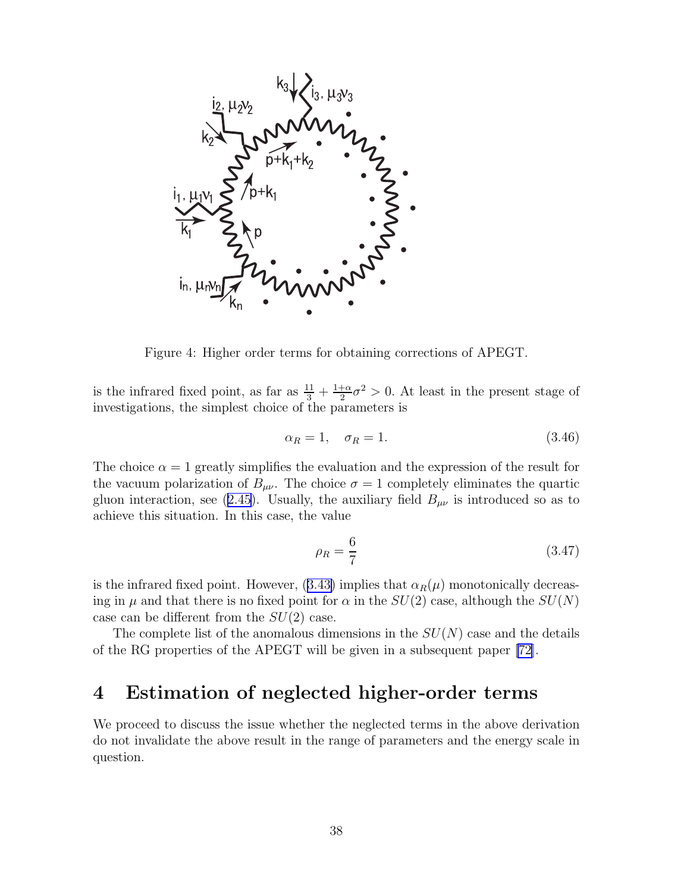Figure 4: Higher order terms for obtaining corrections of APEGT.

is the infrared fixed point, as far as $\frac{11}{3} + \frac{1+\alpha}{2}\sigma^2 > 0$. At least in the present stage of investigations, the simplest choice of the parameters is

$$\alpha_R = 1, \quad \sigma_R = 1. \tag{3.46}$$

The choice $\alpha = 1$ greatly simplifies the evaluation and the expression of the result for the vacuum polarization of $B_{\mu\nu}$. The choice $\sigma = 1$ completely eliminates the quartic gluon interaction, see (2.45). Usually, the auxiliary field $B_{\mu\nu}$ is introduced so as to achieve this situation. In this case, the value

$$\rho_R = \frac{6}{7} \tag{3.47}$$

is the infrared fixed point. However, (3.43) implies that $\alpha_R(\mu)$ monotonically decreasing in $\mu$ and that there is no fixed point for $\alpha$ in the $SU(2)$ case, although the $SU(N)$ case can be different from the $SU(2)$ case.

The complete list of the anomalous dimensions in the $SU(N)$ case and the details of the RG properties of the APEGT will be given in a subsequent paper [72].

# 4 Estimation of neglected higher-order terms

We proceed to discuss the issue whether the neglected terms in the above derivation do not invalidate the above result in the range of parameters and the energy scale in question.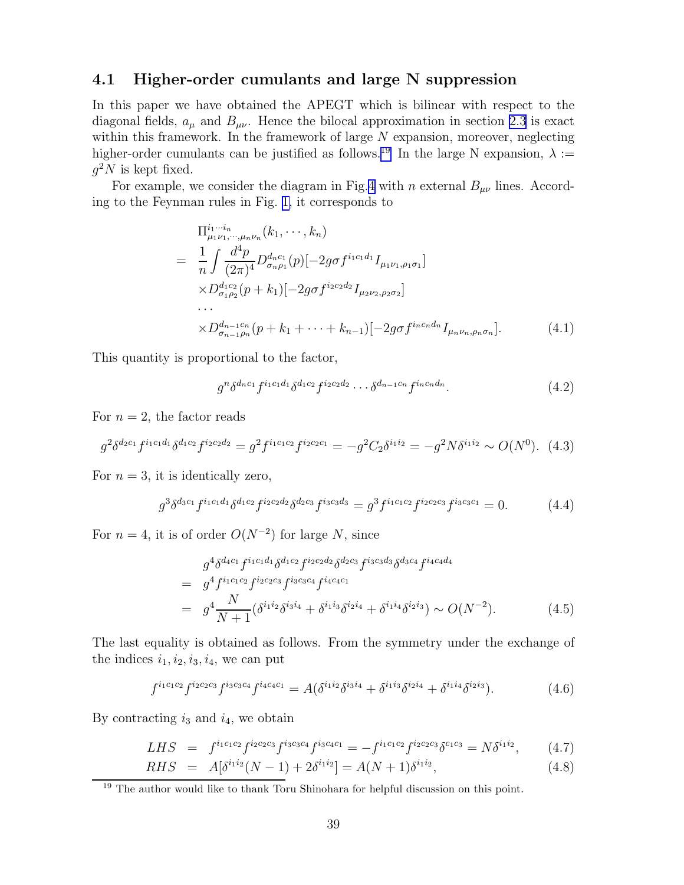### 4.1 Higher-order cumulants and large N suppression

In this paper we have obtained the APEGT which is bilinear with respect to the diagonal fields, $a_\mu$ and $B_{\mu\nu}$. Hence the bilocal approximation in section 2.3 is exact within this framework. In the framework of large $N$ expansion, moreover, neglecting higher-order cumulants can be justified as follows.[19] In the large N expansion, $\lambda := g^2 N$ is kept fixed.

For example, we consider the diagram in Fig.4 with $n$ external $B_{\mu\nu}$ lines. According to the Feynman rules in Fig. 1, it corresponds to

$$
\begin{aligned}
& \Pi^{i_1\cdots i_n}_{\mu_1\nu_1,\cdots,\mu_n\nu_n}(k_1,\cdots,k_n) \\
= \ & \frac{1}{n}\int \frac{d^4p}{(2\pi)^4} D^{d_n c_1}_{\sigma_n\rho_1}(p)[-2g\sigma f^{i_1c_1d_1} I_{\mu_1\nu_1,\rho_1\sigma_1}] \\
& \times D^{d_1c_2}_{\sigma_1\rho_2}(p+k_1)[-2g\sigma f^{i_2c_2d_2} I_{\mu_2\nu_2,\rho_2\sigma_2}] \\
& \cdots \\
& \times D^{d_{n-1}c_n}_{\sigma_{n-1}\rho_n}(p+k_1+\cdots+k_{n-1})[-2g\sigma f^{i_nc_nd_n} I_{\mu_n\nu_n,\rho_n\sigma_n}].
\end{aligned}
\tag{4.1}
$$

This quantity is proportional to the factor,

$$
g^n \delta^{d_nc_1} f^{i_1c_1d_1}\delta^{d_1c_2} f^{i_2c_2d_2}\cdots\delta^{d_{n-1}c_n} f^{i_nc_nd_n}. \tag{4.2}
$$

For $n=2$, the factor reads

$$
g^2\delta^{d_2c_1} f^{i_1c_1d_1}\delta^{d_1c_2} f^{i_2c_2d_2} = g^2 f^{i_1c_1c_2} f^{i_2c_2c_1} = -g^2 C_2\delta^{i_1i_2} = -g^2 N\delta^{i_1i_2} \sim O(N^0). \tag{4.3}
$$

For $n=3$, it is identically zero,

$$
g^3\delta^{d_3c_1} f^{i_1c_1d_1}\delta^{d_1c_2} f^{i_2c_2d_2}\delta^{d_2c_3} f^{i_3c_3d_3} = g^3 f^{i_1c_1c_2} f^{i_2c_2c_3} f^{i_3c_3c_1} = 0. \tag{4.4}
$$

For $n=4$, it is of order $O(N^{-2})$ for large $N$, since

$$
\begin{aligned}
& g^4\delta^{d_4c_1} f^{i_1c_1d_1}\delta^{d_1c_2} f^{i_2c_2d_2}\delta^{d_2c_3} f^{i_3c_3d_3}\delta^{d_3c_4} f^{i_4c_4d_4} \\
= \ & g^4 f^{i_1c_1c_2} f^{i_2c_2c_3} f^{i_3c_3c_4} f^{i_4c_4c_1} \\
= \ & g^4\frac{N}{N+1}(\delta^{i_1i_2}\delta^{i_3i_4} + \delta^{i_1i_3}\delta^{i_2i_4} + \delta^{i_1i_4}\delta^{i_2i_3}) \sim O(N^{-2}).
\end{aligned}
\tag{4.5}
$$

The last equality is obtained as follows. From the symmetry under the exchange of the indices $i_1, i_2, i_3, i_4$, we can put

$$
f^{i_1c_1c_2} f^{i_2c_2c_3} f^{i_3c_3c_4} f^{i_4c_4c_1} = A(\delta^{i_1i_2}\delta^{i_3i_4} + \delta^{i_1i_3}\delta^{i_2i_4} + \delta^{i_1i_4}\delta^{i_2i_3}). \tag{4.6}
$$

By contracting $i_3$ and $i_4$, we obtain

$$
\begin{aligned}
LHS &= f^{i_1c_1c_2} f^{i_2c_2c_3} f^{i_3c_3c_4} f^{i_3c_4c_1} = -f^{i_1c_1c_2} f^{i_2c_2c_3}\delta^{c_1c_3} = N\delta^{i_1i_2}, && (4.7) \\
RHS &= A[\delta^{i_1i_2}(N-1) + 2\delta^{i_1i_2}] = A(N+1)\delta^{i_1i_2}, && (4.8)
\end{aligned}
$$

[19] The author would like to thank Toru Shinohara for helpful discussion on this point.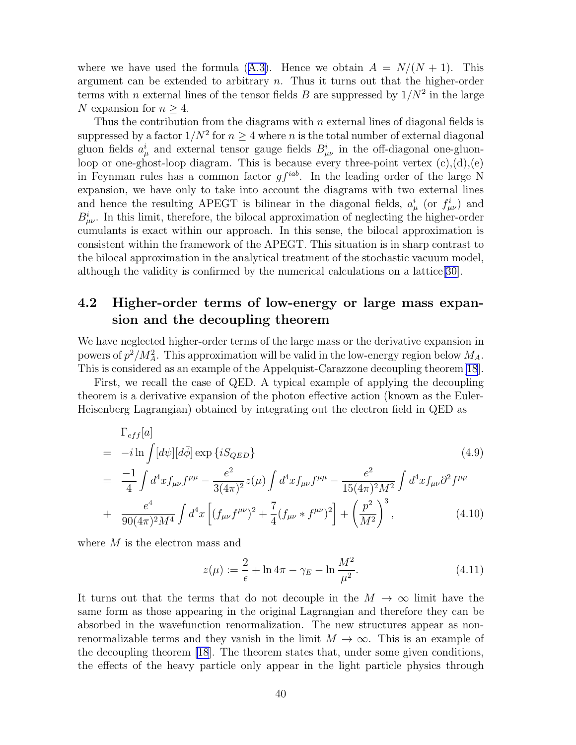where we have used the formula (A.3). Hence we obtain $A = N/(N+1)$. This argument can be extended to arbitrary $n$. Thus it turns out that the higher-order terms with $n$ external lines of the tensor fields $B$ are suppressed by $1/N^2$ in the large $N$ expansion for $n \geq 4$.

Thus the contribution from the diagrams with $n$ external lines of diagonal fields is suppressed by a factor $1/N^2$ for $n \geq 4$ where $n$ is the total number of external diagonal gluon fields $a_\mu^i$ and external tensor gauge fields $B_{\mu\nu}^i$ in the off-diagonal one-gluon-loop or one-ghost-loop diagram. This is because every three-point vertex (c),(d),(e) in Feynman rules has a common factor $gf^{iab}$. In the leading order of the large N expansion, we have only to take into account the diagrams with two external lines and hence the resulting APEGT is bilinear in the diagonal fields, $a_\mu^i$ (or $f_{\mu\nu}^i$) and $B_{\mu\nu}^i$. In this limit, therefore, the bilocal approximation of neglecting the higher-order cumulants is exact within our approach. In this sense, the bilocal approximation is consistent within the framework of the APEGT. This situation is in sharp contrast to the bilocal approximation in the analytical treatment of the stochastic vacuum model, although the validity is confirmed by the numerical calculations on a lattice[30].

## 4.2 Higher-order terms of low-energy or large mass expansion and the decoupling theorem

We have neglected higher-order terms of the large mass or the derivative expansion in powers of $p^2/M_A^2$. This approximation will be valid in the low-energy region below $M_A$. This is considered as an example of the Appelquist-Carazzone decoupling theorem[18].

First, we recall the case of QED. A typical example of applying the decoupling theorem is a derivative expansion of the photon effective action (known as the Euler-Heisenberg Lagrangian) obtained by integrating out the electron field in QED as

$$
\begin{aligned}
& \Gamma_{eff}[a] \\
=\ & -i \ln \int [d\psi][d\bar{\phi}] \exp\{iS_{QED}\} \qquad (4.9) \\
=\ & \frac{-1}{4}\int d^4x f_{\mu\nu}f^{\mu\mu} - \frac{e^2}{3(4\pi)^2} z(\mu) \int d^4x f_{\mu\nu}f^{\mu\mu} - \frac{e^2}{15(4\pi)^2 M^2}\int d^4x f_{\mu\nu}\partial^2 f^{\mu\mu} \\
+\ & \frac{e^4}{90(4\pi)^2 M^4}\int d^4x \left[(f_{\mu\nu}f^{\mu\nu})^2 + \frac{7}{4}(f_{\mu\nu} * f^{\mu\nu})^2\right] + \left(\frac{p^2}{M^2}\right)^3, \qquad (4.10)
\end{aligned}
$$

where $M$ is the electron mass and

$$
z(\mu) := \frac{2}{\epsilon} + \ln 4\pi - \gamma_E - \ln \frac{M^2}{\mu^2}. \qquad (4.11)
$$

It turns out that the terms that do not decouple in the $M \to \infty$ limit have the same form as those appearing in the original Lagrangian and therefore they can be absorbed in the wavefunction renormalization. The new structures appear as non-renormalizable terms and they vanish in the limit $M \to \infty$. This is an example of the decoupling theorem [18]. The theorem states that, under some given conditions, the effects of the heavy particle only appear in the light particle physics through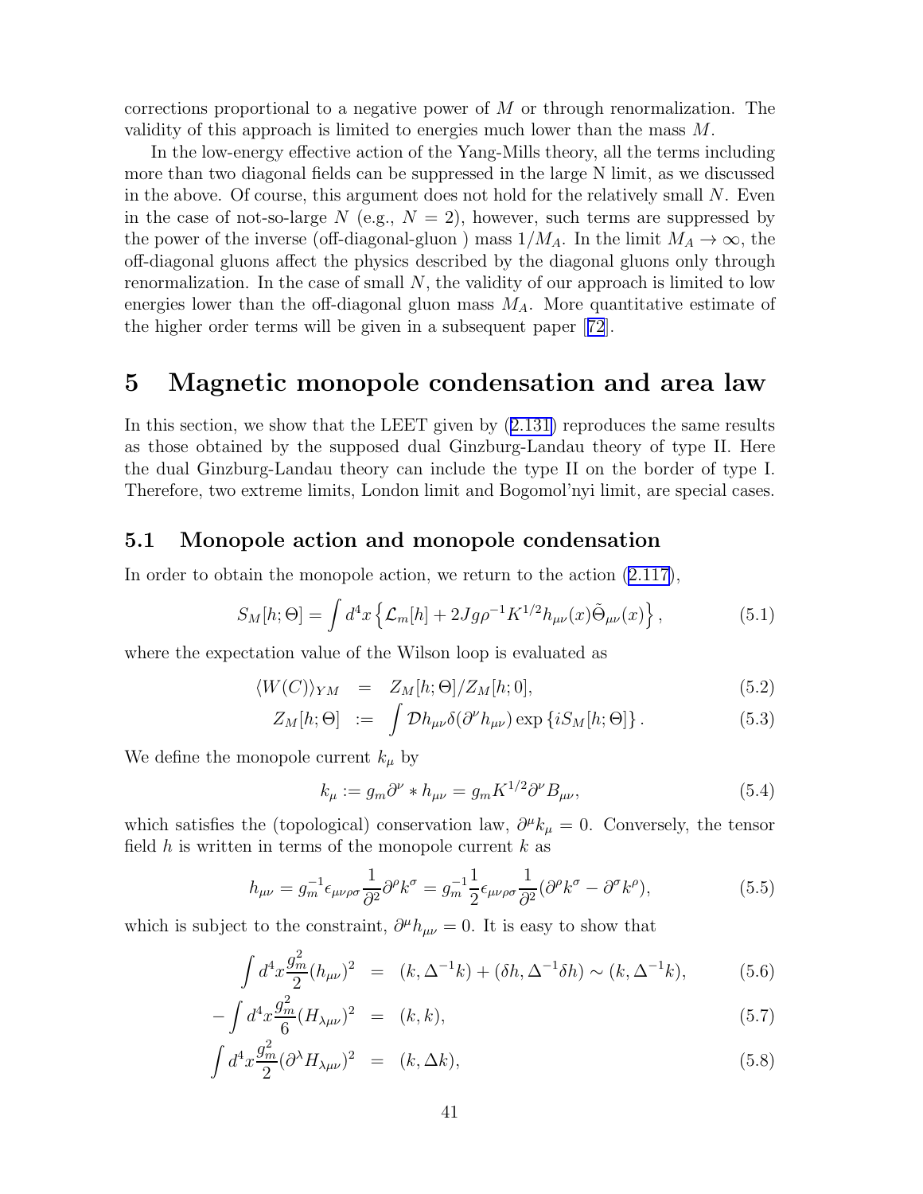corrections proportional to a negative power of $M$ or through renormalization. The validity of this approach is limited to energies much lower than the mass $M$.

In the low-energy effective action of the Yang-Mills theory, all the terms including more than two diagonal fields can be suppressed in the large N limit, as we discussed in the above. Of course, this argument does not hold for the relatively small $N$. Even in the case of not-so-large $N$ (e.g., $N = 2$), however, such terms are suppressed by the power of the inverse (off-diagonal-gluon ) mass $1/M_A$. In the limit $M_A \to \infty$, the off-diagonal gluons affect the physics described by the diagonal gluons only through renormalization. In the case of small $N$, the validity of our approach is limited to low energies lower than the off-diagonal gluon mass $M_A$. More quantitative estimate of the higher order terms will be given in a subsequent paper [72].

# 5 Magnetic monopole condensation and area law

In this section, we show that the LEET given by (2.131) reproduces the same results as those obtained by the supposed dual Ginzburg-Landau theory of type II. Here the dual Ginzburg-Landau theory can include the type II on the border of type I. Therefore, two extreme limits, London limit and Bogomol'nyi limit, are special cases.

## 5.1 Monopole action and monopole condensation

In order to obtain the monopole action, we return to the action (2.117),

$$S_M[h;\Theta] = \int d^4x \left\{ \mathcal{L}_m[h] + 2Jg\rho^{-1}K^{1/2}h_{\mu\nu}(x)\tilde{\Theta}_{\mu\nu}(x) \right\}, \tag{5.1}$$

where the expectation value of the Wilson loop is evaluated as

$$\begin{aligned} \langle W(C) \rangle_{YM} &= Z_M[h;\Theta]/Z_M[h;0], &(5.2)\\ Z_M[h;\Theta] &:= \int \mathcal{D}h_{\mu\nu}\delta(\partial^\nu h_{\mu\nu}) \exp\left\{ iS_M[h;\Theta] \right\}. &(5.3) \end{aligned}$$

We define the monopole current $k_\mu$ by

$$k_\mu := g_m \partial^\nu * h_{\mu\nu} = g_m K^{1/2} \partial^\nu B_{\mu\nu}, \tag{5.4}$$

which satisfies the (topological) conservation law, $\partial^\mu k_\mu = 0$. Conversely, the tensor field $h$ is written in terms of the monopole current $k$ as

$$h_{\mu\nu} = g_m^{-1}\epsilon_{\mu\nu\rho\sigma}\frac{1}{\partial^2}\partial^\rho k^\sigma = g_m^{-1}\frac{1}{2}\epsilon_{\mu\nu\rho\sigma}\frac{1}{\partial^2}(\partial^\rho k^\sigma - \partial^\sigma k^\rho), \tag{5.5}$$

which is subject to the constraint, $\partial^\mu h_{\mu\nu} = 0$. It is easy to show that

$$\begin{aligned} \int d^4x \frac{g_m^2}{2}(h_{\mu\nu})^2 &= (k, \Delta^{-1}k) + (\delta h, \Delta^{-1}\delta h) \sim (k, \Delta^{-1}k), &(5.6)\\ -\int d^4x \frac{g_m^2}{6}(H_{\lambda\mu\nu})^2 &= (k, k), &(5.7)\\ \int d^4x \frac{g_m^2}{2}(\partial^\lambda H_{\lambda\mu\nu})^2 &= (k, \Delta k), &(5.8) \end{aligned}$$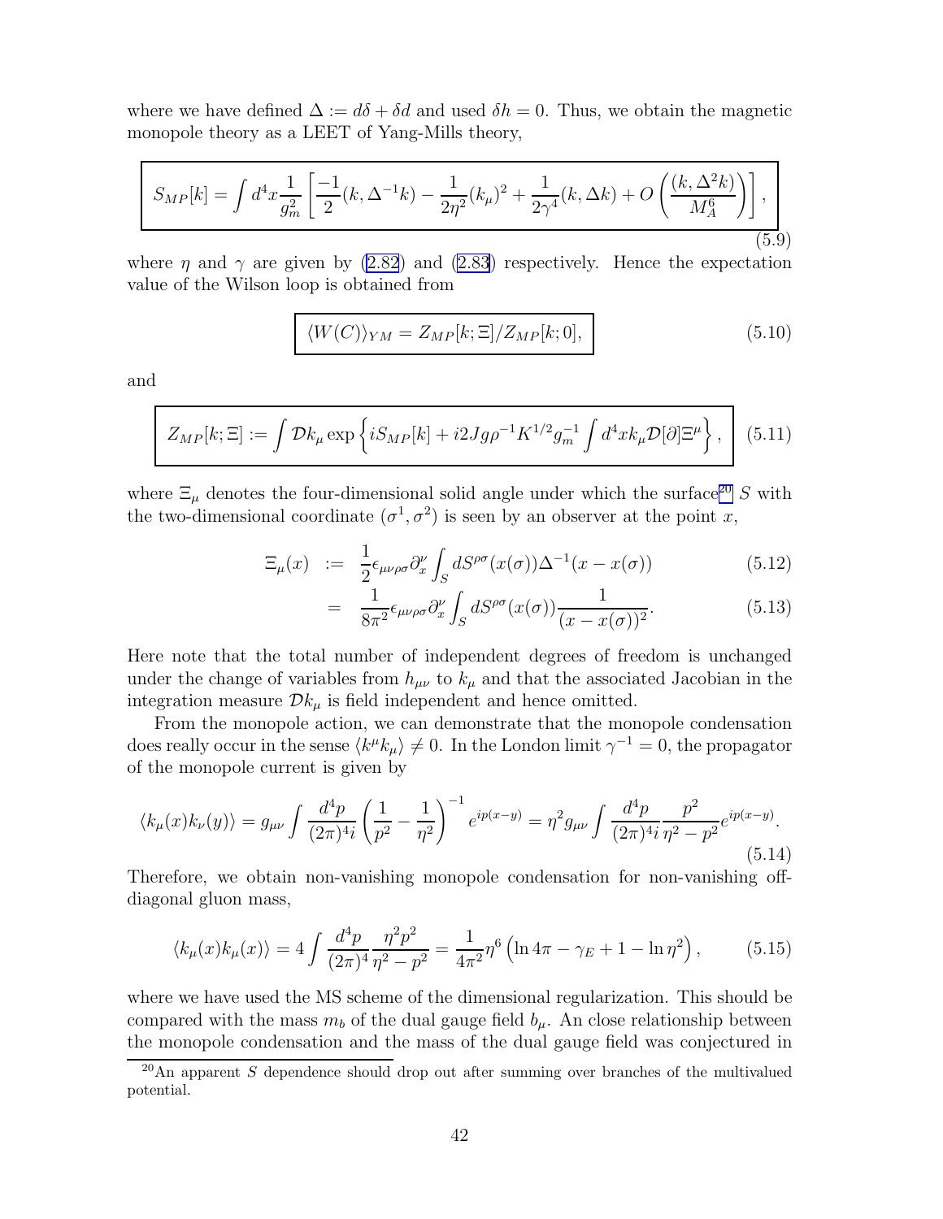where we have defined $\Delta := d\delta + \delta d$ and used $\delta h = 0$. Thus, we obtain the magnetic monopole theory as a LEET of Yang-Mills theory,

$$\boxed{S_{MP}[k] = \int d^4x \frac{1}{g_m^2}\left[\frac{-1}{2}(k, \Delta^{-1}k) - \frac{1}{2\eta^2}(k_\mu)^2 + \frac{1}{2\gamma^4}(k, \Delta k) + O\left(\frac{(k, \Delta^2 k)}{M_A^6}\right)\right],} \tag{5.9}$$

where $\eta$ and $\gamma$ are given by (2.82) and (2.83) respectively. Hence the expectation value of the Wilson loop is obtained from

$$\boxed{\langle W(C)\rangle_{YM} = Z_{MP}[k;\Xi]/Z_{MP}[k;0],} \tag{5.10}$$

and

$$\boxed{Z_{MP}[k;\Xi] := \int \mathcal{D}k_\mu \exp\left\{iS_{MP}[k] + i2Jg\rho^{-1}K^{1/2}g_m^{-1}\int d^4x k_\mu \mathcal{D}[\partial]\Xi^\mu\right\},} \tag{5.11}$$

where $\Xi_\mu$ denotes the four-dimensional solid angle under which the surface[20] $S$ with the two-dimensional coordinate $(\sigma^1, \sigma^2)$ is seen by an observer at the point $x$,

$$\begin{aligned}
\Xi_\mu(x) &:= \frac{1}{2}\epsilon_{\mu\nu\rho\sigma}\partial_x^\nu \int_S dS^{\rho\sigma}(x(\sigma))\Delta^{-1}(x - x(\sigma)) && (5.12)\\
&= \frac{1}{8\pi^2}\epsilon_{\mu\nu\rho\sigma}\partial_x^\nu \int_S dS^{\rho\sigma}(x(\sigma))\frac{1}{(x - x(\sigma))^2}. && (5.13)
\end{aligned}$$

Here note that the total number of independent degrees of freedom is unchanged under the change of variables from $h_{\mu\nu}$ to $k_\mu$ and that the associated Jacobian in the integration measure $\mathcal{D}k_\mu$ is field independent and hence omitted.

From the monopole action, we can demonstrate that the monopole condensation does really occur in the sense $\langle k^\mu k_\mu\rangle \neq 0$. In the London limit $\gamma^{-1} = 0$, the propagator of the monopole current is given by

$$\langle k_\mu(x)k_\nu(y)\rangle = g_{\mu\nu}\int \frac{d^4p}{(2\pi)^4 i}\left(\frac{1}{p^2} - \frac{1}{\eta^2}\right)^{-1} e^{ip(x-y)} = \eta^2 g_{\mu\nu}\int \frac{d^4p}{(2\pi)^4 i}\frac{p^2}{\eta^2 - p^2}e^{ip(x-y)}. \tag{5.14}$$

Therefore, we obtain non-vanishing monopole condensation for non-vanishing off-diagonal gluon mass,

$$\langle k_\mu(x)k_\mu(x)\rangle = 4\int \frac{d^4p}{(2\pi)^4}\frac{\eta^2 p^2}{\eta^2 - p^2} = \frac{1}{4\pi^2}\eta^6\left(\ln 4\pi - \gamma_E + 1 - \ln \eta^2\right), \tag{5.15}$$

where we have used the MS scheme of the dimensional regularization. This should be compared with the mass $m_b$ of the dual gauge field $b_\mu$. An close relationship between the monopole condensation and the mass of the dual gauge field was conjectured in

[20] An apparent $S$ dependence should drop out after summing over branches of the multivalued potential.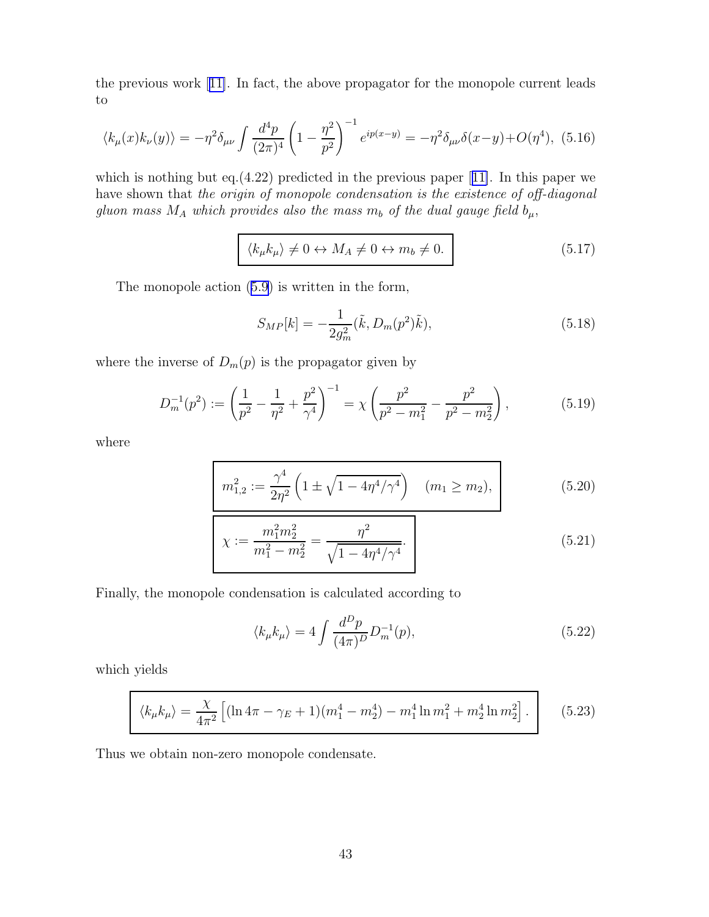the previous work [11]. In fact, the above propagator for the monopole current leads to

$$
\langle k_\mu(x) k_\nu(y) \rangle = -\eta^2 \delta_{\mu\nu} \int \frac{d^4p}{(2\pi)^4} \left(1 - \frac{\eta^2}{p^2}\right)^{-1} e^{ip(x-y)} = -\eta^2 \delta_{\mu\nu} \delta(x-y) + O(\eta^4), \quad (5.16)
$$

which is nothing but eq.(4.22) predicted in the previous paper [11]. In this paper we have shown that *the origin of monopole condensation is the existence of off-diagonal gluon mass $M_A$ which provides also the mass $m_b$ of the dual gauge field $b_\mu$*,

$$
\boxed{\langle k_\mu k_\mu \rangle \neq 0 \leftrightarrow M_A \neq 0 \leftrightarrow m_b \neq 0.} \quad (5.17)
$$

The monopole action (5.9) is written in the form,

$$
S_{MP}[k] = -\frac{1}{2g_m^2} (\tilde{k}, D_m(p^2) \tilde{k}), \quad (5.18)
$$

where the inverse of $D_m(p)$ is the propagator given by

$$
D_m^{-1}(p^2) := \left( \frac{1}{p^2} - \frac{1}{\eta^2} + \frac{p^2}{\gamma^4} \right)^{-1} = \chi \left( \frac{p^2}{p^2 - m_1^2} - \frac{p^2}{p^2 - m_2^2} \right), \quad (5.19)
$$

where

$$
\boxed{m_{1,2}^2 := \frac{\gamma^4}{2\eta^2} \left( 1 \pm \sqrt{1 - 4\eta^4/\gamma^4} \right) \quad (m_1 \geq m_2),} \quad (5.20)
$$

$$
\boxed{\chi := \frac{m_1^2 m_2^2}{m_1^2 - m_2^2} = \frac{\eta^2}{\sqrt{1 - 4\eta^4/\gamma^4}}.} \quad (5.21)
$$

Finally, the monopole condensation is calculated according to

$$
\langle k_\mu k_\mu \rangle = 4 \int \frac{d^D p}{(4\pi)^D} D_m^{-1}(p), \quad (5.22)
$$

which yields

$$
\boxed{\langle k_\mu k_\mu \rangle = \frac{\chi}{4\pi^2} \left[ (\ln 4\pi - \gamma_E + 1)(m_1^4 - m_2^4) - m_1^4 \ln m_1^2 + m_2^4 \ln m_2^2 \right].} \quad (5.23)
$$

Thus we obtain non-zero monopole condensate.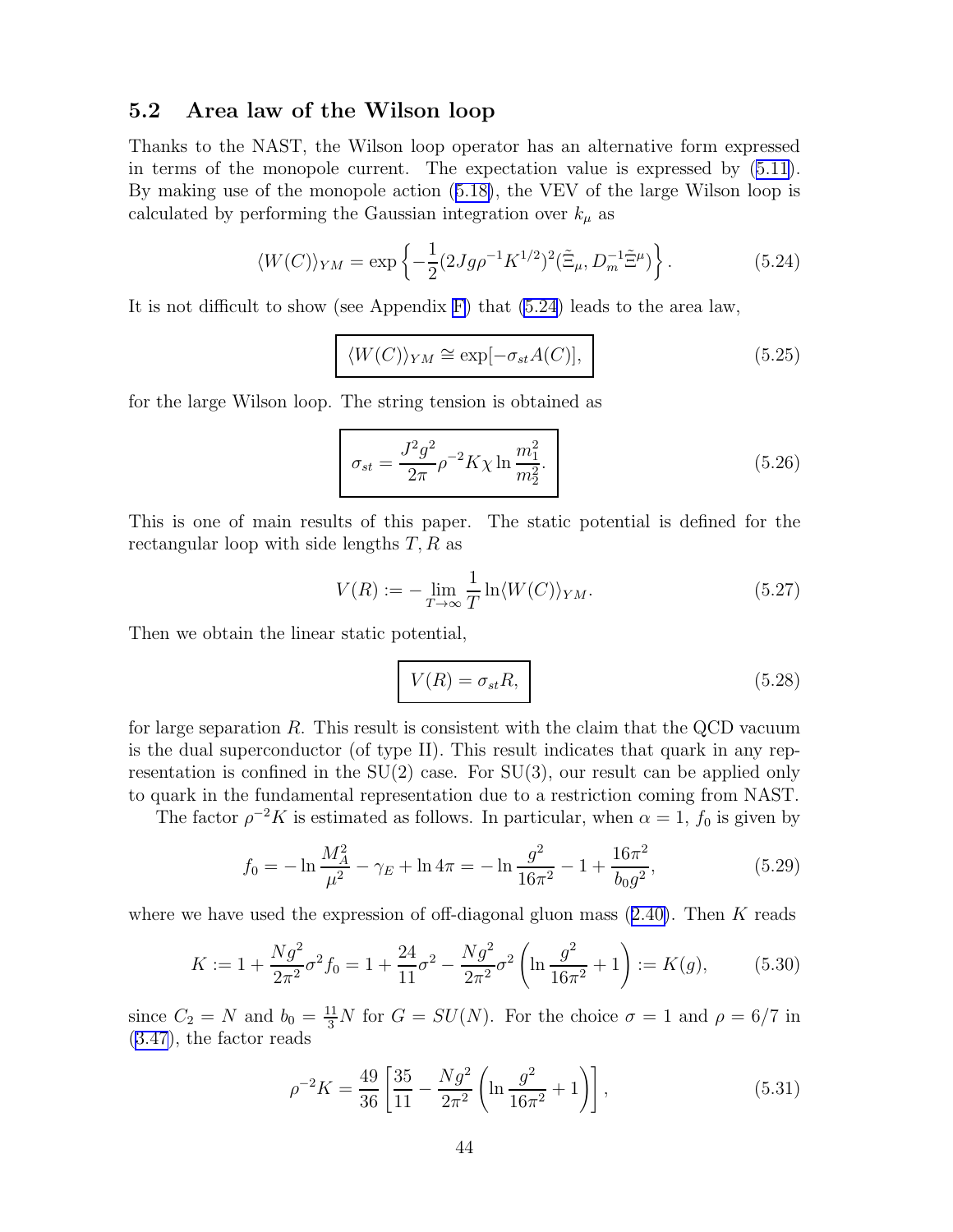### 5.2 Area law of the Wilson loop

Thanks to the NAST, the Wilson loop operator has an alternative form expressed in terms of the monopole current. The expectation value is expressed by (5.11). By making use of the monopole action (5.18), the VEV of the large Wilson loop is calculated by performing the Gaussian integration over $k_\mu$ as

$$\langle W(C)\rangle_{YM} = \exp\left\{-\frac{1}{2}(2Jg\rho^{-1}K^{1/2})^2(\tilde{\Xi}_\mu, D_m^{-1}\tilde{\Xi}^\mu)\right\}. \tag{5.24}$$

It is not difficult to show (see Appendix F) that (5.24) leads to the area law,

$$\boxed{\langle W(C)\rangle_{YM} \cong \exp[-\sigma_{st}A(C)],} \tag{5.25}$$

for the large Wilson loop. The string tension is obtained as

$$\boxed{\sigma_{st} = \frac{J^2g^2}{2\pi}\rho^{-2}K\chi\ln\frac{m_1^2}{m_2^2}.} \tag{5.26}$$

This is one of main results of this paper. The static potential is defined for the rectangular loop with side lengths $T, R$ as

$$V(R) := -\lim_{T\to\infty}\frac{1}{T}\ln\langle W(C)\rangle_{YM}. \tag{5.27}$$

Then we obtain the linear static potential,

$$\boxed{V(R) = \sigma_{st}R,} \tag{5.28}$$

for large separation $R$. This result is consistent with the claim that the QCD vacuum is the dual superconductor (of type II). This result indicates that quark in any representation is confined in the SU(2) case. For SU(3), our result can be applied only to quark in the fundamental representation due to a restriction coming from NAST.

The factor $\rho^{-2}K$ is estimated as follows. In particular, when $\alpha = 1$, $f_0$ is given by

$$f_0 = -\ln\frac{M_A^2}{\mu^2} - \gamma_E + \ln 4\pi = -\ln\frac{g^2}{16\pi^2} - 1 + \frac{16\pi^2}{b_0 g^2}, \tag{5.29}$$

where we have used the expression of off-diagonal gluon mass (2.40). Then $K$ reads

$$K := 1 + \frac{Ng^2}{2\pi^2}\sigma^2 f_0 = 1 + \frac{24}{11}\sigma^2 - \frac{Ng^2}{2\pi^2}\sigma^2\left(\ln\frac{g^2}{16\pi^2} + 1\right) := K(g), \tag{5.30}$$

since $C_2 = N$ and $b_0 = \frac{11}{3}N$ for $G = SU(N)$. For the choice $\sigma = 1$ and $\rho = 6/7$ in (3.47), the factor reads

$$\rho^{-2}K = \frac{49}{36}\left[\frac{35}{11} - \frac{Ng^2}{2\pi^2}\left(\ln\frac{g^2}{16\pi^2} + 1\right)\right], \tag{5.31}$$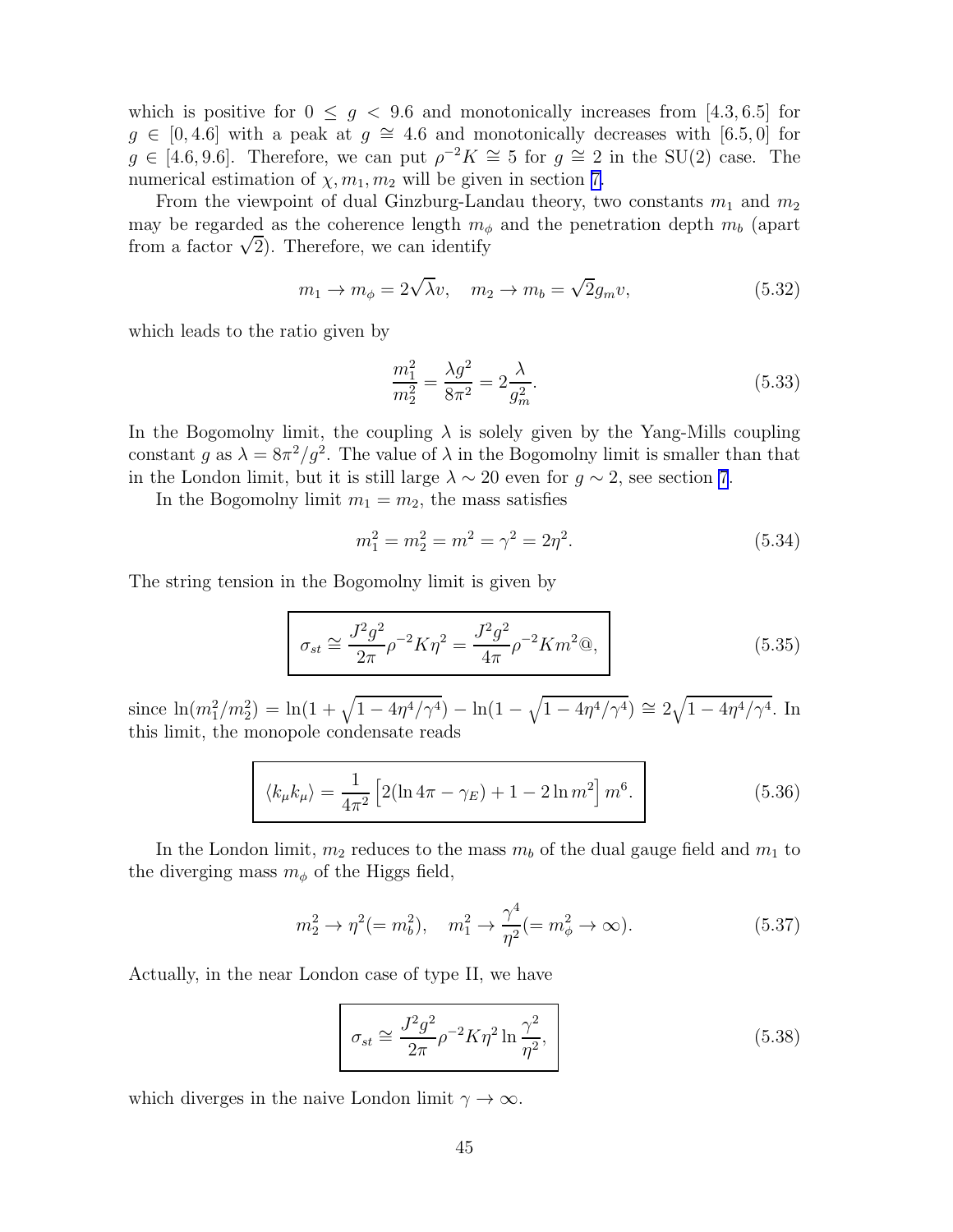which is positive for $0 \le g < 9.6$ and monotonically increases from $[4.3, 6.5]$ for $g \in [0, 4.6]$ with a peak at $g \cong 4.6$ and monotonically decreases with $[6.5, 0]$ for $g \in [4.6, 9.6]$. Therefore, we can put $\rho^{-2}K \cong 5$ for $g \cong 2$ in the SU(2) case. The numerical estimation of $\chi, m_1, m_2$ will be given in section 7.

From the viewpoint of dual Ginzburg-Landau theory, two constants $m_1$ and $m_2$ may be regarded as the coherence length $m_\phi$ and the penetration depth $m_b$ (apart from a factor $\sqrt{2}$). Therefore, we can identify

$$m_1 \to m_\phi = 2\sqrt{\lambda}v, \quad m_2 \to m_b = \sqrt{2}g_m v, \tag{5.32}$$

which leads to the ratio given by

$$\frac{m_1^2}{m_2^2} = \frac{\lambda g^2}{8\pi^2} = 2\frac{\lambda}{g_m^2}. \tag{5.33}$$

In the Bogomolny limit, the coupling $\lambda$ is solely given by the Yang-Mills coupling constant $g$ as $\lambda = 8\pi^2/g^2$. The value of $\lambda$ in the Bogomolny limit is smaller than that in the London limit, but it is still large $\lambda \sim 20$ even for $g \sim 2$, see section 7.

In the Bogomolny limit $m_1 = m_2$, the mass satisfies

$$m_1^2 = m_2^2 = m^2 = \gamma^2 = 2\eta^2. \tag{5.34}$$

The string tension in the Bogomolny limit is given by

$$\boxed{\sigma_{st} \cong \frac{J^2 g^2}{2\pi}\rho^{-2}K\eta^2 = \frac{J^2 g^2}{4\pi}\rho^{-2}Km^2 @,} \tag{5.35}$$

since $\ln(m_1^2/m_2^2) = \ln(1+\sqrt{1-4\eta^4/\gamma^4}) - \ln(1-\sqrt{1-4\eta^4/\gamma^4}) \cong 2\sqrt{1-4\eta^4/\gamma^4}$. In this limit, the monopole condensate reads

$$\boxed{\langle k_\mu k_\mu \rangle = \frac{1}{4\pi^2}\left[2(\ln 4\pi - \gamma_E) + 1 - 2\ln m^2\right] m^6.} \tag{5.36}$$

In the London limit, $m_2$ reduces to the mass $m_b$ of the dual gauge field and $m_1$ to the diverging mass $m_\phi$ of the Higgs field,

$$m_2^2 \to \eta^2 (= m_b^2), \quad m_1^2 \to \frac{\gamma^4}{\eta^2} (= m_\phi^2 \to \infty). \tag{5.37}$$

Actually, in the near London case of type II, we have

$$\boxed{\sigma_{st} \cong \frac{J^2 g^2}{2\pi}\rho^{-2}K\eta^2 \ln\frac{\gamma^2}{\eta^2},} \tag{5.38}$$

which diverges in the naive London limit $\gamma \to \infty$.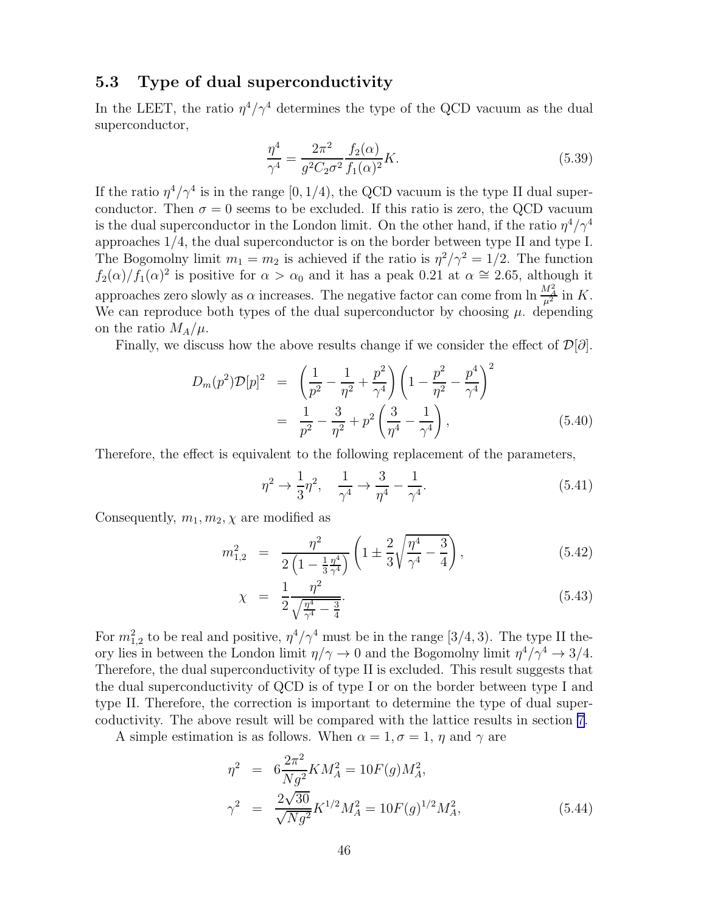### 5.3 Type of dual superconductivity

In the LEET, the ratio $\eta^4/\gamma^4$ determines the type of the QCD vacuum as the dual superconductor,

$$\frac{\eta^4}{\gamma^4} = \frac{2\pi^2}{g^2 C_2 \sigma^2} \frac{f_2(\alpha)}{f_1(\alpha)^2} K. \tag{5.39}$$

If the ratio $\eta^4/\gamma^4$ is in the range $[0, 1/4)$, the QCD vacuum is the type II dual superconductor. Then $\sigma = 0$ seems to be excluded. If this ratio is zero, the QCD vacuum is the dual superconductor in the London limit. On the other hand, if the ratio $\eta^4/\gamma^4$ approaches $1/4$, the dual superconductor is on the border between type II and type I. The Bogomolny limit $m_1 = m_2$ is achieved if the ratio is $\eta^2/\gamma^2 = 1/2$. The function $f_2(\alpha)/f_1(\alpha)^2$ is positive for $\alpha > \alpha_0$ and it has a peak 0.21 at $\alpha \cong 2.65$, although it approaches zero slowly as $\alpha$ increases. The negative factor can come from $\ln \frac{M_A^2}{\mu^2}$ in $K$. We can reproduce both types of the dual superconductor by choosing $\mu$. depending on the ratio $M_A/\mu$.

Finally, we discuss how the above results change if we consider the effect of $\mathcal{D}[\partial]$.

$$\begin{aligned} D_m(p^2)\mathcal{D}[p]^2 &= \left(\frac{1}{p^2} - \frac{1}{\eta^2} + \frac{p^2}{\gamma^4}\right)\left(1 - \frac{p^2}{\eta^2} - \frac{p^4}{\gamma^4}\right)^2 \\ &= \frac{1}{p^2} - \frac{3}{\eta^2} + p^2\left(\frac{3}{\eta^4} - \frac{1}{\gamma^4}\right), \end{aligned} \tag{5.40}$$

Therefore, the effect is equivalent to the following replacement of the parameters,

$$\eta^2 \to \frac{1}{3}\eta^2, \quad \frac{1}{\gamma^4} \to \frac{3}{\eta^4} - \frac{1}{\gamma^4}. \tag{5.41}$$

Consequently, $m_1, m_2, \chi$ are modified as

$$m_{1,2}^2 = \frac{\eta^2}{2\left(1 - \frac{1}{3}\frac{\eta^4}{\gamma^4}\right)}\left(1 \pm \frac{2}{3}\sqrt{\frac{\eta^4}{\gamma^4} - \frac{3}{4}}\right), \tag{5.42}$$

$$\chi = \frac{1}{2}\frac{\eta^2}{\sqrt{\frac{\eta^4}{\gamma^4} - \frac{3}{4}}}. \tag{5.43}$$

For $m_{1,2}^2$ to be real and positive, $\eta^4/\gamma^4$ must be in the range $[3/4, 3)$. The type II theory lies in between the London limit $\eta/\gamma \to 0$ and the Bogomolny limit $\eta^4/\gamma^4 \to 3/4$. Therefore, the dual superconductivity of type II is excluded. This result suggests that the dual superconductivity of QCD is of type I or on the border between type I and type II. Therefore, the correction is important to determine the type of dual supercoductivity. The above result will be compared with the lattice results in section 7.

A simple estimation is as follows. When $\alpha = 1, \sigma = 1$, $\eta$ and $\gamma$ are

$$\begin{aligned} \eta^2 &= 6\frac{2\pi^2}{Ng^2} K M_A^2 = 10F(g) M_A^2, \\ \gamma^2 &= \frac{2\sqrt{30}}{\sqrt{Ng^2}} K^{1/2} M_A^2 = 10F(g)^{1/2} M_A^2, \end{aligned} \tag{5.44}$$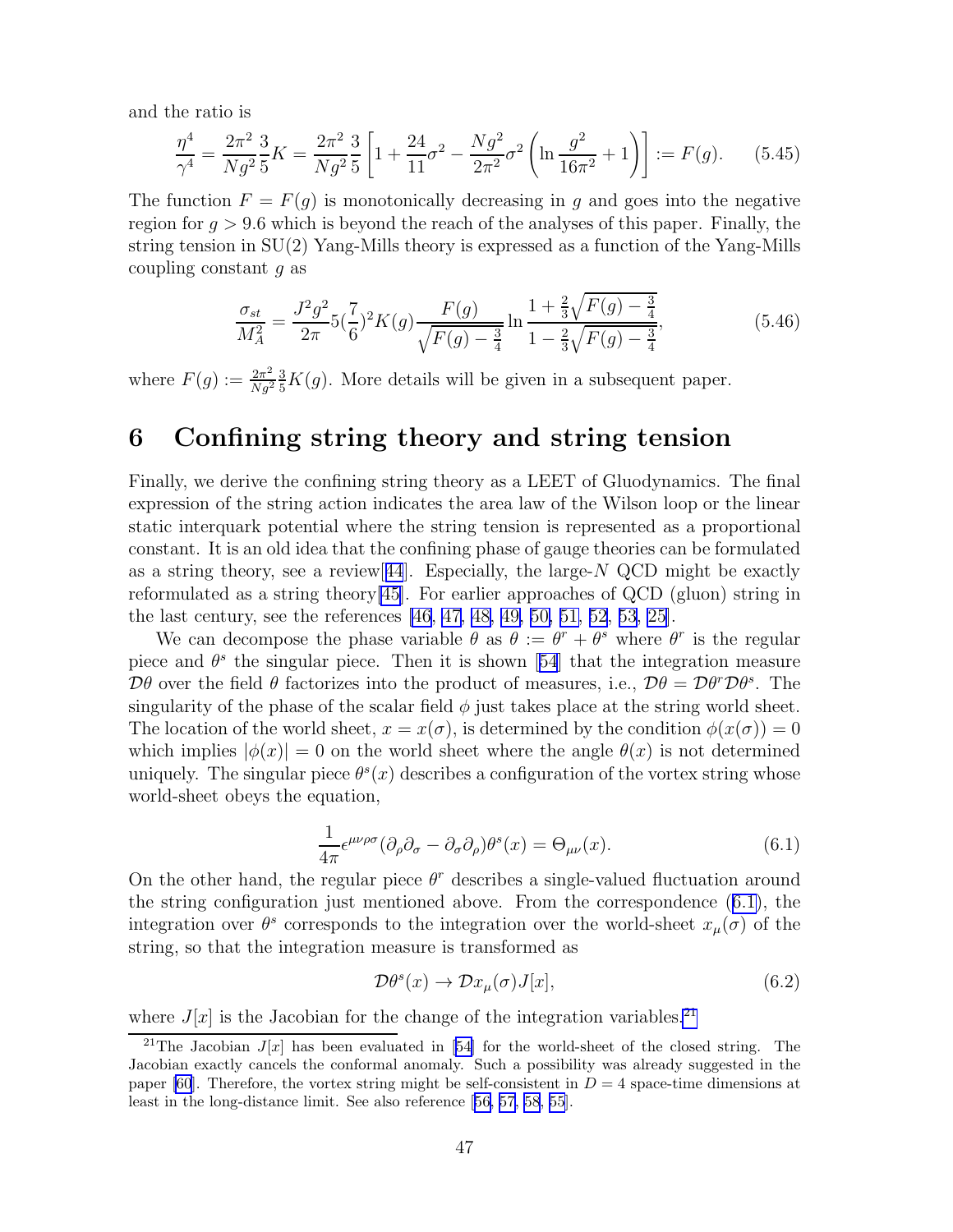and the ratio is

$$\frac{\eta^4}{\gamma^4} = \frac{2\pi^2}{Ng^2}\frac{3}{5}K = \frac{2\pi^2}{Ng^2}\frac{3}{5}\left[1 + \frac{24}{11}\sigma^2 - \frac{Ng^2}{2\pi^2}\sigma^2\left(\ln\frac{g^2}{16\pi^2} + 1\right)\right] := F(g). \tag{5.45}$$

The function $F = F(g)$ is monotonically decreasing in $g$ and goes into the negative region for $g > 9.6$ which is beyond the reach of the analyses of this paper. Finally, the string tension in SU(2) Yang-Mills theory is expressed as a function of the Yang-Mills coupling constant $g$ as

$$\frac{\sigma_{st}}{M_A^2} = \frac{J^2 g^2}{2\pi} 5(\frac{7}{6})^2 K(g) \frac{F(g)}{\sqrt{F(g) - \frac{3}{4}}} \ln \frac{1 + \frac{2}{3}\sqrt{F(g) - \frac{3}{4}}}{1 - \frac{2}{3}\sqrt{F(g) - \frac{3}{4}}}, \tag{5.46}$$

where $F(g) := \frac{2\pi^2}{Ng^2}\frac{3}{5}K(g)$. More details will be given in a subsequent paper.

# 6 Confining string theory and string tension

Finally, we derive the confining string theory as a LEET of Gluodynamics. The final expression of the string action indicates the area law of the Wilson loop or the linear static interquark potential where the string tension is represented as a proportional constant. It is an old idea that the confining phase of gauge theories can be formulated as a string theory, see a review[44]. Especially, the large-$N$ QCD might be exactly reformulated as a string theory[45]. For earlier approaches of QCD (gluon) string in the last century, see the references [46, 47, 48, 49, 50, 51, 52, 53, 25].

We can decompose the phase variable $\theta$ as $\theta := \theta^r + \theta^s$ where $\theta^r$ is the regular piece and $\theta^s$ the singular piece. Then it is shown [54] that the integration measure $\mathcal{D}\theta$ over the field $\theta$ factorizes into the product of measures, i.e., $\mathcal{D}\theta = \mathcal{D}\theta^r \mathcal{D}\theta^s$. The singularity of the phase of the scalar field $\phi$ just takes place at the string world sheet. The location of the world sheet, $x = x(\sigma)$, is determined by the condition $\phi(x(\sigma)) = 0$ which implies $|\phi(x)| = 0$ on the world sheet where the angle $\theta(x)$ is not determined uniquely. The singular piece $\theta^s(x)$ describes a configuration of the vortex string whose world-sheet obeys the equation,

$$\frac{1}{4\pi}\epsilon^{\mu\nu\rho\sigma}(\partial_\rho\partial_\sigma - \partial_\sigma\partial_\rho)\theta^s(x) = \Theta_{\mu\nu}(x). \tag{6.1}$$

On the other hand, the regular piece $\theta^r$ describes a single-valued fluctuation around the string configuration just mentioned above. From the correspondence (6.1), the integration over $\theta^s$ corresponds to the integration over the world-sheet $x_\mu(\sigma)$ of the string, so that the integration measure is transformed as

$$\mathcal{D}\theta^s(x) \to \mathcal{D}x_\mu(\sigma) J[x], \tag{6.2}$$

where $J[x]$ is the Jacobian for the change of the integration variables.[21]

[21] The Jacobian $J[x]$ has been evaluated in [54] for the world-sheet of the closed string. The Jacobian exactly cancels the conformal anomaly. Such a possibility was already suggested in the paper [60]. Therefore, the vortex string might be self-consistent in $D = 4$ space-time dimensions at least in the long-distance limit. See also reference [56, 57, 58, 55].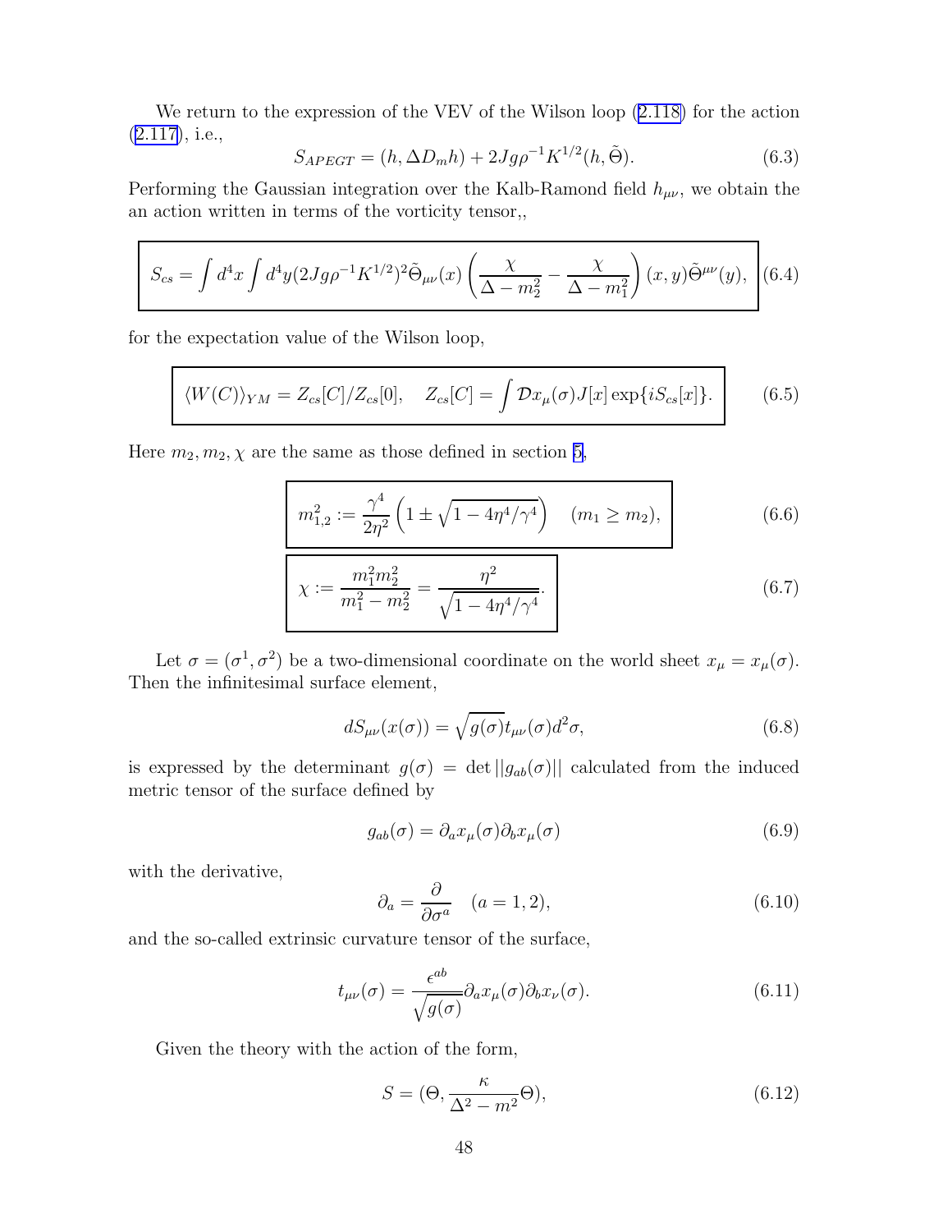We return to the expression of the VEV of the Wilson loop (2.118) for the action (2.117), i.e.,

$$S_{APEGT} = (h, \Delta D_m h) + 2Jg\rho^{-1}K^{1/2}(h, \tilde{\Theta}). \tag{6.3}$$

Performing the Gaussian integration over the Kalb-Ramond field $h_{\mu\nu}$, we obtain the an action written in terms of the vorticity tensor,,

$$S_{cs} = \int d^4x \int d^4y (2Jg\rho^{-1}K^{1/2})^2 \tilde{\Theta}_{\mu\nu}(x) \left( \frac{\chi}{\Delta - m_2^2} - \frac{\chi}{\Delta - m_1^2} \right)(x,y) \tilde{\Theta}^{\mu\nu}(y), \tag{6.4}$$

for the expectation value of the Wilson loop,

$$\langle W(C) \rangle_{YM} = Z_{cs}[C]/Z_{cs}[0], \quad Z_{cs}[C] = \int \mathcal{D}x_\mu(\sigma) J[x] \exp\{iS_{cs}[x]\}. \tag{6.5}$$

Here $m_2, m_2, \chi$ are the same as those defined in section 5,

$$m_{1,2}^2 := \frac{\gamma^4}{2\eta^2}\left(1 \pm \sqrt{1 - 4\eta^4/\gamma^4}\right) \quad (m_1 \geq m_2), \tag{6.6}$$

$$\chi := \frac{m_1^2 m_2^2}{m_1^2 - m_2^2} = \frac{\eta^2}{\sqrt{1 - 4\eta^4/\gamma^4}}. \tag{6.7}$$

Let $\sigma = (\sigma^1, \sigma^2)$ be a two-dimensional coordinate on the world sheet $x_\mu = x_\mu(\sigma)$. Then the infinitesimal surface element,

$$dS_{\mu\nu}(x(\sigma)) = \sqrt{g(\sigma)} t_{\mu\nu}(\sigma) d^2\sigma, \tag{6.8}$$

is expressed by the determinant $g(\sigma) = \det ||g_{ab}(\sigma)||$ calculated from the induced metric tensor of the surface defined by

$$g_{ab}(\sigma) = \partial_a x_\mu(\sigma) \partial_b x_\mu(\sigma) \tag{6.9}$$

with the derivative,

$$\partial_a = \frac{\partial}{\partial \sigma^a} \quad (a = 1, 2), \tag{6.10}$$

and the so-called extrinsic curvature tensor of the surface,

$$t_{\mu\nu}(\sigma) = \frac{\epsilon^{ab}}{\sqrt{g(\sigma)}} \partial_a x_\mu(\sigma) \partial_b x_\nu(\sigma). \tag{6.11}$$

Given the theory with the action of the form,

$$S = (\Theta, \frac{\kappa}{\Delta^2 - m^2}\Theta), \tag{6.12}$$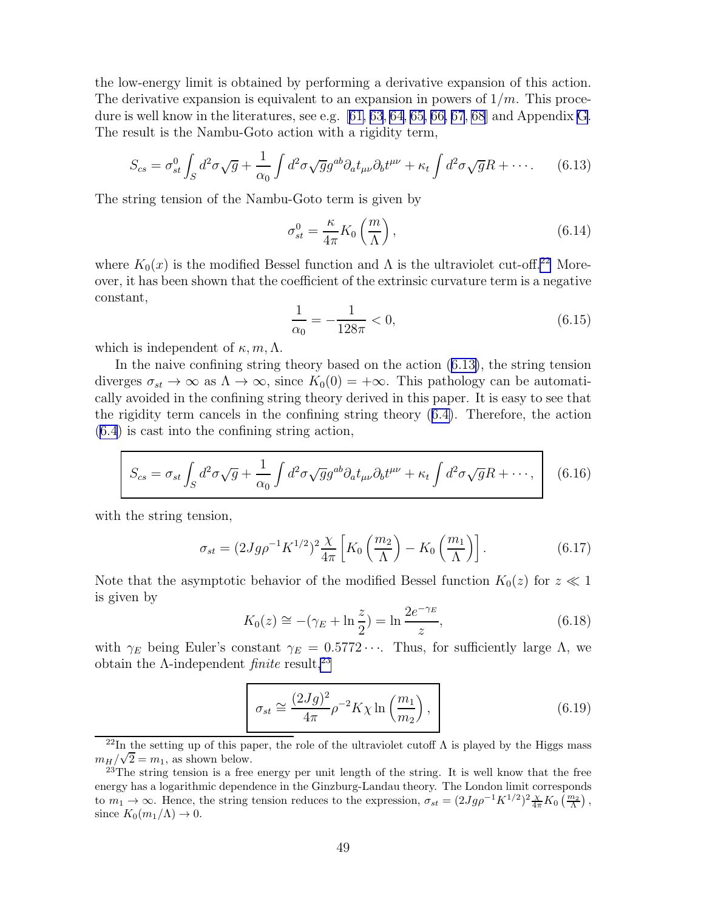the low-energy limit is obtained by performing a derivative expansion of this action. The derivative expansion is equivalent to an expansion in powers of $1/m$. This procedure is well know in the literatures, see e.g. [61, 63, 64, 65, 66, 67, 68] and Appendix G. The result is the Nambu-Goto action with a rigidity term,

$$S_{cs} = \sigma_{st}^0 \int_S d^2\sigma \sqrt{g} + \frac{1}{\alpha_0} \int d^2\sigma \sqrt{g} g^{ab} \partial_a t_{\mu\nu} \partial_b t^{\mu\nu} + \kappa_t \int d^2\sigma \sqrt{g} R + \cdots . \tag{6.13}$$

The string tension of the Nambu-Goto term is given by

$$\sigma_{st}^0 = \frac{\kappa}{4\pi} K_0\left(\frac{m}{\Lambda}\right), \tag{6.14}$$

where $K_0(x)$ is the modified Bessel function and $\Lambda$ is the ultraviolet cut-off.[22] Moreover, it has been shown that the coefficient of the extrinsic curvature term is a negative constant,

$$\frac{1}{\alpha_0} = -\frac{1}{128\pi} < 0, \tag{6.15}$$

which is independent of $\kappa, m, \Lambda$.

In the naive confining string theory based on the action (6.13), the string tension diverges $\sigma_{st} \to \infty$ as $\Lambda \to \infty$, since $K_0(0) = +\infty$. This pathology can be automatically avoided in the confining string theory derived in this paper. It is easy to see that the rigidity term cancels in the confining string theory (6.4). Therefore, the action (6.4) is cast into the confining string action,

$$\boxed{S_{cs} = \sigma_{st} \int_S d^2\sigma \sqrt{g} + \frac{1}{\alpha_0} \int d^2\sigma \sqrt{g} g^{ab} \partial_a t_{\mu\nu} \partial_b t^{\mu\nu} + \kappa_t \int d^2\sigma \sqrt{g} R + \cdots ,} \tag{6.16}$$

with the string tension,

$$\sigma_{st} = (2Jg\rho^{-1}K^{1/2})^2 \frac{\chi}{4\pi} \left[ K_0\left(\frac{m_2}{\Lambda}\right) - K_0\left(\frac{m_1}{\Lambda}\right) \right]. \tag{6.17}$$

Note that the asymptotic behavior of the modified Bessel function $K_0(z)$ for $z \ll 1$ is given by

$$K_0(z) \cong -(\gamma_E + \ln \frac{z}{2}) = \ln \frac{2e^{-\gamma_E}}{z}, \tag{6.18}$$

with $\gamma_E$ being Euler's constant $\gamma_E = 0.5772\cdots$. Thus, for sufficiently large $\Lambda$, we obtain the $\Lambda$-independent *finite* result,[23]

$$\boxed{\sigma_{st} \cong \frac{(2Jg)^2}{4\pi} \rho^{-2} K \chi \ln\left(\frac{m_1}{m_2}\right),} \tag{6.19}$$

---

[22] In the setting up of this paper, the role of the ultraviolet cutoff $\Lambda$ is played by the Higgs mass $m_H/\sqrt{2} = m_1$, as shown below.

[23] The string tension is a free energy per unit length of the string. It is well know that the free energy has a logarithmic dependence in the Ginzburg-Landau theory. The London limit corresponds to $m_1 \to \infty$. Hence, the string tension reduces to the expression, $\sigma_{st} = (2Jg\rho^{-1}K^{1/2})^2 \frac{\chi}{4\pi} K_0\left(\frac{m_2}{\Lambda}\right)$, since $K_0(m_1/\Lambda) \to 0$.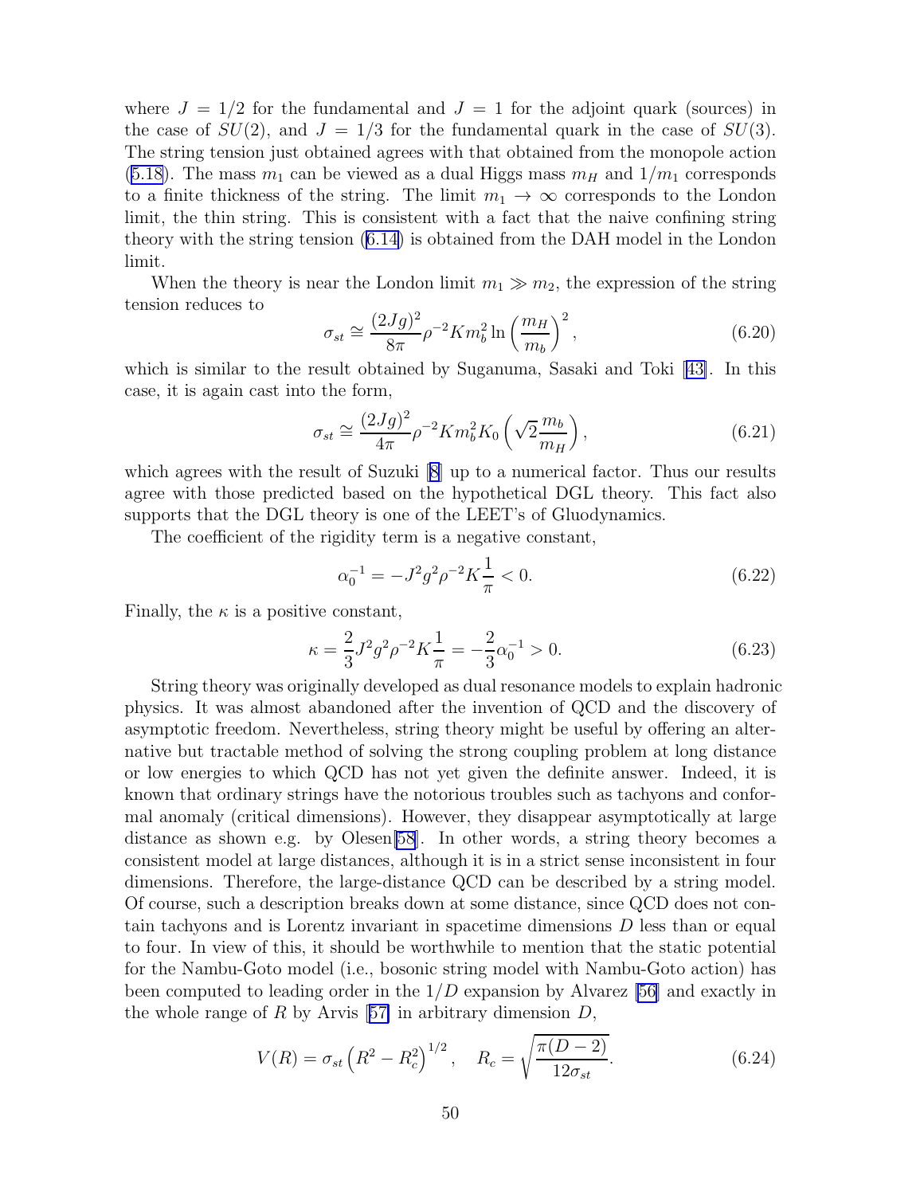where $J = 1/2$ for the fundamental and $J = 1$ for the adjoint quark (sources) in the case of $SU(2)$, and $J = 1/3$ for the fundamental quark in the case of $SU(3)$. The string tension just obtained agrees with that obtained from the monopole action (5.18). The mass $m_1$ can be viewed as a dual Higgs mass $m_H$ and $1/m_1$ corresponds to a finite thickness of the string. The limit $m_1 \to \infty$ corresponds to the London limit, the thin string. This is consistent with a fact that the naive confining string theory with the string tension (6.14) is obtained from the DAH model in the London limit.

When the theory is near the London limit $m_1 \gg m_2$, the expression of the string tension reduces to

$$\sigma_{st} \cong \frac{(2Jg)^2}{8\pi} \rho^{-2} K m_b^2 \ln\left(\frac{m_H}{m_b}\right)^2, \tag{6.20}$$

which is similar to the result obtained by Suganuma, Sasaki and Toki [43]. In this case, it is again cast into the form,

$$\sigma_{st} \cong \frac{(2Jg)^2}{4\pi} \rho^{-2} K m_b^2 K_0\left(\sqrt{2}\frac{m_b}{m_H}\right), \tag{6.21}$$

which agrees with the result of Suzuki [8] up to a numerical factor. Thus our results agree with those predicted based on the hypothetical DGL theory. This fact also supports that the DGL theory is one of the LEET's of Gluodynamics.

The coefficient of the rigidity term is a negative constant,

$$\alpha_0^{-1} = -J^2 g^2 \rho^{-2} K \frac{1}{\pi} < 0. \tag{6.22}$$

Finally, the $\kappa$ is a positive constant,

$$\kappa = \frac{2}{3} J^2 g^2 \rho^{-2} K \frac{1}{\pi} = -\frac{2}{3}\alpha_0^{-1} > 0. \tag{6.23}$$

String theory was originally developed as dual resonance models to explain hadronic physics. It was almost abandoned after the invention of QCD and the discovery of asymptotic freedom. Nevertheless, string theory might be useful by offering an alternative but tractable method of solving the strong coupling problem at long distance or low energies to which QCD has not yet given the definite answer. Indeed, it is known that ordinary strings have the notorious troubles such as tachyons and conformal anomaly (critical dimensions). However, they disappear asymptotically at large distance as shown e.g. by Olesen[58]. In other words, a string theory becomes a consistent model at large distances, although it is in a strict sense inconsistent in four dimensions. Therefore, the large-distance QCD can be described by a string model. Of course, such a description breaks down at some distance, since QCD does not contain tachyons and is Lorentz invariant in spacetime dimensions $D$ less than or equal to four. In view of this, it should be worthwhile to mention that the static potential for the Nambu-Goto model (i.e., bosonic string model with Nambu-Goto action) has been computed to leading order in the $1/D$ expansion by Alvarez [56] and exactly in the whole range of $R$ by Arvis [57] in arbitrary dimension $D$,

$$V(R) = \sigma_{st}\left(R^2 - R_c^2\right)^{1/2}, \quad R_c = \sqrt{\frac{\pi(D-2)}{12\sigma_{st}}}. \tag{6.24}$$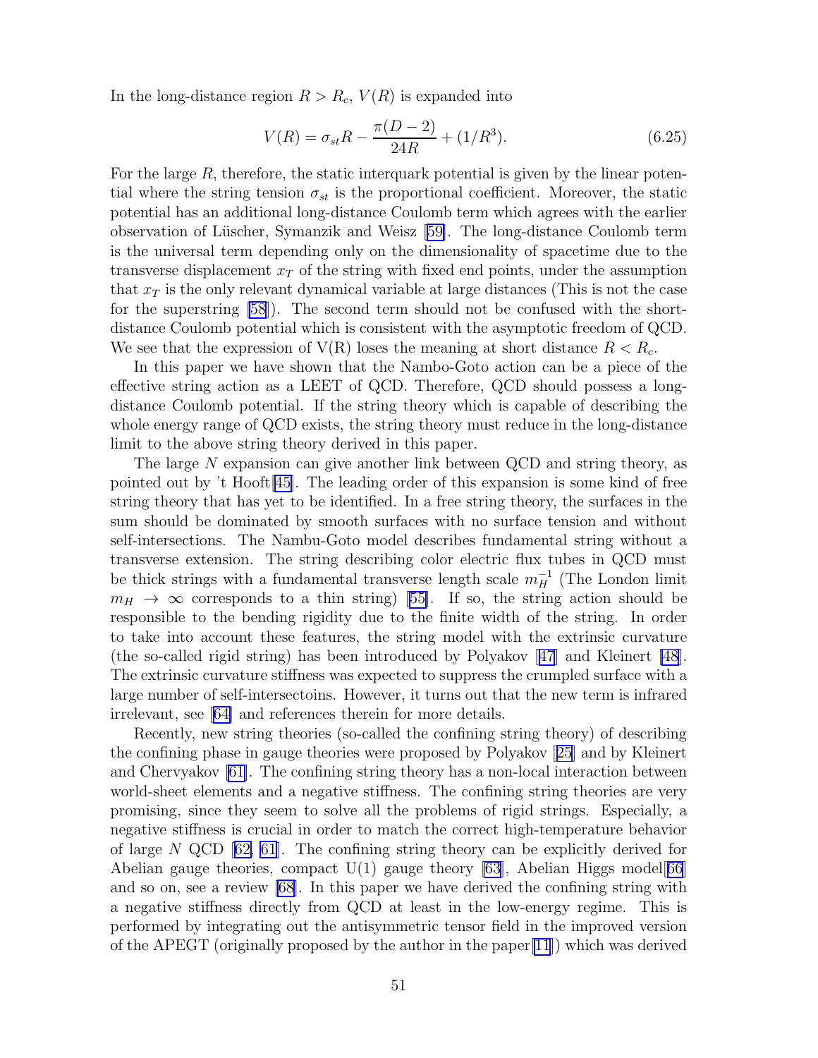In the long-distance region $R > R_c$, $V(R)$ is expanded into

$$V(R) = \sigma_{st} R - \frac{\pi(D-2)}{24R} + (1/R^3). \tag{6.25}$$

For the large $R$, therefore, the static interquark potential is given by the linear potential where the string tension $\sigma_{st}$ is the proportional coefficient. Moreover, the static potential has an additional long-distance Coulomb term which agrees with the earlier observation of Lüscher, Symanzik and Weisz [59]. The long-distance Coulomb term is the universal term depending only on the dimensionality of spacetime due to the transverse displacement $x_T$ of the string with fixed end points, under the assumption that $x_T$ is the only relevant dynamical variable at large distances (This is not the case for the superstring [58]). The second term should not be confused with the short-distance Coulomb potential which is consistent with the asymptotic freedom of QCD. We see that the expression of V(R) loses the meaning at short distance $R < R_c$.

In this paper we have shown that the Nambo-Goto action can be a piece of the effective string action as a LEET of QCD. Therefore, QCD should possess a long-distance Coulomb potential. If the string theory which is capable of describing the whole energy range of QCD exists, the string theory must reduce in the long-distance limit to the above string theory derived in this paper.

The large $N$ expansion can give another link between QCD and string theory, as pointed out by 't Hooft[45]. The leading order of this expansion is some kind of free string theory that has yet to be identified. In a free string theory, the surfaces in the sum should be dominated by smooth surfaces with no surface tension and without self-intersections. The Nambu-Goto model describes fundamental string without a transverse extension. The string describing color electric flux tubes in QCD must be thick strings with a fundamental transverse length scale $m_H^{-1}$ (The London limit $m_H \to \infty$ corresponds to a thin string) [55]. If so, the string action should be responsible to the bending rigidity due to the finite width of the string. In order to take into account these features, the string model with the extrinsic curvature (the so-called rigid string) has been introduced by Polyakov [47] and Kleinert [48]. The extrinsic curvature stiffness was expected to suppress the crumpled surface with a large number of self-intersectoins. However, it turns out that the new term is infrared irrelevant, see [64] and references therein for more details.

Recently, new string theories (so-called the confining string theory) of describing the confining phase in gauge theories were proposed by Polyakov [25] and by Kleinert and Chervyakov [61]. The confining string theory has a non-local interaction between world-sheet elements and a negative stiffness. The confining string theories are very promising, since they seem to solve all the problems of rigid strings. Especially, a negative stiffness is crucial in order to match the correct high-temperature behavior of large $N$ QCD [62, 61]. The confining string theory can be explicitly derived for Abelian gauge theories, compact U(1) gauge theory [63], Abelian Higgs model[66] and so on, see a review [68]. In this paper we have derived the confining string with a negative stiffness directly from QCD at least in the low-energy regime. This is performed by integrating out the antisymmetric tensor field in the improved version of the APEGT (originally proposed by the author in the paper[11]) which was derived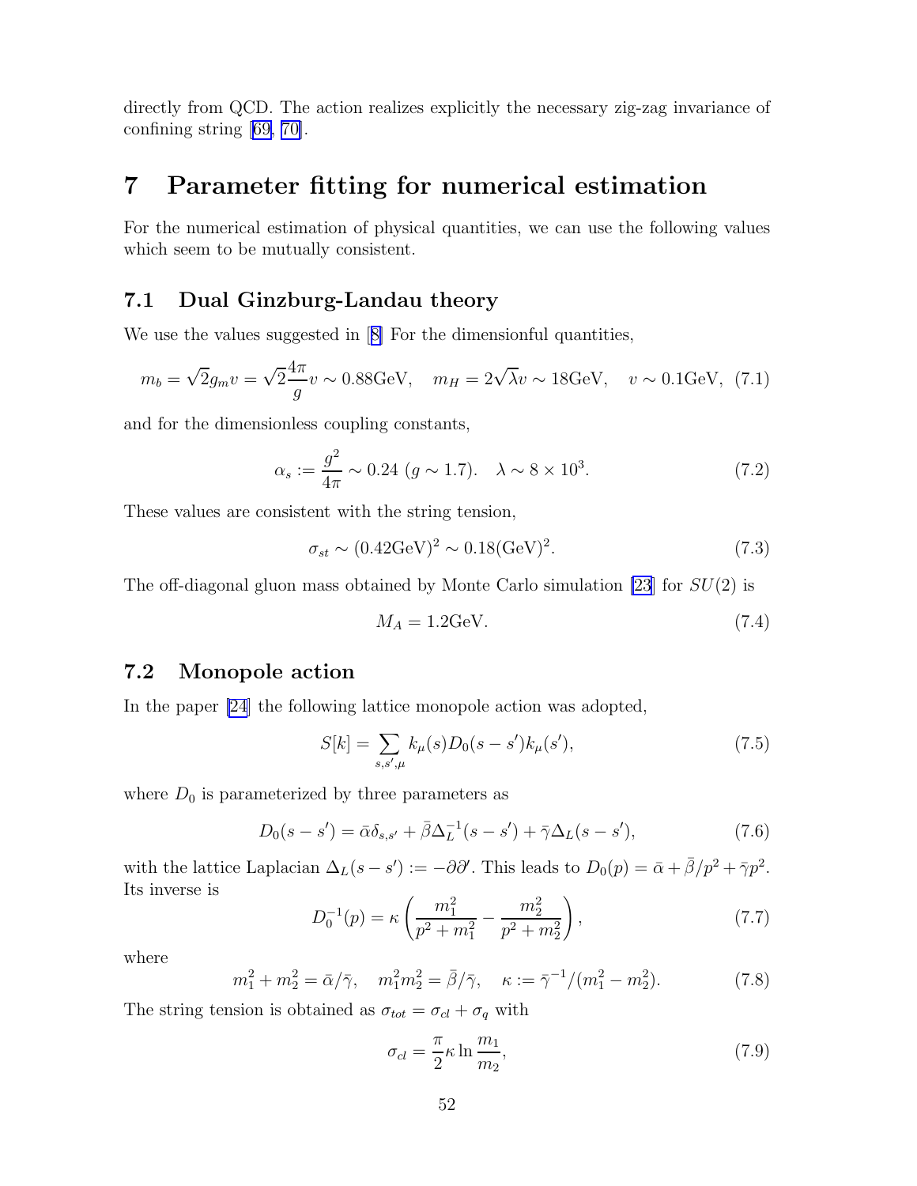directly from QCD. The action realizes explicitly the necessary zig-zag invariance of confining string [69, 70].

# 7 Parameter fitting for numerical estimation

For the numerical estimation of physical quantities, we can use the following values which seem to be mutually consistent.

## 7.1 Dual Ginzburg-Landau theory

We use the values suggested in [8] For the dimensionful quantities,

$$m_b = \sqrt{2} g_m v = \sqrt{2} \frac{4\pi}{g} v \sim 0.88\text{GeV}, \quad m_H = 2\sqrt{\lambda} v \sim 18\text{GeV}, \quad v \sim 0.1\text{GeV}, \tag{7.1}$$

and for the dimensionless coupling constants,

$$\alpha_s := \frac{g^2}{4\pi} \sim 0.24 \ (g \sim 1.7). \quad \lambda \sim 8 \times 10^3. \tag{7.2}$$

These values are consistent with the string tension,

$$\sigma_{st} \sim (0.42\text{GeV})^2 \sim 0.18(\text{GeV})^2. \tag{7.3}$$

The off-diagonal gluon mass obtained by Monte Carlo simulation [23] for $SU(2)$ is

$$M_A = 1.2\text{GeV}. \tag{7.4}$$

## 7.2 Monopole action

In the paper [24] the following lattice monopole action was adopted,

$$S[k] = \sum_{s,s',\mu} k_\mu(s) D_0(s-s') k_\mu(s'), \tag{7.5}$$

where $D_0$ is parameterized by three parameters as

$$D_0(s-s') = \bar{\alpha} \delta_{s,s'} + \bar{\beta} \Delta_L^{-1}(s-s') + \bar{\gamma} \Delta_L(s-s'), \tag{7.6}$$

with the lattice Laplacian $\Delta_L(s-s') := -\partial\partial'$. This leads to $D_0(p) = \bar{\alpha} + \bar{\beta}/p^2 + \bar{\gamma} p^2$. Its inverse is

$$D_0^{-1}(p) = \kappa \left( \frac{m_1^2}{p^2 + m_1^2} - \frac{m_2^2}{p^2 + m_2^2} \right), \tag{7.7}$$

where

$$m_1^2 + m_2^2 = \bar{\alpha}/\bar{\gamma}, \quad m_1^2 m_2^2 = \bar{\beta}/\bar{\gamma}, \quad \kappa := \bar{\gamma}^{-1}/(m_1^2 - m_2^2). \tag{7.8}$$

The string tension is obtained as $\sigma_{tot} = \sigma_{cl} + \sigma_q$ with

$$\sigma_{cl} = \frac{\pi}{2} \kappa \ln \frac{m_1}{m_2}, \tag{7.9}$$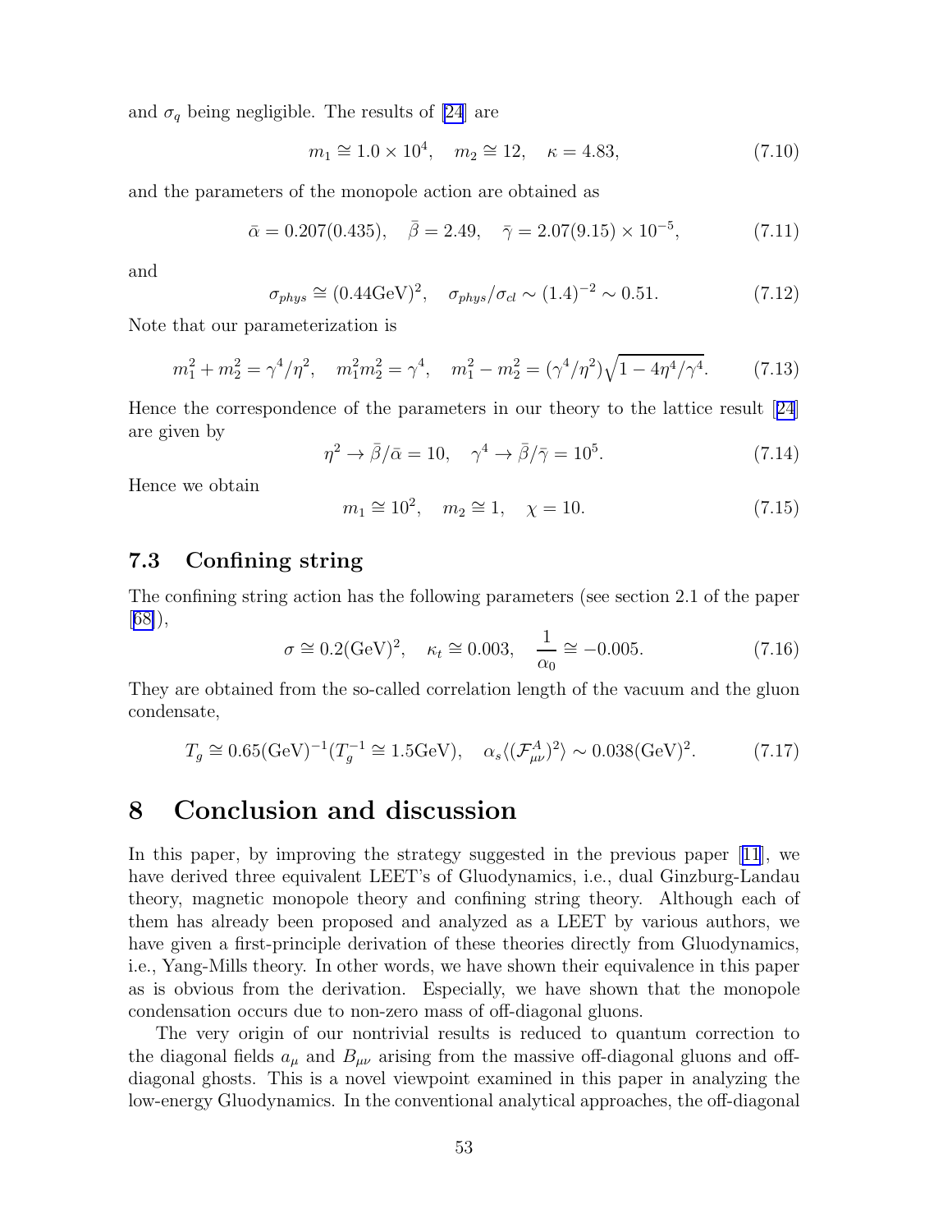and $\sigma_q$ being negligible. The results of [24] are

$$m_1 \cong 1.0 \times 10^4, \quad m_2 \cong 12, \quad \kappa = 4.83, \tag{7.10}$$

and the parameters of the monopole action are obtained as

$$\bar{\alpha} = 0.207(0.435), \quad \bar{\beta} = 2.49, \quad \bar{\gamma} = 2.07(9.15) \times 10^{-5}, \tag{7.11}$$

and

$$\sigma_{phys} \cong (0.44\text{GeV})^2, \quad \sigma_{phys}/\sigma_{cl} \sim (1.4)^{-2} \sim 0.51. \tag{7.12}$$

Note that our parameterization is

$$m_1^2 + m_2^2 = \gamma^4/\eta^2, \quad m_1^2 m_2^2 = \gamma^4, \quad m_1^2 - m_2^2 = (\gamma^4/\eta^2)\sqrt{1 - 4\eta^4/\gamma^4}. \tag{7.13}$$

Hence the correspondence of the parameters in our theory to the lattice result [24] are given by

$$\eta^2 \to \bar{\beta}/\bar{\alpha} = 10, \quad \gamma^4 \to \bar{\beta}/\bar{\gamma} = 10^5. \tag{7.14}$$

Hence we obtain

$$m_1 \cong 10^2, \quad m_2 \cong 1, \quad \chi = 10. \tag{7.15}$$

### 7.3 Confining string

The confining string action has the following parameters (see section 2.1 of the paper [68]),

$$\sigma \cong 0.2(\text{GeV})^2, \quad \kappa_t \cong 0.003, \quad \frac{1}{\alpha_0} \cong -0.005. \tag{7.16}$$

They are obtained from the so-called correlation length of the vacuum and the gluon condensate,

$$T_g \cong 0.65(\text{GeV})^{-1}(T_g^{-1} \cong 1.5\text{GeV}), \quad \alpha_s \langle (\mathcal{F}_{\mu\nu}^A)^2 \rangle \sim 0.038(\text{GeV})^2. \tag{7.17}$$

## 8 Conclusion and discussion

In this paper, by improving the strategy suggested in the previous paper [11], we have derived three equivalent LEET's of Gluodynamics, i.e., dual Ginzburg-Landau theory, magnetic monopole theory and confining string theory. Although each of them has already been proposed and analyzed as a LEET by various authors, we have given a first-principle derivation of these theories directly from Gluodynamics, i.e., Yang-Mills theory. In other words, we have shown their equivalence in this paper as is obvious from the derivation. Especially, we have shown that the monopole condensation occurs due to non-zero mass of off-diagonal gluons.

The very origin of our nontrivial results is reduced to quantum correction to the diagonal fields $a_\mu$ and $B_{\mu\nu}$ arising from the massive off-diagonal gluons and off-diagonal ghosts. This is a novel viewpoint examined in this paper in analyzing the low-energy Gluodynamics. In the conventional analytical approaches, the off-diagonal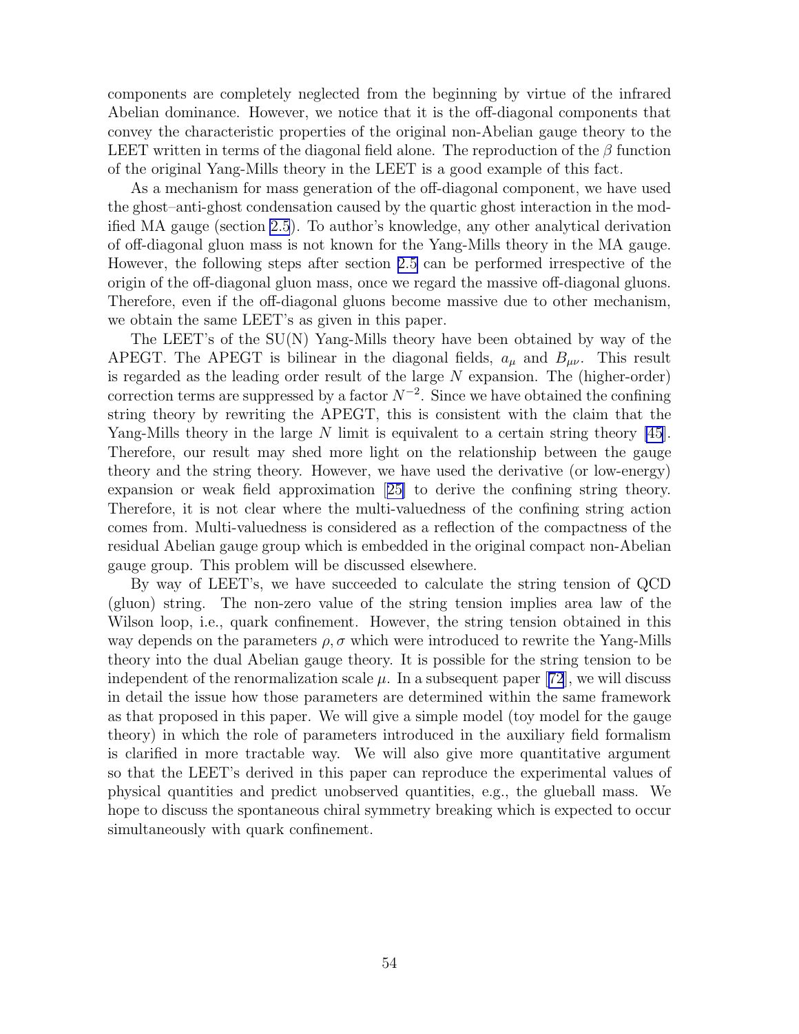components are completely neglected from the beginning by virtue of the infrared Abelian dominance. However, we notice that it is the off-diagonal components that convey the characteristic properties of the original non-Abelian gauge theory to the LEET written in terms of the diagonal field alone. The reproduction of the $\beta$ function of the original Yang-Mills theory in the LEET is a good example of this fact.

As a mechanism for mass generation of the off-diagonal component, we have used the ghost–anti-ghost condensation caused by the quartic ghost interaction in the modified MA gauge (section 2.5). To author's knowledge, any other analytical derivation of off-diagonal gluon mass is not known for the Yang-Mills theory in the MA gauge. However, the following steps after section 2.5 can be performed irrespective of the origin of the off-diagonal gluon mass, once we regard the massive off-diagonal gluons. Therefore, even if the off-diagonal gluons become massive due to other mechanism, we obtain the same LEET's as given in this paper.

The LEET's of the SU(N) Yang-Mills theory have been obtained by way of the APEGT. The APEGT is bilinear in the diagonal fields, $a_\mu$ and $B_{\mu\nu}$. This result is regarded as the leading order result of the large $N$ expansion. The (higher-order) correction terms are suppressed by a factor $N^{-2}$. Since we have obtained the confining string theory by rewriting the APEGT, this is consistent with the claim that the Yang-Mills theory in the large $N$ limit is equivalent to a certain string theory [45]. Therefore, our result may shed more light on the relationship between the gauge theory and the string theory. However, we have used the derivative (or low-energy) expansion or weak field approximation [25] to derive the confining string theory. Therefore, it is not clear where the multi-valuedness of the confining string action comes from. Multi-valuedness is considered as a reflection of the compactness of the residual Abelian gauge group which is embedded in the original compact non-Abelian gauge group. This problem will be discussed elsewhere.

By way of LEET's, we have succeeded to calculate the string tension of QCD (gluon) string. The non-zero value of the string tension implies area law of the Wilson loop, i.e., quark confinement. However, the string tension obtained in this way depends on the parameters $\rho, \sigma$ which were introduced to rewrite the Yang-Mills theory into the dual Abelian gauge theory. It is possible for the string tension to be independent of the renormalization scale $\mu$. In a subsequent paper [72], we will discuss in detail the issue how those parameters are determined within the same framework as that proposed in this paper. We will give a simple model (toy model for the gauge theory) in which the role of parameters introduced in the auxiliary field formalism is clarified in more tractable way. We will also give more quantitative argument so that the LEET's derived in this paper can reproduce the experimental values of physical quantities and predict unobserved quantities, e.g., the glueball mass. We hope to discuss the spontaneous chiral symmetry breaking which is expected to occur simultaneously with quark confinement.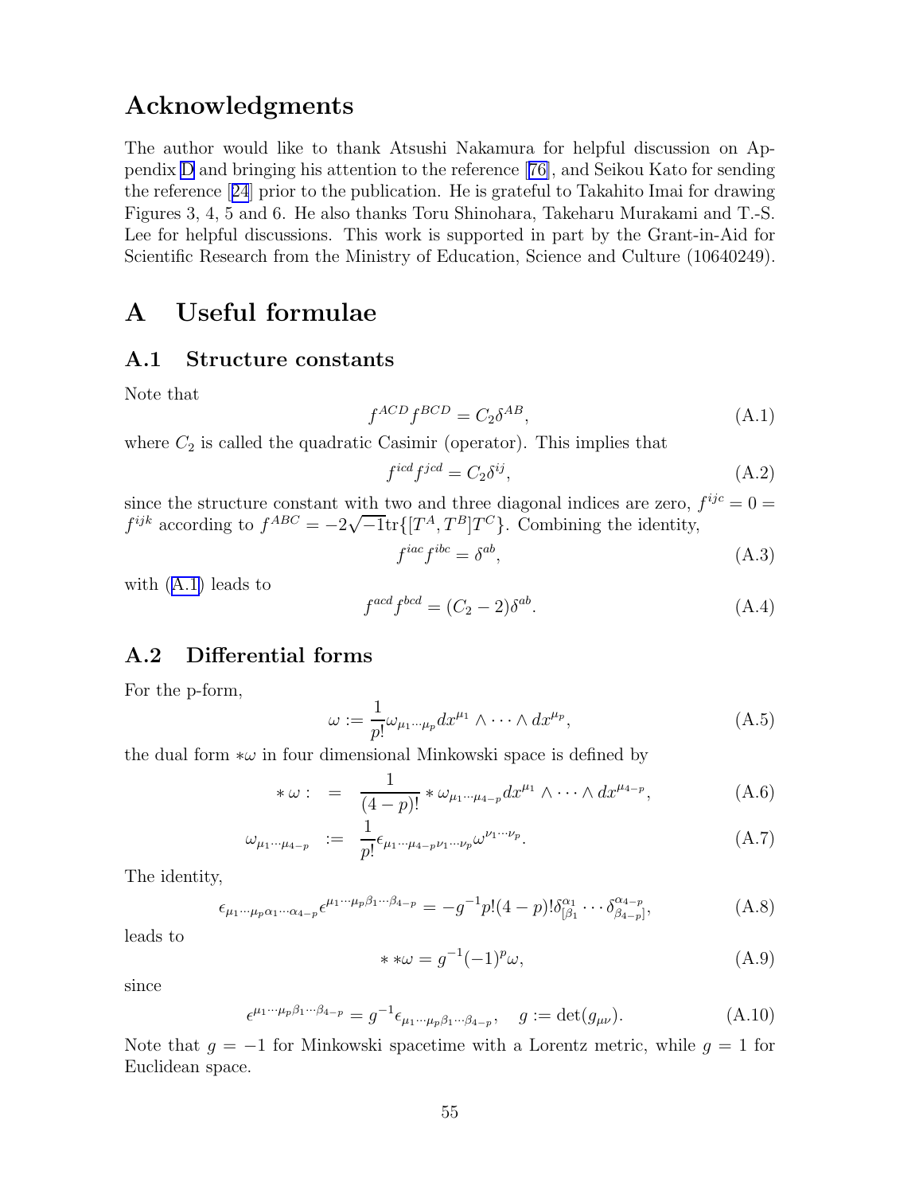## Acknowledgments

The author would like to thank Atsushi Nakamura for helpful discussion on Appendix D and bringing his attention to the reference [76], and Seikou Kato for sending the reference [24] prior to the publication. He is grateful to Takahito Imai for drawing Figures 3, 4, 5 and 6. He also thanks Toru Shinohara, Takeharu Murakami and T.-S. Lee for helpful discussions. This work is supported in part by the Grant-in-Aid for Scientific Research from the Ministry of Education, Science and Culture (10640249).

# A Useful formulae

### A.1 Structure constants

Note that

$$f^{ACD} f^{BCD} = C_2 \delta^{AB}, \tag{A.1}$$

where $C_2$ is called the quadratic Casimir (operator). This implies that

$$f^{icd} f^{jcd} = C_2 \delta^{ij}, \tag{A.2}$$

since the structure constant with two and three diagonal indices are zero, $f^{ijc} = 0 = f^{ijk}$ according to $f^{ABC} = -2\sqrt{-1}\mathrm{tr}\{[T^A, T^B]T^C\}$. Combining the identity,

$$f^{iac} f^{ibc} = \delta^{ab}, \tag{A.3}$$

with (A.1) leads to

$$f^{acd} f^{bcd} = (C_2 - 2)\delta^{ab}. \tag{A.4}$$

### A.2 Differential forms

For the p-form,

$$\omega := \frac{1}{p!} \omega_{\mu_1 \cdots \mu_p} dx^{\mu_1} \wedge \cdots \wedge dx^{\mu_p}, \tag{A.5}$$

the dual form $*\omega$ in four dimensional Minkowski space is defined by

$$* \omega : \ = \ \frac{1}{(4-p)!} * \omega_{\mu_1 \cdots \mu_{4-p}} dx^{\mu_1} \wedge \cdots \wedge dx^{\mu_{4-p}}, \tag{A.6}$$

$$\omega_{\mu_1 \cdots \mu_{4-p}} \ := \ \frac{1}{p!} \epsilon_{\mu_1 \cdots \mu_{4-p} \nu_1 \cdots \nu_p} \omega^{\nu_1 \cdots \nu_p}. \tag{A.7}$$

The identity,

$$\epsilon_{\mu_1 \cdots \mu_p \alpha_1 \cdots \alpha_{4-p}} \epsilon^{\mu_1 \cdots \mu_p \beta_1 \cdots \beta_{4-p}} = -g^{-1} p!(4-p)! \delta^{\alpha_1}_{[\beta_1} \cdots \delta^{\alpha_{4-p}}_{\beta_{4-p}]}, \tag{A.8}$$

leads to

$$* * \omega = g^{-1}(-1)^p \omega, \tag{A.9}$$

since

$$\epsilon^{\mu_1 \cdots \mu_p \beta_1 \cdots \beta_{4-p}} = g^{-1} \epsilon_{\mu_1 \cdots \mu_p \beta_1 \cdots \beta_{4-p}}, \quad g := \det(g_{\mu\nu}). \tag{A.10}$$

Note that $g = -1$ for Minkowski spacetime with a Lorentz metric, while $g = 1$ for Euclidean space.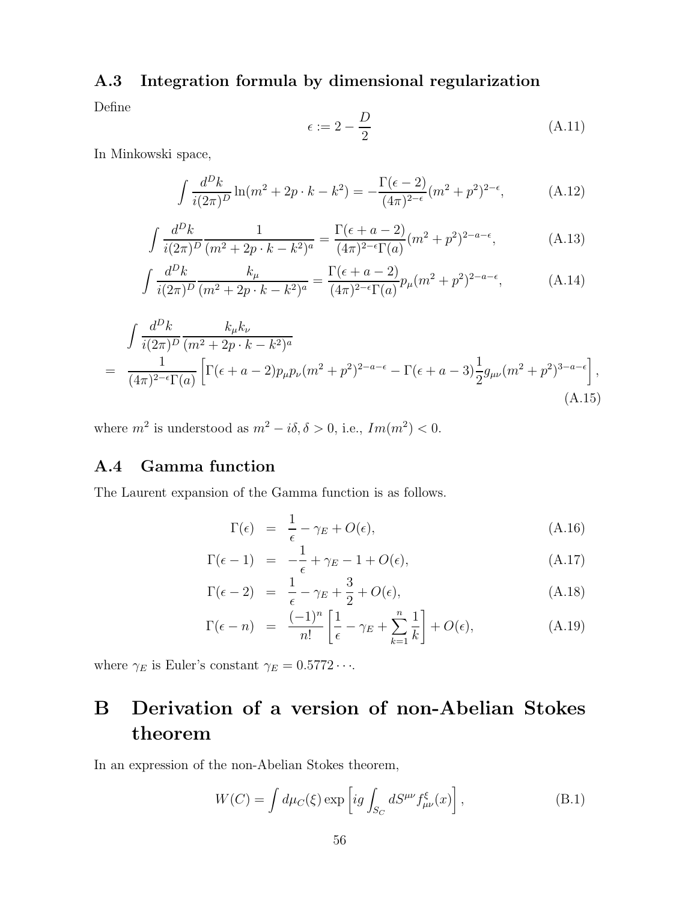### A.3 Integration formula by dimensional regularization

Define

$$\epsilon := 2 - \frac{D}{2} \tag{A.11}$$

In Minkowski space,

$$\int \frac{d^D k}{i(2\pi)^D} \ln(m^2 + 2p \cdot k - k^2) = -\frac{\Gamma(\epsilon - 2)}{(4\pi)^{2-\epsilon}} (m^2 + p^2)^{2-\epsilon}, \tag{A.12}$$

$$\int \frac{d^D k}{i(2\pi)^D} \frac{1}{(m^2 + 2p \cdot k - k^2)^a} = \frac{\Gamma(\epsilon + a - 2)}{(4\pi)^{2-\epsilon}\Gamma(a)} (m^2 + p^2)^{2-a-\epsilon}, \tag{A.13}$$

$$\int \frac{d^D k}{i(2\pi)^D} \frac{k_\mu}{(m^2 + 2p \cdot k - k^2)^a} = \frac{\Gamma(\epsilon + a - 2)}{(4\pi)^{2-\epsilon}\Gamma(a)} p_\mu (m^2 + p^2)^{2-a-\epsilon}, \tag{A.14}$$

$$\begin{aligned} &\int \frac{d^D k}{i(2\pi)^D} \frac{k_\mu k_\nu}{(m^2 + 2p \cdot k - k^2)^a} \\ = &\frac{1}{(4\pi)^{2-\epsilon}\Gamma(a)} \left[ \Gamma(\epsilon + a - 2) p_\mu p_\nu (m^2 + p^2)^{2-a-\epsilon} - \Gamma(\epsilon + a - 3) \frac{1}{2} g_{\mu\nu} (m^2 + p^2)^{3-a-\epsilon} \right], \end{aligned} \tag{A.15}$$

where $m^2$ is understood as $m^2 - i\delta, \delta > 0$, i.e., $Im(m^2) < 0$.

### A.4 Gamma function

The Laurent expansion of the Gamma function is as follows.

$$\Gamma(\epsilon) = \frac{1}{\epsilon} - \gamma_E + O(\epsilon), \tag{A.16}$$

$$\Gamma(\epsilon - 1) = -\frac{1}{\epsilon} + \gamma_E - 1 + O(\epsilon), \tag{A.17}$$

$$\Gamma(\epsilon - 2) = \frac{1}{\epsilon} - \gamma_E + \frac{3}{2} + O(\epsilon), \tag{A.18}$$

$$\Gamma(\epsilon - n) = \frac{(-1)^n}{n!} \left[ \frac{1}{\epsilon} - \gamma_E + \sum_{k=1}^{n} \frac{1}{k} \right] + O(\epsilon), \tag{A.19}$$

where $\gamma_E$ is Euler's constant $\gamma_E = 0.5772\cdots$.

# B Derivation of a version of non-Abelian Stokes theorem

In an expression of the non-Abelian Stokes theorem,

$$W(C) = \int d\mu_C(\xi) \exp\left[ ig \int_{S_C} dS^{\mu\nu} f^{\xi}_{\mu\nu}(x) \right], \tag{B.1}$$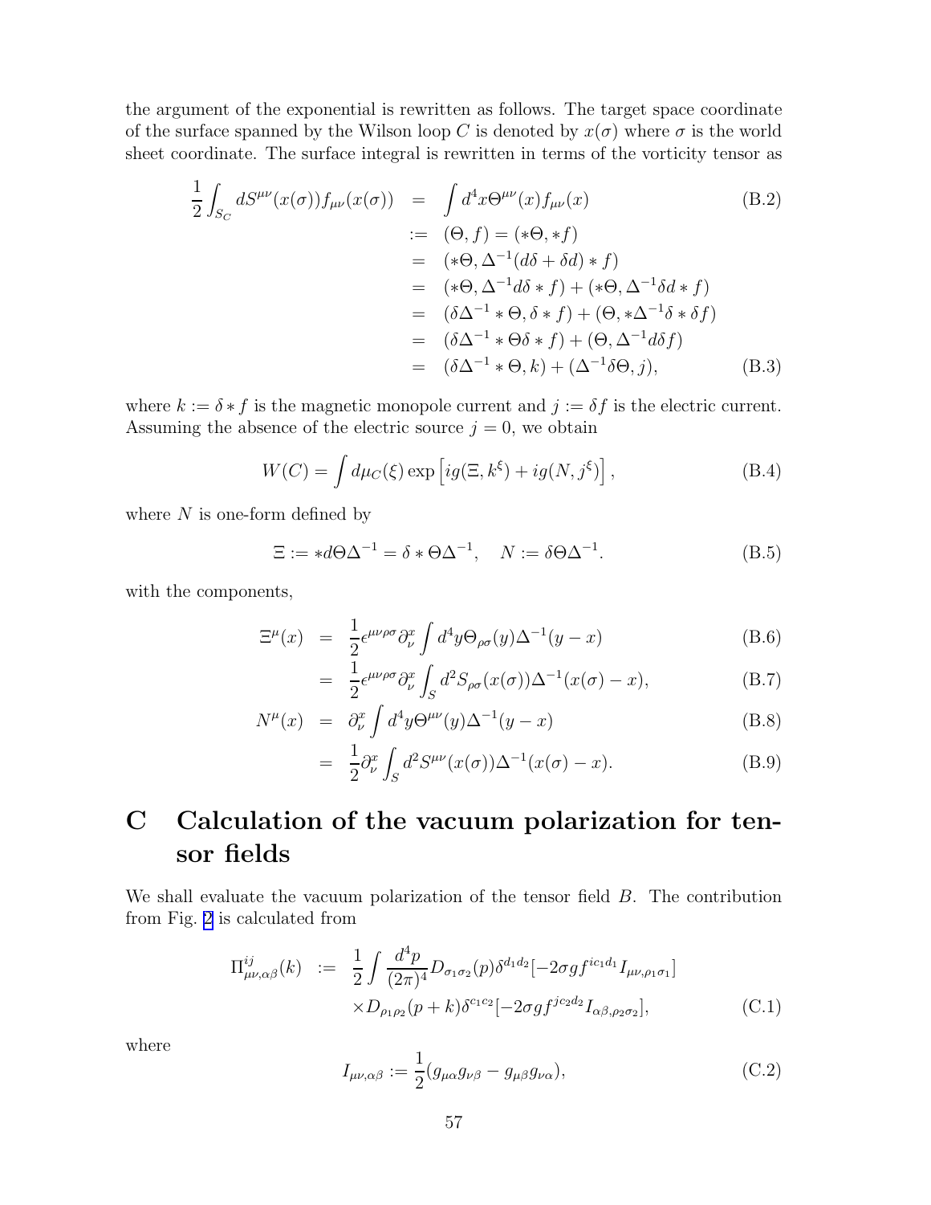the argument of the exponential is rewritten as follows. The target space coordinate of the surface spanned by the Wilson loop $C$ is denoted by $x(\sigma)$ where $\sigma$ is the world sheet coordinate. The surface integral is rewritten in terms of the vorticity tensor as

$$
\begin{aligned}
\frac{1}{2}\int_{S_C} dS^{\mu\nu}(x(\sigma)) f_{\mu\nu}(x(\sigma)) &= \int d^4x \Theta^{\mu\nu}(x) f_{\mu\nu}(x) \qquad \text{(B.2)} \\
&:= (\Theta, f) = (*\Theta, *f) \\
&= (*\Theta, \Delta^{-1}(d\delta + \delta d) * f) \\
&= (*\Theta, \Delta^{-1} d\delta * f) + (*\Theta, \Delta^{-1}\delta d * f) \\
&= (\delta\Delta^{-1} * \Theta, \delta * f) + (\Theta, *\Delta^{-1}\delta * \delta f) \\
&= (\delta\Delta^{-1} * \Theta\delta * f) + (\Theta, \Delta^{-1} d\delta f) \\
&= (\delta\Delta^{-1} * \Theta, k) + (\Delta^{-1}\delta\Theta, j), \qquad \text{(B.3)}
\end{aligned}
$$

where $k := \delta * f$ is the magnetic monopole current and $j := \delta f$ is the electric current. Assuming the absence of the electric source $j = 0$, we obtain

$$
W(C) = \int d\mu_C(\xi) \exp\left[ig(\Xi, k^\xi) + ig(N, j^\xi)\right], \tag{B.4}
$$

where $N$ is one-form defined by

$$
\Xi := *d\Theta\Delta^{-1} = \delta * \Theta\Delta^{-1}, \quad N := \delta\Theta\Delta^{-1}. \tag{B.5}
$$

with the components,

$$
\begin{aligned}
\Xi^\mu(x) &= \frac{1}{2}\epsilon^{\mu\nu\rho\sigma}\partial_\nu^x \int d^4y \Theta_{\rho\sigma}(y)\Delta^{-1}(y-x) \qquad \text{(B.6)} \\
&= \frac{1}{2}\epsilon^{\mu\nu\rho\sigma}\partial_\nu^x \int_S d^2S_{\rho\sigma}(x(\sigma))\Delta^{-1}(x(\sigma)-x), \qquad \text{(B.7)} \\
N^\mu(x) &= \partial_\nu^x \int d^4y \Theta^{\mu\nu}(y)\Delta^{-1}(y-x) \qquad \text{(B.8)} \\
&= \frac{1}{2}\partial_\nu^x \int_S d^2S^{\mu\nu}(x(\sigma))\Delta^{-1}(x(\sigma)-x). \qquad \text{(B.9)}
\end{aligned}
$$

# C Calculation of the vacuum polarization for tensor fields

We shall evaluate the vacuum polarization of the tensor field $B$. The contribution from Fig. 2 is calculated from

$$
\begin{aligned}
\Pi^{ij}_{\mu\nu,\alpha\beta}(k) := &\ \frac{1}{2}\int \frac{d^4p}{(2\pi)^4} D_{\sigma_1\sigma_2}(p)\delta^{d_1d_2}[-2\sigma g f^{ic_1d_1} I_{\mu\nu,\rho_1\sigma_1}] \\
&\times D_{\rho_1\rho_2}(p+k)\delta^{c_1c_2}[-2\sigma g f^{jc_2d_2} I_{\alpha\beta,\rho_2\sigma_2}], \qquad \text{(C.1)}
\end{aligned}
$$

where

$$
I_{\mu\nu,\alpha\beta} := \frac{1}{2}(g_{\mu\alpha}g_{\nu\beta} - g_{\mu\beta}g_{\nu\alpha}), \tag{C.2}
$$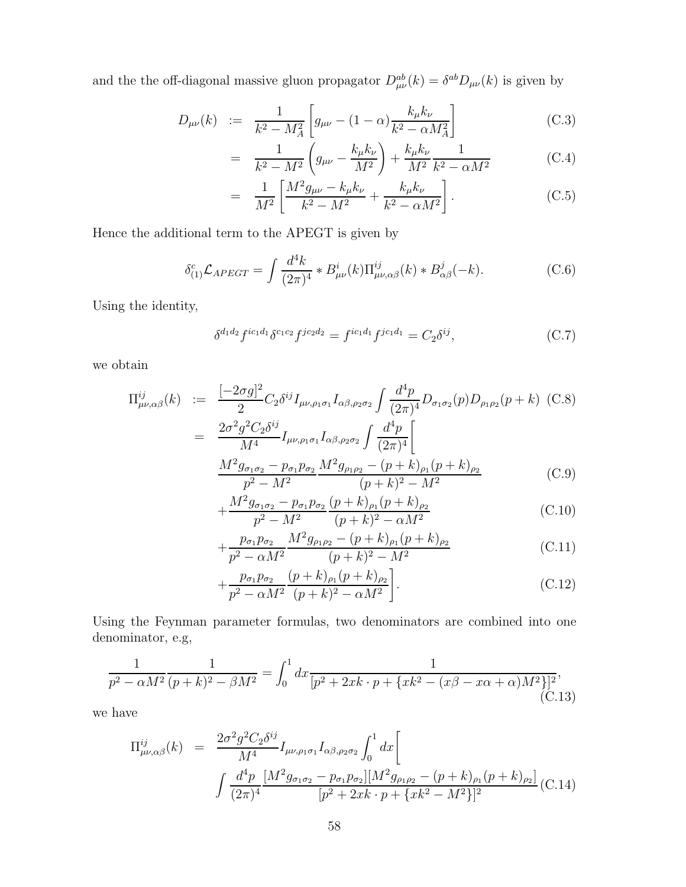and the the off-diagonal massive gluon propagator $D^{ab}_{\mu\nu}(k) = \delta^{ab} D_{\mu\nu}(k)$ is given by

$$
\begin{aligned}
D_{\mu\nu}(k) &:= \frac{1}{k^2 - M_A^2}\left[ g_{\mu\nu} - (1-\alpha)\frac{k_\mu k_\nu}{k^2 - \alpha M_A^2}\right] && \text{(C.3)}\\
&= \frac{1}{k^2 - M^2}\left( g_{\mu\nu} - \frac{k_\mu k_\nu}{M^2}\right) + \frac{k_\mu k_\nu}{M^2}\frac{1}{k^2 - \alpha M^2} && \text{(C.4)}\\
&= \frac{1}{M^2}\left[ \frac{M^2 g_{\mu\nu} - k_\mu k_\nu}{k^2 - M^2} + \frac{k_\mu k_\nu}{k^2 - \alpha M^2}\right]. && \text{(C.5)}
\end{aligned}
$$

Hence the additional term to the APEGT is given by

$$
\delta^c_{(1)} \mathcal{L}_{APEGT} = \int \frac{d^4k}{(2\pi)^4} * B^i_{\mu\nu}(k) \Pi^{ij}_{\mu\nu,\alpha\beta}(k) * B^j_{\alpha\beta}(-k). \tag{C.6}
$$

Using the identity,

$$
\delta^{d_1 d_2} f^{i c_1 d_1} \delta^{c_1 c_2} f^{j c_2 d_2} = f^{i c_1 d_1} f^{j c_1 d_1} = C_2 \delta^{ij}, \tag{C.7}
$$

we obtain

$$
\begin{aligned}
\Pi^{ij}_{\mu\nu,\alpha\beta}(k) &:= \frac{[-2\sigma g]^2}{2} C_2 \delta^{ij} I_{\mu\nu,\rho_1\sigma_1} I_{\alpha\beta,\rho_2\sigma_2} \int \frac{d^4p}{(2\pi)^4} D_{\sigma_1\sigma_2}(p) D_{\rho_1\rho_2}(p+k) && \text{(C.8)}\\
&= \frac{2\sigma^2 g^2 C_2 \delta^{ij}}{M^4} I_{\mu\nu,\rho_1\sigma_1} I_{\alpha\beta,\rho_2\sigma_2} \int \frac{d^4p}{(2\pi)^4}\Bigg[ \\
&\quad \frac{M^2 g_{\sigma_1\sigma_2} - p_{\sigma_1} p_{\sigma_2}}{p^2 - M^2} \frac{M^2 g_{\rho_1\rho_2} - (p+k)_{\rho_1}(p+k)_{\rho_2}}{(p+k)^2 - M^2} && \text{(C.9)}\\
&\quad + \frac{M^2 g_{\sigma_1\sigma_2} - p_{\sigma_1} p_{\sigma_2}}{p^2 - M^2} \frac{(p+k)_{\rho_1}(p+k)_{\rho_2}}{(p+k)^2 - \alpha M^2} && \text{(C.10)}\\
&\quad + \frac{p_{\sigma_1} p_{\sigma_2}}{p^2 - \alpha M^2} \frac{M^2 g_{\rho_1\rho_2} - (p+k)_{\rho_1}(p+k)_{\rho_2}}{(p+k)^2 - M^2} && \text{(C.11)}\\
&\quad + \frac{p_{\sigma_1} p_{\sigma_2}}{p^2 - \alpha M^2} \frac{(p+k)_{\rho_1}(p+k)_{\rho_2}}{(p+k)^2 - \alpha M^2}\Bigg]. && \text{(C.12)}
\end{aligned}
$$

Using the Feynman parameter formulas, two denominators are combined into one denominator, e.g,

$$
\frac{1}{p^2 - \alpha M^2} \frac{1}{(p+k)^2 - \beta M^2} = \int_0^1 dx \frac{1}{[p^2 + 2xk\cdot p + \{xk^2 - (x\beta - x\alpha + \alpha)M^2\}]^2}, \tag{C.13}
$$

we have

$$
\begin{aligned}
\Pi^{ij}_{\mu\nu,\alpha\beta}(k) &= \frac{2\sigma^2 g^2 C_2 \delta^{ij}}{M^4} I_{\mu\nu,\rho_1\sigma_1} I_{\alpha\beta,\rho_2\sigma_2} \int_0^1 dx \Bigg[ \\
&\quad \int \frac{d^4p}{(2\pi)^4} \frac{[M^2 g_{\sigma_1\sigma_2} - p_{\sigma_1} p_{\sigma_2}][M^2 g_{\rho_1\rho_2} - (p+k)_{\rho_1}(p+k)_{\rho_2}]}{[p^2 + 2xk\cdot p + \{xk^2 - M^2\}]^2} && \text{(C.14)}
\end{aligned}
$$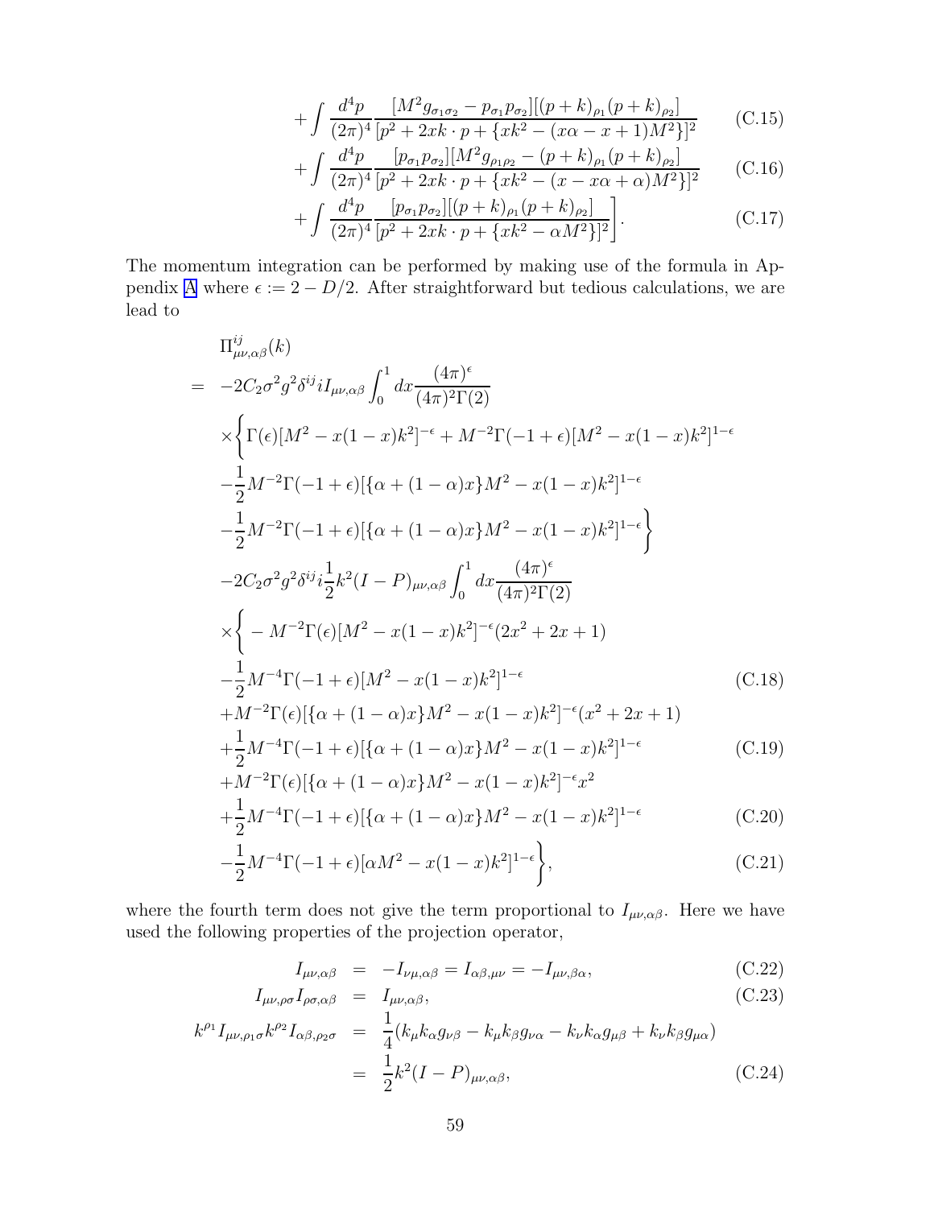$$
+\int \frac{d^4p}{(2\pi)^4} \frac{[M^2 g_{\sigma_1\sigma_2} - p_{\sigma_1}p_{\sigma_2}][(p+k)_{\rho_1}(p+k)_{\rho_2}]}{[p^2 + 2xk\cdot p + \{xk^2 - (x\alpha - x + 1)M^2\}]^2} \tag{C.15}
$$

$$
+\int \frac{d^4p}{(2\pi)^4} \frac{[p_{\sigma_1}p_{\sigma_2}][M^2 g_{\rho_1\rho_2} - (p+k)_{\rho_1}(p+k)_{\rho_2}]}{[p^2 + 2xk\cdot p + \{xk^2 - (x - x\alpha + \alpha)M^2\}]^2} \tag{C.16}
$$

$$
+\int \frac{d^4p}{(2\pi)^4} \frac{[p_{\sigma_1}p_{\sigma_2}][(p+k)_{\rho_1}(p+k)_{\rho_2}]}{[p^2 + 2xk\cdot p + \{xk^2 - \alpha M^2\}]^2}\Bigg]. \tag{C.17}
$$

The momentum integration can be performed by making use of the formula in Appendix A where $\epsilon := 2 - D/2$. After straightforward but tedious calculations, we are lead to

$$
\begin{aligned}
&\Pi^{ij}_{\mu\nu,\alpha\beta}(k) \\
&= -2C_2\sigma^2 g^2 \delta^{ij} i I_{\mu\nu,\alpha\beta} \int_0^1 dx \frac{(4\pi)^\epsilon}{(4\pi)^2\Gamma(2)} \\
&\quad \times \Bigg\{ \Gamma(\epsilon)[M^2 - x(1-x)k^2]^{-\epsilon} + M^{-2}\Gamma(-1+\epsilon)[M^2 - x(1-x)k^2]^{1-\epsilon} \\
&\quad - \frac{1}{2}M^{-2}\Gamma(-1+\epsilon)[\{\alpha + (1-\alpha)x\}M^2 - x(1-x)k^2]^{1-\epsilon} \\
&\quad - \frac{1}{2}M^{-2}\Gamma(-1+\epsilon)[\{\alpha + (1-\alpha)x\}M^2 - x(1-x)k^2]^{1-\epsilon} \Bigg\} \\
&\quad -2C_2\sigma^2 g^2 \delta^{ij} i \frac{1}{2}k^2 (I-P)_{\mu\nu,\alpha\beta} \int_0^1 dx \frac{(4\pi)^\epsilon}{(4\pi)^2\Gamma(2)} \\
&\quad \times \Bigg\{ -M^{-2}\Gamma(\epsilon)[M^2 - x(1-x)k^2]^{-\epsilon}(2x^2 + 2x + 1) \\
&\quad - \frac{1}{2}M^{-4}\Gamma(-1+\epsilon)[M^2 - x(1-x)k^2]^{1-\epsilon}
\end{aligned} \tag{C.18}
$$

$$
\begin{aligned}
&\quad + M^{-2}\Gamma(\epsilon)[\{\alpha + (1-\alpha)x\}M^2 - x(1-x)k^2]^{-\epsilon}(x^2 + 2x + 1) \\
&\quad + \frac{1}{2}M^{-4}\Gamma(-1+\epsilon)[\{\alpha + (1-\alpha)x\}M^2 - x(1-x)k^2]^{1-\epsilon}
\end{aligned} \tag{C.19}
$$

$$
\begin{aligned}
&\quad + M^{-2}\Gamma(\epsilon)[\{\alpha + (1-\alpha)x\}M^2 - x(1-x)k^2]^{-\epsilon}x^2 \\
&\quad + \frac{1}{2}M^{-4}\Gamma(-1+\epsilon)[\{\alpha + (1-\alpha)x\}M^2 - x(1-x)k^2]^{1-\epsilon}
\end{aligned} \tag{C.20}
$$

$$
\quad - \frac{1}{2}M^{-4}\Gamma(-1+\epsilon)[\alpha M^2 - x(1-x)k^2]^{1-\epsilon}\Bigg\}, \tag{C.21}
$$

where the fourth term does not give the term proportional to $I_{\mu\nu,\alpha\beta}$. Here we have used the following properties of the projection operator,

$$
I_{\mu\nu,\alpha\beta} = -I_{\nu\mu,\alpha\beta} = I_{\alpha\beta,\mu\nu} = -I_{\mu\nu,\beta\alpha}, \tag{C.22}
$$

$$
I_{\mu\nu,\rho\sigma}I_{\rho\sigma,\alpha\beta} = I_{\mu\nu,\alpha\beta}, \tag{C.23}
$$

$$
\begin{aligned}
k^{\rho_1}I_{\mu\nu,\rho_1\sigma}k^{\rho_2}I_{\alpha\beta,\rho_2\sigma} &= \frac{1}{4}(k_\mu k_\alpha g_{\nu\beta} - k_\mu k_\beta g_{\nu\alpha} - k_\nu k_\alpha g_{\mu\beta} + k_\nu k_\beta g_{\mu\alpha}) \\
&= \frac{1}{2}k^2(I-P)_{\mu\nu,\alpha\beta},
\end{aligned} \tag{C.24}
$$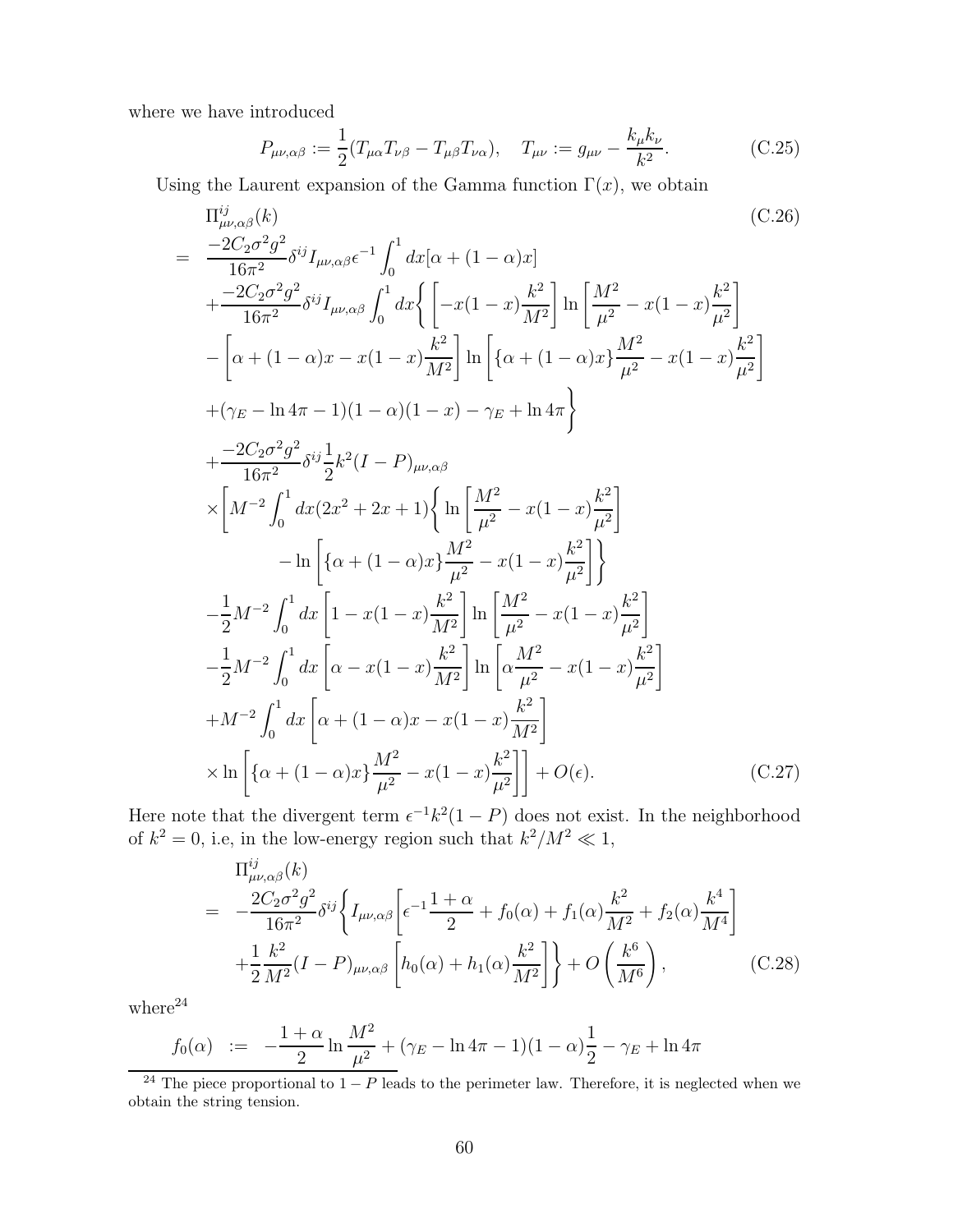where we have introduced

$$
P_{\mu\nu,\alpha\beta} := \frac{1}{2}(T_{\mu\alpha}T_{\nu\beta} - T_{\mu\beta}T_{\nu\alpha}), \quad T_{\mu\nu} := g_{\mu\nu} - \frac{k_\mu k_\nu}{k^2}. \tag{C.25}
$$

Using the Laurent expansion of the Gamma function $\Gamma(x)$, we obtain

$$
\begin{aligned}
&\Pi^{ij}_{\mu\nu,\alpha\beta}(k) \qquad\qquad\qquad\qquad\qquad\qquad\qquad\qquad\qquad\qquad\qquad\qquad\qquad\qquad\qquad\qquad\qquad\qquad\qquad\qquad \text{(C.26)}\\
= \;& \frac{-2C_2\sigma^2 g^2}{16\pi^2}\delta^{ij} I_{\mu\nu,\alpha\beta}\epsilon^{-1}\int_0^1 dx[\alpha + (1-\alpha)x] \\
&+ \frac{-2C_2\sigma^2 g^2}{16\pi^2}\delta^{ij} I_{\mu\nu,\alpha\beta}\int_0^1 dx \Bigg\{ \left[-x(1-x)\frac{k^2}{M^2}\right] \ln\left[\frac{M^2}{\mu^2} - x(1-x)\frac{k^2}{\mu^2}\right] \\
&- \left[\alpha + (1-\alpha)x - x(1-x)\frac{k^2}{M^2}\right]\ln\left[\{\alpha + (1-\alpha)x\}\frac{M^2}{\mu^2} - x(1-x)\frac{k^2}{\mu^2}\right] \\
&+ (\gamma_E - \ln 4\pi - 1)(1-\alpha)(1-x) - \gamma_E + \ln 4\pi \Bigg\} \\
&+ \frac{-2C_2\sigma^2 g^2}{16\pi^2}\delta^{ij}\frac{1}{2}k^2(I-P)_{\mu\nu,\alpha\beta} \\
&\times\Bigg[ M^{-2}\int_0^1 dx(2x^2+2x+1)\Bigg\{ \ln\left[\frac{M^2}{\mu^2} - x(1-x)\frac{k^2}{\mu^2}\right] \\
&\qquad - \ln\left[\{\alpha + (1-\alpha)x\}\frac{M^2}{\mu^2} - x(1-x)\frac{k^2}{\mu^2}\right]\Bigg\} \\
&- \frac{1}{2}M^{-2}\int_0^1 dx\left[1 - x(1-x)\frac{k^2}{M^2}\right]\ln\left[\frac{M^2}{\mu^2} - x(1-x)\frac{k^2}{\mu^2}\right] \\
&- \frac{1}{2}M^{-2}\int_0^1 dx\left[\alpha - x(1-x)\frac{k^2}{M^2}\right]\ln\left[\alpha\frac{M^2}{\mu^2} - x(1-x)\frac{k^2}{\mu^2}\right] \\
&+ M^{-2}\int_0^1 dx\left[\alpha + (1-\alpha)x - x(1-x)\frac{k^2}{M^2}\right] \\
&\times \ln\left[\{\alpha + (1-\alpha)x\}\frac{M^2}{\mu^2} - x(1-x)\frac{k^2}{\mu^2}\right]\Bigg] + O(\epsilon).
\end{aligned} \tag{C.27}
$$

Here note that the divergent term $\epsilon^{-1}k^2(1-P)$ does not exist. In the neighborhood of $k^2 = 0$, i.e, in the low-energy region such that $k^2/M^2 \ll 1$,

$$
\begin{aligned}
&\Pi^{ij}_{\mu\nu,\alpha\beta}(k) \\
= \;& -\frac{2C_2\sigma^2 g^2}{16\pi^2}\delta^{ij}\Bigg\{ I_{\mu\nu,\alpha\beta}\left[\epsilon^{-1}\frac{1+\alpha}{2} + f_0(\alpha) + f_1(\alpha)\frac{k^2}{M^2} + f_2(\alpha)\frac{k^4}{M^4}\right] \\
&+ \frac{1}{2}\frac{k^2}{M^2}(I-P)_{\mu\nu,\alpha\beta}\left[h_0(\alpha) + h_1(\alpha)\frac{k^2}{M^2}\right]\Bigg\} + O\left(\frac{k^6}{M^6}\right),
\end{aligned} \tag{C.28}
$$

where[24]

$$
f_0(\alpha) \;:=\; -\frac{1+\alpha}{2}\ln\frac{M^2}{\mu^2} + (\gamma_E - \ln 4\pi - 1)(1-\alpha)\frac{1}{2} - \gamma_E + \ln 4\pi
$$

[24] The piece proportional to $1-P$ leads to the perimeter law. Therefore, it is neglected when we obtain the string tension.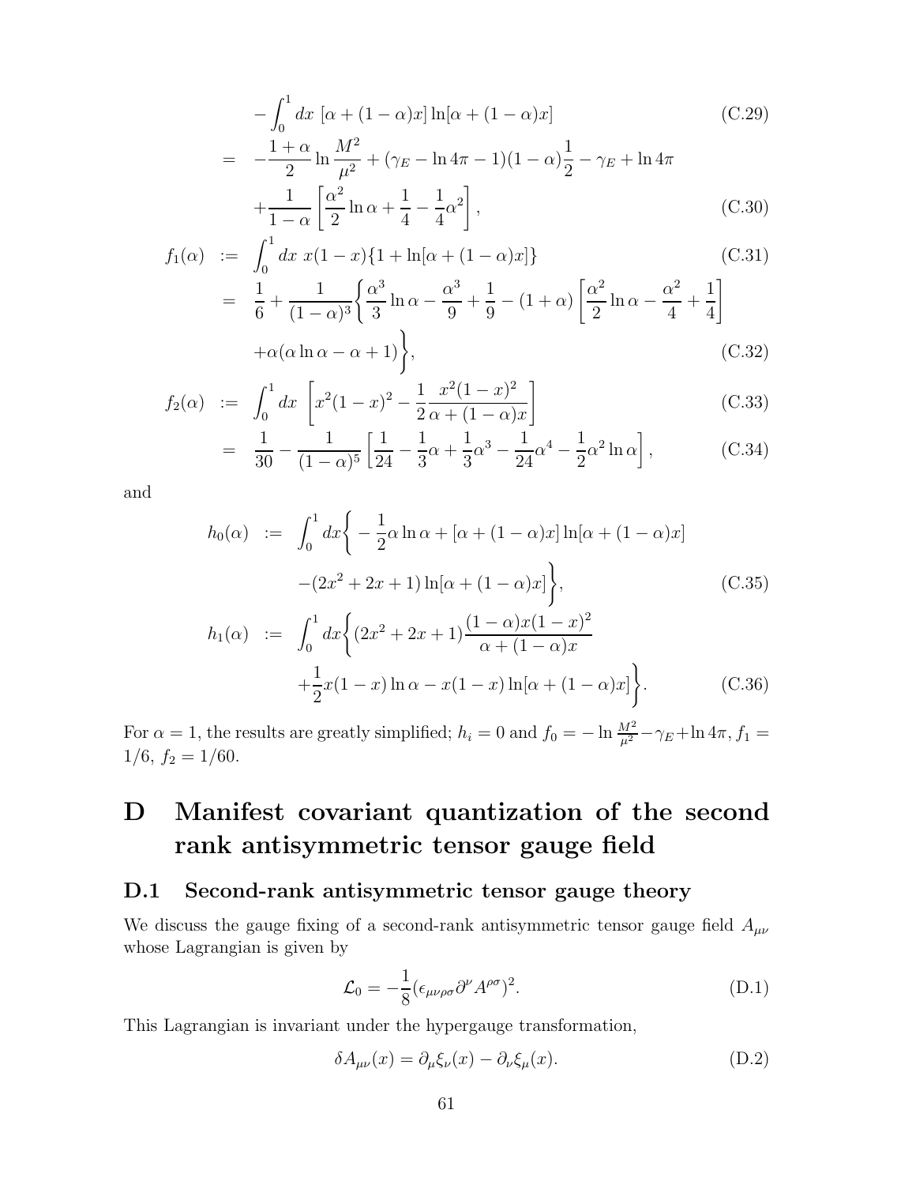$$
-\int_0^1 dx\ [\alpha + (1-\alpha)x]\ln[\alpha + (1-\alpha)x] \tag{C.29}
$$

$$
= -\frac{1+\alpha}{2}\ln\frac{M^2}{\mu^2} + (\gamma_E - \ln 4\pi - 1)(1-\alpha)\frac{1}{2} - \gamma_E + \ln 4\pi + \frac{1}{1-\alpha}\left[\frac{\alpha^2}{2}\ln\alpha + \frac{1}{4} - \frac{1}{4}\alpha^2\right], \tag{C.30}
$$

$$
f_1(\alpha) := \int_0^1 dx\ x(1-x)\{1 + \ln[\alpha + (1-\alpha)x]\} \tag{C.31}
$$

$$
= \frac{1}{6} + \frac{1}{(1-\alpha)^3}\left\{\frac{\alpha^3}{3}\ln\alpha - \frac{\alpha^3}{9} + \frac{1}{9} - (1+\alpha)\left[\frac{\alpha^2}{2}\ln\alpha - \frac{\alpha^2}{4} + \frac{1}{4}\right] + \alpha(\alpha\ln\alpha - \alpha + 1)\right\}, \tag{C.32}
$$

$$
f_2(\alpha) := \int_0^1 dx\ \left[x^2(1-x)^2 - \frac{1}{2}\frac{x^2(1-x)^2}{\alpha + (1-\alpha)x}\right] \tag{C.33}
$$

$$
= \frac{1}{30} - \frac{1}{(1-\alpha)^5}\left[\frac{1}{24} - \frac{1}{3}\alpha + \frac{1}{3}\alpha^3 - \frac{1}{24}\alpha^4 - \frac{1}{2}\alpha^2\ln\alpha\right], \tag{C.34}
$$

and

$$
h_0(\alpha) := \int_0^1 dx\left\{-\frac{1}{2}\alpha\ln\alpha + [\alpha + (1-\alpha)x]\ln[\alpha + (1-\alpha)x] - (2x^2 + 2x + 1)\ln[\alpha + (1-\alpha)x]\right\}, \tag{C.35}
$$

$$
h_1(\alpha) := \int_0^1 dx\left\{(2x^2 + 2x + 1)\frac{(1-\alpha)x(1-x)^2}{\alpha + (1-\alpha)x} + \frac{1}{2}x(1-x)\ln\alpha - x(1-x)\ln[\alpha + (1-\alpha)x]\right\}. \tag{C.36}
$$

For $\alpha = 1$, the results are greatly simplified; $h_i = 0$ and $f_0 = -\ln\frac{M^2}{\mu^2} - \gamma_E + \ln 4\pi, f_1 = 1/6,\ f_2 = 1/60$.

# D Manifest covariant quantization of the second rank antisymmetric tensor gauge field

## D.1 Second-rank antisymmetric tensor gauge theory

We discuss the gauge fixing of a second-rank antisymmetric tensor gauge field $A_{\mu\nu}$ whose Lagrangian is given by

$$
\mathcal{L}_0 = -\frac{1}{8}(\epsilon_{\mu\nu\rho\sigma}\partial^\nu A^{\rho\sigma})^2. \tag{D.1}
$$

This Lagrangian is invariant under the hypergauge transformation,

$$
\delta A_{\mu\nu}(x) = \partial_\mu\xi_\nu(x) - \partial_\nu\xi_\mu(x). \tag{D.2}
$$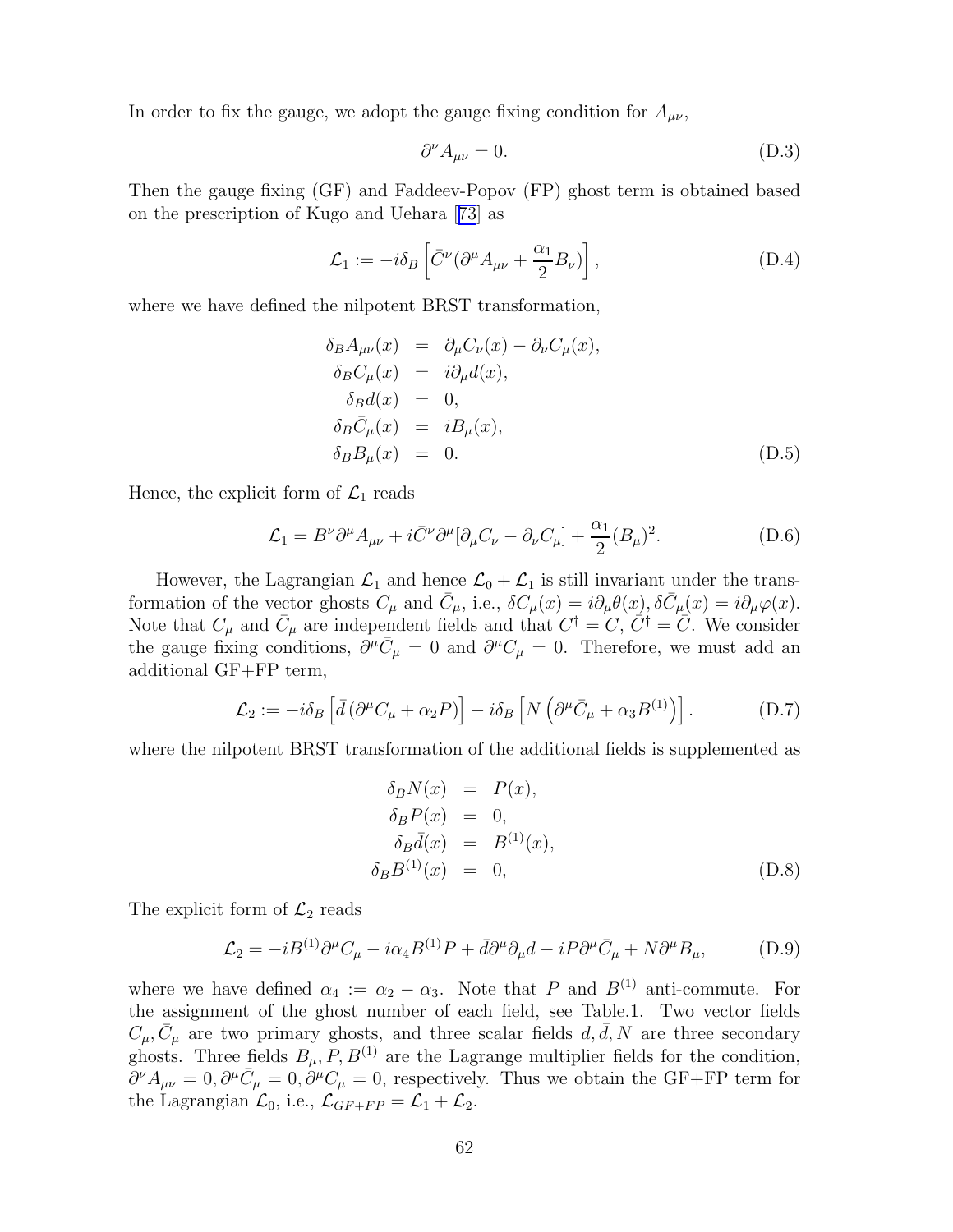In order to fix the gauge, we adopt the gauge fixing condition for $A_{\mu\nu}$,

$$\partial^\nu A_{\mu\nu} = 0. \tag{D.3}$$

Then the gauge fixing (GF) and Faddeev-Popov (FP) ghost term is obtained based on the prescription of Kugo and Uehara [73] as

$$\mathcal{L}_1 := -i\delta_B \left[ \bar{C}^\nu (\partial^\mu A_{\mu\nu} + \frac{\alpha_1}{2} B_\nu) \right], \tag{D.4}$$

where we have defined the nilpotent BRST transformation,

$$\begin{aligned}
\delta_B A_{\mu\nu}(x) &= \partial_\mu C_\nu(x) - \partial_\nu C_\mu(x), \\
\delta_B C_\mu(x) &= i\partial_\mu d(x), \\
\delta_B d(x) &= 0, \\
\delta_B \bar{C}_\mu(x) &= iB_\mu(x), \\
\delta_B B_\mu(x) &= 0.
\end{aligned} \tag{D.5}$$

Hence, the explicit form of $\mathcal{L}_1$ reads

$$\mathcal{L}_1 = B^\nu \partial^\mu A_{\mu\nu} + i\bar{C}^\nu \partial^\mu [\partial_\mu C_\nu - \partial_\nu C_\mu] + \frac{\alpha_1}{2}(B_\mu)^2. \tag{D.6}$$

However, the Lagrangian $\mathcal{L}_1$ and hence $\mathcal{L}_0 + \mathcal{L}_1$ is still invariant under the transformation of the vector ghosts $C_\mu$ and $\bar{C}_\mu$, i.e., $\delta C_\mu(x) = i\partial_\mu \theta(x), \delta \bar{C}_\mu(x) = i\partial_\mu \varphi(x)$. Note that $C_\mu$ and $\bar{C}_\mu$ are independent fields and that $C^\dagger = C$, $\bar{C}^\dagger = \bar{C}$. We consider the gauge fixing conditions, $\partial^\mu \bar{C}_\mu = 0$ and $\partial^\mu C_\mu = 0$. Therefore, we must add an additional GF+FP term,

$$\mathcal{L}_2 := -i\delta_B \left[ \bar{d} \left( \partial^\mu C_\mu + \alpha_2 P \right) \right] - i\delta_B \left[ N \left( \partial^\mu \bar{C}_\mu + \alpha_3 B^{(1)} \right) \right]. \tag{D.7}$$

where the nilpotent BRST transformation of the additional fields is supplemented as

$$\begin{aligned}
\delta_B N(x) &= P(x), \\
\delta_B P(x) &= 0, \\
\delta_B \bar{d}(x) &= B^{(1)}(x), \\
\delta_B B^{(1)}(x) &= 0,
\end{aligned} \tag{D.8}$$

The explicit form of $\mathcal{L}_2$ reads

$$\mathcal{L}_2 = -iB^{(1)} \partial^\mu C_\mu - i\alpha_4 B^{(1)} P + \bar{d} \partial^\mu \partial_\mu d - iP\partial^\mu \bar{C}_\mu + N\partial^\mu B_\mu, \tag{D.9}$$

where we have defined $\alpha_4 := \alpha_2 - \alpha_3$. Note that $P$ and $B^{(1)}$ anti-commute. For the assignment of the ghost number of each field, see Table.1. Two vector fields $C_\mu, \bar{C}_\mu$ are two primary ghosts, and three scalar fields $d, \bar{d}, N$ are three secondary ghosts. Three fields $B_\mu, P, B^{(1)}$ are the Lagrange multiplier fields for the condition, $\partial^\nu A_{\mu\nu} = 0, \partial^\mu \bar{C}_\mu = 0, \partial^\mu C_\mu = 0$, respectively. Thus we obtain the GF+FP term for the Lagrangian $\mathcal{L}_0$, i.e., $\mathcal{L}_{GF+FP} = \mathcal{L}_1 + \mathcal{L}_2$.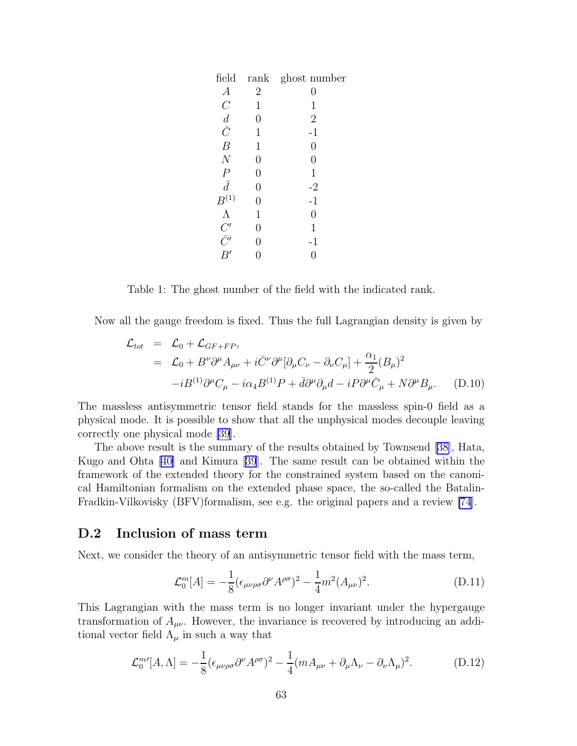| field | rank | ghost number |
|---|---|---|
| $A$ | 2 | 0 |
| $C$ | 1 | 1 |
| $d$ | 0 | 2 |
| $\bar{C}$ | 1 | -1 |
| $B$ | 1 | 0 |
| $N$ | 0 | 0 |
| $P$ | 0 | 1 |
| $\bar{d}$ | 0 | -2 |
| $B^{(1)}$ | 0 | -1 |
| $\Lambda$ | 1 | 0 |
| $C'$ | 0 | 1 |
| $\bar{C}'$ | 0 | -1 |
| $B'$ | 0 | 0 |

Table 1: The ghost number of the field with the indicated rank.

Now all the gauge freedom is fixed. Thus the full Lagrangian density is given by

$$
\begin{aligned}
\mathcal{L}_{tot} &= \mathcal{L}_0 + \mathcal{L}_{GF+FP}, \\
&= \mathcal{L}_0 + B^\nu \partial^\mu A_{\mu\nu} + i\bar{C}^\nu \partial^\mu [\partial_\mu C_\nu - \partial_\nu C_\mu] + \frac{\alpha_1}{2}(B_\mu)^2 \\
&\quad - iB^{(1)}\partial^\mu C_\mu - i\alpha_4 B^{(1)} P + \bar{d}\partial^\mu \partial_\mu d - iP\partial^\mu \bar{C}_\mu + N\partial^\mu B_\mu. \qquad \text{(D.10)}
\end{aligned}
$$

The massless antisymmetric tensor field stands for the massless spin-0 field as a physical mode. It is possible to show that all the unphysical modes decouple leaving correctly one physical mode [39].

The above result is the summary of the results obtained by Townsend [38], Hata, Kugo and Ohta [40] and Kimura [39]. The same result can be obtained within the framework of the extended theory for the constrained system based on the canonical Hamiltonian formalism on the extended phase space, the so-called the Batalin-Fradkin-Vilkovisky (BFV)formalism, see e.g. the original papers and a review [74].

## D.2 Inclusion of mass term

Next, we consider the theory of an antisymmetric tensor field with the mass term,

$$
\mathcal{L}_0^m[A] = -\frac{1}{8}(\epsilon_{\mu\nu\rho\sigma}\partial^\nu A^{\rho\sigma})^2 - \frac{1}{4}m^2(A_{\mu\nu})^2. \qquad \text{(D.11)}
$$

This Lagrangian with the mass term is no longer invariant under the hypergauge transformation of $A_{\mu\nu}$. However, the invariance is recovered by introducing an additional vector field $\Lambda_\mu$ in such a way that

$$
\mathcal{L}_0^{m\prime}[A,\Lambda] = -\frac{1}{8}(\epsilon_{\mu\nu\rho\sigma}\partial^\nu A^{\rho\sigma})^2 - \frac{1}{4}(mA_{\mu\nu} + \partial_\mu \Lambda_\nu - \partial_\nu \Lambda_\mu)^2. \qquad \text{(D.12)}
$$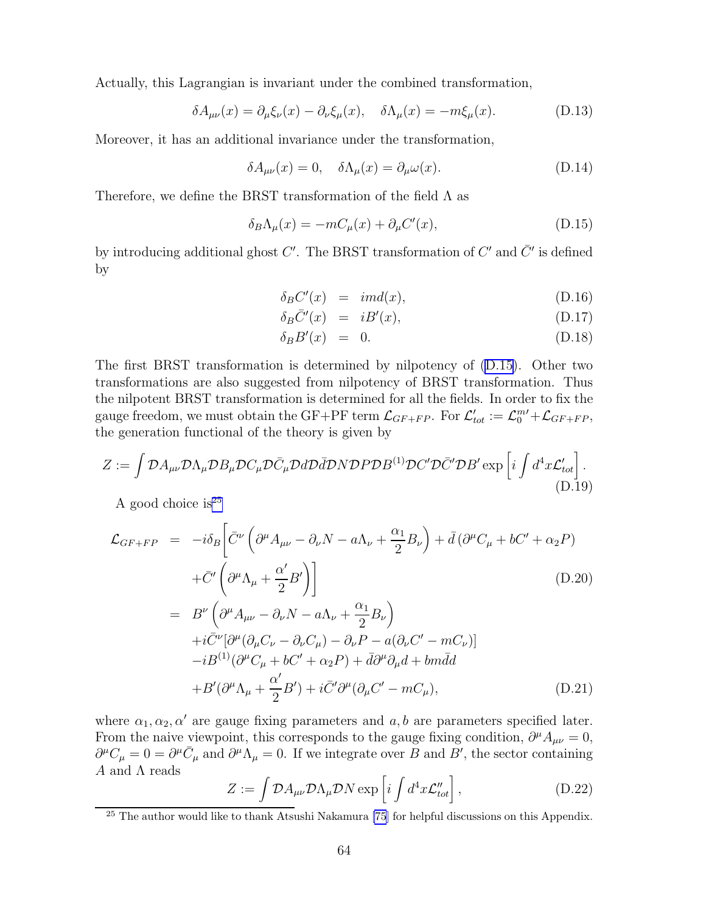Actually, this Lagrangian is invariant under the combined transformation,

$$\delta A_{\mu\nu}(x) = \partial_\mu \xi_\nu(x) - \partial_\nu \xi_\mu(x), \quad \delta \Lambda_\mu(x) = -m\xi_\mu(x). \tag{D.13}$$

Moreover, it has an additional invariance under the transformation,

$$\delta A_{\mu\nu}(x) = 0, \quad \delta \Lambda_\mu(x) = \partial_\mu \omega(x). \tag{D.14}$$

Therefore, we define the BRST transformation of the field $\Lambda$ as

$$\delta_B \Lambda_\mu(x) = -mC_\mu(x) + \partial_\mu C'(x), \tag{D.15}$$

by introducing additional ghost $C'$. The BRST transformation of $C'$ and $\bar{C}'$ is defined by

$$\begin{aligned}
\delta_B C'(x) &= imd(x), &\text{(D.16)}\\
\delta_B \bar{C}'(x) &= iB'(x), &\text{(D.17)}\\
\delta_B B'(x) &= 0. &\text{(D.18)}
\end{aligned}$$

The first BRST transformation is determined by nilpotency of (D.15). Other two transformations are also suggested from nilpotency of BRST transformation. Thus the nilpotent BRST transformation is determined for all the fields. In order to fix the gauge freedom, we must obtain the GF+PF term $\mathcal{L}_{GF+FP}$. For $\mathcal{L}'_{tot} := \mathcal{L}_0^{m\prime} + \mathcal{L}_{GF+FP}$, the generation functional of the theory is given by

$$Z := \int \mathcal{D}A_{\mu\nu}\mathcal{D}\Lambda_\mu \mathcal{D}B_\mu \mathcal{D}C_\mu \mathcal{D}\bar{C}_\mu \mathcal{D}d\mathcal{D}\bar{d}\mathcal{D}N\mathcal{D}P\mathcal{D}B^{(1)}\mathcal{D}C'\mathcal{D}\bar{C}'\mathcal{D}B' \exp\left[i\int d^4x \mathcal{L}'_{tot}\right]. \tag{D.19}$$

A good choice is[25]

$$\begin{aligned}
\mathcal{L}_{GF+FP} &= -i\delta_B\Bigg[\bar{C}^\nu\left(\partial^\mu A_{\mu\nu} - \partial_\nu N - a\Lambda_\nu + \frac{\alpha_1}{2}B_\nu\right) + \bar{d}\left(\partial^\mu C_\mu + bC' + \alpha_2 P\right) \\
&\quad + \bar{C}'\left(\partial^\mu \Lambda_\mu + \frac{\alpha'}{2}B'\right)\Bigg] &\text{(D.20)}\\
&= B^\nu\left(\partial^\mu A_{\mu\nu} - \partial_\nu N - a\Lambda_\nu + \frac{\alpha_1}{2}B_\nu\right) \\
&\quad + i\bar{C}^\nu[\partial^\mu(\partial_\mu C_\nu - \partial_\nu C_\mu) - \partial_\nu P - a(\partial_\nu C' - mC_\nu)] \\
&\quad - iB^{(1)}(\partial^\mu C_\mu + bC' + \alpha_2 P) + \bar{d}\partial^\mu\partial_\mu d + bm\bar{d}d \\
&\quad + B'(\partial^\mu \Lambda_\mu + \frac{\alpha'}{2}B') + i\bar{C}'\partial^\mu(\partial_\mu C' - mC_\mu), &\text{(D.21)}
\end{aligned}$$

where $\alpha_1, \alpha_2, \alpha'$ are gauge fixing parameters and $a, b$ are parameters specified later. From the naive viewpoint, this corresponds to the gauge fixing condition, $\partial^\mu A_{\mu\nu} = 0$, $\partial^\mu C_\mu = 0 = \partial^\mu \bar{C}_\mu$ and $\partial^\mu \Lambda_\mu = 0$. If we integrate over $B$ and $B'$, the sector containing $A$ and $\Lambda$ reads

$$Z := \int \mathcal{D}A_{\mu\nu}\mathcal{D}\Lambda_\mu \mathcal{D}N \exp\left[i\int d^4x \mathcal{L}''_{tot}\right], \tag{D.22}$$

---

[25] The author would like to thank Atsushi Nakamura [75] for helpful discussions on this Appendix.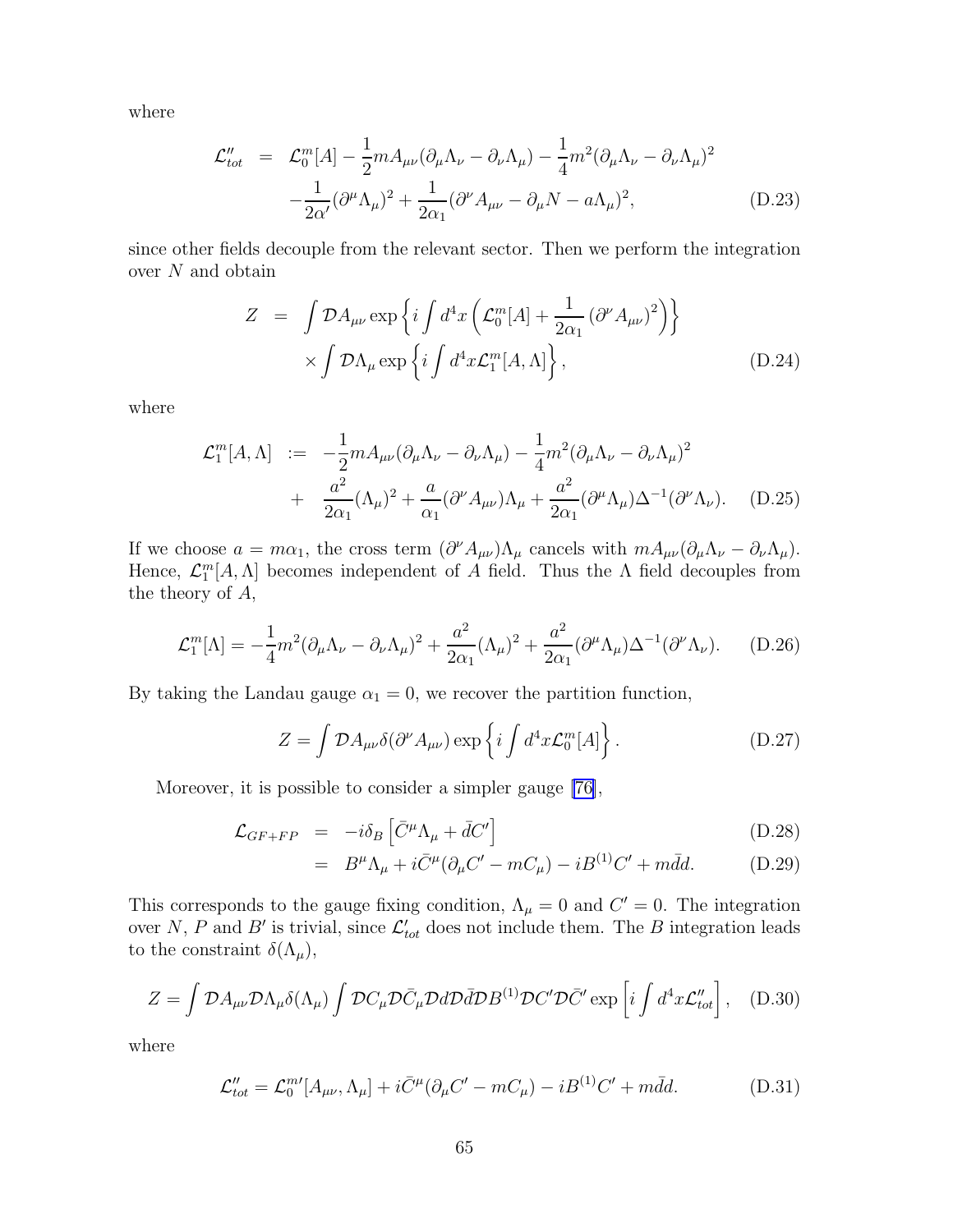where

$$
\begin{aligned}
\mathcal{L}''_{tot} &= \mathcal{L}_0^m[A] - \frac{1}{2}mA_{\mu\nu}(\partial_\mu\Lambda_\nu - \partial_\nu\Lambda_\mu) - \frac{1}{4}m^2(\partial_\mu\Lambda_\nu - \partial_\nu\Lambda_\mu)^2 \\
&\quad - \frac{1}{2\alpha'}(\partial^\mu\Lambda_\mu)^2 + \frac{1}{2\alpha_1}(\partial^\nu A_{\mu\nu} - \partial_\mu N - a\Lambda_\mu)^2,
\end{aligned}
\tag{D.23}
$$

since other fields decouple from the relevant sector. Then we perform the integration over $N$ and obtain

$$
\begin{aligned}
Z &= \int \mathcal{D}A_{\mu\nu} \exp\left\{ i\int d^4x \left( \mathcal{L}_0^m[A] + \frac{1}{2\alpha_1}\left(\partial^\nu A_{\mu\nu}\right)^2 \right) \right\} \\
&\quad \times \int \mathcal{D}\Lambda_\mu \exp\left\{ i\int d^4x \mathcal{L}_1^m[A,\Lambda] \right\},
\end{aligned}
\tag{D.24}
$$

where

$$
\begin{aligned}
\mathcal{L}_1^m[A,\Lambda] &:= -\frac{1}{2}mA_{\mu\nu}(\partial_\mu\Lambda_\nu - \partial_\nu\Lambda_\mu) - \frac{1}{4}m^2(\partial_\mu\Lambda_\nu - \partial_\nu\Lambda_\mu)^2 \\
&\quad + \frac{a^2}{2\alpha_1}(\Lambda_\mu)^2 + \frac{a}{\alpha_1}(\partial^\nu A_{\mu\nu})\Lambda_\mu + \frac{a^2}{2\alpha_1}(\partial^\mu\Lambda_\mu)\Delta^{-1}(\partial^\nu\Lambda_\nu).
\end{aligned}
\tag{D.25}
$$

If we choose $a = m\alpha_1$, the cross term $(\partial^\nu A_{\mu\nu})\Lambda_\mu$ cancels with $mA_{\mu\nu}(\partial_\mu\Lambda_\nu - \partial_\nu\Lambda_\mu)$. Hence, $\mathcal{L}_1^m[A,\Lambda]$ becomes independent of $A$ field. Thus the $\Lambda$ field decouples from the theory of $A$,

$$
\mathcal{L}_1^m[\Lambda] = -\frac{1}{4}m^2(\partial_\mu\Lambda_\nu - \partial_\nu\Lambda_\mu)^2 + \frac{a^2}{2\alpha_1}(\Lambda_\mu)^2 + \frac{a^2}{2\alpha_1}(\partial^\mu\Lambda_\mu)\Delta^{-1}(\partial^\nu\Lambda_\nu). \tag{D.26}
$$

By taking the Landau gauge $\alpha_1 = 0$, we recover the partition function,

$$
Z = \int \mathcal{D}A_{\mu\nu}\delta(\partial^\nu A_{\mu\nu}) \exp\left\{ i\int d^4x \mathcal{L}_0^m[A] \right\}. \tag{D.27}
$$

Moreover, it is possible to consider a simpler gauge [76],

$$
\begin{aligned}
\mathcal{L}_{GF+FP} &= -i\delta_B\left[\bar{C}^\mu\Lambda_\mu + \bar{d}C'\right] && \text{(D.28)} \\
&= B^\mu\Lambda_\mu + i\bar{C}^\mu(\partial_\mu C' - mC_\mu) - iB^{(1)}C' + m\bar{d}d. && \text{(D.29)}
\end{aligned}
$$

This corresponds to the gauge fixing condition, $\Lambda_\mu = 0$ and $C' = 0$. The integration over $N$, $P$ and $B'$ is trivial, since $\mathcal{L}'_{tot}$ does not include them. The $B$ integration leads to the constraint $\delta(\Lambda_\mu)$,

$$
Z = \int \mathcal{D}A_{\mu\nu}\mathcal{D}\Lambda_\mu\delta(\Lambda_\mu)\int \mathcal{D}C_\mu\mathcal{D}\bar{C}_\mu\mathcal{D}d\mathcal{D}\bar{d}\mathcal{D}B^{(1)}\mathcal{D}C'\mathcal{D}\bar{C}'\exp\left[ i\int d^4x\mathcal{L}''_{tot} \right], \tag{D.30}
$$

where

$$
\mathcal{L}''_{tot} = \mathcal{L}_0^{m\prime}[A_{\mu\nu},\Lambda_\mu] + i\bar{C}^\mu(\partial_\mu C' - mC_\mu) - iB^{(1)}C' + m\bar{d}d. \tag{D.31}
$$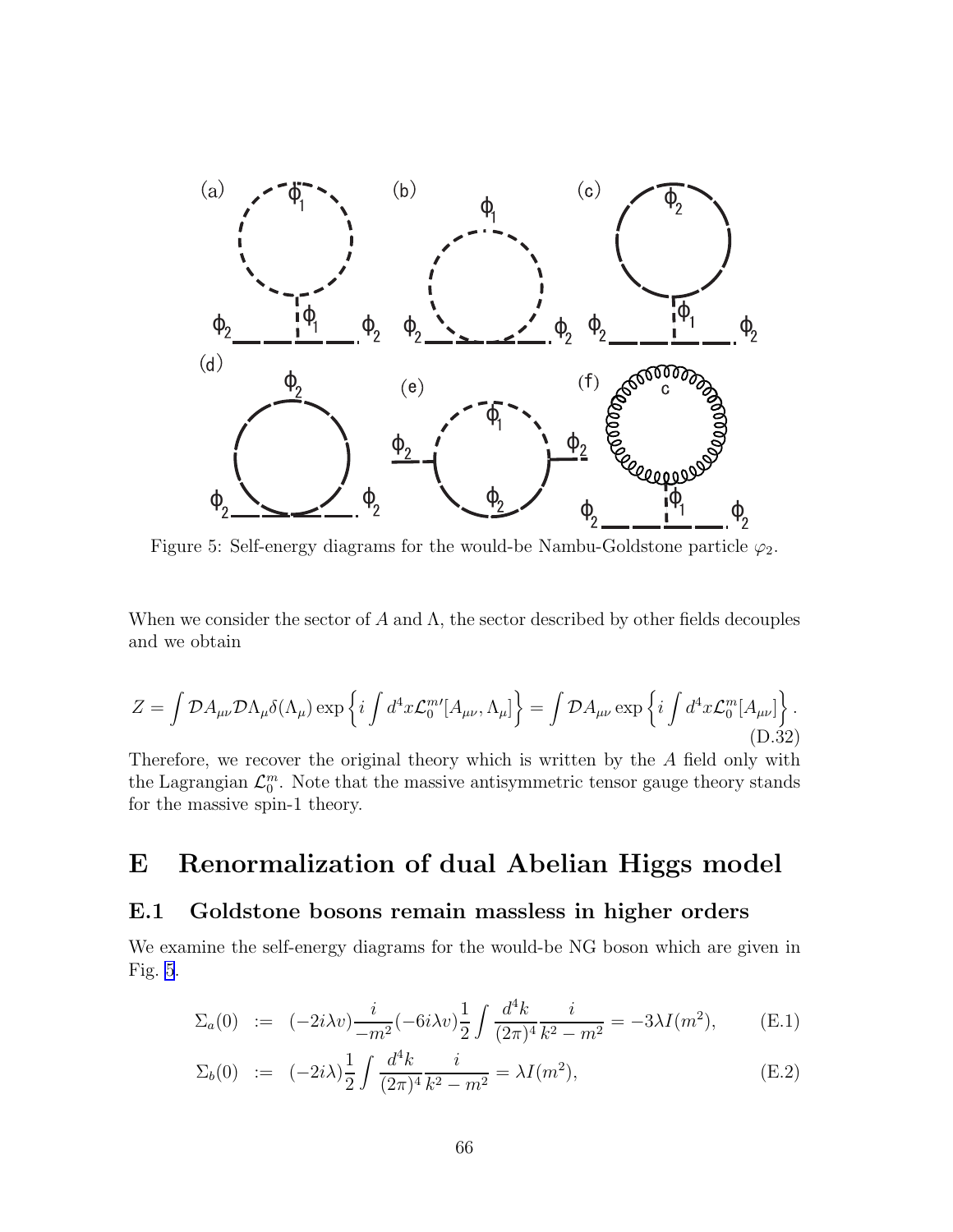Figure 5: Self-energy diagrams for the would-be Nambu-Goldstone particle $\varphi_2$.

When we consider the sector of $A$ and $\Lambda$, the sector described by other fields decouples and we obtain

$$Z = \int \mathcal{D}A_{\mu\nu}\mathcal{D}\Lambda_\mu \delta(\Lambda_\mu) \exp\left\{ i\int d^4x \mathcal{L}_0^{m\prime}[A_{\mu\nu}, \Lambda_\mu] \right\} = \int \mathcal{D}A_{\mu\nu} \exp\left\{ i\int d^4x \mathcal{L}_0^m[A_{\mu\nu}] \right\}. \tag{D.32}$$

Therefore, we recover the original theory which is written by the $A$ field only with the Lagrangian $\mathcal{L}_0^m$. Note that the massive antisymmetric tensor gauge theory stands for the massive spin-1 theory.

# E Renormalization of dual Abelian Higgs model

## E.1 Goldstone bosons remain massless in higher orders

We examine the self-energy diagrams for the would-be NG boson which are given in Fig. 5.

$$\Sigma_a(0) := (-2i\lambda v)\frac{i}{-m^2}(-6i\lambda v)\frac{1}{2}\int \frac{d^4k}{(2\pi)^4}\frac{i}{k^2-m^2} = -3\lambda I(m^2), \tag{E.1}$$

$$\Sigma_b(0) := (-2i\lambda)\frac{1}{2}\int \frac{d^4k}{(2\pi)^4}\frac{i}{k^2-m^2} = \lambda I(m^2), \tag{E.2}$$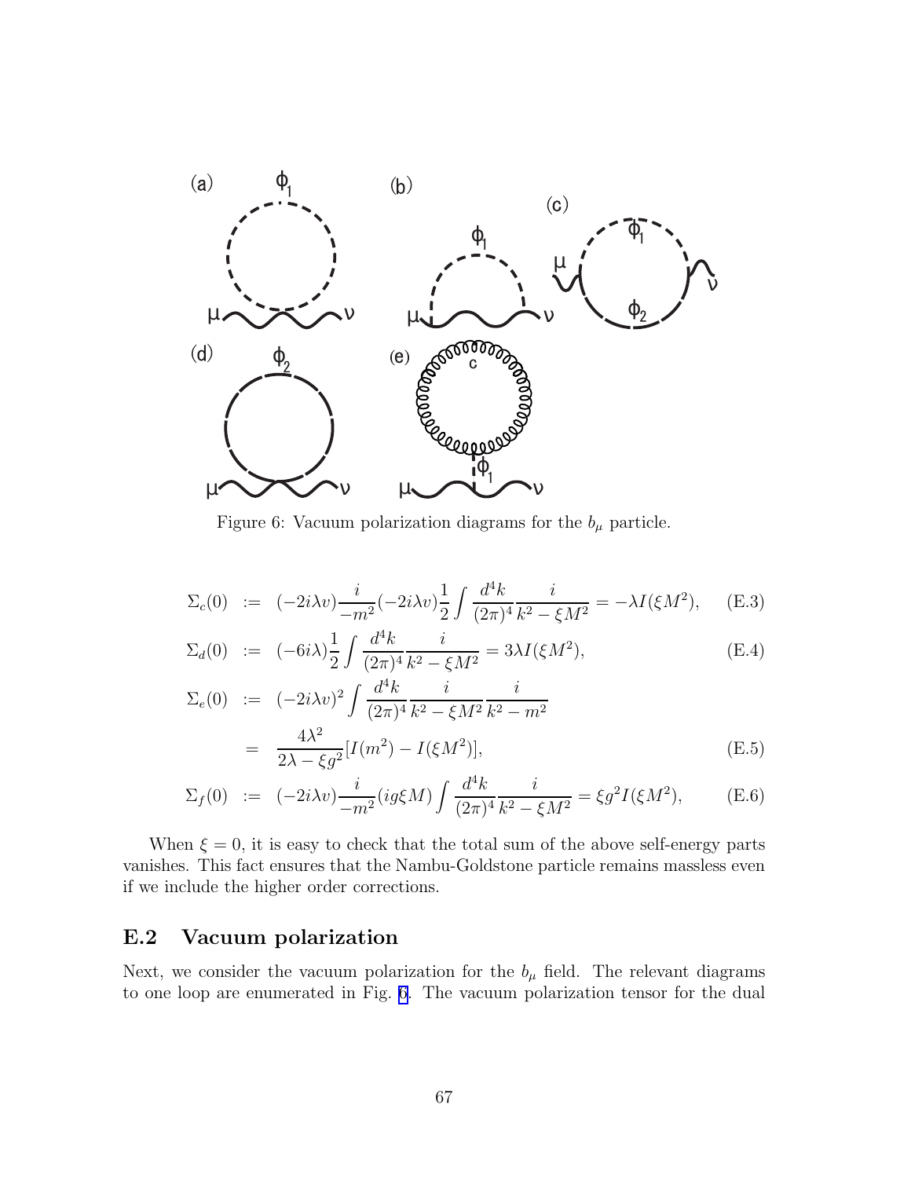Figure 6: Vacuum polarization diagrams for the $b_\mu$ particle.

$$\Sigma_c(0) := (-2i\lambda v)\frac{i}{-m^2}(-2i\lambda v)\frac{1}{2}\int\frac{d^4k}{(2\pi)^4}\frac{i}{k^2-\xi M^2} = -\lambda I(\xi M^2), \quad \text{(E.3)}$$

$$\Sigma_d(0) := (-6i\lambda)\frac{1}{2}\int\frac{d^4k}{(2\pi)^4}\frac{i}{k^2-\xi M^2} = 3\lambda I(\xi M^2), \quad \text{(E.4)}$$

$$\begin{aligned}\Sigma_e(0) &:= (-2i\lambda v)^2\int\frac{d^4k}{(2\pi)^4}\frac{i}{k^2-\xi M^2}\frac{i}{k^2-m^2} \\ &= \frac{4\lambda^2}{2\lambda-\xi g^2}[I(m^2)-I(\xi M^2)],\end{aligned} \quad \text{(E.5)}$$

$$\Sigma_f(0) := (-2i\lambda v)\frac{i}{-m^2}(ig\xi M)\int\frac{d^4k}{(2\pi)^4}\frac{i}{k^2-\xi M^2} = \xi g^2 I(\xi M^2), \quad \text{(E.6)}$$

When $\xi = 0$, it is easy to check that the total sum of the above self-energy parts vanishes. This fact ensures that the Nambu-Goldstone particle remains massless even if we include the higher order corrections.

## E.2 Vacuum polarization

Next, we consider the vacuum polarization for the $b_\mu$ field. The relevant diagrams to one loop are enumerated in Fig. 6. The vacuum polarization tensor for the dual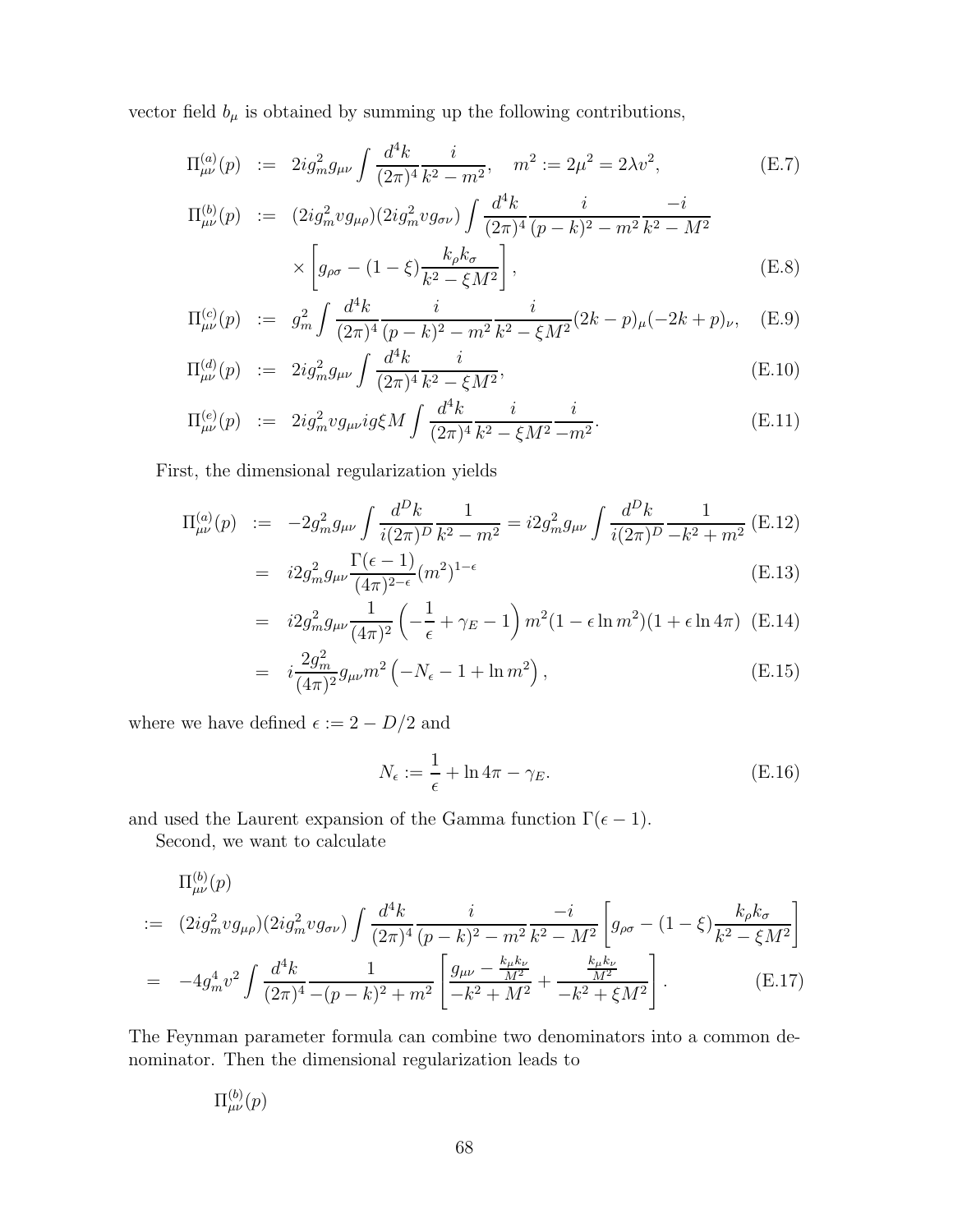vector field $b_\mu$ is obtained by summing up the following contributions,

$$\Pi^{(a)}_{\mu\nu}(p) := 2ig_m^2 g_{\mu\nu} \int \frac{d^4k}{(2\pi)^4} \frac{i}{k^2 - m^2}, \quad m^2 := 2\mu^2 = 2\lambda v^2, \tag{E.7}$$

$$\Pi^{(b)}_{\mu\nu}(p) := (2ig_m^2 v g_{\mu\rho})(2ig_m^2 v g_{\sigma\nu}) \int \frac{d^4k}{(2\pi)^4} \frac{i}{(p-k)^2 - m^2} \frac{-i}{k^2 - M^2} \times \left[ g_{\rho\sigma} - (1-\xi) \frac{k_\rho k_\sigma}{k^2 - \xi M^2} \right], \tag{E.8}$$

$$\Pi^{(c)}_{\mu\nu}(p) := g_m^2 \int \frac{d^4k}{(2\pi)^4} \frac{i}{(p-k)^2 - m^2} \frac{i}{k^2 - \xi M^2} (2k-p)_\mu (-2k+p)_\nu, \tag{E.9}$$

$$\Pi^{(d)}_{\mu\nu}(p) := 2ig_m^2 g_{\mu\nu} \int \frac{d^4k}{(2\pi)^4} \frac{i}{k^2 - \xi M^2}, \tag{E.10}$$

$$\Pi^{(e)}_{\mu\nu}(p) := 2ig_m^2 v g_{\mu\nu} ig\xi M \int \frac{d^4k}{(2\pi)^4} \frac{i}{k^2 - \xi M^2} \frac{i}{-m^2}. \tag{E.11}$$

First, the dimensional regularization yields

$$\Pi^{(a)}_{\mu\nu}(p) := -2g_m^2 g_{\mu\nu} \int \frac{d^Dk}{i(2\pi)^D} \frac{1}{k^2 - m^2} = i2g_m^2 g_{\mu\nu} \int \frac{d^Dk}{i(2\pi)^D} \frac{1}{-k^2 + m^2} \tag{E.12}$$

$$= i2g_m^2 g_{\mu\nu} \frac{\Gamma(\epsilon - 1)}{(4\pi)^{2-\epsilon}} (m^2)^{1-\epsilon} \tag{E.13}$$

$$= i2g_m^2 g_{\mu\nu} \frac{1}{(4\pi)^2} \left( -\frac{1}{\epsilon} + \gamma_E - 1 \right) m^2 (1 - \epsilon \ln m^2)(1 + \epsilon \ln 4\pi) \tag{E.14}$$

$$= i \frac{2g_m^2}{(4\pi)^2} g_{\mu\nu} m^2 \left( -N_\epsilon - 1 + \ln m^2 \right), \tag{E.15}$$

where we have defined $\epsilon := 2 - D/2$ and

$$N_\epsilon := \frac{1}{\epsilon} + \ln 4\pi - \gamma_E. \tag{E.16}$$

and used the Laurent expansion of the Gamma function $\Gamma(\epsilon - 1)$.

Second, we want to calculate

$$\begin{aligned} &\Pi^{(b)}_{\mu\nu}(p) \\ := &(2ig_m^2 v g_{\mu\rho})(2ig_m^2 v g_{\sigma\nu}) \int \frac{d^4k}{(2\pi)^4} \frac{i}{(p-k)^2 - m^2} \frac{-i}{k^2 - M^2} \left[ g_{\rho\sigma} - (1-\xi) \frac{k_\rho k_\sigma}{k^2 - \xi M^2} \right] \\ = &-4g_m^4 v^2 \int \frac{d^4k}{(2\pi)^4} \frac{1}{-(p-k)^2 + m^2} \left[ \frac{g_{\mu\nu} - \frac{k_\mu k_\nu}{M^2}}{-k^2 + M^2} + \frac{\frac{k_\mu k_\nu}{M^2}}{-k^2 + \xi M^2} \right]. \end{aligned} \tag{E.17}$$

The Feynman parameter formula can combine two denominators into a common denominator. Then the dimensional regularization leads to

$$\Pi^{(b)}_{\mu\nu}(p)$$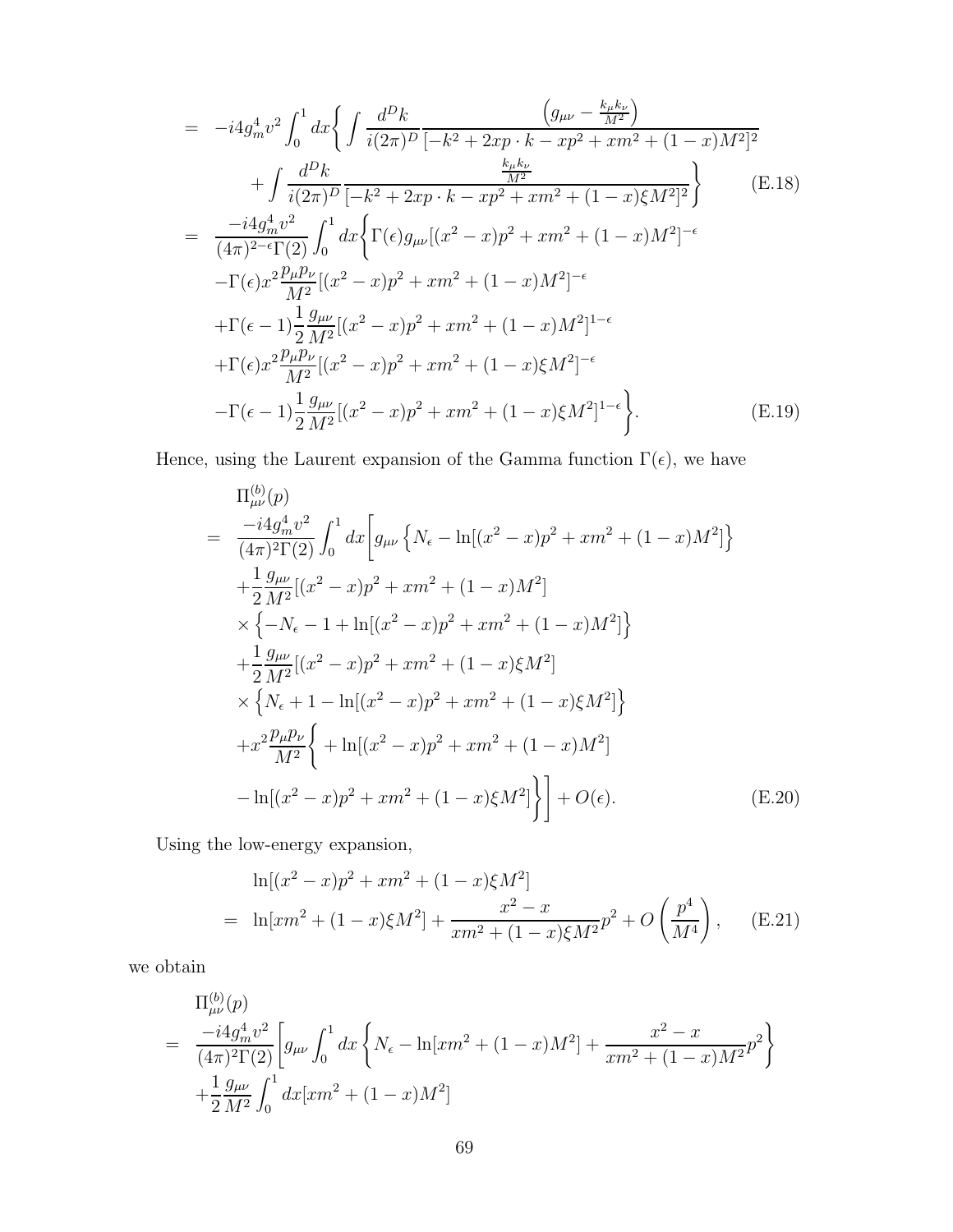$$
\begin{aligned}
&= -i4g_m^4 v^2 \int_0^1 dx \Bigg\{ \int \frac{d^Dk}{i(2\pi)^D} \frac{\left(g_{\mu\nu} - \frac{k_\mu k_\nu}{M^2}\right)}{[-k^2 + 2xp\cdot k - xp^2 + xm^2 + (1-x)M^2]^2} \\
&\qquad + \int \frac{d^Dk}{i(2\pi)^D} \frac{\frac{k_\mu k_\nu}{M^2}}{[-k^2 + 2xp\cdot k - xp^2 + xm^2 + (1-x)\xi M^2]^2} \Bigg\} \qquad \text{(E.18)} \\
&= \frac{-i4g_m^4 v^2}{(4\pi)^{2-\epsilon}\Gamma(2)} \int_0^1 dx \Bigg\{ \Gamma(\epsilon) g_{\mu\nu} [(x^2 - x)p^2 + xm^2 + (1-x)M^2]^{-\epsilon} \\
&\quad - \Gamma(\epsilon) x^2 \frac{p_\mu p_\nu}{M^2} [(x^2 - x)p^2 + xm^2 + (1-x)M^2]^{-\epsilon} \\
&\quad + \Gamma(\epsilon - 1) \frac{1}{2} \frac{g_{\mu\nu}}{M^2} [(x^2 - x)p^2 + xm^2 + (1-x)M^2]^{1-\epsilon} \\
&\quad + \Gamma(\epsilon) x^2 \frac{p_\mu p_\nu}{M^2} [(x^2 - x)p^2 + xm^2 + (1-x)\xi M^2]^{-\epsilon} \\
&\quad - \Gamma(\epsilon - 1) \frac{1}{2} \frac{g_{\mu\nu}}{M^2} [(x^2 - x)p^2 + xm^2 + (1-x)\xi M^2]^{1-\epsilon} \Bigg\}. \qquad \text{(E.19)}
\end{aligned}
$$

Hence, using the Laurent expansion of the Gamma function $\Gamma(\epsilon)$, we have

$$
\begin{aligned}
&\Pi_{\mu\nu}^{(b)}(p) \\
&= \frac{-i4g_m^4 v^2}{(4\pi)^2\Gamma(2)} \int_0^1 dx \Bigg[ g_{\mu\nu} \left\{ N_\epsilon - \ln[(x^2 - x)p^2 + xm^2 + (1-x)M^2] \right\} \\
&\quad + \frac{1}{2} \frac{g_{\mu\nu}}{M^2} [(x^2 - x)p^2 + xm^2 + (1-x)M^2] \\
&\quad \times \left\{ -N_\epsilon - 1 + \ln[(x^2 - x)p^2 + xm^2 + (1-x)M^2] \right\} \\
&\quad + \frac{1}{2} \frac{g_{\mu\nu}}{M^2} [(x^2 - x)p^2 + xm^2 + (1-x)\xi M^2] \\
&\quad \times \left\{ N_\epsilon + 1 - \ln[(x^2 - x)p^2 + xm^2 + (1-x)\xi M^2] \right\} \\
&\quad + x^2 \frac{p_\mu p_\nu}{M^2} \Bigg\{ + \ln[(x^2 - x)p^2 + xm^2 + (1-x)M^2] \\
&\quad - \ln[(x^2 - x)p^2 + xm^2 + (1-x)\xi M^2] \Bigg\} \Bigg] + O(\epsilon). \qquad \text{(E.20)}
\end{aligned}
$$

Using the low-energy expansion,

$$
\begin{aligned}
&\ln[(x^2 - x)p^2 + xm^2 + (1-x)\xi M^2] \\
&= \ln[xm^2 + (1-x)\xi M^2] + \frac{x^2 - x}{xm^2 + (1-x)\xi M^2} p^2 + O\left(\frac{p^4}{M^4}\right), \qquad \text{(E.21)}
\end{aligned}
$$

we obtain

$$
\begin{aligned}
&\Pi_{\mu\nu}^{(b)}(p) \\
&= \frac{-i4g_m^4 v^2}{(4\pi)^2\Gamma(2)} \Bigg[ g_{\mu\nu} \int_0^1 dx \left\{ N_\epsilon - \ln[xm^2 + (1-x)M^2] + \frac{x^2 - x}{xm^2 + (1-x)M^2} p^2 \right\} \\
&\quad + \frac{1}{2} \frac{g_{\mu\nu}}{M^2} \int_0^1 dx [xm^2 + (1-x)M^2]
\end{aligned}
$$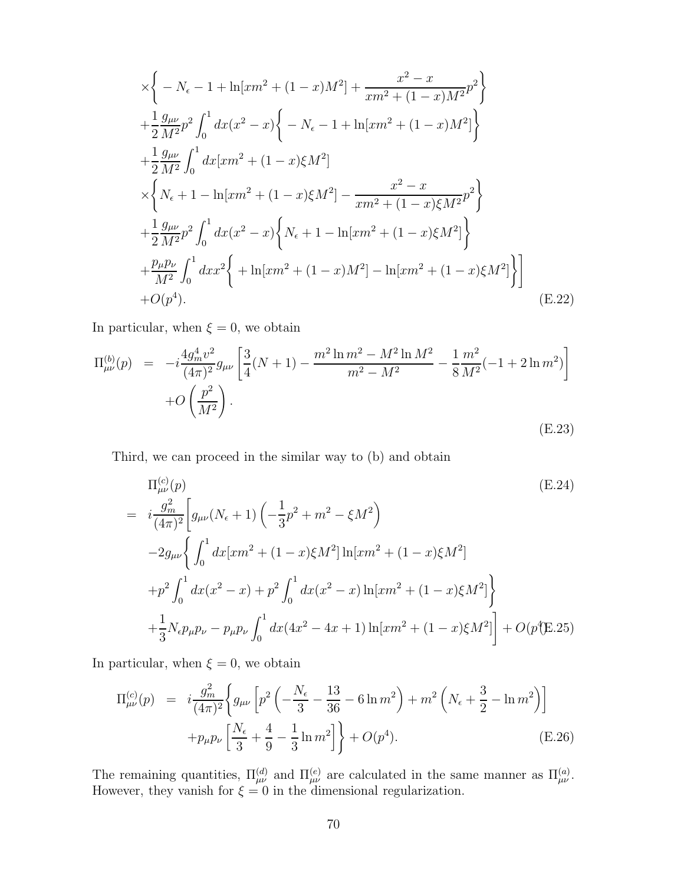$$
\begin{aligned}
&\times\Bigg\{-N_\epsilon - 1 + \ln[xm^2 + (1-x)M^2] + \frac{x^2 - x}{xm^2 + (1-x)M^2}p^2\Bigg\} \\
&+\frac{1}{2}\frac{g_{\mu\nu}}{M^2}p^2\int_0^1 dx(x^2 - x)\Bigg\{-N_\epsilon - 1 + \ln[xm^2 + (1-x)M^2]\Bigg\} \\
&+\frac{1}{2}\frac{g_{\mu\nu}}{M^2}\int_0^1 dx[xm^2 + (1-x)\xi M^2] \\
&\times\Bigg\{N_\epsilon + 1 - \ln[xm^2 + (1-x)\xi M^2] - \frac{x^2 - x}{xm^2 + (1-x)\xi M^2}p^2\Bigg\} \\
&+\frac{1}{2}\frac{g_{\mu\nu}}{M^2}p^2\int_0^1 dx(x^2 - x)\Bigg\{N_\epsilon + 1 - \ln[xm^2 + (1-x)\xi M^2]\Bigg\} \\
&+\frac{p_\mu p_\nu}{M^2}\int_0^1 dx x^2\Bigg\{+\ln[xm^2 + (1-x)M^2] - \ln[xm^2 + (1-x)\xi M^2]\Bigg\}\Bigg] \\
&+O(p^4). \qquad\qquad (\text{E.22})
\end{aligned}
$$

In particular, when $\xi = 0$, we obtain

$$
\begin{aligned}
\Pi^{(b)}_{\mu\nu}(p) &= -i\frac{4g_m^4 v^2}{(4\pi)^2}g_{\mu\nu}\left[\frac{3}{4}(N+1) - \frac{m^2\ln m^2 - M^2\ln M^2}{m^2 - M^2} - \frac{1}{8}\frac{m^2}{M^2}(-1 + 2\ln m^2)\right] \\
&\quad + O\left(\frac{p^2}{M^2}\right). \qquad\qquad (\text{E.23})
\end{aligned}
$$

Third, we can proceed in the similar way to (b) and obtain

$$
\begin{aligned}
&\Pi^{(c)}_{\mu\nu}(p) \qquad\qquad (\text{E.24}) \\
= \;& i\frac{g_m^2}{(4\pi)^2}\Bigg[g_{\mu\nu}(N_\epsilon + 1)\left(-\frac{1}{3}p^2 + m^2 - \xi M^2\right) \\
&-2g_{\mu\nu}\Bigg\{\int_0^1 dx[xm^2 + (1-x)\xi M^2]\ln[xm^2 + (1-x)\xi M^2] \\
&+p^2\int_0^1 dx(x^2 - x) + p^2\int_0^1 dx(x^2 - x)\ln[xm^2 + (1-x)\xi M^2]\Bigg\} \\
&+\frac{1}{3}N_\epsilon p_\mu p_\nu - p_\mu p_\nu\int_0^1 dx(4x^2 - 4x + 1)\ln[xm^2 + (1-x)\xi M^2]\Bigg] + O(p^4) \qquad (\text{E.25})
\end{aligned}
$$

In particular, when $\xi = 0$, we obtain

$$
\begin{aligned}
\Pi^{(c)}_{\mu\nu}(p) &= i\frac{g_m^2}{(4\pi)^2}\Bigg\{g_{\mu\nu}\left[p^2\left(-\frac{N_\epsilon}{3} - \frac{13}{36} - 6\ln m^2\right) + m^2\left(N_\epsilon + \frac{3}{2} - \ln m^2\right)\right] \\
&\quad + p_\mu p_\nu\left[\frac{N_\epsilon}{3} + \frac{4}{9} - \frac{1}{3}\ln m^2\right]\Bigg\} + O(p^4). \qquad\qquad (\text{E.26})
\end{aligned}
$$

The remaining quantities, $\Pi^{(d)}_{\mu\nu}$ and $\Pi^{(e)}_{\mu\nu}$ are calculated in the same manner as $\Pi^{(a)}_{\mu\nu}$. However, they vanish for $\xi = 0$ in the dimensional regularization.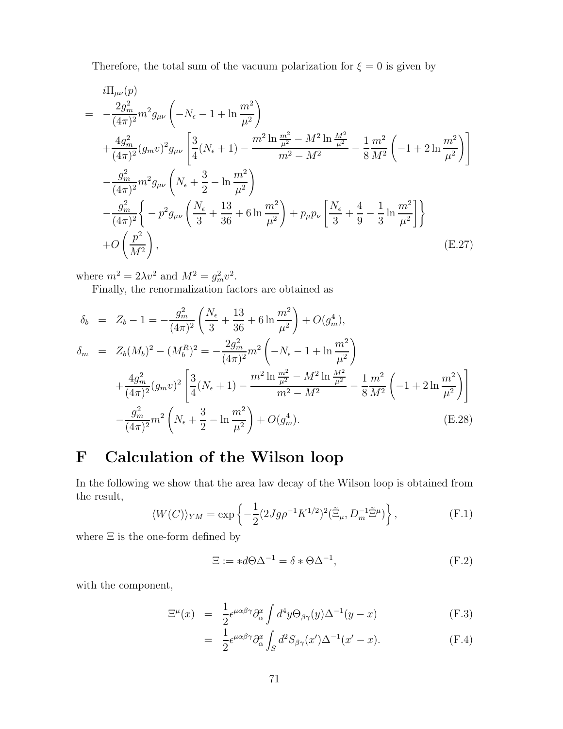Therefore, the total sum of the vacuum polarization for $\xi = 0$ is given by

$$
\begin{aligned}
& i\Pi_{\mu\nu}(p) \\
= \; & -\frac{2g_m^2}{(4\pi)^2} m^2 g_{\mu\nu} \left( -N_\epsilon - 1 + \ln \frac{m^2}{\mu^2} \right) \\
& + \frac{4g_m^2}{(4\pi)^2} (g_m v)^2 g_{\mu\nu} \left[ \frac{3}{4}(N_\epsilon + 1) - \frac{m^2 \ln \frac{m^2}{\mu^2} - M^2 \ln \frac{M^2}{\mu^2}}{m^2 - M^2} - \frac{1}{8} \frac{m^2}{M^2} \left( -1 + 2 \ln \frac{m^2}{\mu^2} \right) \right] \\
& - \frac{g_m^2}{(4\pi)^2} m^2 g_{\mu\nu} \left( N_\epsilon + \frac{3}{2} - \ln \frac{m^2}{\mu^2} \right) \\
& - \frac{g_m^2}{(4\pi)^2} \Bigg\{ -p^2 g_{\mu\nu} \left( \frac{N_\epsilon}{3} + \frac{13}{36} + 6 \ln \frac{m^2}{\mu^2} \right) + p_\mu p_\nu \left[ \frac{N_\epsilon}{3} + \frac{4}{9} - \frac{1}{3} \ln \frac{m^2}{\mu^2} \right] \Bigg\} \\
& + O\left( \frac{p^2}{M^2} \right),
\end{aligned}
\tag{E.27}
$$

where $m^2 = 2\lambda v^2$ and $M^2 = g_m^2 v^2$.

Finally, the renormalization factors are obtained as

$$
\begin{aligned}
\delta_b &= Z_b - 1 = -\frac{g_m^2}{(4\pi)^2} \left( \frac{N_\epsilon}{3} + \frac{13}{36} + 6 \ln \frac{m^2}{\mu^2} \right) + O(g_m^4), \\
\delta_m &= Z_b (M_b)^2 - (M_b^R)^2 = -\frac{2g_m^2}{(4\pi)^2} m^2 \left( -N_\epsilon - 1 + \ln \frac{m^2}{\mu^2} \right) \\
& \quad + \frac{4g_m^2}{(4\pi)^2} (g_m v)^2 \left[ \frac{3}{4}(N_\epsilon + 1) - \frac{m^2 \ln \frac{m^2}{\mu^2} - M^2 \ln \frac{M^2}{\mu^2}}{m^2 - M^2} - \frac{1}{8} \frac{m^2}{M^2} \left( -1 + 2 \ln \frac{m^2}{\mu^2} \right) \right] \\
& \quad - \frac{g_m^2}{(4\pi)^2} m^2 \left( N_\epsilon + \frac{3}{2} - \ln \frac{m^2}{\mu^2} \right) + O(g_m^4).
\end{aligned}
\tag{E.28}
$$

# F Calculation of the Wilson loop

In the following we show that the area law decay of the Wilson loop is obtained from the result,

$$
\langle W(C) \rangle_{YM} = \exp\left\{ -\frac{1}{2} (2Jg\rho^{-1}K^{1/2})^2 (\tilde{\Xi}_\mu, D_m^{-1} \tilde{\Xi}^\mu) \right\},
\tag{F.1}
$$

where $\Xi$ is the one-form defined by

$$
\Xi := *d\Theta\Delta^{-1} = \delta * \Theta\Delta^{-1},
\tag{F.2}
$$

with the component,

$$
\begin{aligned}
\Xi^\mu(x) &= \frac{1}{2} \epsilon^{\mu\alpha\beta\gamma} \partial_\alpha^x \int d^4y \, \Theta_{\beta\gamma}(y) \Delta^{-1}(y - x) && \text{(F.3)} \\
&= \frac{1}{2} \epsilon^{\mu\alpha\beta\gamma} \partial_\alpha^x \int_S d^2 S_{\beta\gamma}(x') \Delta^{-1}(x' - x). && \text{(F.4)}
\end{aligned}
$$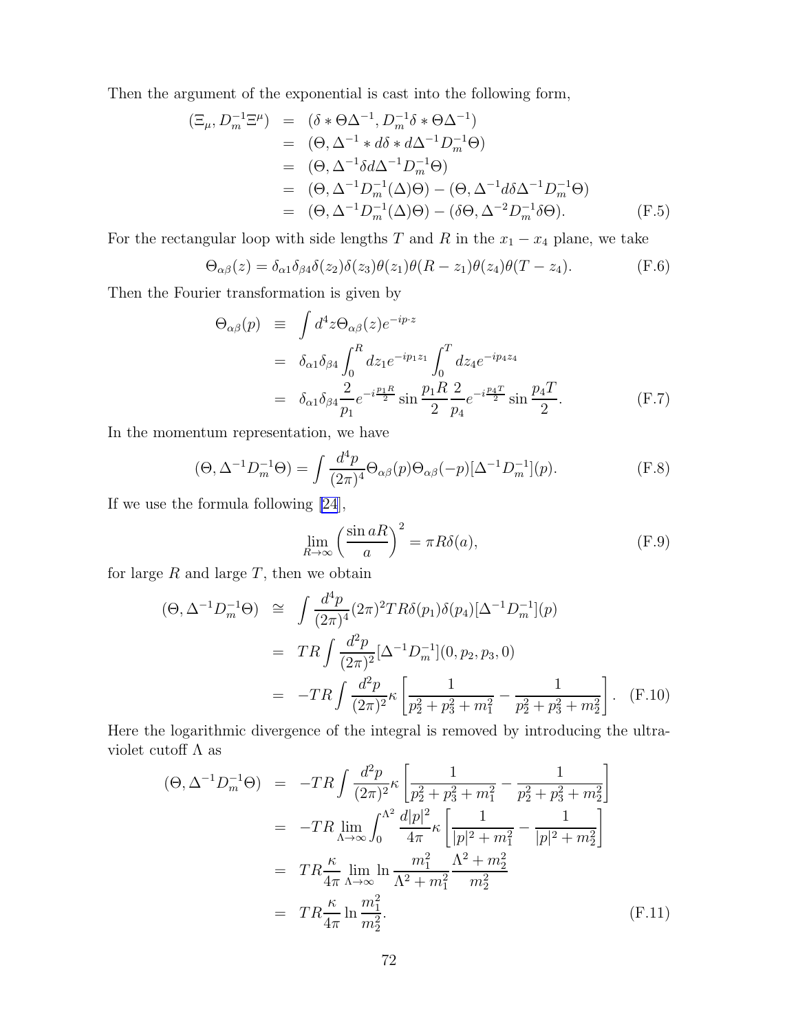Then the argument of the exponential is cast into the following form,

$$
\begin{aligned}
(\Xi_\mu, D_m^{-1}\Xi^\mu) &= (\delta * \Theta\Delta^{-1}, D_m^{-1}\delta * \Theta\Delta^{-1}) \\
&= (\Theta, \Delta^{-1} * d\delta * d\Delta^{-1} D_m^{-1}\Theta) \\
&= (\Theta, \Delta^{-1}\delta d\Delta^{-1} D_m^{-1}\Theta) \\
&= (\Theta, \Delta^{-1} D_m^{-1}(\Delta)\Theta) - (\Theta, \Delta^{-1} d\delta\Delta^{-1} D_m^{-1}\Theta) \\
&= (\Theta, \Delta^{-1} D_m^{-1}(\Delta)\Theta) - (\delta\Theta, \Delta^{-2} D_m^{-1}\delta\Theta). \qquad \text{(F.5)}
\end{aligned}
$$

For the rectangular loop with side lengths $T$ and $R$ in the $x_1 - x_4$ plane, we take

$$
\Theta_{\alpha\beta}(z) = \delta_{\alpha 1}\delta_{\beta 4}\delta(z_2)\delta(z_3)\theta(z_1)\theta(R - z_1)\theta(z_4)\theta(T - z_4). \qquad \text{(F.6)}
$$

Then the Fourier transformation is given by

$$
\begin{aligned}
\Theta_{\alpha\beta}(p) &\equiv \int d^4z \Theta_{\alpha\beta}(z) e^{-ip\cdot z} \\
&= \delta_{\alpha 1}\delta_{\beta 4} \int_0^R dz_1 e^{-ip_1 z_1} \int_0^T dz_4 e^{-ip_4 z_4} \\
&= \delta_{\alpha 1}\delta_{\beta 4} \frac{2}{p_1} e^{-i\frac{p_1 R}{2}} \sin\frac{p_1 R}{2} \frac{2}{p_4} e^{-i\frac{p_4 T}{2}} \sin\frac{p_4 T}{2}. \qquad \text{(F.7)}
\end{aligned}
$$

In the momentum representation, we have

$$
(\Theta, \Delta^{-1} D_m^{-1}\Theta) = \int \frac{d^4p}{(2\pi)^4} \Theta_{\alpha\beta}(p)\Theta_{\alpha\beta}(-p)[\Delta^{-1} D_m^{-1}](p). \qquad \text{(F.8)}
$$

If we use the formula following [24],

$$
\lim_{R\to\infty} \left(\frac{\sin aR}{a}\right)^2 = \pi R\delta(a), \qquad \text{(F.9)}
$$

for large $R$ and large $T$, then we obtain

$$
\begin{aligned}
(\Theta, \Delta^{-1} D_m^{-1}\Theta) &\cong \int \frac{d^4p}{(2\pi)^4} (2\pi)^2 TR\delta(p_1)\delta(p_4)[\Delta^{-1} D_m^{-1}](p) \\
&= TR \int \frac{d^2p}{(2\pi)^2} [\Delta^{-1} D_m^{-1}](0, p_2, p_3, 0) \\
&= -TR \int \frac{d^2p}{(2\pi)^2} \kappa \left[\frac{1}{p_2^2 + p_3^2 + m_1^2} - \frac{1}{p_2^2 + p_3^2 + m_2^2}\right]. \qquad \text{(F.10)}
\end{aligned}
$$

Here the logarithmic divergence of the integral is removed by introducing the ultraviolet cutoff $\Lambda$ as

$$
\begin{aligned}
(\Theta, \Delta^{-1} D_m^{-1}\Theta) &= -TR \int \frac{d^2p}{(2\pi)^2} \kappa \left[\frac{1}{p_2^2 + p_3^2 + m_1^2} - \frac{1}{p_2^2 + p_3^2 + m_2^2}\right] \\
&= -TR \lim_{\Lambda\to\infty} \int_0^{\Lambda^2} \frac{d|p|^2}{4\pi} \kappa \left[\frac{1}{|p|^2 + m_1^2} - \frac{1}{|p|^2 + m_2^2}\right] \\
&= TR \frac{\kappa}{4\pi} \lim_{\Lambda\to\infty} \ln \frac{m_1^2}{\Lambda^2 + m_1^2} \frac{\Lambda^2 + m_2^2}{m_2^2} \\
&= TR \frac{\kappa}{4\pi} \ln \frac{m_1^2}{m_2^2}. \qquad \text{(F.11)}
\end{aligned}
$$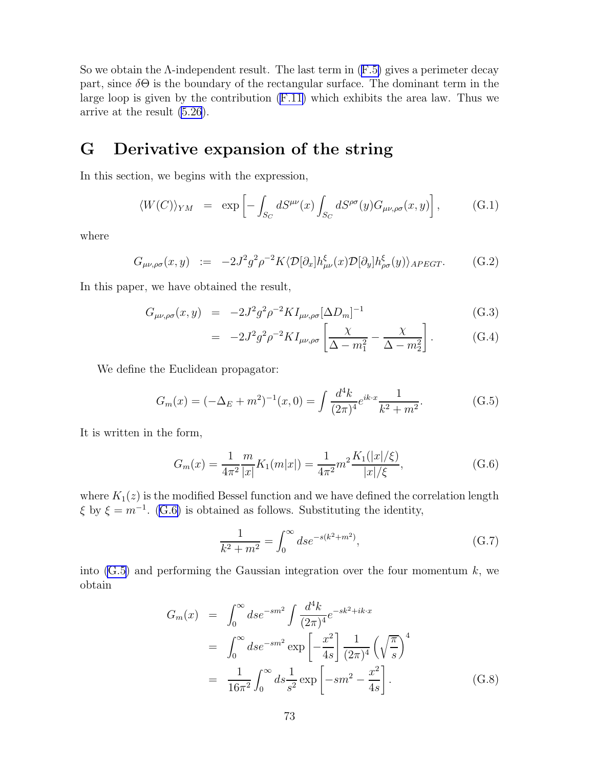So we obtain the $\Lambda$-independent result. The last term in (F.5) gives a perimeter decay part, since $\delta\Theta$ is the boundary of the rectangular surface. The dominant term in the large loop is given by the contribution (F.11) which exhibits the area law. Thus we arrive at the result (5.26).

# G Derivative expansion of the string

In this section, we begins with the expression,

$$\langle W(C)\rangle_{YM} = \exp\left[-\int_{S_C} dS^{\mu\nu}(x)\int_{S_C} dS^{\rho\sigma}(y) G_{\mu\nu,\rho\sigma}(x,y)\right], \tag{G.1}$$

where

$$G_{\mu\nu,\rho\sigma}(x,y) := -2J^2 g^2 \rho^{-2} K \langle \mathcal{D}[\partial_x] h^{\xi}_{\mu\nu}(x) \mathcal{D}[\partial_y] h^{\xi}_{\rho\sigma}(y)\rangle_{APEGT}. \tag{G.2}$$

In this paper, we have obtained the result,

$$\begin{aligned} G_{\mu\nu,\rho\sigma}(x,y) &= -2J^2 g^2 \rho^{-2} K I_{\mu\nu,\rho\sigma}[\Delta D_m]^{-1} & \text{(G.3)} \\ &= -2J^2 g^2 \rho^{-2} K I_{\mu\nu,\rho\sigma}\left[\frac{\chi}{\Delta - m_1^2} - \frac{\chi}{\Delta - m_2^2}\right]. & \text{(G.4)} \end{aligned}$$

We define the Euclidean propagator:

$$G_m(x) = (-\Delta_E + m^2)^{-1}(x,0) = \int \frac{d^4k}{(2\pi)^4} e^{ik\cdot x}\frac{1}{k^2+m^2}. \tag{G.5}$$

It is written in the form,

$$G_m(x) = \frac{1}{4\pi^2}\frac{m}{|x|}K_1(m|x|) = \frac{1}{4\pi^2}m^2\frac{K_1(|x|/\xi)}{|x|/\xi}, \tag{G.6}$$

where $K_1(z)$ is the modified Bessel function and we have defined the correlation length $\xi$ by $\xi = m^{-1}$. (G.6) is obtained as follows. Substituting the identity,

$$\frac{1}{k^2+m^2} = \int_0^\infty ds e^{-s(k^2+m^2)}, \tag{G.7}$$

into (G.5) and performing the Gaussian integration over the four momentum $k$, we obtain

$$\begin{aligned} G_m(x) &= \int_0^\infty ds e^{-sm^2}\int \frac{d^4k}{(2\pi)^4} e^{-sk^2+ik\cdot x} \\ &= \int_0^\infty ds e^{-sm^2}\exp\left[-\frac{x^2}{4s}\right]\frac{1}{(2\pi)^4}\left(\sqrt{\frac{\pi}{s}}\right)^4 \\ &= \frac{1}{16\pi^2}\int_0^\infty ds\frac{1}{s^2}\exp\left[-sm^2 - \frac{x^2}{4s}\right]. & \text{(G.8)} \end{aligned}$$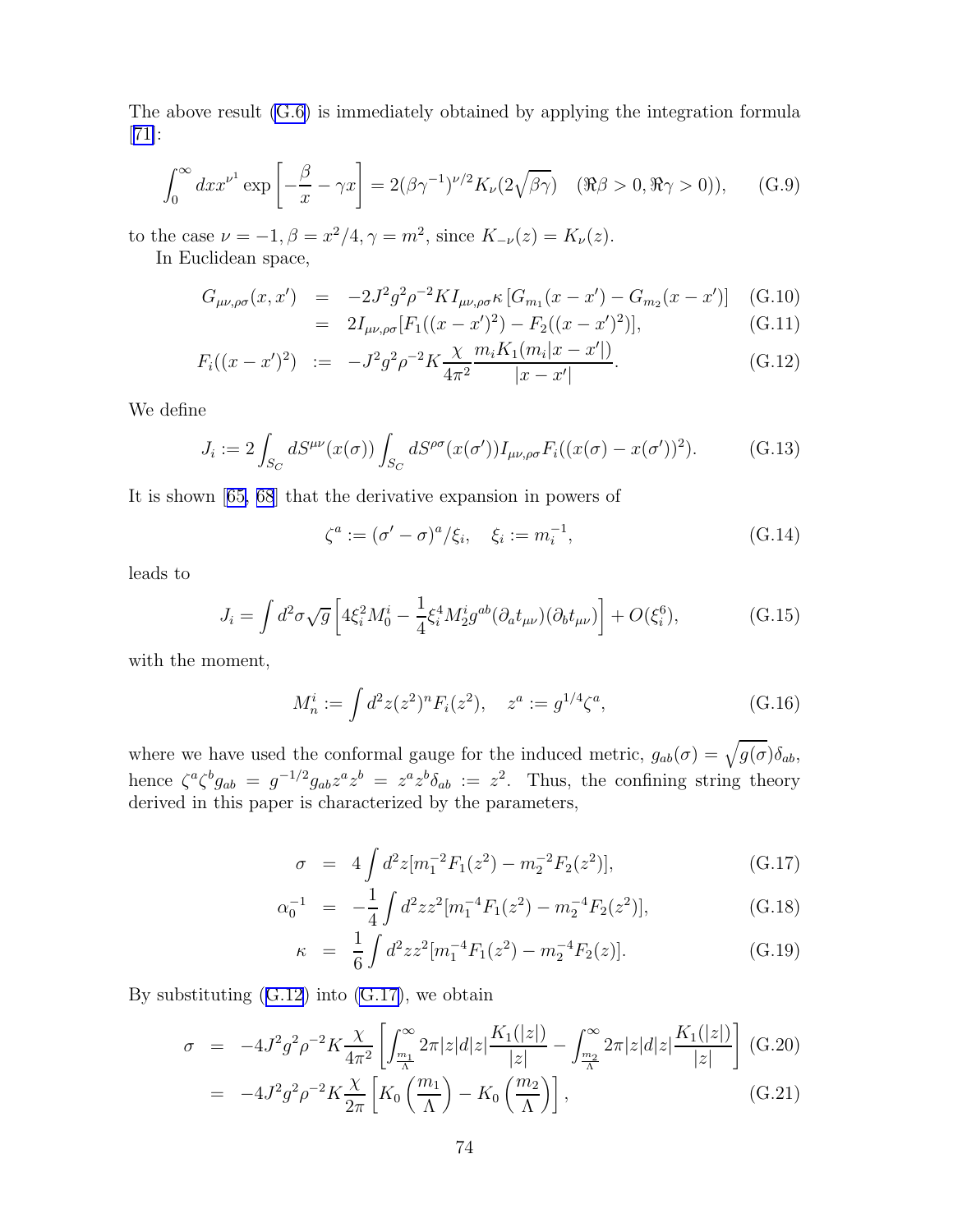The above result (G.6) is immediately obtained by applying the integration formula [71]:

$$\int_0^\infty dx x^{\nu^1} \exp\left[-\frac{\beta}{x} - \gamma x\right] = 2(\beta\gamma^{-1})^{\nu/2} K_\nu(2\sqrt{\beta\gamma}) \quad (\Re\beta > 0, \Re\gamma > 0)), \tag{G.9}$$

to the case $\nu = -1, \beta = x^2/4, \gamma = m^2$, since $K_{-\nu}(z) = K_\nu(z)$.

In Euclidean space,

$$\begin{aligned} G_{\mu\nu,\rho\sigma}(x,x') &= -2J^2 g^2 \rho^{-2} K I_{\mu\nu,\rho\sigma} \kappa \left[G_{m_1}(x-x') - G_{m_2}(x-x')\right] && \text{(G.10)} \\ &= 2I_{\mu\nu,\rho\sigma}[F_1((x-x')^2) - F_2((x-x')^2)], && \text{(G.11)} \\ F_i((x-x')^2) &:= -J^2 g^2 \rho^{-2} K \frac{\chi}{4\pi^2} \frac{m_i K_1(m_i|x-x'|)}{|x-x'|}. && \text{(G.12)} \end{aligned}$$

We define

$$J_i := 2\int_{S_C} dS^{\mu\nu}(x(\sigma)) \int_{S_C} dS^{\rho\sigma}(x(\sigma')) I_{\mu\nu,\rho\sigma} F_i((x(\sigma) - x(\sigma'))^2). \tag{G.13}$$

It is shown [65, 68] that the derivative expansion in powers of

$$\zeta^a := (\sigma' - \sigma)^a/\xi_i, \quad \xi_i := m_i^{-1}, \tag{G.14}$$

leads to

$$J_i = \int d^2\sigma \sqrt{g}\left[4\xi_i^2 M_0^i - \frac{1}{4}\xi_i^4 M_2^i g^{ab}(\partial_a t_{\mu\nu})(\partial_b t_{\mu\nu})\right] + O(\xi_i^6), \tag{G.15}$$

with the moment,

$$M_n^i := \int d^2 z (z^2)^n F_i(z^2), \quad z^a := g^{1/4}\zeta^a, \tag{G.16}$$

where we have used the conformal gauge for the induced metric, $g_{ab}(\sigma) = \sqrt{g(\sigma)}\delta_{ab}$, hence $\zeta^a \zeta^b g_{ab} = g^{-1/2} g_{ab} z^a z^b = z^a z^b \delta_{ab} := z^2$. Thus, the confining string theory derived in this paper is characterized by the parameters,

$$\begin{aligned} \sigma &= 4\int d^2 z [m_1^{-2} F_1(z^2) - m_2^{-2} F_2(z^2)], && \text{(G.17)} \\ \alpha_0^{-1} &= -\frac{1}{4}\int d^2 z z^2 [m_1^{-4} F_1(z^2) - m_2^{-4} F_2(z^2)], && \text{(G.18)} \\ \kappa &= \frac{1}{6}\int d^2 z z^2 [m_1^{-4} F_1(z^2) - m_2^{-4} F_2(z)]. && \text{(G.19)} \end{aligned}$$

By substituting (G.12) into (G.17), we obtain

$$\begin{aligned} \sigma &= -4J^2 g^2 \rho^{-2} K \frac{\chi}{4\pi^2}\left[\int_{\frac{m_1}{\Lambda}}^\infty 2\pi |z| d|z| \frac{K_1(|z|)}{|z|} - \int_{\frac{m_2}{\Lambda}}^\infty 2\pi|z| d|z| \frac{K_1(|z|)}{|z|}\right] && \text{(G.20)} \\ &= -4J^2 g^2 \rho^{-2} K \frac{\chi}{2\pi}\left[K_0\left(\frac{m_1}{\Lambda}\right) - K_0\left(\frac{m_2}{\Lambda}\right)\right], && \text{(G.21)} \end{aligned}$$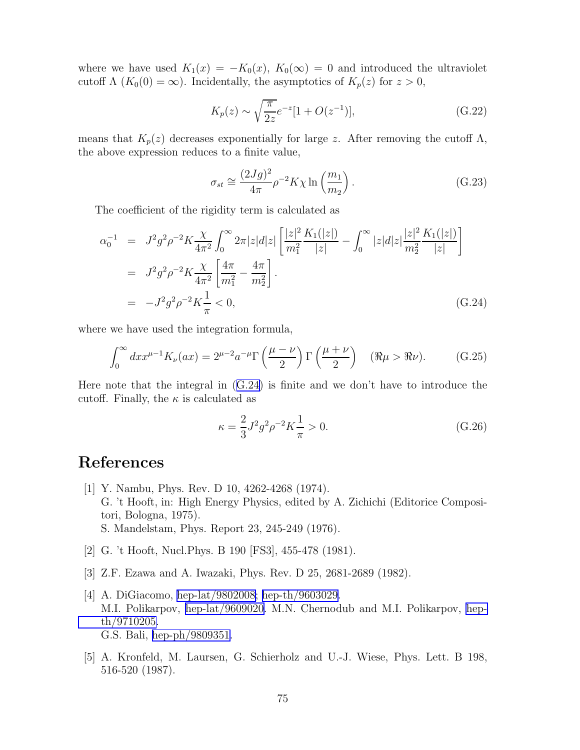where we have used $K_1(x) = -K_0(x)$, $K_0(\infty) = 0$ and introduced the ultraviolet cutoff $\Lambda$ ($K_0(0) = \infty$). Incidentally, the asymptotics of $K_p(z)$ for $z > 0$,

$$K_p(z) \sim \sqrt{\frac{\pi}{2z}} e^{-z}[1 + O(z^{-1})], \tag{G.22}$$

means that $K_p(z)$ decreases exponentially for large $z$. After removing the cutoff $\Lambda$, the above expression reduces to a finite value,

$$\sigma_{st} \cong \frac{(2Jg)^2}{4\pi} \rho^{-2} K \chi \ln \left( \frac{m_1}{m_2} \right). \tag{G.23}$$

The coefficient of the rigidity term is calculated as

$$\begin{aligned}
\alpha_0^{-1} &= J^2 g^2 \rho^{-2} K \frac{\chi}{4\pi^2} \int_0^\infty 2\pi |z| d|z| \left[ \frac{|z|^2}{m_1^2} \frac{K_1(|z|)}{|z|} - \int_0^\infty |z| d|z| \frac{|z|^2}{m_2^2} \frac{K_1(|z|)}{|z|} \right] \\
&= J^2 g^2 \rho^{-2} K \frac{\chi}{4\pi^2} \left[ \frac{4\pi}{m_1^2} - \frac{4\pi}{m_2^2} \right]. \\
&= -J^2 g^2 \rho^{-2} K \frac{1}{\pi} < 0,
\end{aligned} \tag{G.24}$$

where we have used the integration formula,

$$\int_0^\infty dx x^{\mu-1} K_\nu(ax) = 2^{\mu-2} a^{-\mu} \Gamma\left( \frac{\mu-\nu}{2} \right) \Gamma\left( \frac{\mu+\nu}{2} \right) \quad (\Re\mu > \Re\nu). \tag{G.25}$$

Here note that the integral in (G.24) is finite and we don't have to introduce the cutoff. Finally, the $\kappa$ is calculated as

$$\kappa = \frac{2}{3} J^2 g^2 \rho^{-2} K \frac{1}{\pi} > 0. \tag{G.26}$$

# References

[1] Y. Nambu, Phys. Rev. D 10, 4262-4268 (1974).
G. 't Hooft, in: High Energy Physics, edited by A. Zichichi (Editorice Compositori, Bologna, 1975).
S. Mandelstam, Phys. Report 23, 245-249 (1976).

[2] G. 't Hooft, Nucl.Phys. B 190 [FS3], 455-478 (1981).

[3] Z.F. Ezawa and A. Iwazaki, Phys. Rev. D 25, 2681-2689 (1982).

[4] A. DiGiacomo, hep-lat/9802008; hep-th/9603029.
M.I. Polikarpov, hep-lat/9609020. M.N. Chernodub and M.I. Polikarpov, hep-th/9710205.
G.S. Bali, hep-ph/9809351.

[5] A. Kronfeld, M. Laursen, G. Schierholz and U.-J. Wiese, Phys. Lett. B 198, 516-520 (1987).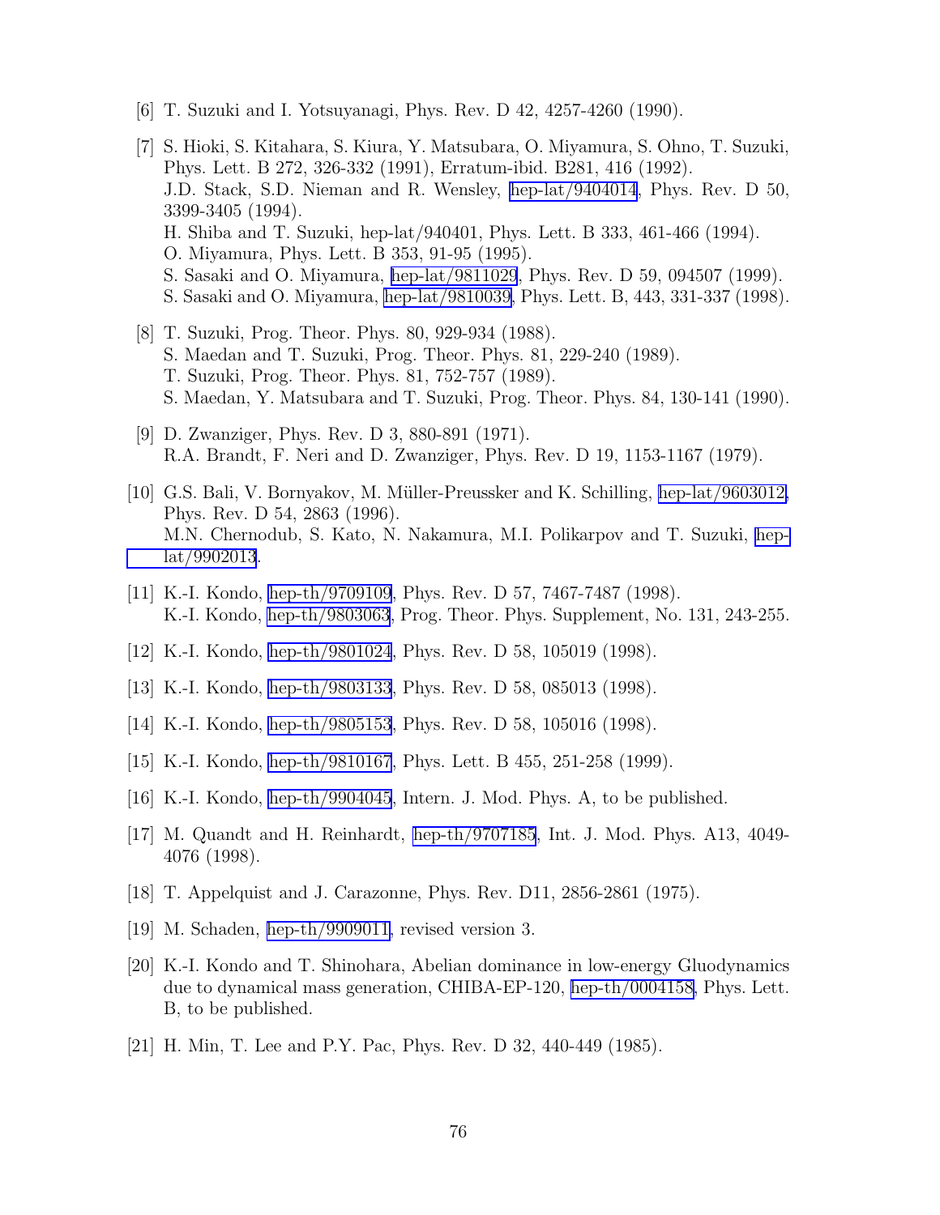[6] T. Suzuki and I. Yotsuyanagi, Phys. Rev. D 42, 4257-4260 (1990).

[7] S. Hioki, S. Kitahara, S. Kiura, Y. Matsubara, O. Miyamura, S. Ohno, T. Suzuki, Phys. Lett. B 272, 326-332 (1991), Erratum-ibid. B281, 416 (1992).
J.D. Stack, S.D. Nieman and R. Wensley, hep-lat/9404014, Phys. Rev. D 50, 3399-3405 (1994).
H. Shiba and T. Suzuki, hep-lat/940401, Phys. Lett. B 333, 461-466 (1994).
O. Miyamura, Phys. Lett. B 353, 91-95 (1995).
S. Sasaki and O. Miyamura, hep-lat/9811029, Phys. Rev. D 59, 094507 (1999).
S. Sasaki and O. Miyamura, hep-lat/9810039, Phys. Lett. B, 443, 331-337 (1998).

[8] T. Suzuki, Prog. Theor. Phys. 80, 929-934 (1988).
S. Maedan and T. Suzuki, Prog. Theor. Phys. 81, 229-240 (1989).
T. Suzuki, Prog. Theor. Phys. 81, 752-757 (1989).
S. Maedan, Y. Matsubara and T. Suzuki, Prog. Theor. Phys. 84, 130-141 (1990).

[9] D. Zwanziger, Phys. Rev. D 3, 880-891 (1971).
R.A. Brandt, F. Neri and D. Zwanziger, Phys. Rev. D 19, 1153-1167 (1979).

[10] G.S. Bali, V. Bornyakov, M. Müller-Preussker and K. Schilling, hep-lat/9603012, Phys. Rev. D 54, 2863 (1996).
M.N. Chernodub, S. Kato, N. Nakamura, M.I. Polikarpov and T. Suzuki, hep-lat/9902013.

[11] K.-I. Kondo, hep-th/9709109, Phys. Rev. D 57, 7467-7487 (1998).
K.-I. Kondo, hep-th/9803063, Prog. Theor. Phys. Supplement, No. 131, 243-255.

[12] K.-I. Kondo, hep-th/9801024, Phys. Rev. D 58, 105019 (1998).

[13] K.-I. Kondo, hep-th/9803133, Phys. Rev. D 58, 085013 (1998).

[14] K.-I. Kondo, hep-th/9805153, Phys. Rev. D 58, 105016 (1998).

[15] K.-I. Kondo, hep-th/9810167, Phys. Lett. B 455, 251-258 (1999).

[16] K.-I. Kondo, hep-th/9904045, Intern. J. Mod. Phys. A, to be published.

[17] M. Quandt and H. Reinhardt, hep-th/9707185, Int. J. Mod. Phys. A13, 4049-4076 (1998).

[18] T. Appelquist and J. Carazonne, Phys. Rev. D11, 2856-2861 (1975).

[19] M. Schaden, hep-th/9909011, revised version 3.

[20] K.-I. Kondo and T. Shinohara, Abelian dominance in low-energy Gluodynamics due to dynamical mass generation, CHIBA-EP-120, hep-th/0004158, Phys. Lett. B, to be published.

[21] H. Min, T. Lee and P.Y. Pac, Phys. Rev. D 32, 440-449 (1985).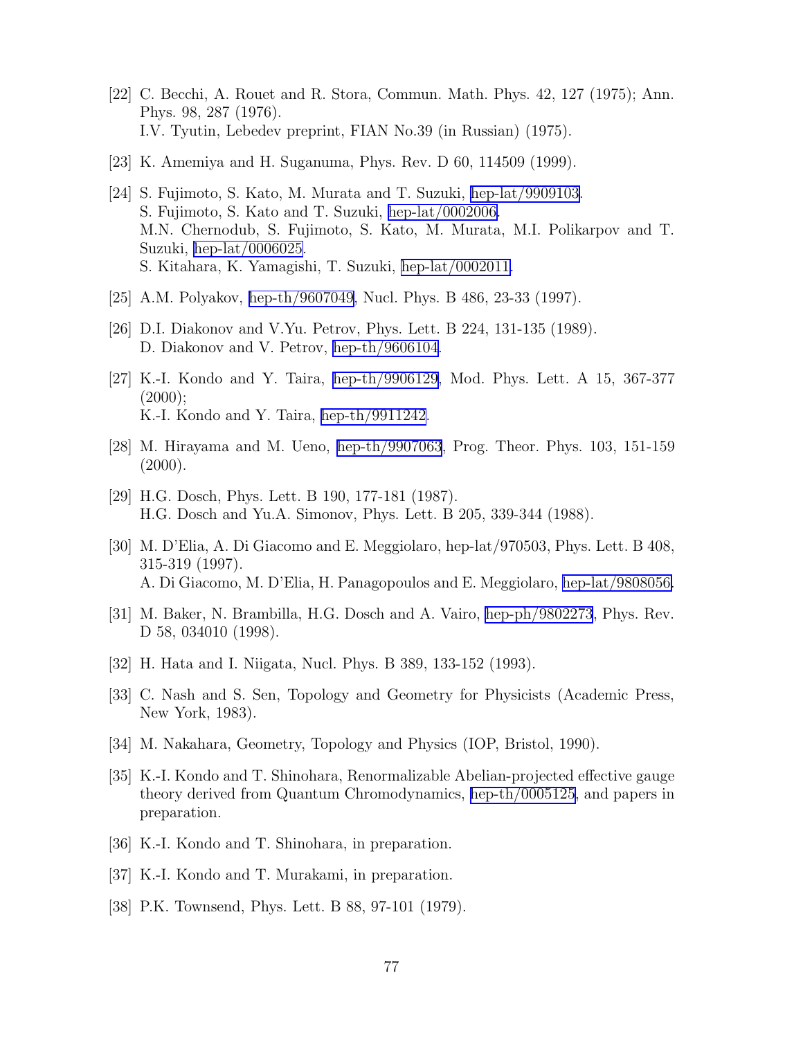[22] C. Becchi, A. Rouet and R. Stora, Commun. Math. Phys. 42, 127 (1975); Ann. Phys. 98, 287 (1976).
I.V. Tyutin, Lebedev preprint, FIAN No.39 (in Russian) (1975).

[23] K. Amemiya and H. Suganuma, Phys. Rev. D 60, 114509 (1999).

[24] S. Fujimoto, S. Kato, M. Murata and T. Suzuki, hep-lat/9909103.
S. Fujimoto, S. Kato and T. Suzuki, hep-lat/0002006.
M.N. Chernodub, S. Fujimoto, S. Kato, M. Murata, M.I. Polikarpov and T. Suzuki, hep-lat/0006025.
S. Kitahara, K. Yamagishi, T. Suzuki, hep-lat/0002011.

[25] A.M. Polyakov, hep-th/9607049, Nucl. Phys. B 486, 23-33 (1997).

[26] D.I. Diakonov and V.Yu. Petrov, Phys. Lett. B 224, 131-135 (1989).
D. Diakonov and V. Petrov, hep-th/9606104.

[27] K.-I. Kondo and Y. Taira, hep-th/9906129, Mod. Phys. Lett. A 15, 367-377 (2000);
K.-I. Kondo and Y. Taira, hep-th/9911242.

[28] M. Hirayama and M. Ueno, hep-th/9907063, Prog. Theor. Phys. 103, 151-159 (2000).

[29] H.G. Dosch, Phys. Lett. B 190, 177-181 (1987).
H.G. Dosch and Yu.A. Simonov, Phys. Lett. B 205, 339-344 (1988).

[30] M. D'Elia, A. Di Giacomo and E. Meggiolaro, hep-lat/970503, Phys. Lett. B 408, 315-319 (1997).
A. Di Giacomo, M. D'Elia, H. Panagopoulos and E. Meggiolaro, hep-lat/9808056.

[31] M. Baker, N. Brambilla, H.G. Dosch and A. Vairo, hep-ph/9802273, Phys. Rev. D 58, 034010 (1998).

[32] H. Hata and I. Niigata, Nucl. Phys. B 389, 133-152 (1993).

[33] C. Nash and S. Sen, Topology and Geometry for Physicists (Academic Press, New York, 1983).

[34] M. Nakahara, Geometry, Topology and Physics (IOP, Bristol, 1990).

[35] K.-I. Kondo and T. Shinohara, Renormalizable Abelian-projected effective gauge theory derived from Quantum Chromodynamics, hep-th/0005125, and papers in preparation.

[36] K.-I. Kondo and T. Shinohara, in preparation.

[37] K.-I. Kondo and T. Murakami, in preparation.

[38] P.K. Townsend, Phys. Lett. B 88, 97-101 (1979).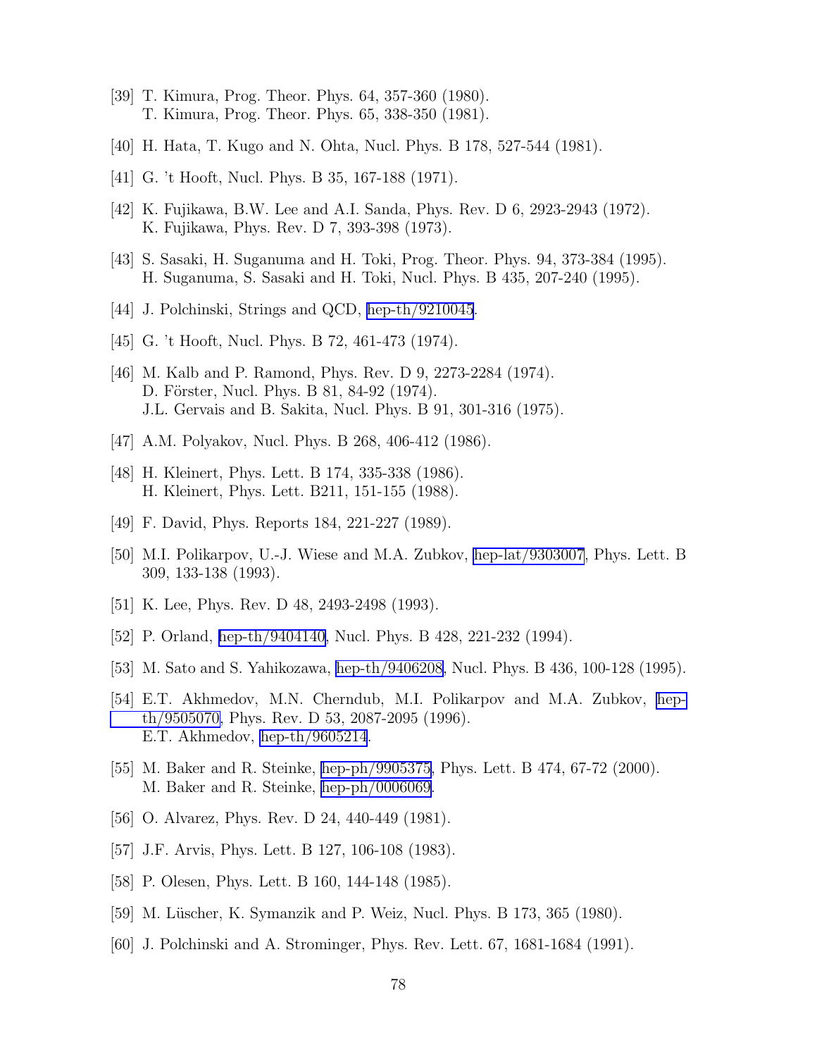[39] T. Kimura, Prog. Theor. Phys. 64, 357-360 (1980).
T. Kimura, Prog. Theor. Phys. 65, 338-350 (1981).

[40] H. Hata, T. Kugo and N. Ohta, Nucl. Phys. B 178, 527-544 (1981).

[41] G. 't Hooft, Nucl. Phys. B 35, 167-188 (1971).

[42] K. Fujikawa, B.W. Lee and A.I. Sanda, Phys. Rev. D 6, 2923-2943 (1972).
K. Fujikawa, Phys. Rev. D 7, 393-398 (1973).

[43] S. Sasaki, H. Suganuma and H. Toki, Prog. Theor. Phys. 94, 373-384 (1995).
H. Suganuma, S. Sasaki and H. Toki, Nucl. Phys. B 435, 207-240 (1995).

[44] J. Polchinski, Strings and QCD, hep-th/9210045.

[45] G. 't Hooft, Nucl. Phys. B 72, 461-473 (1974).

[46] M. Kalb and P. Ramond, Phys. Rev. D 9, 2273-2284 (1974).
D. Förster, Nucl. Phys. B 81, 84-92 (1974).
J.L. Gervais and B. Sakita, Nucl. Phys. B 91, 301-316 (1975).

[47] A.M. Polyakov, Nucl. Phys. B 268, 406-412 (1986).

[48] H. Kleinert, Phys. Lett. B 174, 335-338 (1986).
H. Kleinert, Phys. Lett. B211, 151-155 (1988).

[49] F. David, Phys. Reports 184, 221-227 (1989).

[50] M.I. Polikarpov, U.-J. Wiese and M.A. Zubkov, hep-lat/9303007, Phys. Lett. B 309, 133-138 (1993).

[51] K. Lee, Phys. Rev. D 48, 2493-2498 (1993).

[52] P. Orland, hep-th/9404140, Nucl. Phys. B 428, 221-232 (1994).

[53] M. Sato and S. Yahikozawa, hep-th/9406208, Nucl. Phys. B 436, 100-128 (1995).

[54] E.T. Akhmedov, M.N. Cherndub, M.I. Polikarpov and M.A. Zubkov, hep-th/9505070, Phys. Rev. D 53, 2087-2095 (1996).
E.T. Akhmedov, hep-th/9605214.

[55] M. Baker and R. Steinke, hep-ph/9905375, Phys. Lett. B 474, 67-72 (2000).
M. Baker and R. Steinke, hep-ph/0006069.

[56] O. Alvarez, Phys. Rev. D 24, 440-449 (1981).

[57] J.F. Arvis, Phys. Lett. B 127, 106-108 (1983).

[58] P. Olesen, Phys. Lett. B 160, 144-148 (1985).

[59] M. Lüscher, K. Symanzik and P. Weiz, Nucl. Phys. B 173, 365 (1980).

[60] J. Polchinski and A. Strominger, Phys. Rev. Lett. 67, 1681-1684 (1991).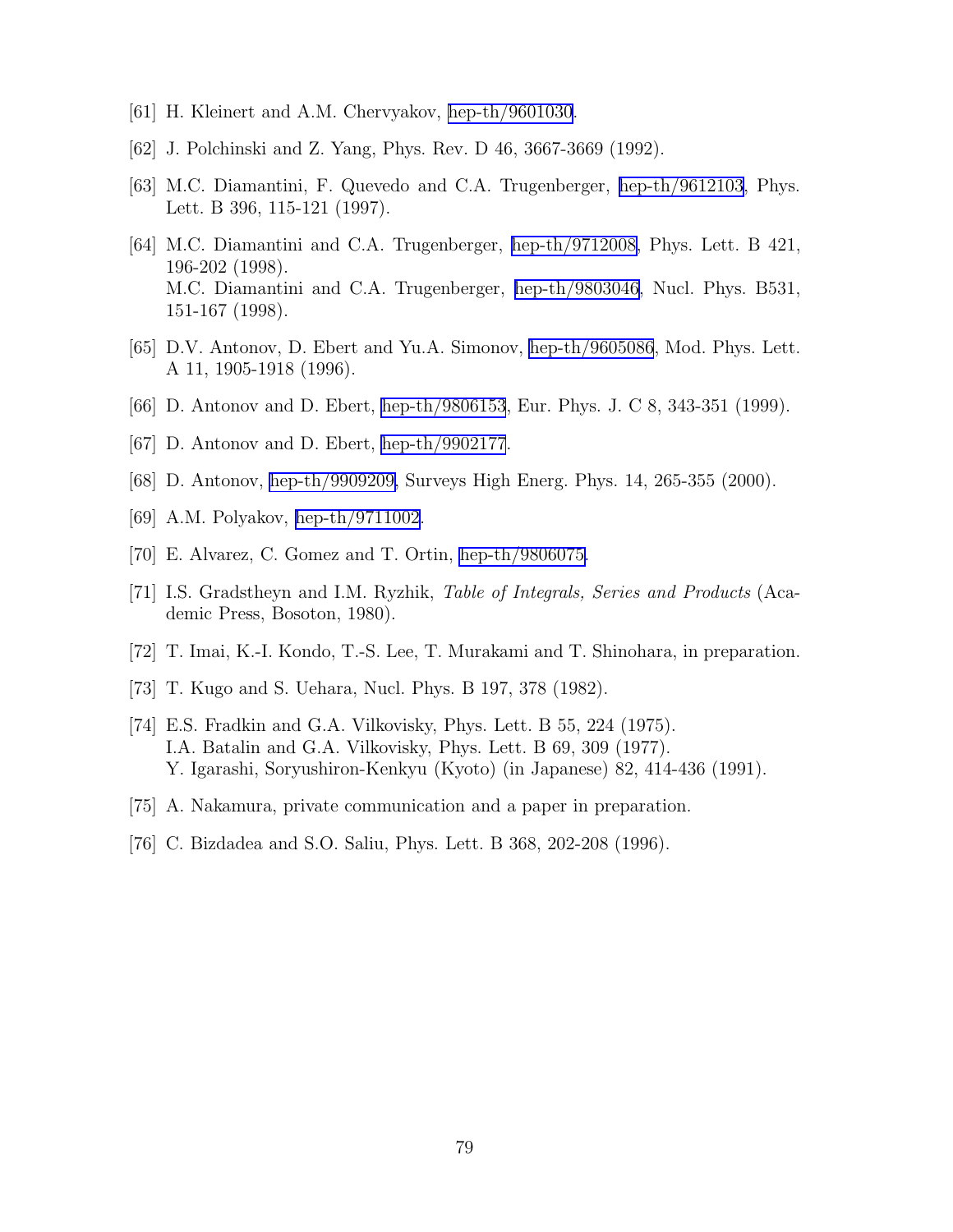[61] H. Kleinert and A.M. Chervyakov, hep-th/9601030.

[62] J. Polchinski and Z. Yang, Phys. Rev. D 46, 3667-3669 (1992).

[63] M.C. Diamantini, F. Quevedo and C.A. Trugenberger, hep-th/9612103, Phys. Lett. B 396, 115-121 (1997).

[64] M.C. Diamantini and C.A. Trugenberger, hep-th/9712008, Phys. Lett. B 421, 196-202 (1998).
M.C. Diamantini and C.A. Trugenberger, hep-th/9803046, Nucl. Phys. B531, 151-167 (1998).

[65] D.V. Antonov, D. Ebert and Yu.A. Simonov, hep-th/9605086, Mod. Phys. Lett. A 11, 1905-1918 (1996).

[66] D. Antonov and D. Ebert, hep-th/9806153, Eur. Phys. J. C 8, 343-351 (1999).

[67] D. Antonov and D. Ebert, hep-th/9902177.

[68] D. Antonov, hep-th/9909209, Surveys High Energ. Phys. 14, 265-355 (2000).

[69] A.M. Polyakov, hep-th/9711002.

[70] E. Alvarez, C. Gomez and T. Ortin, hep-th/9806075.

[71] I.S. Gradstheyn and I.M. Ryzhik, *Table of Integrals, Series and Products* (Academic Press, Bosoton, 1980).

[72] T. Imai, K.-I. Kondo, T.-S. Lee, T. Murakami and T. Shinohara, in preparation.

[73] T. Kugo and S. Uehara, Nucl. Phys. B 197, 378 (1982).

[74] E.S. Fradkin and G.A. Vilkovisky, Phys. Lett. B 55, 224 (1975).
I.A. Batalin and G.A. Vilkovisky, Phys. Lett. B 69, 309 (1977).
Y. Igarashi, Soryushiron-Kenkyu (Kyoto) (in Japanese) 82, 414-436 (1991).

[75] A. Nakamura, private communication and a paper in preparation.

[76] C. Bizdadea and S.O. Saliu, Phys. Lett. B 368, 202-208 (1996).